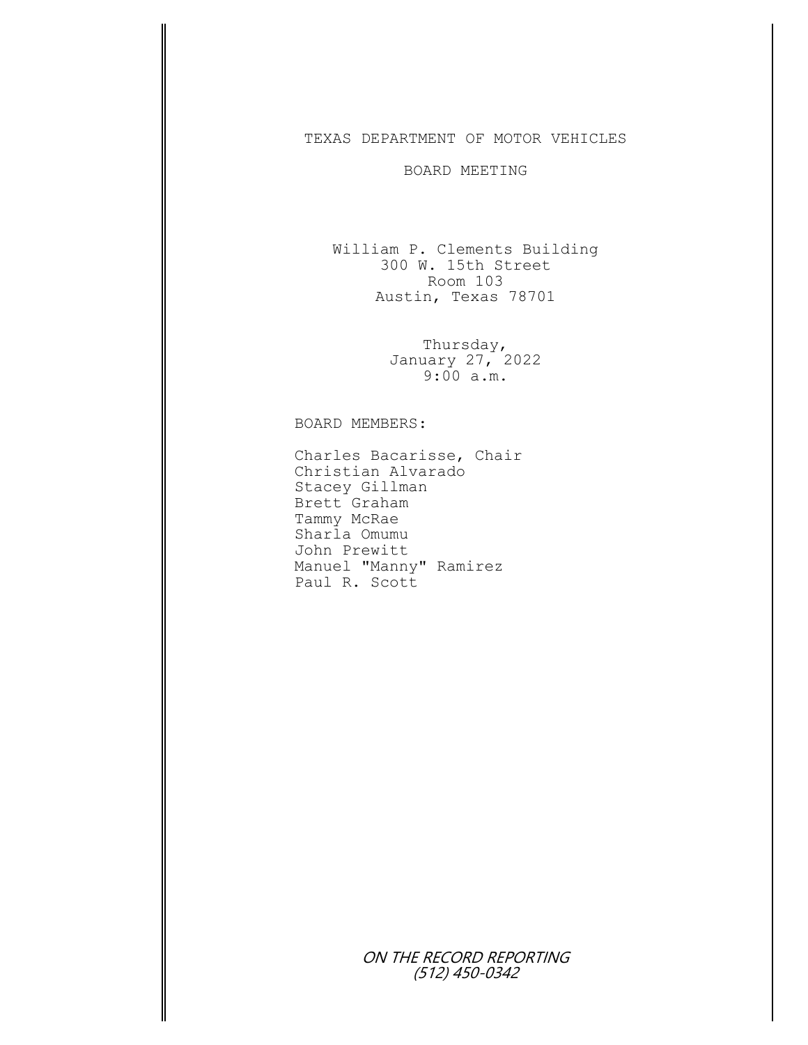# TEXAS DEPARTMENT OF MOTOR VEHICLES

## BOARD MEETING

William P. Clements Building
300 W. 15th Street
Room 103
Austin, Texas 78701

Thursday,
January 27, 2022
9:00 a.m.

BOARD MEMBERS:

Charles Bacarisse, Chair
Christian Alvarado
Stacey Gillman
Brett Graham
Tammy McRae
Sharla Omumu
John Prewitt
Manuel "Manny" Ramirez
Paul R. Scott

*ON THE RECORD REPORTING*
*(512) 450-0342*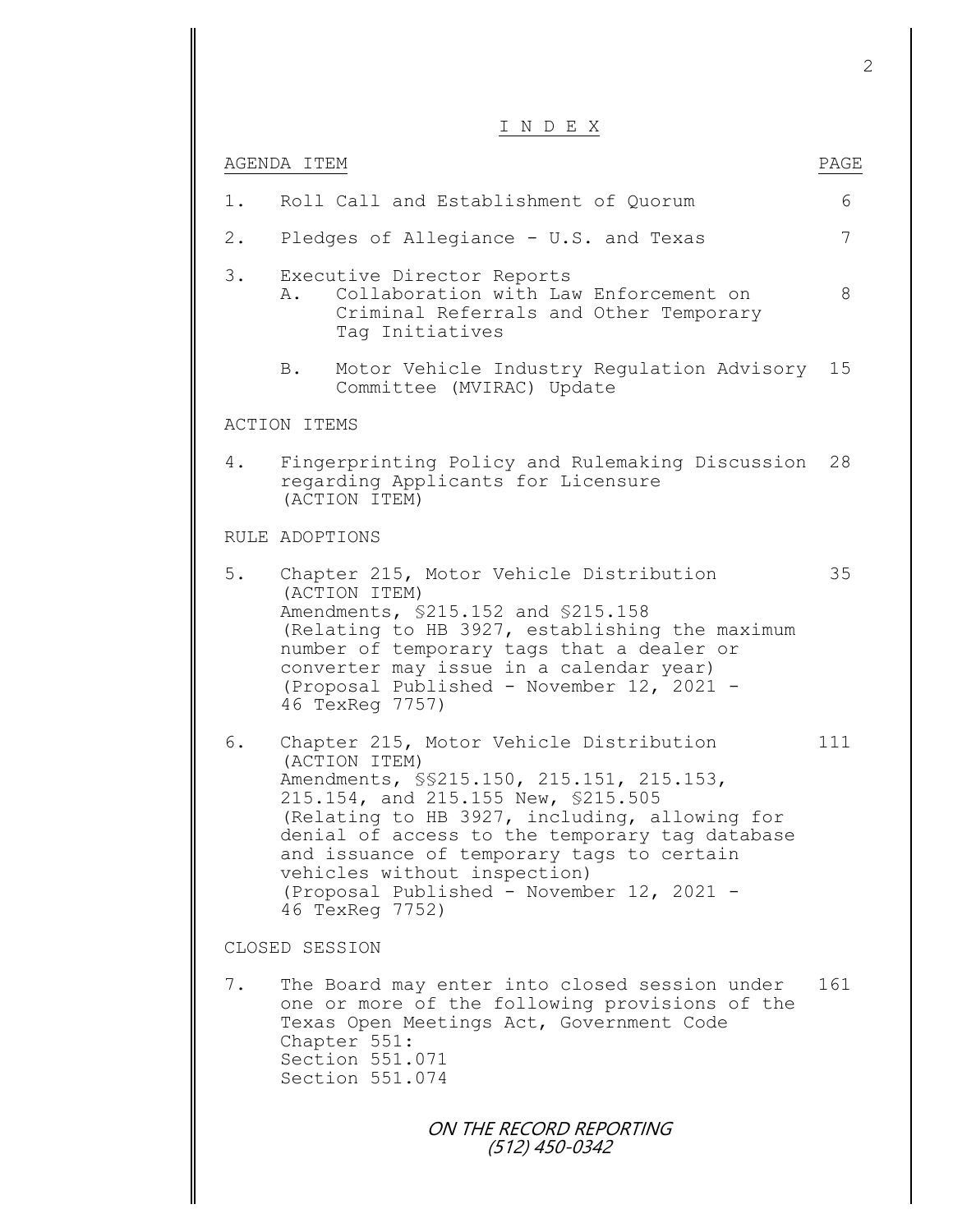# I N D E X

| AGENDA ITEM | PAGE |
|---|---|
| 1. Roll Call and Establishment of Quorum | 6 |
| 2. Pledges of Allegiance - U.S. and Texas | 7 |
| 3. Executive Director Reports | |
| A. Collaboration with Law Enforcement on Criminal Referrals and Other Temporary Tag Initiatives | 8 |
| B. Motor Vehicle Industry Regulation Advisory Committee (MVIRAC) Update | 15 |
| **ACTION ITEMS** | |
| 4. Fingerprinting Policy and Rulemaking Discussion regarding Applicants for Licensure (ACTION ITEM) | 28 |
| **RULE ADOPTIONS** | |
| 5. Chapter 215, Motor Vehicle Distribution (ACTION ITEM) Amendments, §215.152 and §215.158 (Relating to HB 3927, establishing the maximum number of temporary tags that a dealer or converter may issue in a calendar year) (Proposal Published - November 12, 2021 - 46 TexReg 7757) | 35 |
| 6. Chapter 215, Motor Vehicle Distribution (ACTION ITEM) Amendments, §§215.150, 215.151, 215.153, 215.154, and 215.155 New, §215.505 (Relating to HB 3927, including, allowing for denial of access to the temporary tag database and issuance of temporary tags to certain vehicles without inspection) (Proposal Published - November 12, 2021 - 46 TexReg 7752) | 111 |
| **CLOSED SESSION** | |
| 7. The Board may enter into closed session under one or more of the following provisions of the Texas Open Meetings Act, Government Code Chapter 551: Section 551.071 Section 551.074 | 161 |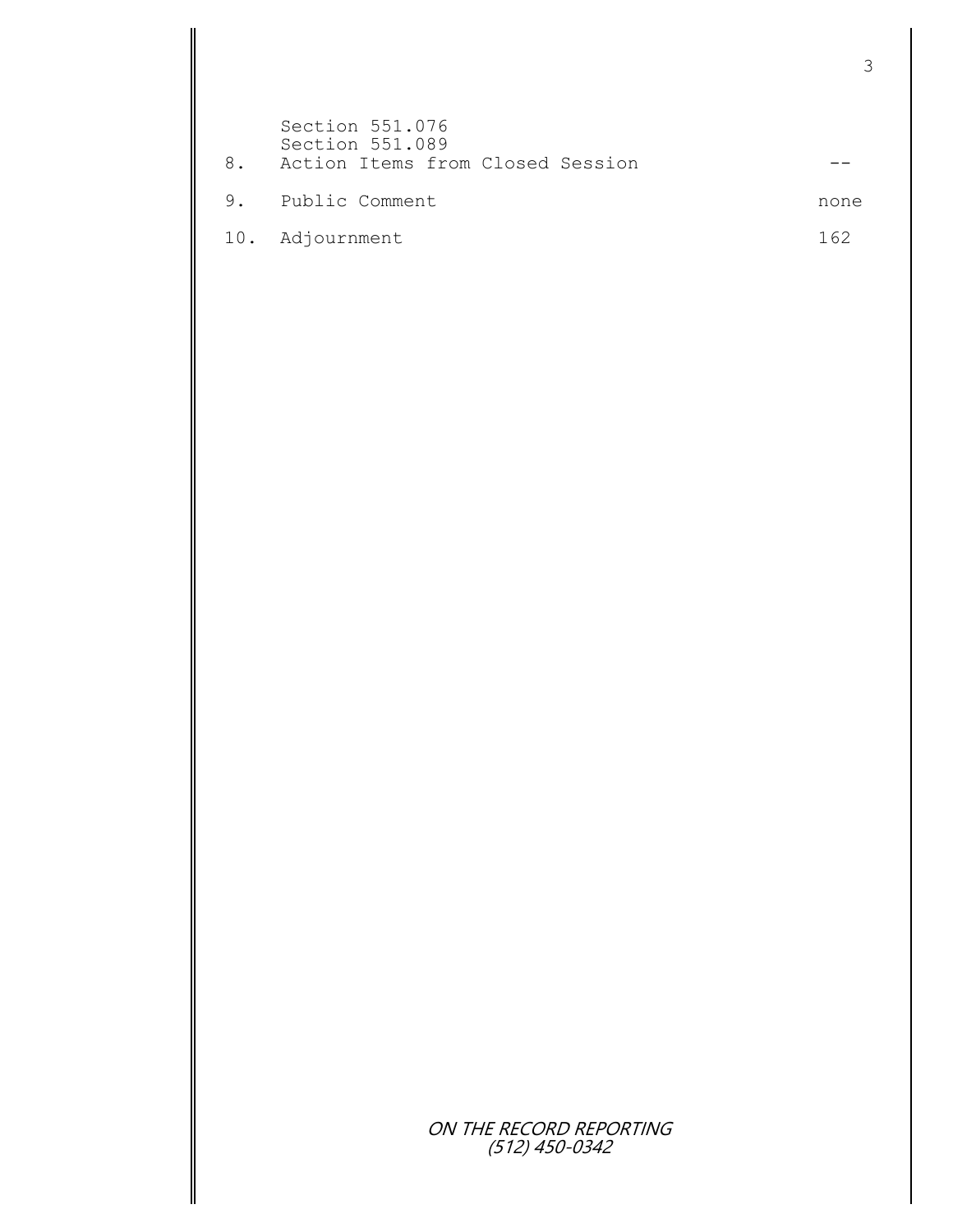| | | |
|---|---|---|
| | Section 551.076 | |
| | Section 551.089 | |
| 8. | Action Items from Closed Session | -- |
| 9. | Public Comment | none |
| 10. | Adjournment | 162 |

ON THE RECORD REPORTING
(512) 450-0342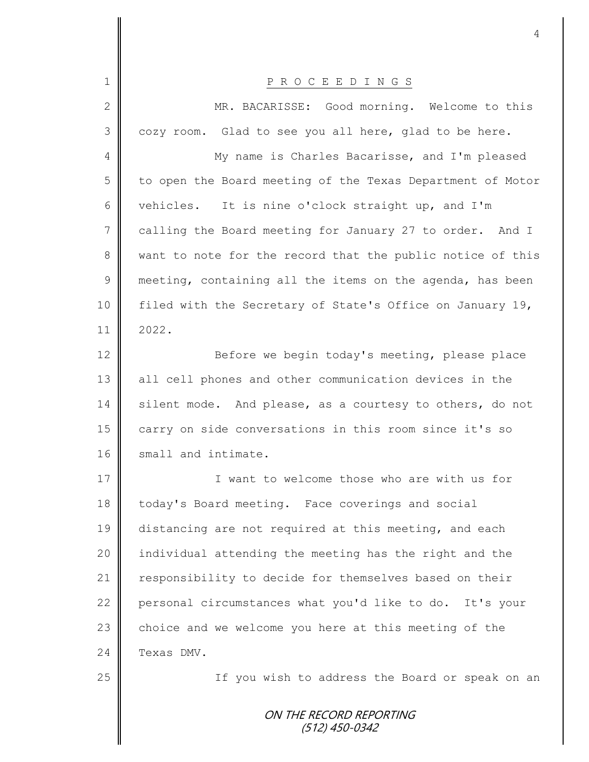P R O C E E D I N G S

MR. BACARISSE: Good morning. Welcome to this cozy room. Glad to see you all here, glad to be here.

My name is Charles Bacarisse, and I'm pleased to open the Board meeting of the Texas Department of Motor vehicles. It is nine o'clock straight up, and I'm calling the Board meeting for January 27 to order. And I want to note for the record that the public notice of this meeting, containing all the items on the agenda, has been filed with the Secretary of State's Office on January 19, 2022.

Before we begin today's meeting, please place all cell phones and other communication devices in the silent mode. And please, as a courtesy to others, do not carry on side conversations in this room since it's so small and intimate.

I want to welcome those who are with us for today's Board meeting. Face coverings and social distancing are not required at this meeting, and each individual attending the meeting has the right and the responsibility to decide for themselves based on their personal circumstances what you'd like to do. It's your choice and we welcome you here at this meeting of the Texas DMV.

If you wish to address the Board or speak on an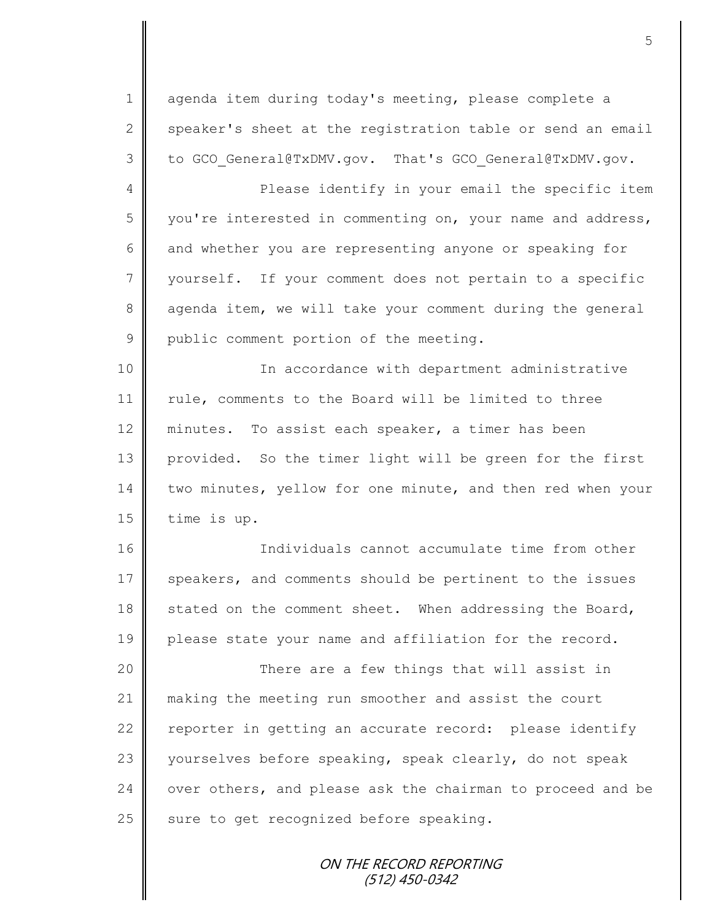agenda item during today's meeting, please complete a speaker's sheet at the registration table or send an email to GCO_General@TxDMV.gov. That's GCO_General@TxDMV.gov.

Please identify in your email the specific item you're interested in commenting on, your name and address, and whether you are representing anyone or speaking for yourself. If your comment does not pertain to a specific agenda item, we will take your comment during the general public comment portion of the meeting.

In accordance with department administrative rule, comments to the Board will be limited to three minutes. To assist each speaker, a timer has been provided. So the timer light will be green for the first two minutes, yellow for one minute, and then red when your time is up.

Individuals cannot accumulate time from other speakers, and comments should be pertinent to the issues stated on the comment sheet. When addressing the Board, please state your name and affiliation for the record.

There are a few things that will assist in making the meeting run smoother and assist the court reporter in getting an accurate record: please identify yourselves before speaking, speak clearly, do not speak over others, and please ask the chairman to proceed and be sure to get recognized before speaking.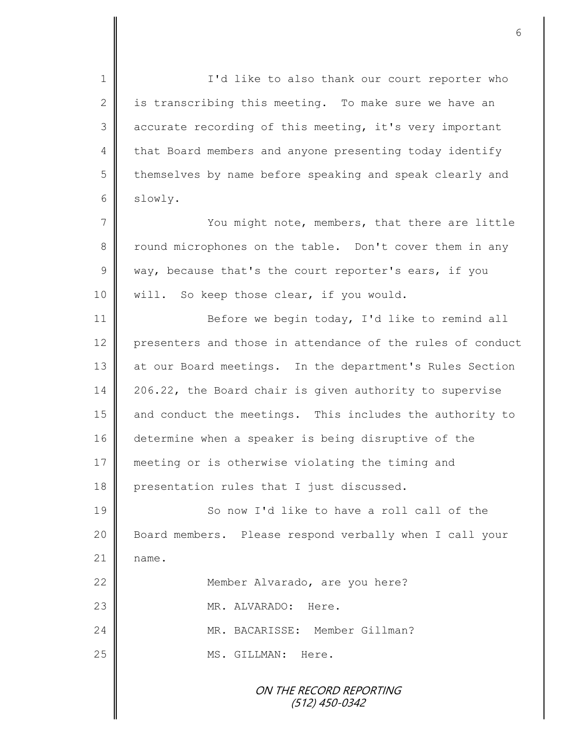I'd like to also thank our court reporter who is transcribing this meeting. To make sure we have an accurate recording of this meeting, it's very important that Board members and anyone presenting today identify themselves by name before speaking and speak clearly and slowly.

You might note, members, that there are little round microphones on the table. Don't cover them in any way, because that's the court reporter's ears, if you will. So keep those clear, if you would.

Before we begin today, I'd like to remind all presenters and those in attendance of the rules of conduct at our Board meetings. In the department's Rules Section 206.22, the Board chair is given authority to supervise and conduct the meetings. This includes the authority to determine when a speaker is being disruptive of the meeting or is otherwise violating the timing and presentation rules that I just discussed.

So now I'd like to have a roll call of the Board members. Please respond verbally when I call your name.

Member Alvarado, are you here?

MR. ALVARADO: Here.

MR. BACARISSE: Member Gillman?

MS. GILLMAN: Here.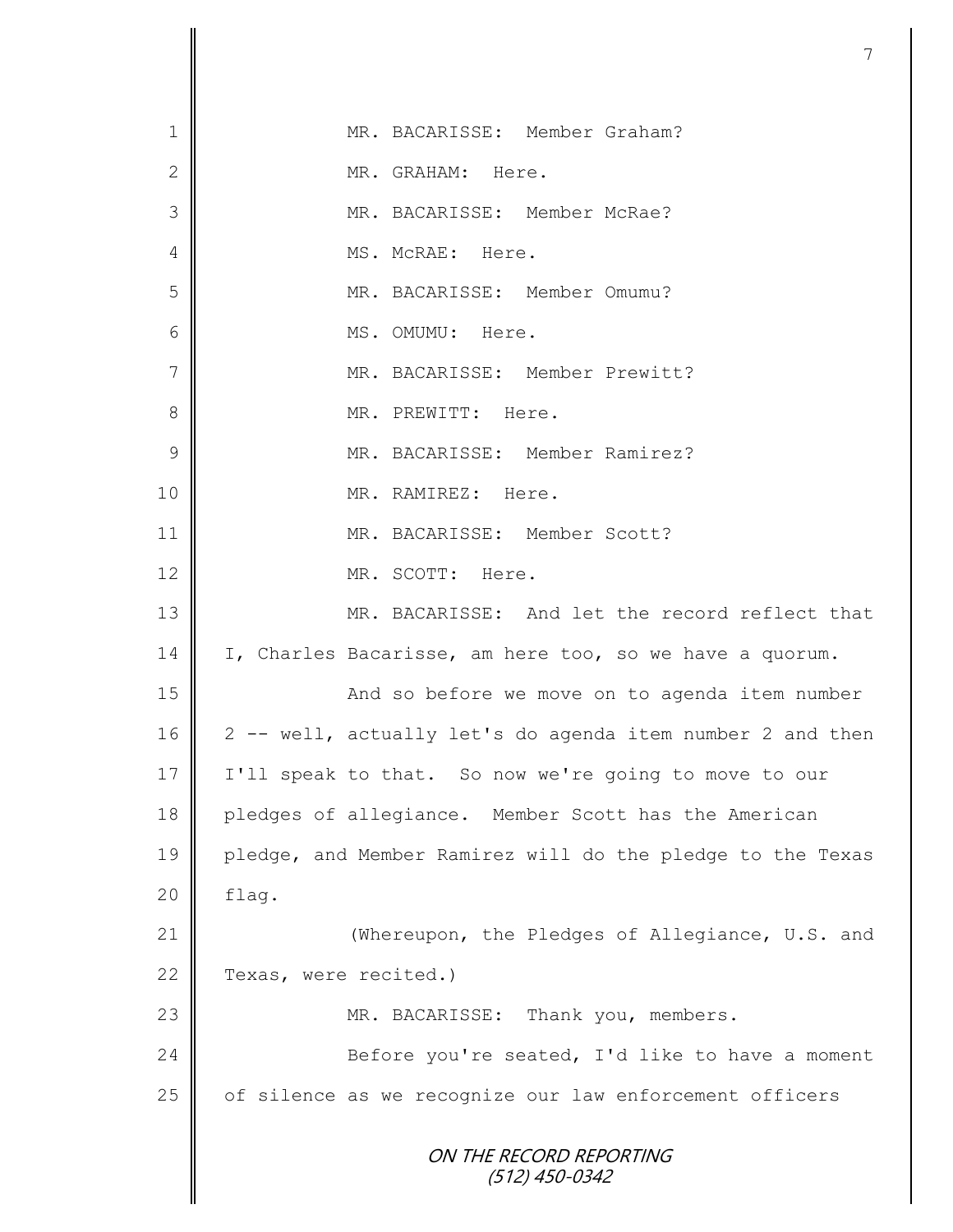MR. BACARISSE: Member Graham?

MR. GRAHAM: Here.

MR. BACARISSE: Member McRae?

MS. McRAE: Here.

MR. BACARISSE: Member Omumu?

MS. OMUMU: Here.

MR. BACARISSE: Member Prewitt?

MR. PREWITT: Here.

MR. BACARISSE: Member Ramirez?

MR. RAMIREZ: Here.

MR. BACARISSE: Member Scott?

MR. SCOTT: Here.

MR. BACARISSE: And let the record reflect that I, Charles Bacarisse, am here too, so we have a quorum.

And so before we move on to agenda item number 2 -- well, actually let's do agenda item number 2 and then I'll speak to that. So now we're going to move to our pledges of allegiance. Member Scott has the American pledge, and Member Ramirez will do the pledge to the Texas flag.

(Whereupon, the Pledges of Allegiance, U.S. and Texas, were recited.)

MR. BACARISSE: Thank you, members.

Before you're seated, I'd like to have a moment of silence as we recognize our law enforcement officers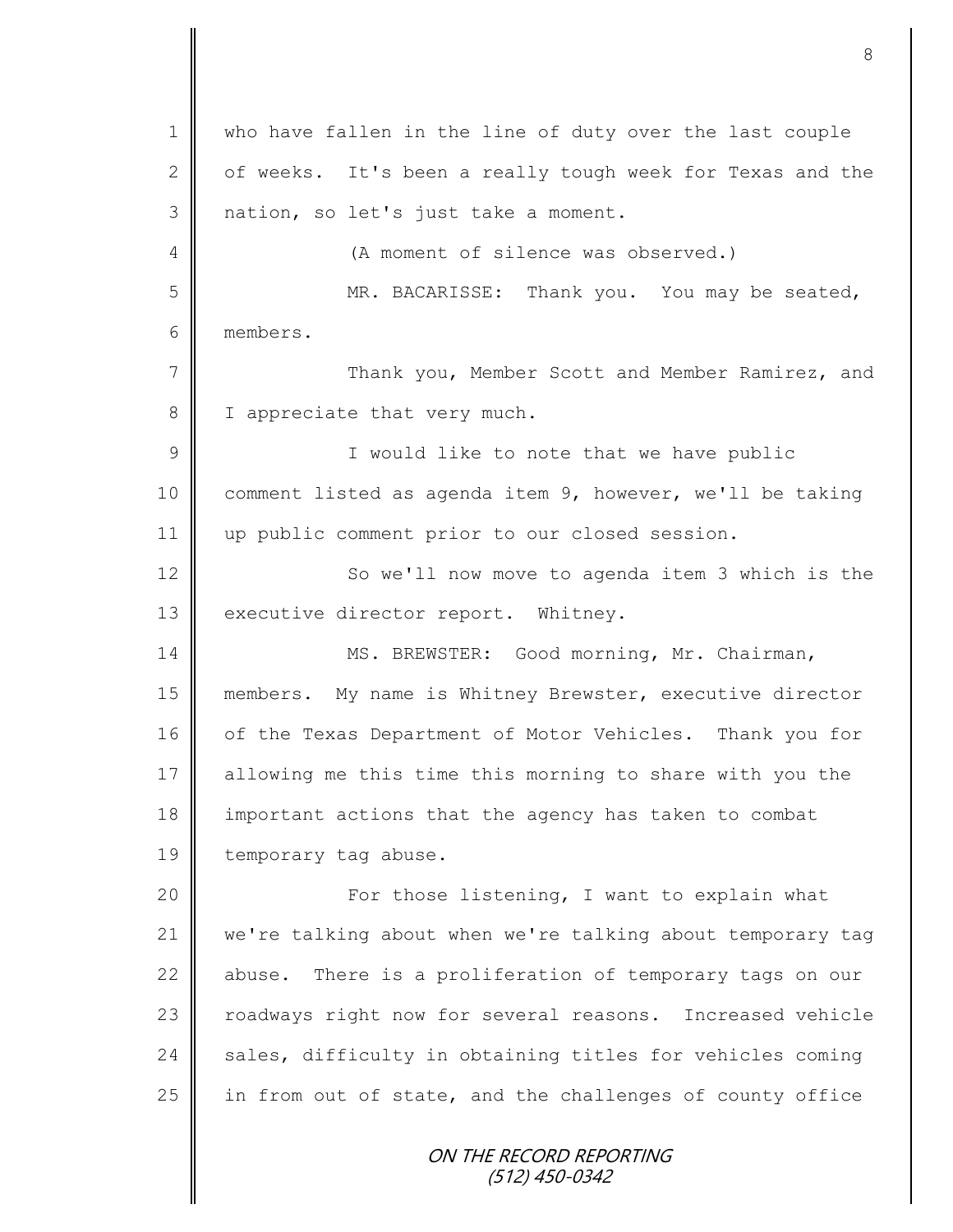who have fallen in the line of duty over the last couple of weeks. It's been a really tough week for Texas and the nation, so let's just take a moment.

(A moment of silence was observed.)

MR. BACARISSE: Thank you. You may be seated, members.

Thank you, Member Scott and Member Ramirez, and I appreciate that very much.

I would like to note that we have public comment listed as agenda item 9, however, we'll be taking up public comment prior to our closed session.

So we'll now move to agenda item 3 which is the executive director report. Whitney.

MS. BREWSTER: Good morning, Mr. Chairman, members. My name is Whitney Brewster, executive director of the Texas Department of Motor Vehicles. Thank you for allowing me this time this morning to share with you the important actions that the agency has taken to combat temporary tag abuse.

For those listening, I want to explain what we're talking about when we're talking about temporary tag abuse. There is a proliferation of temporary tags on our roadways right now for several reasons. Increased vehicle sales, difficulty in obtaining titles for vehicles coming in from out of state, and the challenges of county office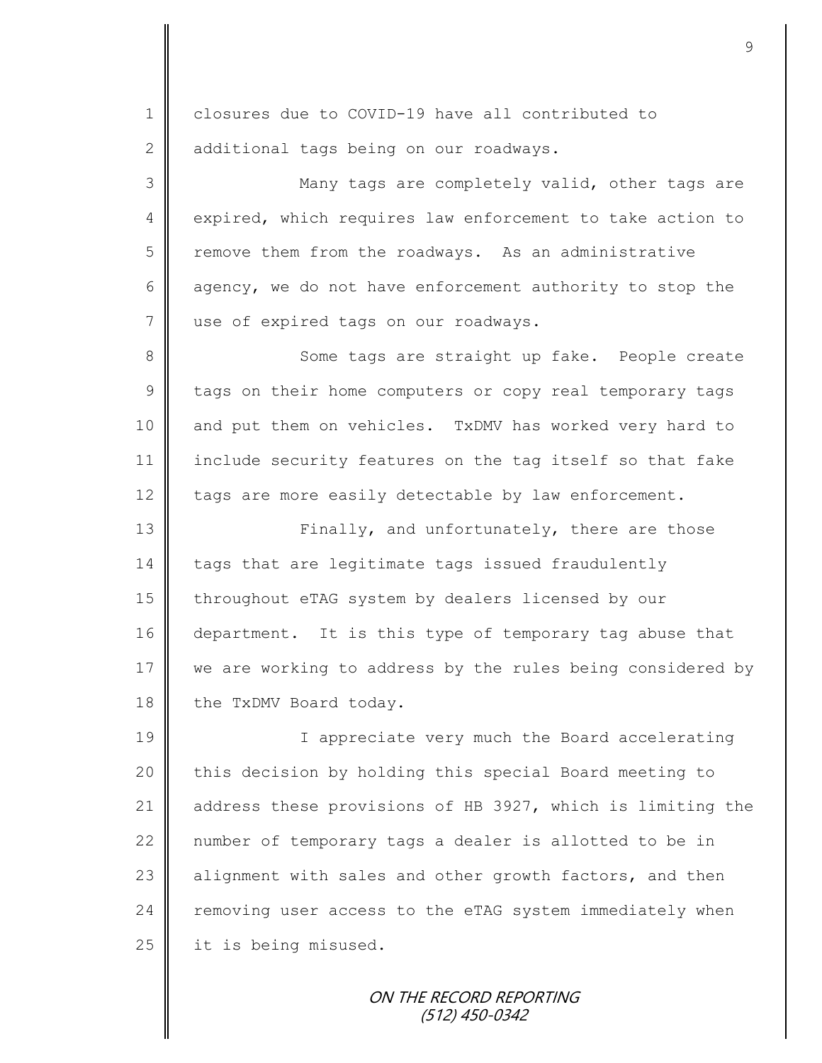closures due to COVID-19 have all contributed to additional tags being on our roadways.

Many tags are completely valid, other tags are expired, which requires law enforcement to take action to remove them from the roadways. As an administrative agency, we do not have enforcement authority to stop the use of expired tags on our roadways.

Some tags are straight up fake. People create tags on their home computers or copy real temporary tags and put them on vehicles. TxDMV has worked very hard to include security features on the tag itself so that fake tags are more easily detectable by law enforcement.

Finally, and unfortunately, there are those tags that are legitimate tags issued fraudulently throughout eTAG system by dealers licensed by our department. It is this type of temporary tag abuse that we are working to address by the rules being considered by the TxDMV Board today.

I appreciate very much the Board accelerating this decision by holding this special Board meeting to address these provisions of HB 3927, which is limiting the number of temporary tags a dealer is allotted to be in alignment with sales and other growth factors, and then removing user access to the eTAG system immediately when it is being misused.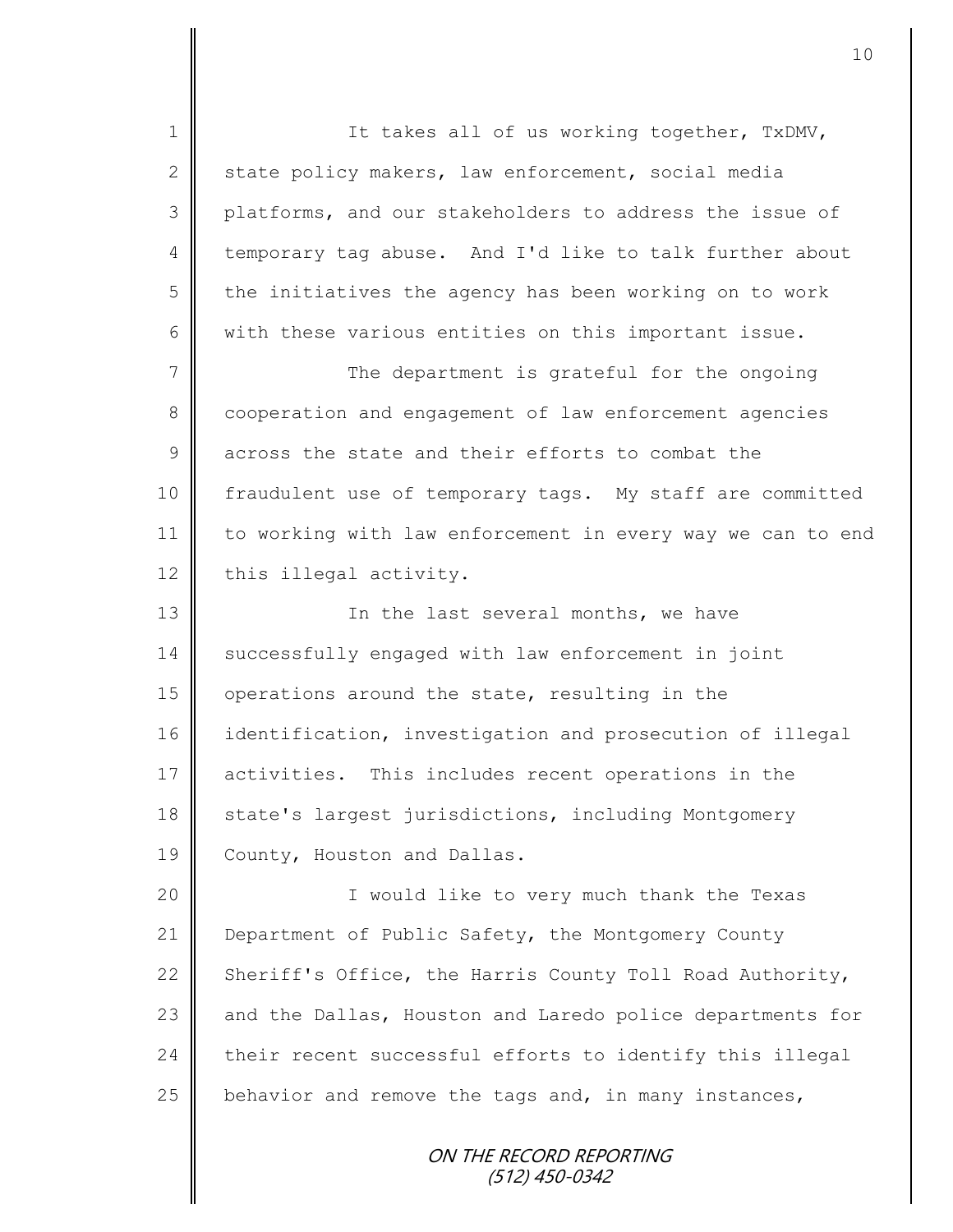It takes all of us working together, TxDMV, state policy makers, law enforcement, social media platforms, and our stakeholders to address the issue of temporary tag abuse. And I'd like to talk further about the initiatives the agency has been working on to work with these various entities on this important issue.

The department is grateful for the ongoing cooperation and engagement of law enforcement agencies across the state and their efforts to combat the fraudulent use of temporary tags. My staff are committed to working with law enforcement in every way we can to end this illegal activity.

In the last several months, we have successfully engaged with law enforcement in joint operations around the state, resulting in the identification, investigation and prosecution of illegal activities. This includes recent operations in the state's largest jurisdictions, including Montgomery County, Houston and Dallas.

I would like to very much thank the Texas Department of Public Safety, the Montgomery County Sheriff's Office, the Harris County Toll Road Authority, and the Dallas, Houston and Laredo police departments for their recent successful efforts to identify this illegal behavior and remove the tags and, in many instances,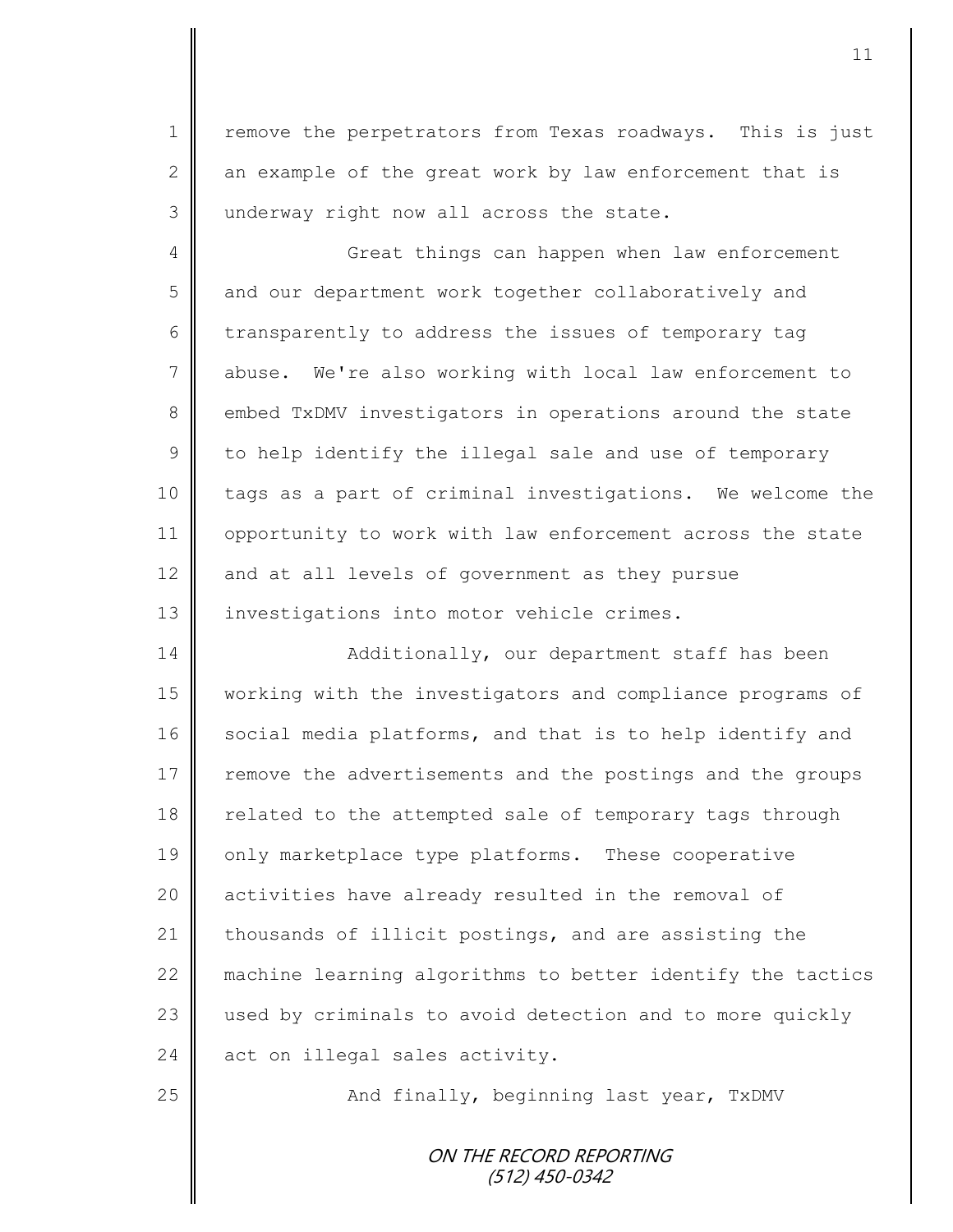remove the perpetrators from Texas roadways. This is just an example of the great work by law enforcement that is underway right now all across the state.

Great things can happen when law enforcement and our department work together collaboratively and transparently to address the issues of temporary tag abuse. We're also working with local law enforcement to embed TxDMV investigators in operations around the state to help identify the illegal sale and use of temporary tags as a part of criminal investigations. We welcome the opportunity to work with law enforcement across the state and at all levels of government as they pursue investigations into motor vehicle crimes.

Additionally, our department staff has been working with the investigators and compliance programs of social media platforms, and that is to help identify and remove the advertisements and the postings and the groups related to the attempted sale of temporary tags through only marketplace type platforms. These cooperative activities have already resulted in the removal of thousands of illicit postings, and are assisting the machine learning algorithms to better identify the tactics used by criminals to avoid detection and to more quickly act on illegal sales activity.

And finally, beginning last year, TxDMV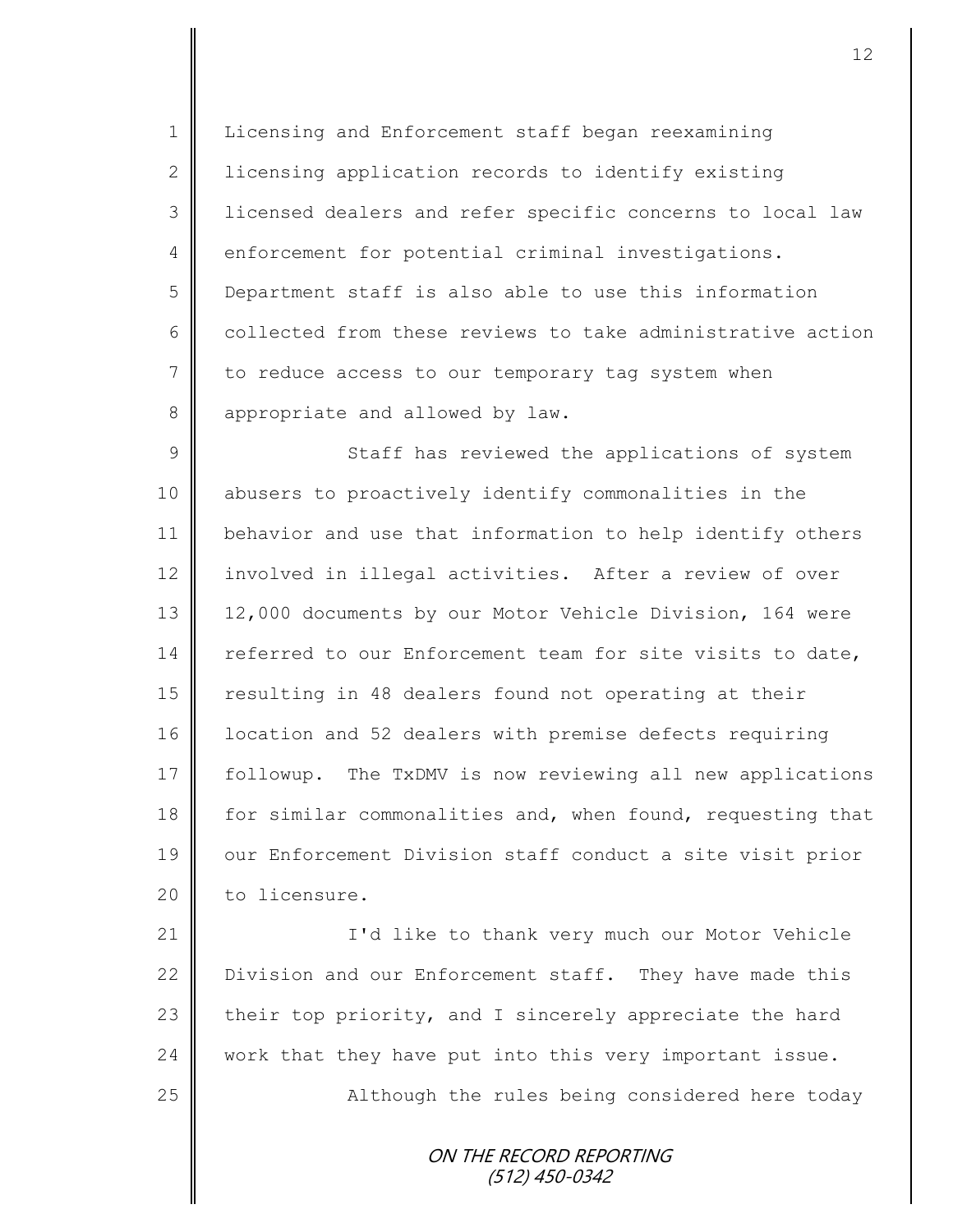Licensing and Enforcement staff began reexamining licensing application records to identify existing licensed dealers and refer specific concerns to local law enforcement for potential criminal investigations. Department staff is also able to use this information collected from these reviews to take administrative action to reduce access to our temporary tag system when appropriate and allowed by law.

Staff has reviewed the applications of system abusers to proactively identify commonalities in the behavior and use that information to help identify others involved in illegal activities. After a review of over 12,000 documents by our Motor Vehicle Division, 164 were referred to our Enforcement team for site visits to date, resulting in 48 dealers found not operating at their location and 52 dealers with premise defects requiring followup. The TxDMV is now reviewing all new applications for similar commonalities and, when found, requesting that our Enforcement Division staff conduct a site visit prior to licensure.

I'd like to thank very much our Motor Vehicle Division and our Enforcement staff. They have made this their top priority, and I sincerely appreciate the hard work that they have put into this very important issue.

Although the rules being considered here today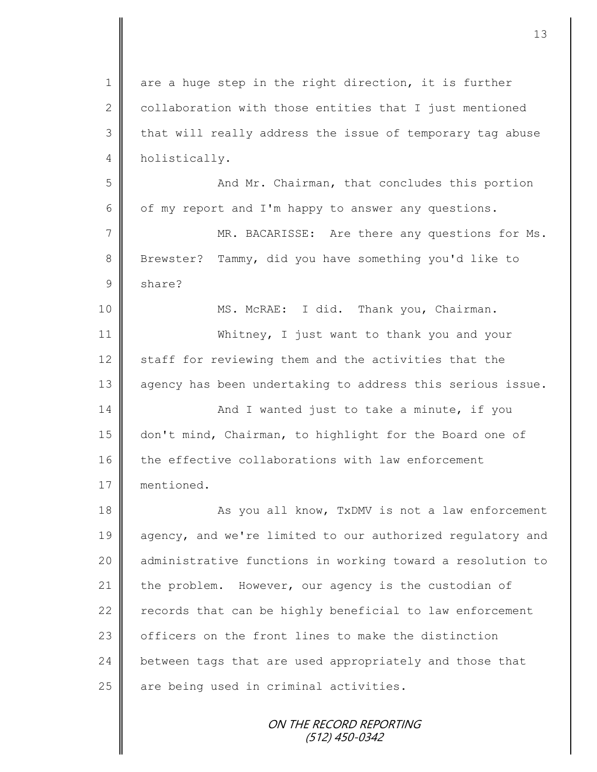are a huge step in the right direction, it is further collaboration with those entities that I just mentioned that will really address the issue of temporary tag abuse holistically.

And Mr. Chairman, that concludes this portion of my report and I'm happy to answer any questions.

MR. BACARISSE: Are there any questions for Ms. Brewster? Tammy, did you have something you'd like to share?

MS. McRAE: I did. Thank you, Chairman.

Whitney, I just want to thank you and your staff for reviewing them and the activities that the agency has been undertaking to address this serious issue.

And I wanted just to take a minute, if you don't mind, Chairman, to highlight for the Board one of the effective collaborations with law enforcement mentioned.

As you all know, TxDMV is not a law enforcement agency, and we're limited to our authorized regulatory and administrative functions in working toward a resolution to the problem. However, our agency is the custodian of records that can be highly beneficial to law enforcement officers on the front lines to make the distinction between tags that are used appropriately and those that are being used in criminal activities.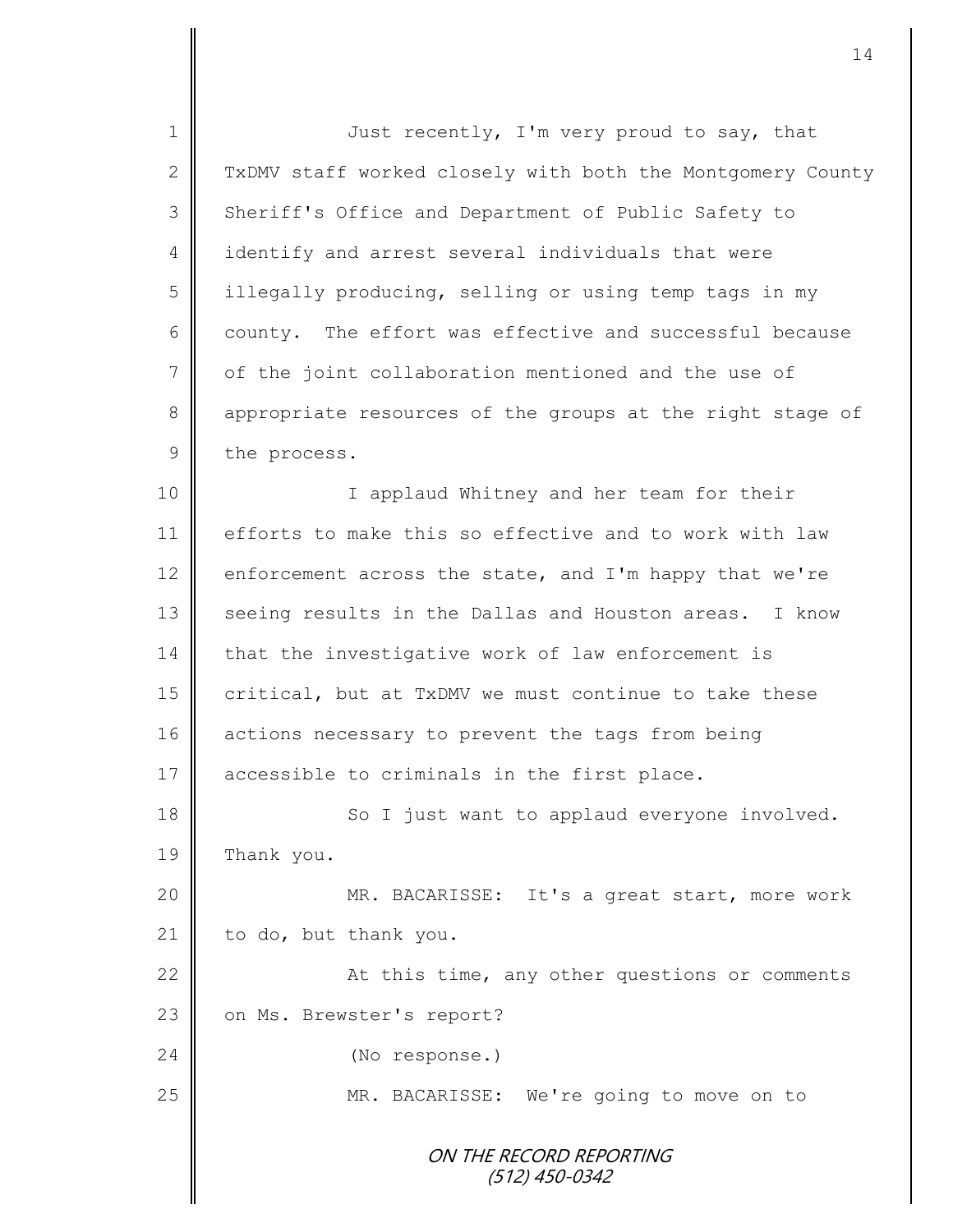Just recently, I'm very proud to say, that TxDMV staff worked closely with both the Montgomery County Sheriff's Office and Department of Public Safety to identify and arrest several individuals that were illegally producing, selling or using temp tags in my county. The effort was effective and successful because of the joint collaboration mentioned and the use of appropriate resources of the groups at the right stage of the process.

I applaud Whitney and her team for their efforts to make this so effective and to work with law enforcement across the state, and I'm happy that we're seeing results in the Dallas and Houston areas. I know that the investigative work of law enforcement is critical, but at TxDMV we must continue to take these actions necessary to prevent the tags from being accessible to criminals in the first place.

So I just want to applaud everyone involved. Thank you.

MR. BACARISSE: It's a great start, more work to do, but thank you.

At this time, any other questions or comments on Ms. Brewster's report?

(No response.)

MR. BACARISSE: We're going to move on to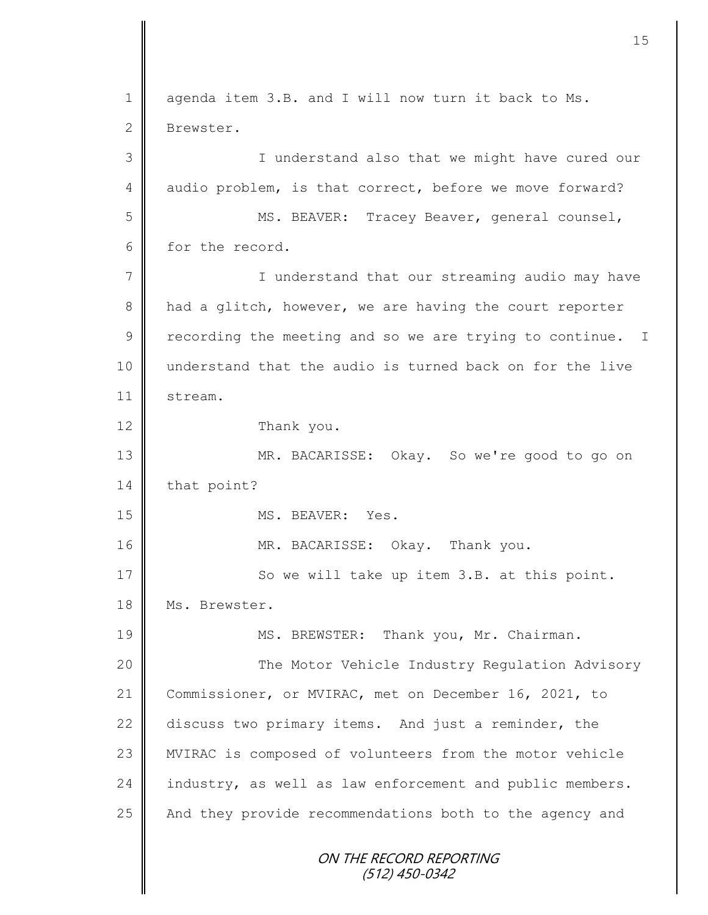1 agenda item 3.B. and I will now turn it back to Ms.
2 Brewster.
3 I understand also that we might have cured our
4 audio problem, is that correct, before we move forward?
5 MS. BEAVER: Tracey Beaver, general counsel,
6 for the record.
7 I understand that our streaming audio may have
8 had a glitch, however, we are having the court reporter
9 recording the meeting and so we are trying to continue. I
10 understand that the audio is turned back on for the live
11 stream.
12 Thank you.
13 MR. BACARISSE: Okay. So we're good to go on
14 that point?
15 MS. BEAVER: Yes.
16 MR. BACARISSE: Okay. Thank you.
17 So we will take up item 3.B. at this point.
18 Ms. Brewster.
19 MS. BREWSTER: Thank you, Mr. Chairman.
20 The Motor Vehicle Industry Regulation Advisory
21 Commissioner, or MVIRAC, met on December 16, 2021, to
22 discuss two primary items. And just a reminder, the
23 MVIRAC is composed of volunteers from the motor vehicle
24 industry, as well as law enforcement and public members.
25 And they provide recommendations both to the agency and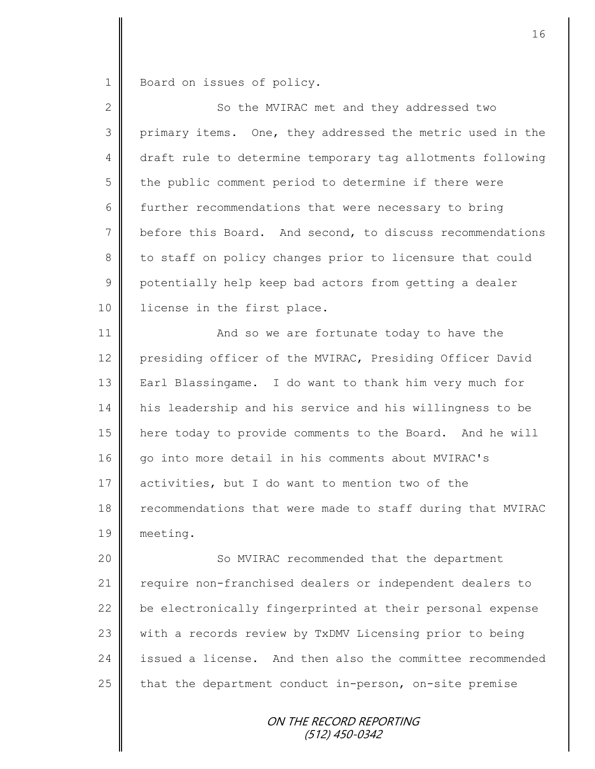Board on issues of policy.

So the MVIRAC met and they addressed two primary items. One, they addressed the metric used in the draft rule to determine temporary tag allotments following the public comment period to determine if there were further recommendations that were necessary to bring before this Board. And second, to discuss recommendations to staff on policy changes prior to licensure that could potentially help keep bad actors from getting a dealer license in the first place.

And so we are fortunate today to have the presiding officer of the MVIRAC, Presiding Officer David Earl Blassingame. I do want to thank him very much for his leadership and his service and his willingness to be here today to provide comments to the Board. And he will go into more detail in his comments about MVIRAC's activities, but I do want to mention two of the recommendations that were made to staff during that MVIRAC meeting.

So MVIRAC recommended that the department require non-franchised dealers or independent dealers to be electronically fingerprinted at their personal expense with a records review by TxDMV Licensing prior to being issued a license. And then also the committee recommended that the department conduct in-person, on-site premise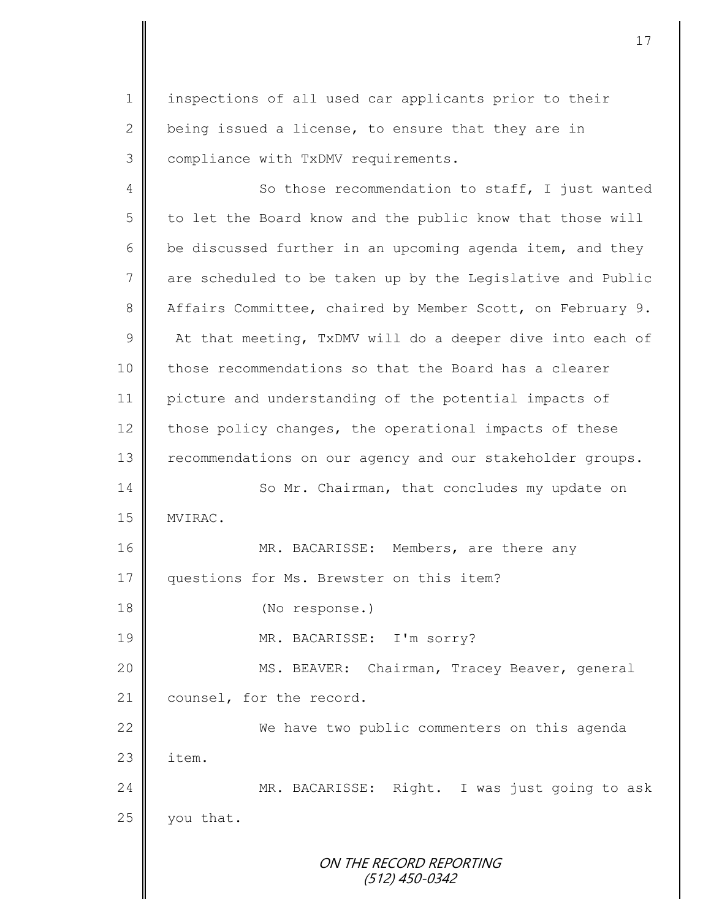inspections of all used car applicants prior to their being issued a license, to ensure that they are in compliance with TxDMV requirements.

So those recommendation to staff, I just wanted to let the Board know and the public know that those will be discussed further in an upcoming agenda item, and they are scheduled to be taken up by the Legislative and Public Affairs Committee, chaired by Member Scott, on February 9. At that meeting, TxDMV will do a deeper dive into each of those recommendations so that the Board has a clearer picture and understanding of the potential impacts of those policy changes, the operational impacts of these recommendations on our agency and our stakeholder groups.

So Mr. Chairman, that concludes my update on MVIRAC.

MR. BACARISSE: Members, are there any questions for Ms. Brewster on this item?

(No response.)

MR. BACARISSE: I'm sorry?

MS. BEAVER: Chairman, Tracey Beaver, general counsel, for the record.

We have two public commenters on this agenda item.

MR. BACARISSE: Right. I was just going to ask you that.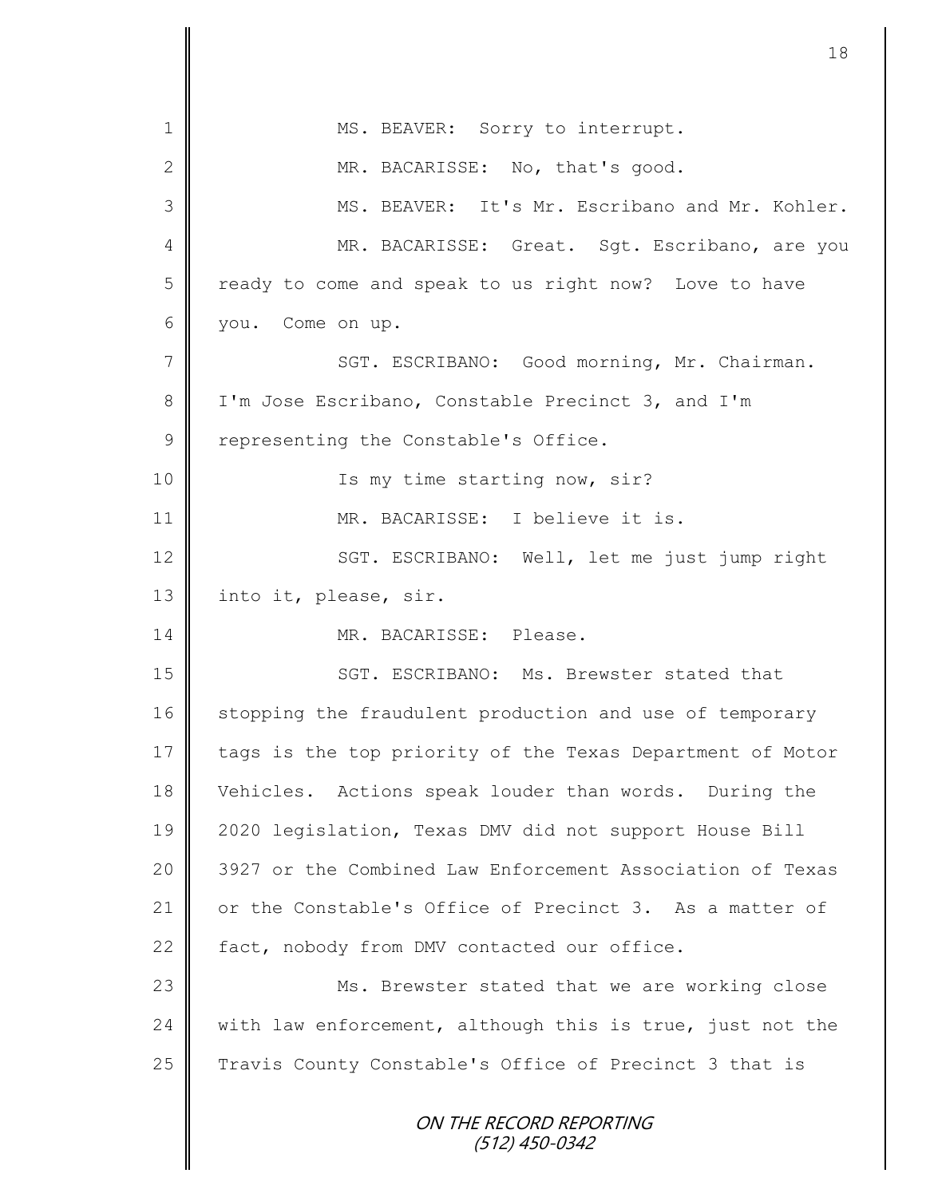MS. BEAVER: Sorry to interrupt.

MR. BACARISSE: No, that's good.

MS. BEAVER: It's Mr. Escribano and Mr. Kohler.

MR. BACARISSE: Great. Sgt. Escribano, are you ready to come and speak to us right now? Love to have you. Come on up.

SGT. ESCRIBANO: Good morning, Mr. Chairman. I'm Jose Escribano, Constable Precinct 3, and I'm representing the Constable's Office.

Is my time starting now, sir?

MR. BACARISSE: I believe it is.

SGT. ESCRIBANO: Well, let me just jump right into it, please, sir.

MR. BACARISSE: Please.

SGT. ESCRIBANO: Ms. Brewster stated that stopping the fraudulent production and use of temporary tags is the top priority of the Texas Department of Motor Vehicles. Actions speak louder than words. During the 2020 legislation, Texas DMV did not support House Bill 3927 or the Combined Law Enforcement Association of Texas or the Constable's Office of Precinct 3. As a matter of fact, nobody from DMV contacted our office.

Ms. Brewster stated that we are working close with law enforcement, although this is true, just not the Travis County Constable's Office of Precinct 3 that is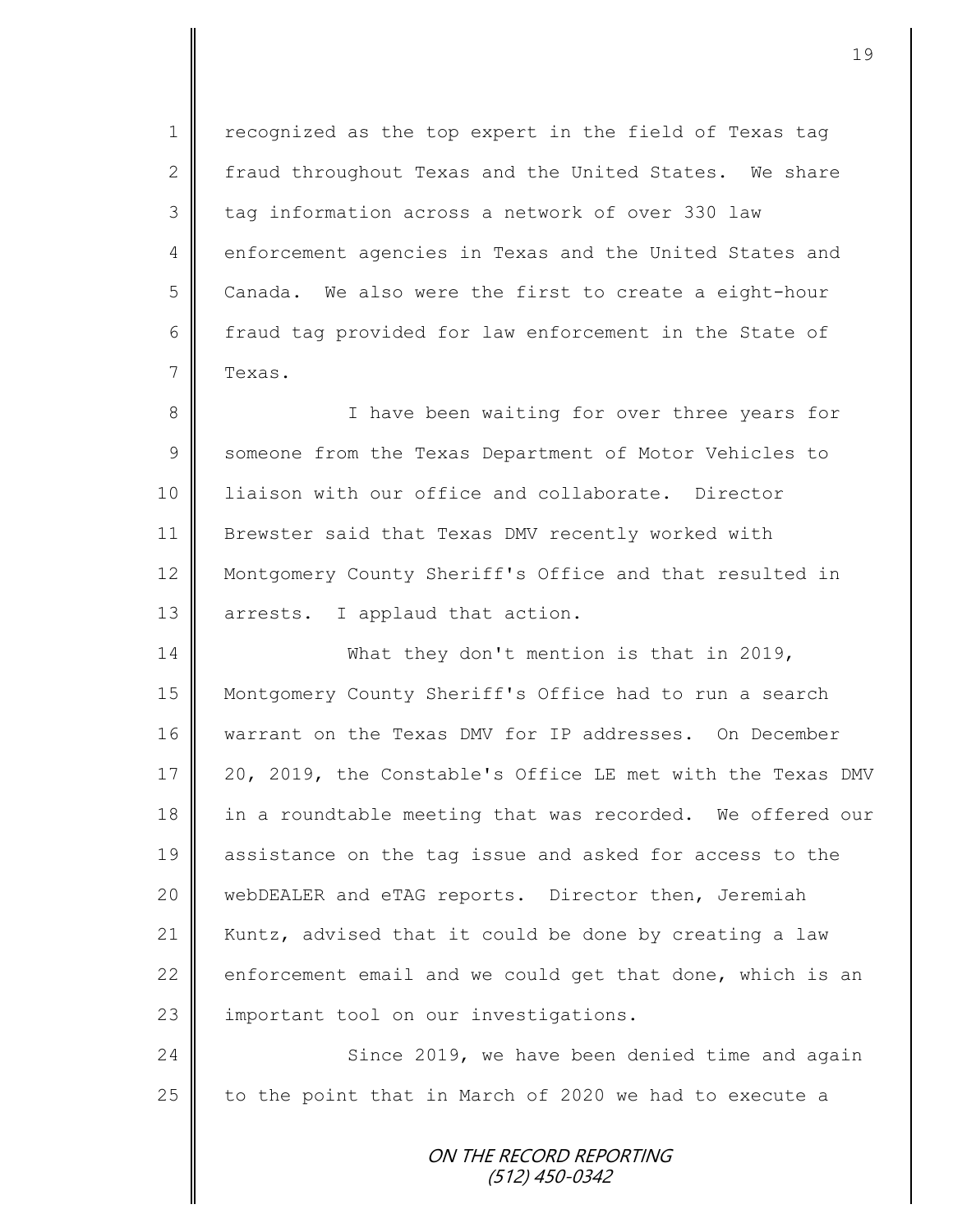recognized as the top expert in the field of Texas tag fraud throughout Texas and the United States. We share tag information across a network of over 330 law enforcement agencies in Texas and the United States and Canada. We also were the first to create a eight-hour fraud tag provided for law enforcement in the State of Texas.

I have been waiting for over three years for someone from the Texas Department of Motor Vehicles to liaison with our office and collaborate. Director Brewster said that Texas DMV recently worked with Montgomery County Sheriff's Office and that resulted in arrests. I applaud that action.

What they don't mention is that in 2019, Montgomery County Sheriff's Office had to run a search warrant on the Texas DMV for IP addresses. On December 20, 2019, the Constable's Office LE met with the Texas DMV in a roundtable meeting that was recorded. We offered our assistance on the tag issue and asked for access to the webDEALER and eTAG reports. Director then, Jeremiah Kuntz, advised that it could be done by creating a law enforcement email and we could get that done, which is an important tool on our investigations.

Since 2019, we have been denied time and again to the point that in March of 2020 we had to execute a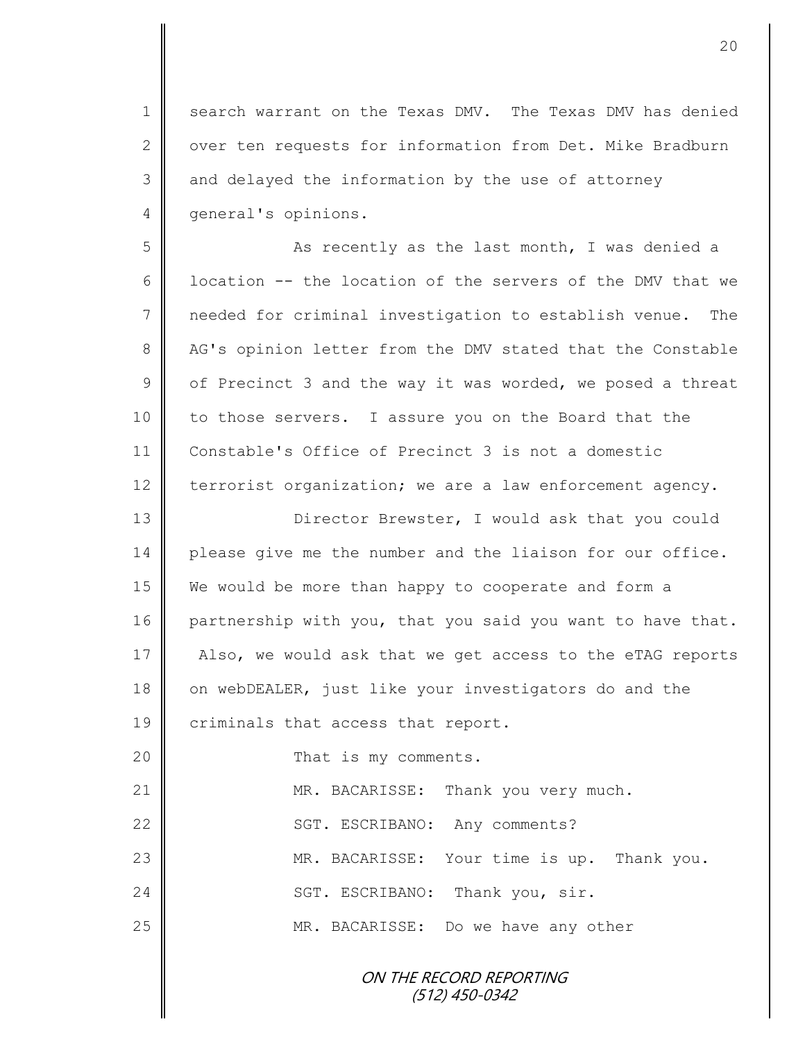search warrant on the Texas DMV. The Texas DMV has denied over ten requests for information from Det. Mike Bradburn and delayed the information by the use of attorney general's opinions.

As recently as the last month, I was denied a location -- the location of the servers of the DMV that we needed for criminal investigation to establish venue. The AG's opinion letter from the DMV stated that the Constable of Precinct 3 and the way it was worded, we posed a threat to those servers. I assure you on the Board that the Constable's Office of Precinct 3 is not a domestic terrorist organization; we are a law enforcement agency.

Director Brewster, I would ask that you could please give me the number and the liaison for our office. We would be more than happy to cooperate and form a partnership with you, that you said you want to have that. Also, we would ask that we get access to the eTAG reports on webDEALER, just like your investigators do and the criminals that access that report.

That is my comments.

MR. BACARISSE: Thank you very much.

SGT. ESCRIBANO: Any comments?

MR. BACARISSE: Your time is up. Thank you.

SGT. ESCRIBANO: Thank you, sir.

MR. BACARISSE: Do we have any other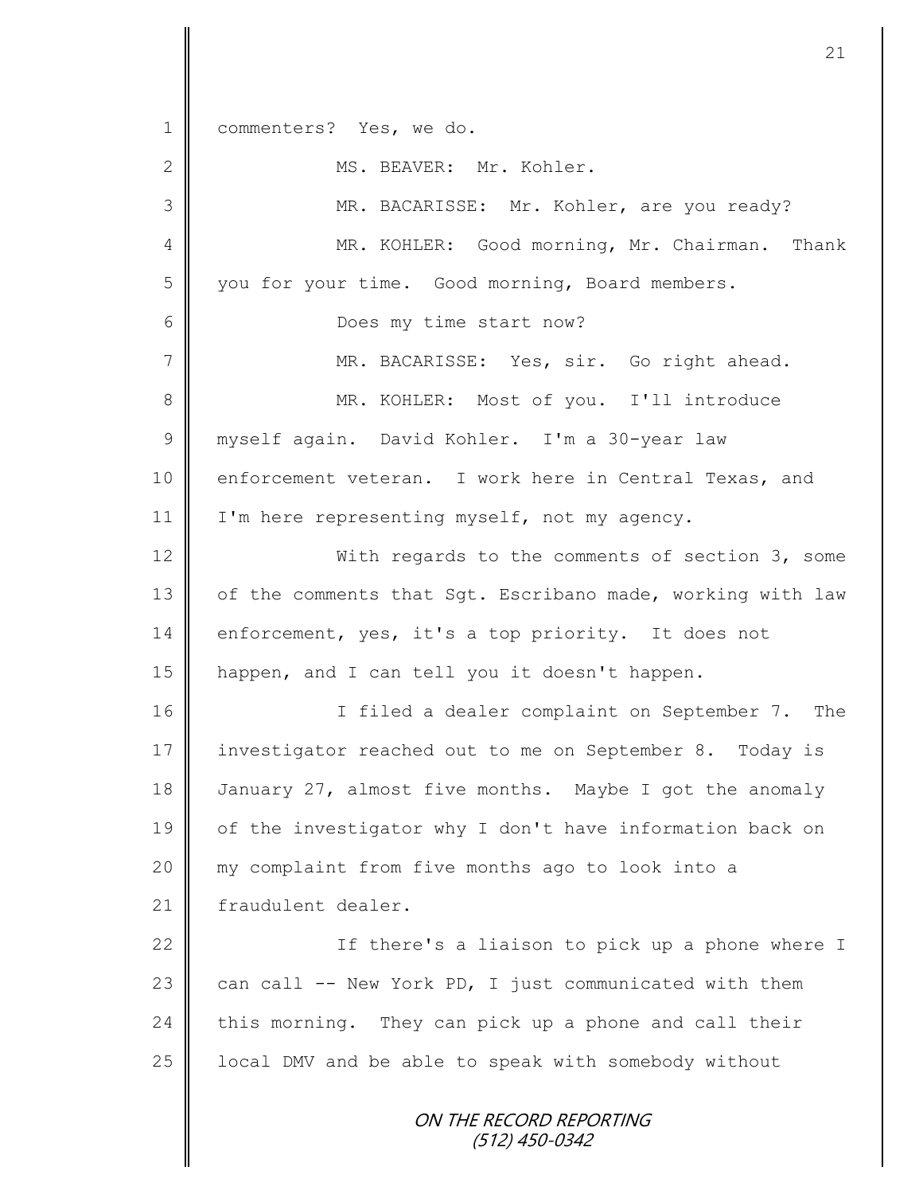commenters? Yes, we do.

MS. BEAVER: Mr. Kohler.

MR. BACARISSE: Mr. Kohler, are you ready?

MR. KOHLER: Good morning, Mr. Chairman. Thank you for your time. Good morning, Board members.

Does my time start now?

MR. BACARISSE: Yes, sir. Go right ahead.

MR. KOHLER: Most of you. I'll introduce myself again. David Kohler. I'm a 30-year law enforcement veteran. I work here in Central Texas, and I'm here representing myself, not my agency.

With regards to the comments of section 3, some of the comments that Sgt. Escribano made, working with law enforcement, yes, it's a top priority. It does not happen, and I can tell you it doesn't happen.

I filed a dealer complaint on September 7. The investigator reached out to me on September 8. Today is January 27, almost five months. Maybe I got the anomaly of the investigator why I don't have information back on my complaint from five months ago to look into a fraudulent dealer.

If there's a liaison to pick up a phone where I can call -- New York PD, I just communicated with them this morning. They can pick up a phone and call their local DMV and be able to speak with somebody without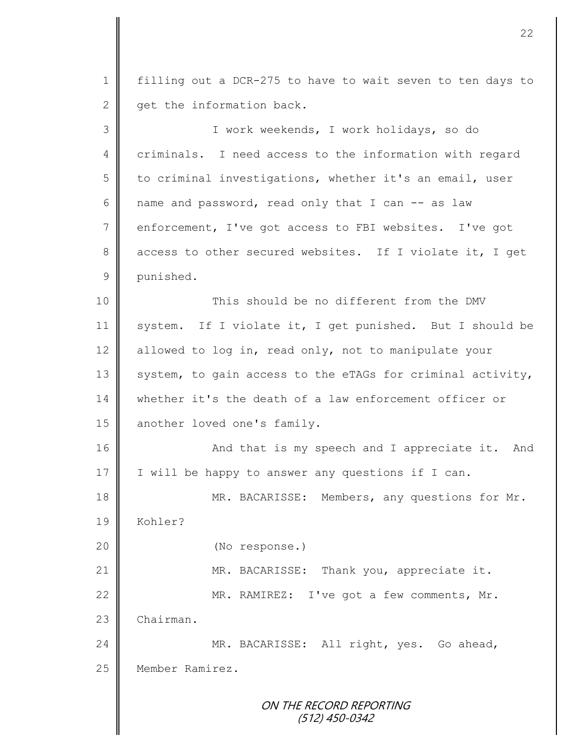filling out a DCR-275 to have to wait seven to ten days to get the information back.

I work weekends, I work holidays, so do criminals. I need access to the information with regard to criminal investigations, whether it's an email, user name and password, read only that I can -- as law enforcement, I've got access to FBI websites. I've got access to other secured websites. If I violate it, I get punished.

This should be no different from the DMV system. If I violate it, I get punished. But I should be allowed to log in, read only, not to manipulate your system, to gain access to the eTAGs for criminal activity, whether it's the death of a law enforcement officer or another loved one's family.

And that is my speech and I appreciate it. And I will be happy to answer any questions if I can.

MR. BACARISSE: Members, any questions for Mr. Kohler?

(No response.)

MR. BACARISSE: Thank you, appreciate it.

MR. RAMIREZ: I've got a few comments, Mr. Chairman.

MR. BACARISSE: All right, yes. Go ahead, Member Ramirez.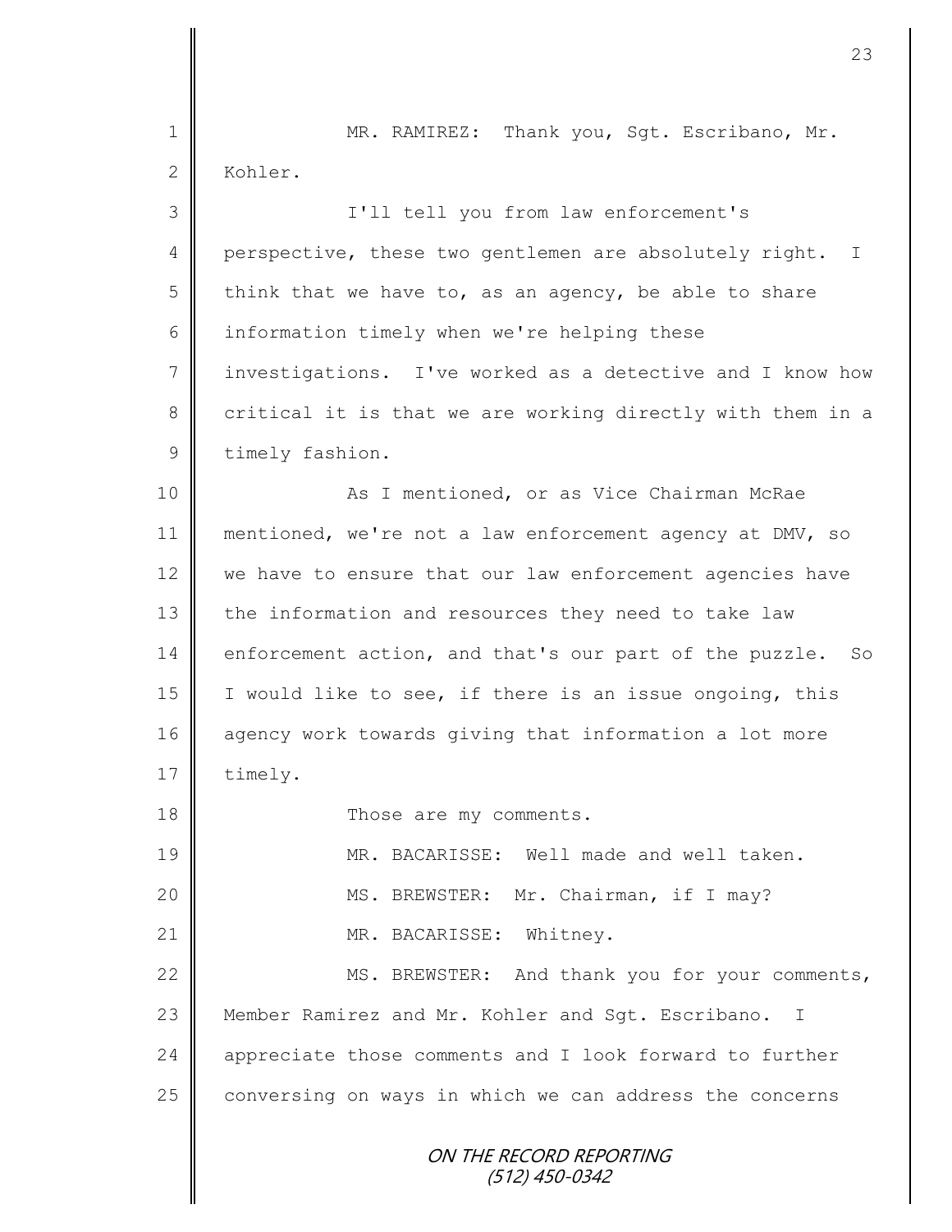MR. RAMIREZ: Thank you, Sgt. Escribano, Mr. Kohler.

I'll tell you from law enforcement's perspective, these two gentlemen are absolutely right. I think that we have to, as an agency, be able to share information timely when we're helping these investigations. I've worked as a detective and I know how critical it is that we are working directly with them in a timely fashion.

As I mentioned, or as Vice Chairman McRae mentioned, we're not a law enforcement agency at DMV, so we have to ensure that our law enforcement agencies have the information and resources they need to take law enforcement action, and that's our part of the puzzle. So I would like to see, if there is an issue ongoing, this agency work towards giving that information a lot more timely.

Those are my comments.

MR. BACARISSE: Well made and well taken.

MS. BREWSTER: Mr. Chairman, if I may?

MR. BACARISSE: Whitney.

MS. BREWSTER: And thank you for your comments, Member Ramirez and Mr. Kohler and Sgt. Escribano. I appreciate those comments and I look forward to further conversing on ways in which we can address the concerns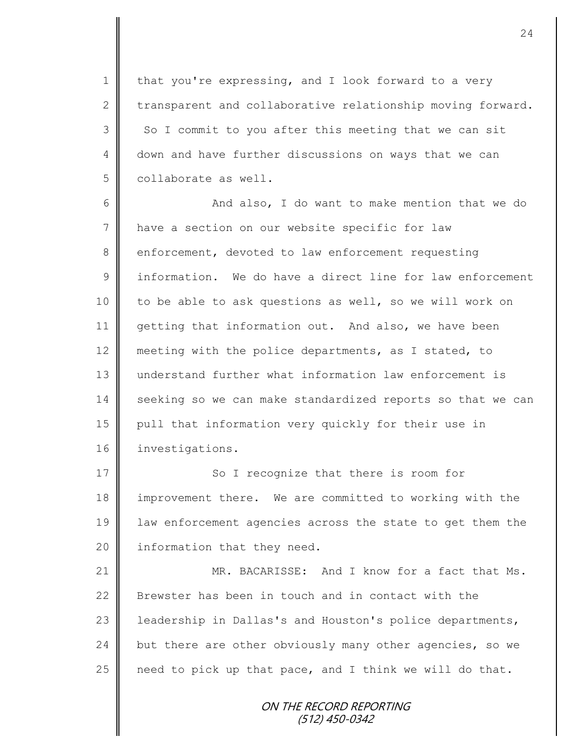that you're expressing, and I look forward to a very transparent and collaborative relationship moving forward. So I commit to you after this meeting that we can sit down and have further discussions on ways that we can collaborate as well.

And also, I do want to make mention that we do have a section on our website specific for law enforcement, devoted to law enforcement requesting information. We do have a direct line for law enforcement to be able to ask questions as well, so we will work on getting that information out. And also, we have been meeting with the police departments, as I stated, to understand further what information law enforcement is seeking so we can make standardized reports so that we can pull that information very quickly for their use in investigations.

So I recognize that there is room for improvement there. We are committed to working with the law enforcement agencies across the state to get them the information that they need.

MR. BACARISSE: And I know for a fact that Ms. Brewster has been in touch and in contact with the leadership in Dallas's and Houston's police departments, but there are other obviously many other agencies, so we need to pick up that pace, and I think we will do that.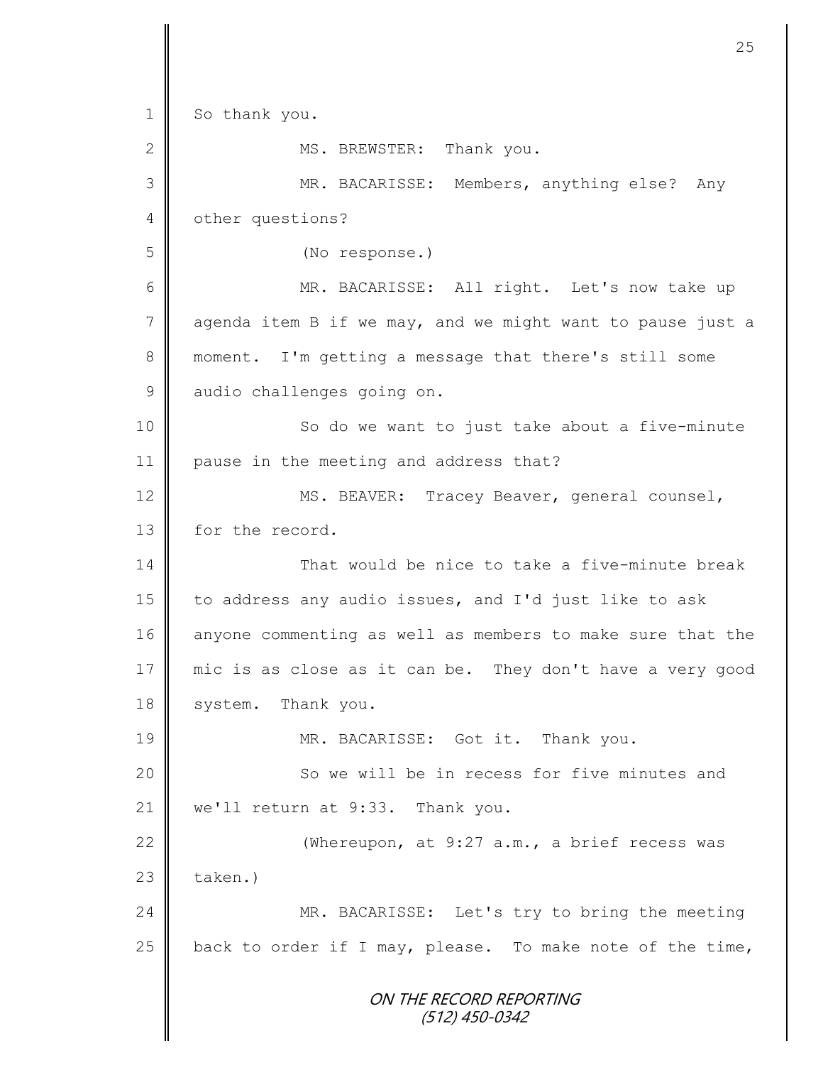So thank you.

MS. BREWSTER: Thank you.

MR. BACARISSE: Members, anything else? Any other questions?

(No response.)

MR. BACARISSE: All right. Let's now take up agenda item B if we may, and we might want to pause just a moment. I'm getting a message that there's still some audio challenges going on.

So do we want to just take about a five-minute pause in the meeting and address that?

MS. BEAVER: Tracey Beaver, general counsel, for the record.

That would be nice to take a five-minute break to address any audio issues, and I'd just like to ask anyone commenting as well as members to make sure that the mic is as close as it can be. They don't have a very good system. Thank you.

MR. BACARISSE: Got it. Thank you.

So we will be in recess for five minutes and we'll return at 9:33. Thank you.

(Whereupon, at 9:27 a.m., a brief recess was taken.)

MR. BACARISSE: Let's try to bring the meeting back to order if I may, please. To make note of the time,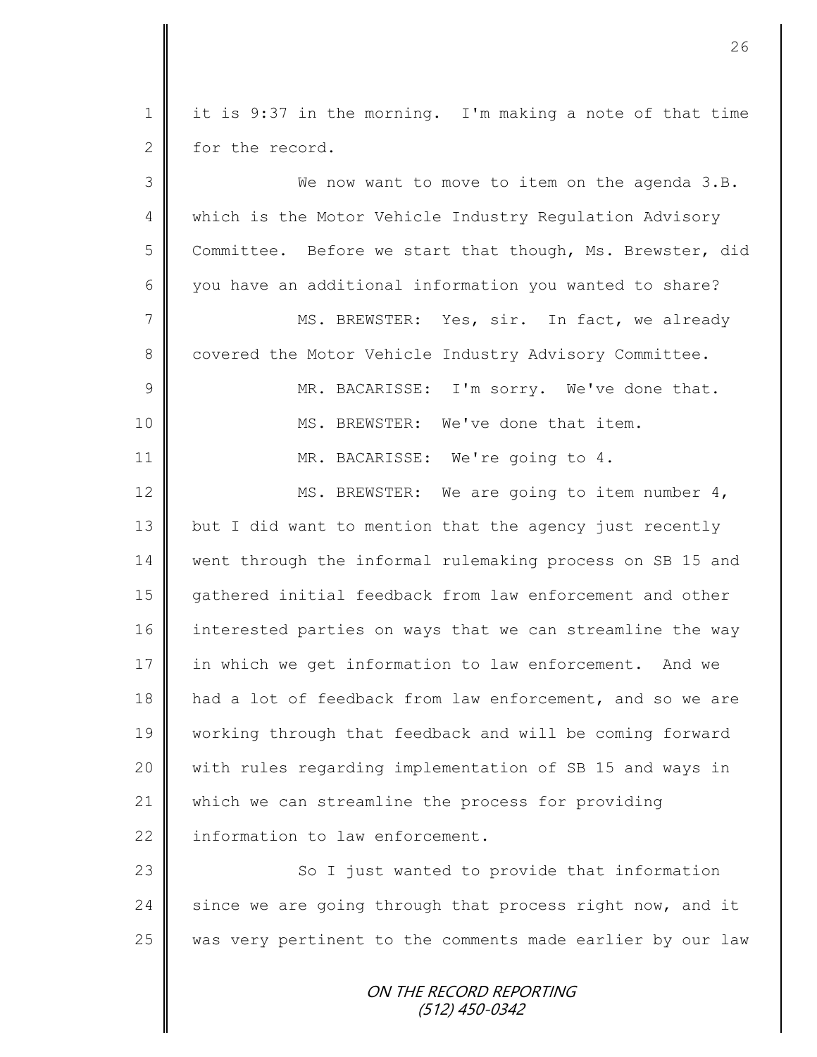it is 9:37 in the morning. I'm making a note of that time for the record.

We now want to move to item on the agenda 3.B. which is the Motor Vehicle Industry Regulation Advisory Committee. Before we start that though, Ms. Brewster, did you have an additional information you wanted to share?

MS. BREWSTER: Yes, sir. In fact, we already covered the Motor Vehicle Industry Advisory Committee.

MR. BACARISSE: I'm sorry. We've done that.

MS. BREWSTER: We've done that item.

MR. BACARISSE: We're going to 4.

MS. BREWSTER: We are going to item number 4, but I did want to mention that the agency just recently went through the informal rulemaking process on SB 15 and gathered initial feedback from law enforcement and other interested parties on ways that we can streamline the way in which we get information to law enforcement. And we had a lot of feedback from law enforcement, and so we are working through that feedback and will be coming forward with rules regarding implementation of SB 15 and ways in which we can streamline the process for providing information to law enforcement.

So I just wanted to provide that information since we are going through that process right now, and it was very pertinent to the comments made earlier by our law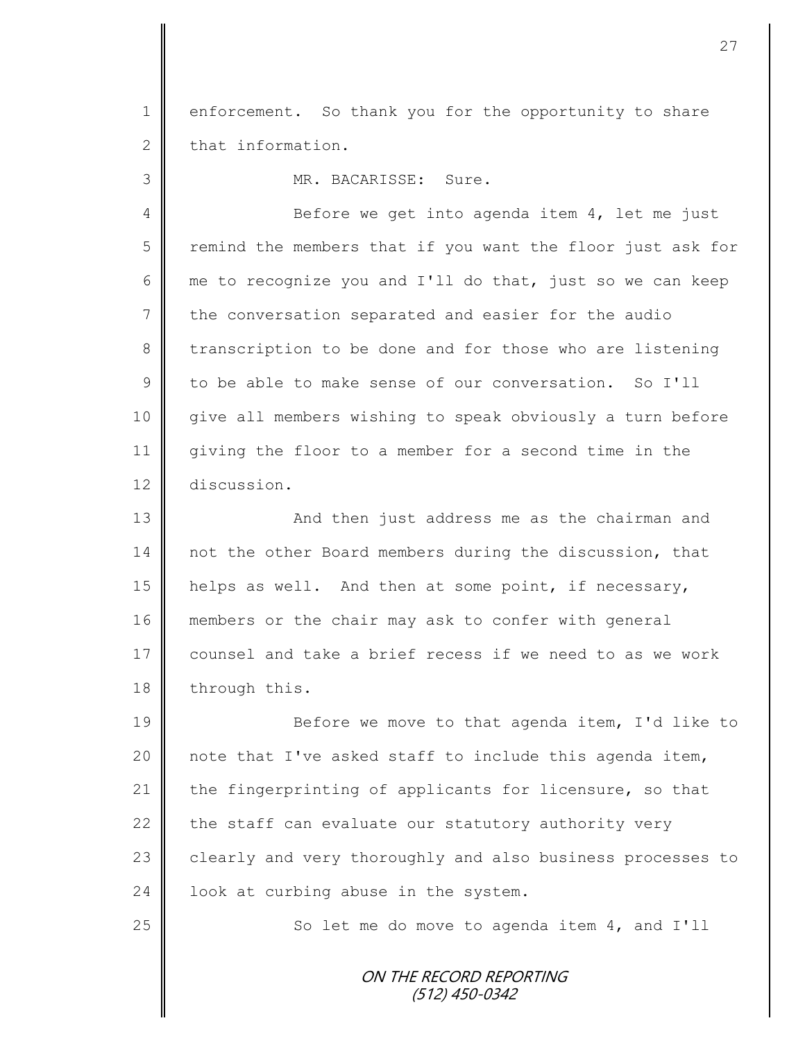enforcement. So thank you for the opportunity to share that information.

MR. BACARISSE: Sure.

Before we get into agenda item 4, let me just remind the members that if you want the floor just ask for me to recognize you and I'll do that, just so we can keep the conversation separated and easier for the audio transcription to be done and for those who are listening to be able to make sense of our conversation. So I'll give all members wishing to speak obviously a turn before giving the floor to a member for a second time in the discussion.

And then just address me as the chairman and not the other Board members during the discussion, that helps as well. And then at some point, if necessary, members or the chair may ask to confer with general counsel and take a brief recess if we need to as we work through this.

Before we move to that agenda item, I'd like to note that I've asked staff to include this agenda item, the fingerprinting of applicants for licensure, so that the staff can evaluate our statutory authority very clearly and very thoroughly and also business processes to look at curbing abuse in the system.

So let me do move to agenda item 4, and I'll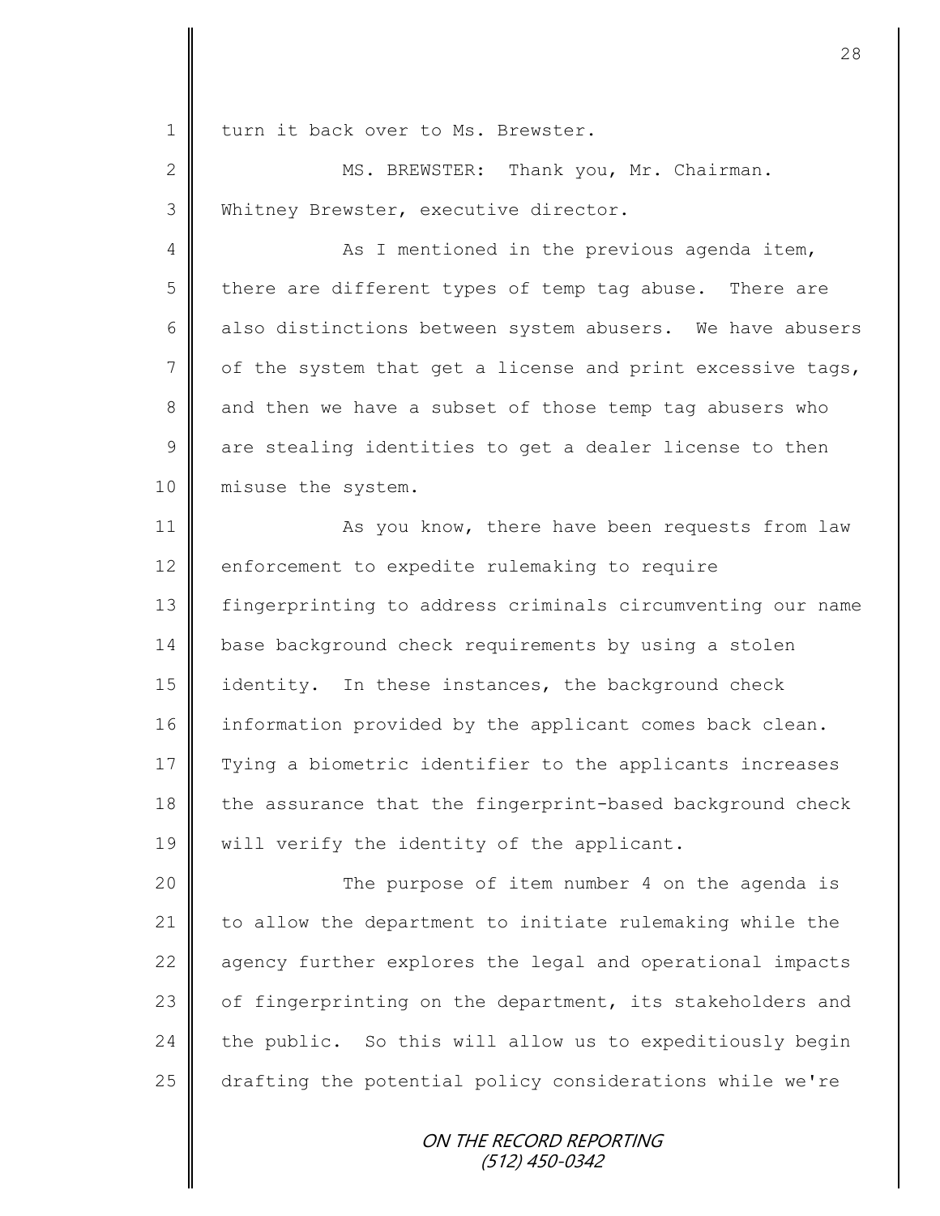turn it back over to Ms. Brewster.

MS. BREWSTER: Thank you, Mr. Chairman. Whitney Brewster, executive director.

As I mentioned in the previous agenda item, there are different types of temp tag abuse. There are also distinctions between system abusers. We have abusers of the system that get a license and print excessive tags, and then we have a subset of those temp tag abusers who are stealing identities to get a dealer license to then misuse the system.

As you know, there have been requests from law enforcement to expedite rulemaking to require fingerprinting to address criminals circumventing our name base background check requirements by using a stolen identity. In these instances, the background check information provided by the applicant comes back clean. Tying a biometric identifier to the applicants increases the assurance that the fingerprint-based background check will verify the identity of the applicant.

The purpose of item number 4 on the agenda is to allow the department to initiate rulemaking while the agency further explores the legal and operational impacts of fingerprinting on the department, its stakeholders and the public. So this will allow us to expeditiously begin drafting the potential policy considerations while we're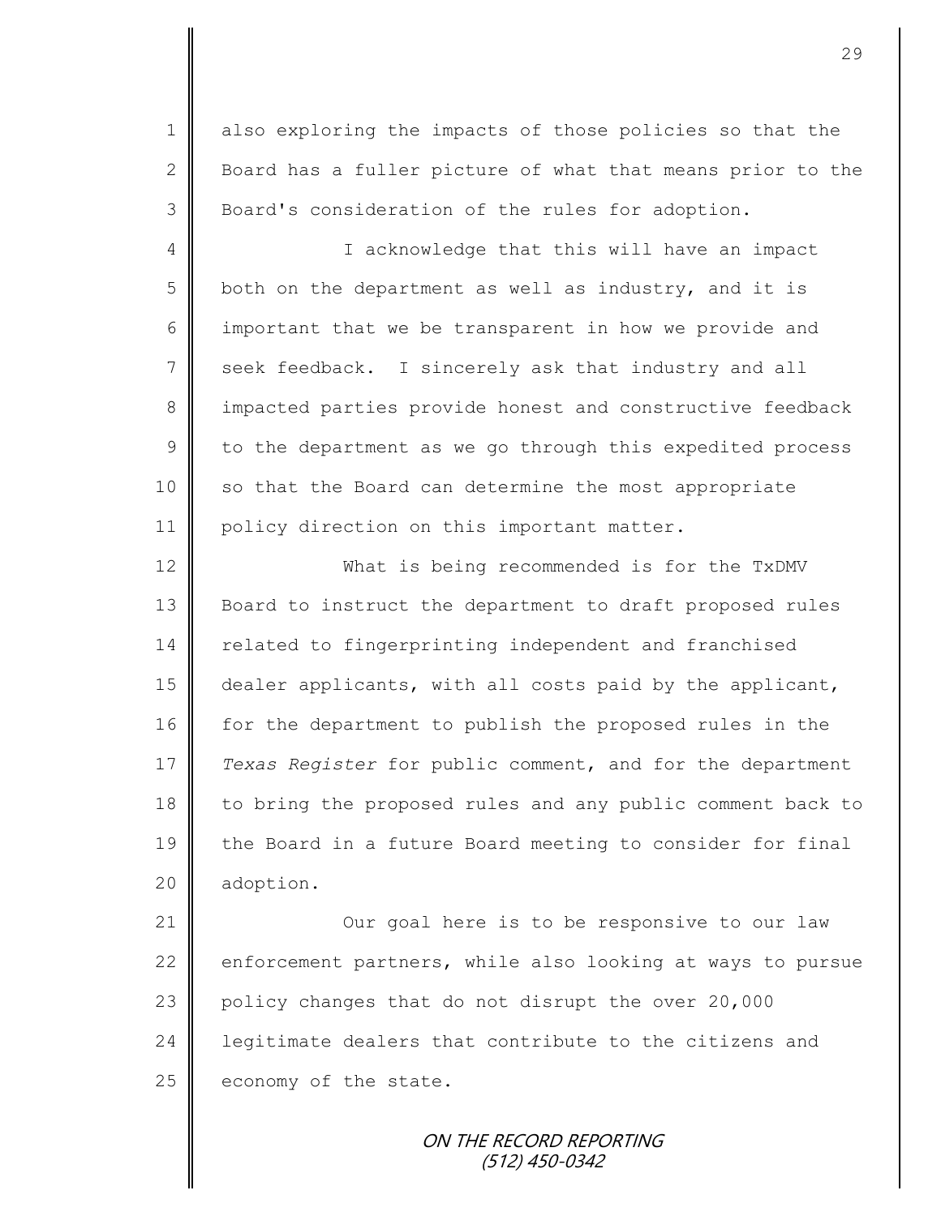also exploring the impacts of those policies so that the Board has a fuller picture of what that means prior to the Board's consideration of the rules for adoption.

I acknowledge that this will have an impact both on the department as well as industry, and it is important that we be transparent in how we provide and seek feedback. I sincerely ask that industry and all impacted parties provide honest and constructive feedback to the department as we go through this expedited process so that the Board can determine the most appropriate policy direction on this important matter.

What is being recommended is for the TxDMV Board to instruct the department to draft proposed rules related to fingerprinting independent and franchised dealer applicants, with all costs paid by the applicant, for the department to publish the proposed rules in the *Texas Register* for public comment, and for the department to bring the proposed rules and any public comment back to the Board in a future Board meeting to consider for final adoption.

Our goal here is to be responsive to our law enforcement partners, while also looking at ways to pursue policy changes that do not disrupt the over 20,000 legitimate dealers that contribute to the citizens and economy of the state.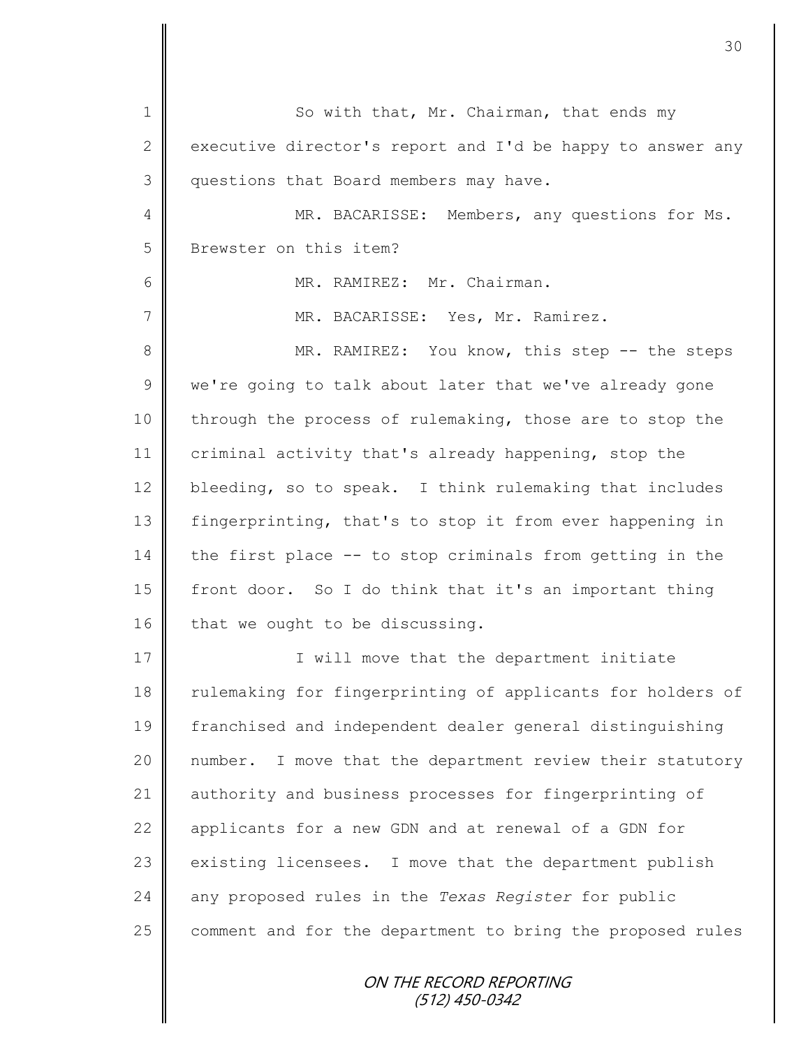So with that, Mr. Chairman, that ends my executive director's report and I'd be happy to answer any questions that Board members may have.

MR. BACARISSE: Members, any questions for Ms. Brewster on this item?

MR. RAMIREZ: Mr. Chairman.

MR. BACARISSE: Yes, Mr. Ramirez.

MR. RAMIREZ: You know, this step -- the steps we're going to talk about later that we've already gone through the process of rulemaking, those are to stop the criminal activity that's already happening, stop the bleeding, so to speak. I think rulemaking that includes fingerprinting, that's to stop it from ever happening in the first place -- to stop criminals from getting in the front door. So I do think that it's an important thing that we ought to be discussing.

I will move that the department initiate rulemaking for fingerprinting of applicants for holders of franchised and independent dealer general distinguishing number. I move that the department review their statutory authority and business processes for fingerprinting of applicants for a new GDN and at renewal of a GDN for existing licensees. I move that the department publish any proposed rules in the *Texas Register* for public comment and for the department to bring the proposed rules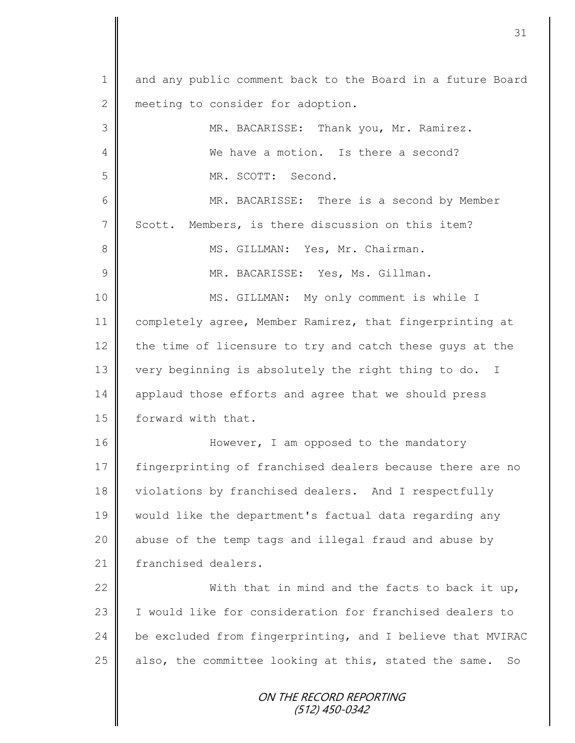and any public comment back to the Board in a future Board meeting to consider for adoption.

MR. BACARISSE: Thank you, Mr. Ramirez.

We have a motion. Is there a second?

MR. SCOTT: Second.

MR. BACARISSE: There is a second by Member Scott. Members, is there discussion on this item?

MS. GILLMAN: Yes, Mr. Chairman.

MR. BACARISSE: Yes, Ms. Gillman.

MS. GILLMAN: My only comment is while I completely agree, Member Ramirez, that fingerprinting at the time of licensure to try and catch these guys at the very beginning is absolutely the right thing to do. I applaud those efforts and agree that we should press forward with that.

However, I am opposed to the mandatory fingerprinting of franchised dealers because there are no violations by franchised dealers. And I respectfully would like the department's factual data regarding any abuse of the temp tags and illegal fraud and abuse by franchised dealers.

With that in mind and the facts to back it up, I would like for consideration for franchised dealers to be excluded from fingerprinting, and I believe that MVIRAC also, the committee looking at this, stated the same. So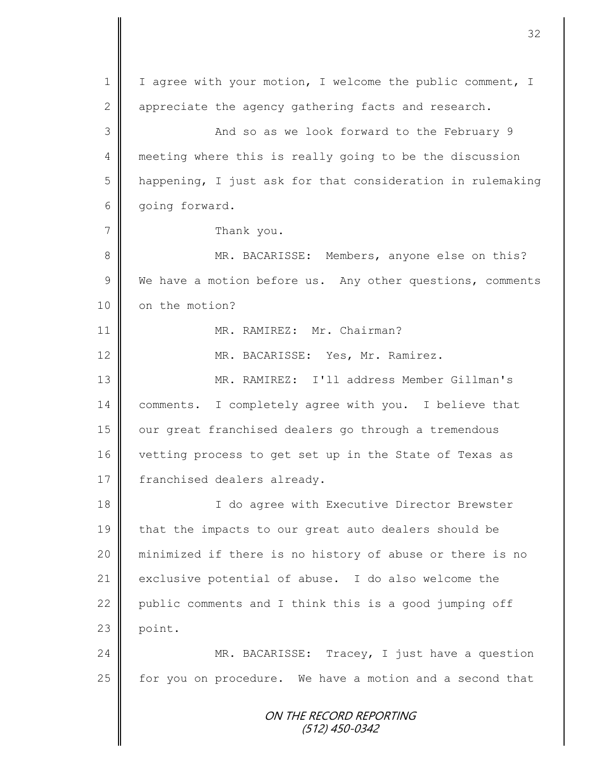I agree with your motion, I welcome the public comment, I appreciate the agency gathering facts and research.

And so as we look forward to the February 9 meeting where this is really going to be the discussion happening, I just ask for that consideration in rulemaking going forward.

Thank you.

MR. BACARISSE: Members, anyone else on this? We have a motion before us. Any other questions, comments on the motion?

MR. RAMIREZ: Mr. Chairman?

MR. BACARISSE: Yes, Mr. Ramirez.

MR. RAMIREZ: I'll address Member Gillman's comments. I completely agree with you. I believe that our great franchised dealers go through a tremendous vetting process to get set up in the State of Texas as franchised dealers already.

I do agree with Executive Director Brewster that the impacts to our great auto dealers should be minimized if there is no history of abuse or there is no exclusive potential of abuse. I do also welcome the public comments and I think this is a good jumping off point.

MR. BACARISSE: Tracey, I just have a question for you on procedure. We have a motion and a second that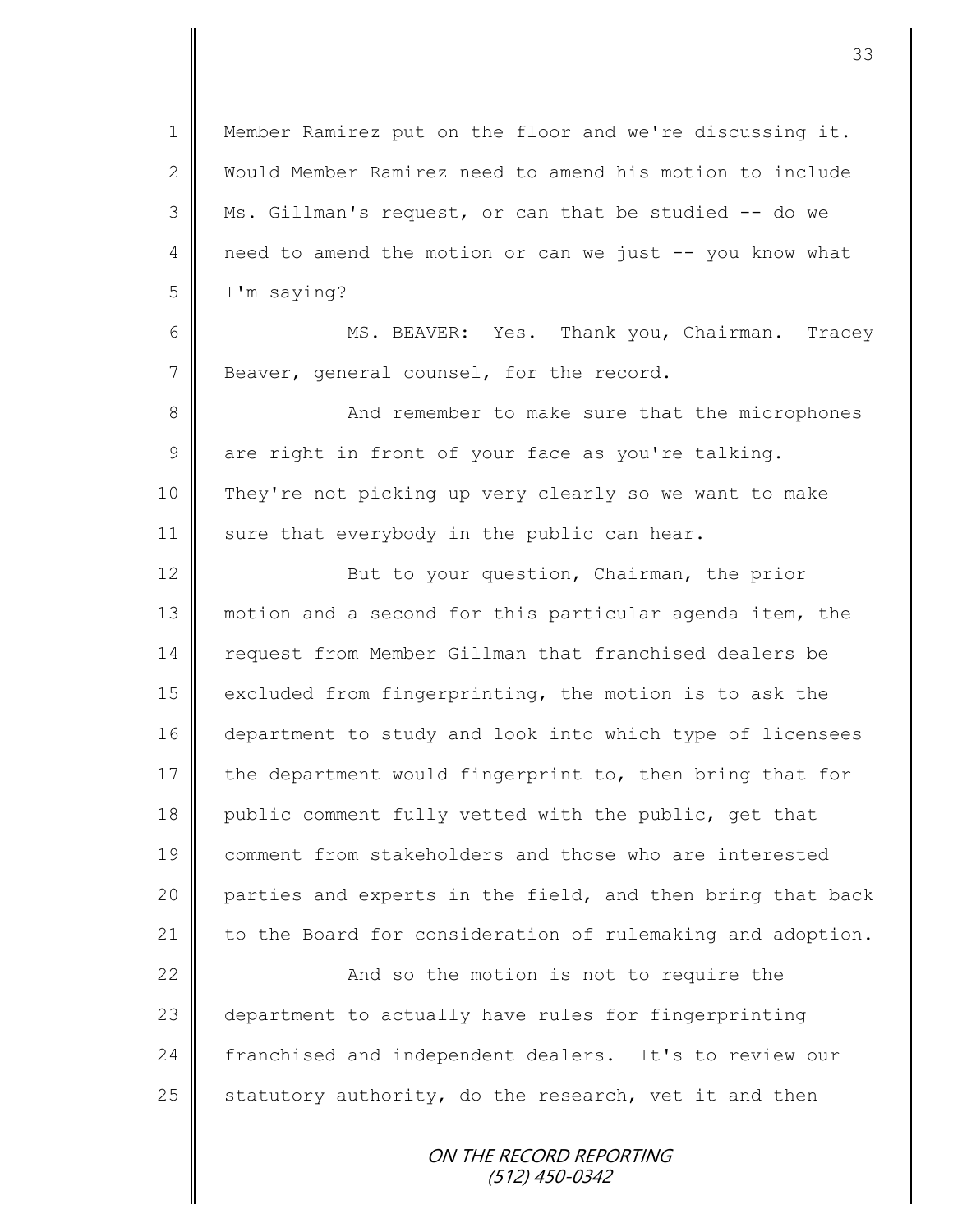Member Ramirez put on the floor and we're discussing it. Would Member Ramirez need to amend his motion to include Ms. Gillman's request, or can that be studied -- do we need to amend the motion or can we just -- you know what I'm saying?

MS. BEAVER: Yes. Thank you, Chairman. Tracey Beaver, general counsel, for the record.

And remember to make sure that the microphones are right in front of your face as you're talking. They're not picking up very clearly so we want to make sure that everybody in the public can hear.

But to your question, Chairman, the prior motion and a second for this particular agenda item, the request from Member Gillman that franchised dealers be excluded from fingerprinting, the motion is to ask the department to study and look into which type of licensees the department would fingerprint to, then bring that for public comment fully vetted with the public, get that comment from stakeholders and those who are interested parties and experts in the field, and then bring that back to the Board for consideration of rulemaking and adoption.

And so the motion is not to require the department to actually have rules for fingerprinting franchised and independent dealers. It's to review our statutory authority, do the research, vet it and then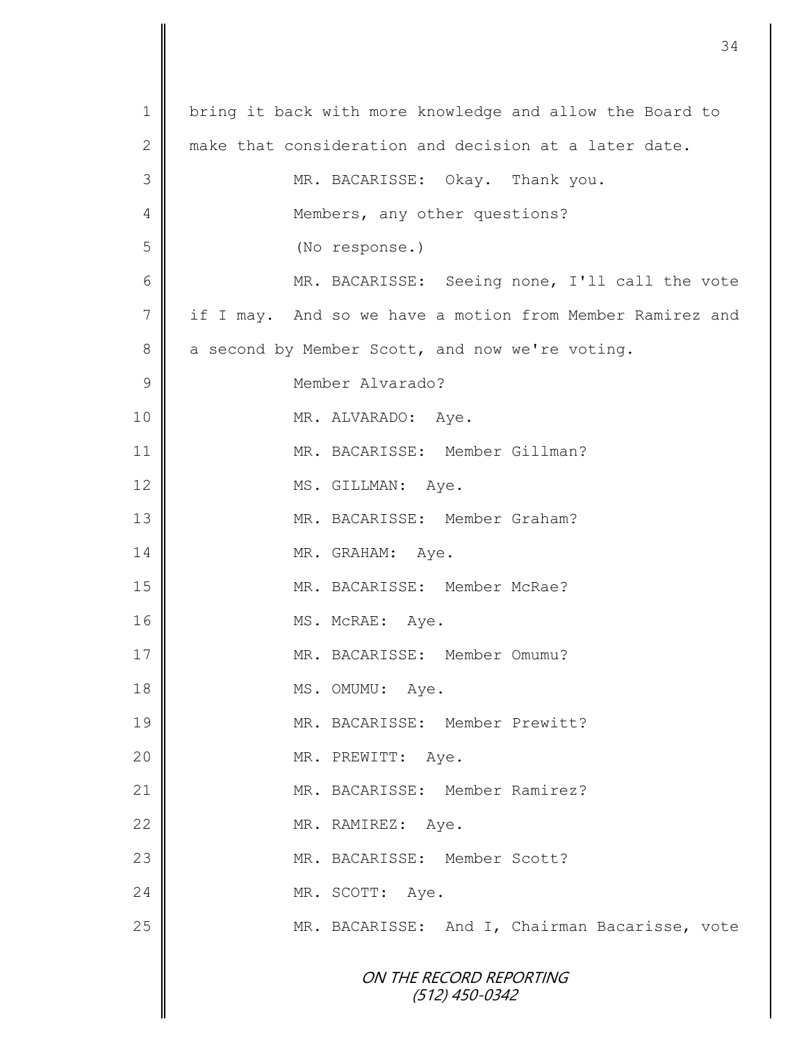1 bring it back with more knowledge and allow the Board to
2 make that consideration and decision at a later date.
3 MR. BACARISSE: Okay. Thank you.
4 Members, any other questions?
5 (No response.)
6 MR. BACARISSE: Seeing none, I'll call the vote
7 if I may. And so we have a motion from Member Ramirez and
8 a second by Member Scott, and now we're voting.
9 Member Alvarado?
10 MR. ALVARADO: Aye.
11 MR. BACARISSE: Member Gillman?
12 MS. GILLMAN: Aye.
13 MR. BACARISSE: Member Graham?
14 MR. GRAHAM: Aye.
15 MR. BACARISSE: Member McRae?
16 MS. McRAE: Aye.
17 MR. BACARISSE: Member Omumu?
18 MS. OMUMU: Aye.
19 MR. BACARISSE: Member Prewitt?
20 MR. PREWITT: Aye.
21 MR. BACARISSE: Member Ramirez?
22 MR. RAMIREZ: Aye.
23 MR. BACARISSE: Member Scott?
24 MR. SCOTT: Aye.
25 MR. BACARISSE: And I, Chairman Bacarisse, vote

ON THE RECORD REPORTING
(512) 450-0342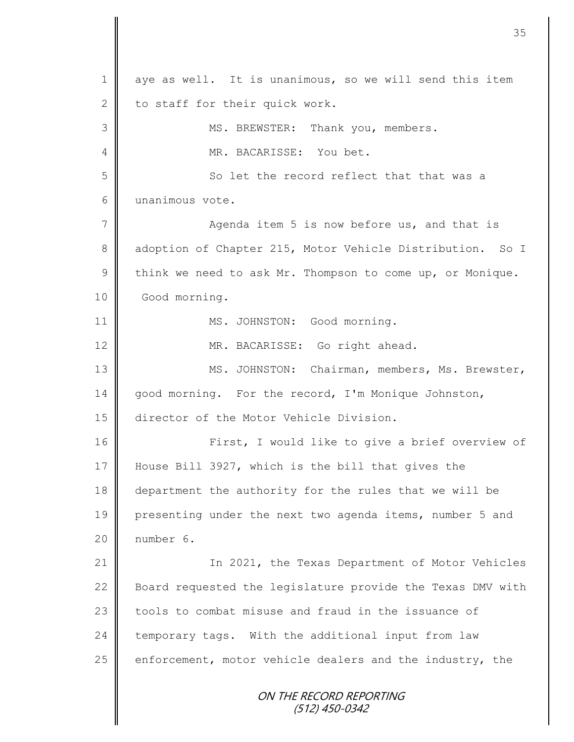aye as well. It is unanimous, so we will send this item to staff for their quick work.

MS. BREWSTER: Thank you, members.

MR. BACARISSE: You bet.

So let the record reflect that that was a unanimous vote.

Agenda item 5 is now before us, and that is adoption of Chapter 215, Motor Vehicle Distribution. So I think we need to ask Mr. Thompson to come up, or Monique. Good morning.

MS. JOHNSTON: Good morning.

MR. BACARISSE: Go right ahead.

MS. JOHNSTON: Chairman, members, Ms. Brewster, good morning. For the record, I'm Monique Johnston, director of the Motor Vehicle Division.

First, I would like to give a brief overview of House Bill 3927, which is the bill that gives the department the authority for the rules that we will be presenting under the next two agenda items, number 5 and number 6.

In 2021, the Texas Department of Motor Vehicles Board requested the legislature provide the Texas DMV with tools to combat misuse and fraud in the issuance of temporary tags. With the additional input from law enforcement, motor vehicle dealers and the industry, the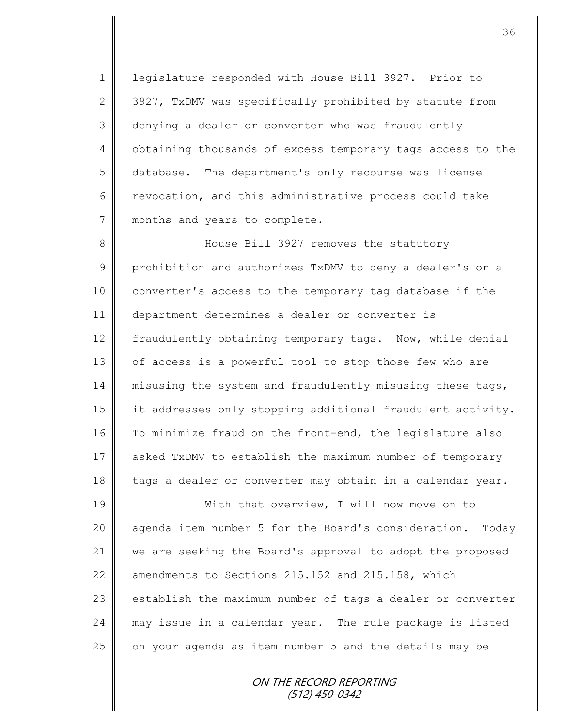legislature responded with House Bill 3927. Prior to 3927, TxDMV was specifically prohibited by statute from denying a dealer or converter who was fraudulently obtaining thousands of excess temporary tags access to the database. The department's only recourse was license revocation, and this administrative process could take months and years to complete.

House Bill 3927 removes the statutory prohibition and authorizes TxDMV to deny a dealer's or a converter's access to the temporary tag database if the department determines a dealer or converter is fraudulently obtaining temporary tags. Now, while denial of access is a powerful tool to stop those few who are misusing the system and fraudulently misusing these tags, it addresses only stopping additional fraudulent activity. To minimize fraud on the front-end, the legislature also asked TxDMV to establish the maximum number of temporary tags a dealer or converter may obtain in a calendar year.

With that overview, I will now move on to agenda item number 5 for the Board's consideration. Today we are seeking the Board's approval to adopt the proposed amendments to Sections 215.152 and 215.158, which establish the maximum number of tags a dealer or converter may issue in a calendar year. The rule package is listed on your agenda as item number 5 and the details may be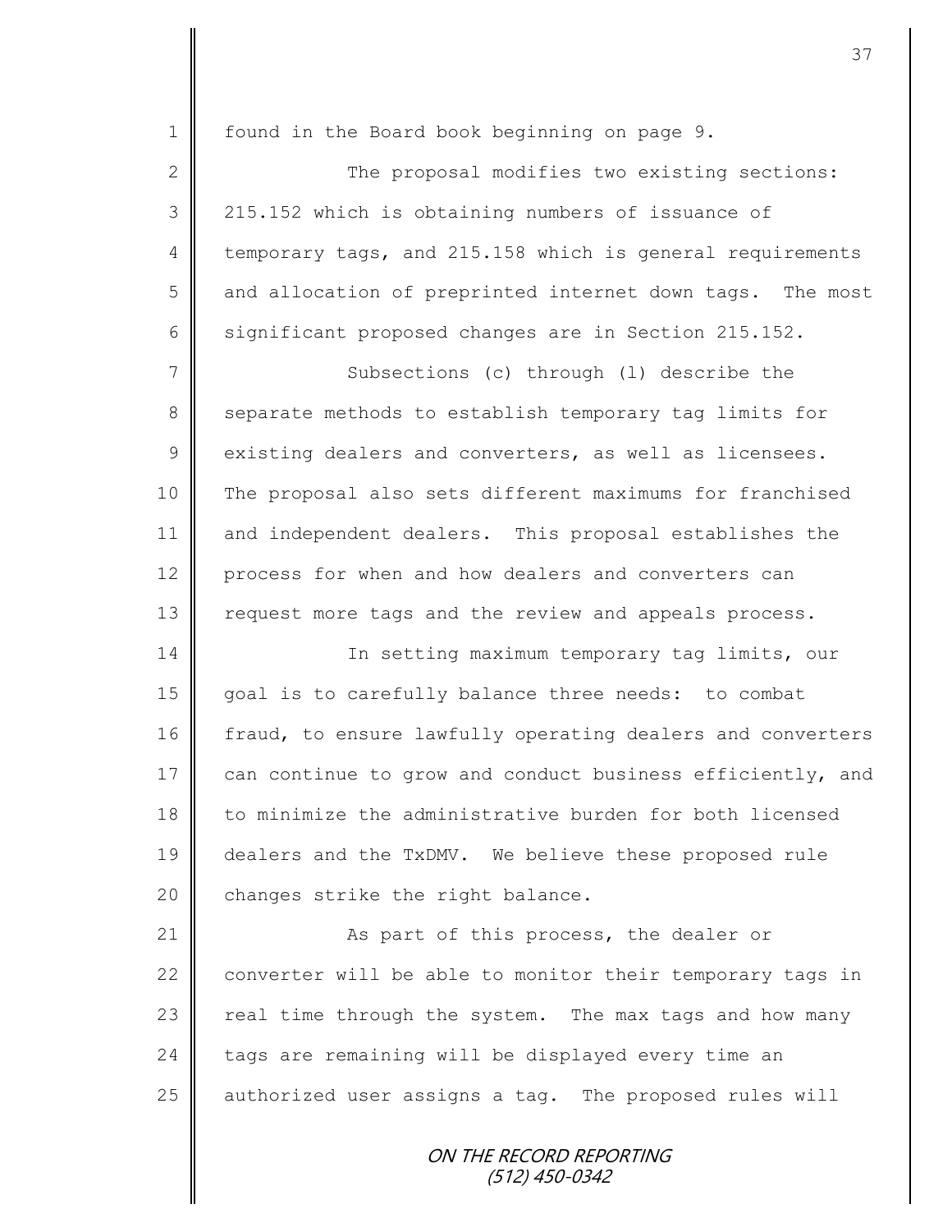found in the Board book beginning on page 9.

The proposal modifies two existing sections: 215.152 which is obtaining numbers of issuance of temporary tags, and 215.158 which is general requirements and allocation of preprinted internet down tags. The most significant proposed changes are in Section 215.152.

Subsections (c) through (l) describe the separate methods to establish temporary tag limits for existing dealers and converters, as well as licensees. The proposal also sets different maximums for franchised and independent dealers. This proposal establishes the process for when and how dealers and converters can request more tags and the review and appeals process.

In setting maximum temporary tag limits, our goal is to carefully balance three needs: to combat fraud, to ensure lawfully operating dealers and converters can continue to grow and conduct business efficiently, and to minimize the administrative burden for both licensed dealers and the TxDMV. We believe these proposed rule changes strike the right balance.

As part of this process, the dealer or converter will be able to monitor their temporary tags in real time through the system. The max tags and how many tags are remaining will be displayed every time an authorized user assigns a tag. The proposed rules will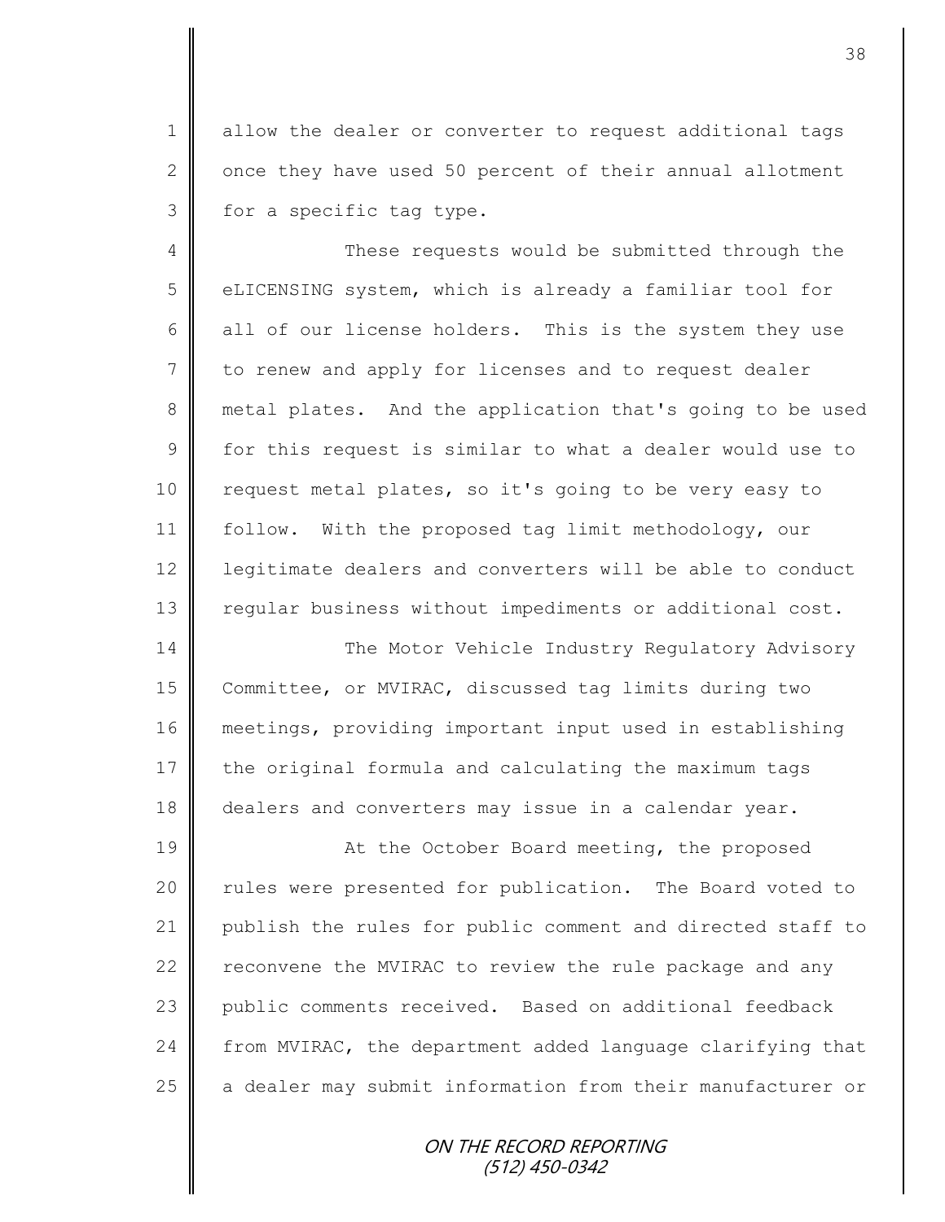allow the dealer or converter to request additional tags once they have used 50 percent of their annual allotment for a specific tag type.

These requests would be submitted through the eLICENSING system, which is already a familiar tool for all of our license holders. This is the system they use to renew and apply for licenses and to request dealer metal plates. And the application that's going to be used for this request is similar to what a dealer would use to request metal plates, so it's going to be very easy to follow. With the proposed tag limit methodology, our legitimate dealers and converters will be able to conduct regular business without impediments or additional cost.

The Motor Vehicle Industry Regulatory Advisory Committee, or MVIRAC, discussed tag limits during two meetings, providing important input used in establishing the original formula and calculating the maximum tags dealers and converters may issue in a calendar year.

At the October Board meeting, the proposed rules were presented for publication. The Board voted to publish the rules for public comment and directed staff to reconvene the MVIRAC to review the rule package and any public comments received. Based on additional feedback from MVIRAC, the department added language clarifying that a dealer may submit information from their manufacturer or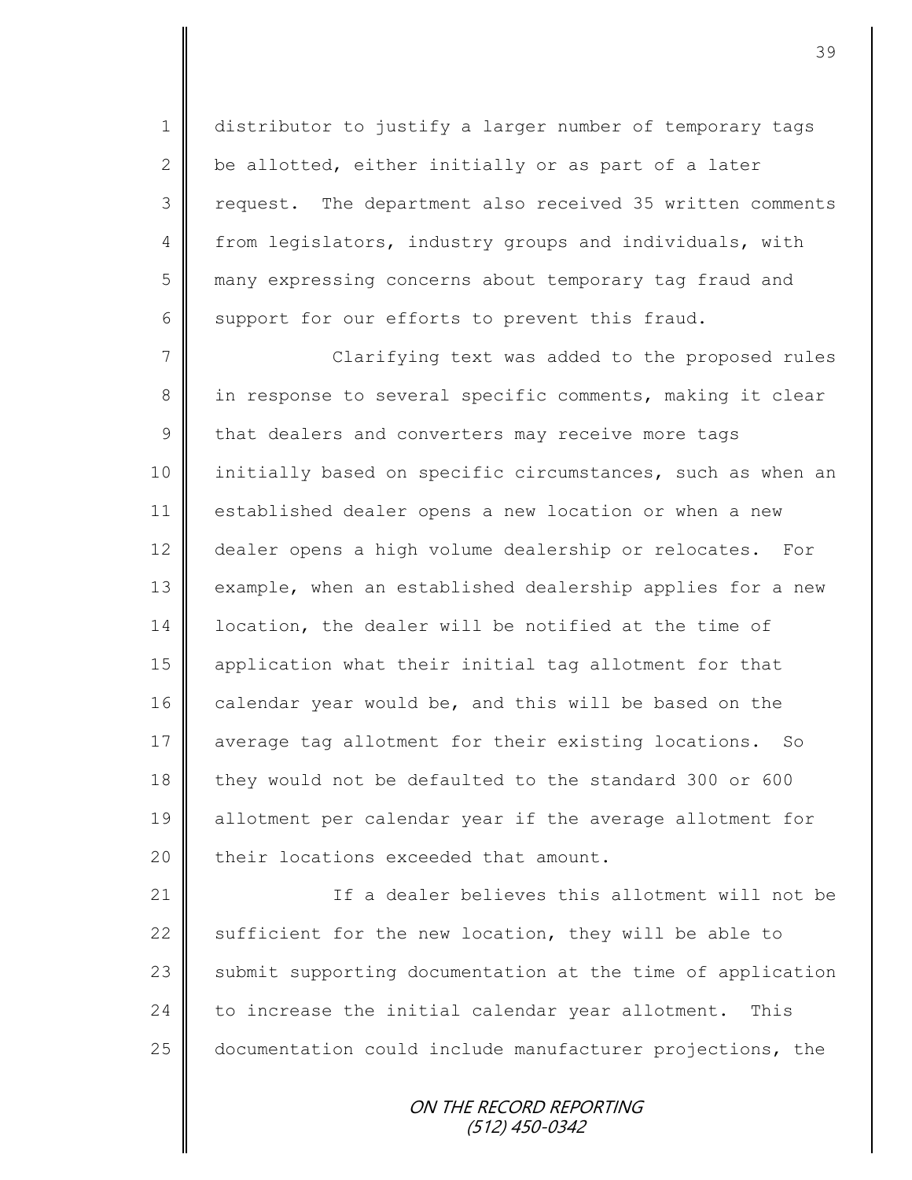distributor to justify a larger number of temporary tags be allotted, either initially or as part of a later request. The department also received 35 written comments from legislators, industry groups and individuals, with many expressing concerns about temporary tag fraud and support for our efforts to prevent this fraud.

Clarifying text was added to the proposed rules in response to several specific comments, making it clear that dealers and converters may receive more tags initially based on specific circumstances, such as when an established dealer opens a new location or when a new dealer opens a high volume dealership or relocates. For example, when an established dealership applies for a new location, the dealer will be notified at the time of application what their initial tag allotment for that calendar year would be, and this will be based on the average tag allotment for their existing locations. So they would not be defaulted to the standard 300 or 600 allotment per calendar year if the average allotment for their locations exceeded that amount.

If a dealer believes this allotment will not be sufficient for the new location, they will be able to submit supporting documentation at the time of application to increase the initial calendar year allotment. This documentation could include manufacturer projections, the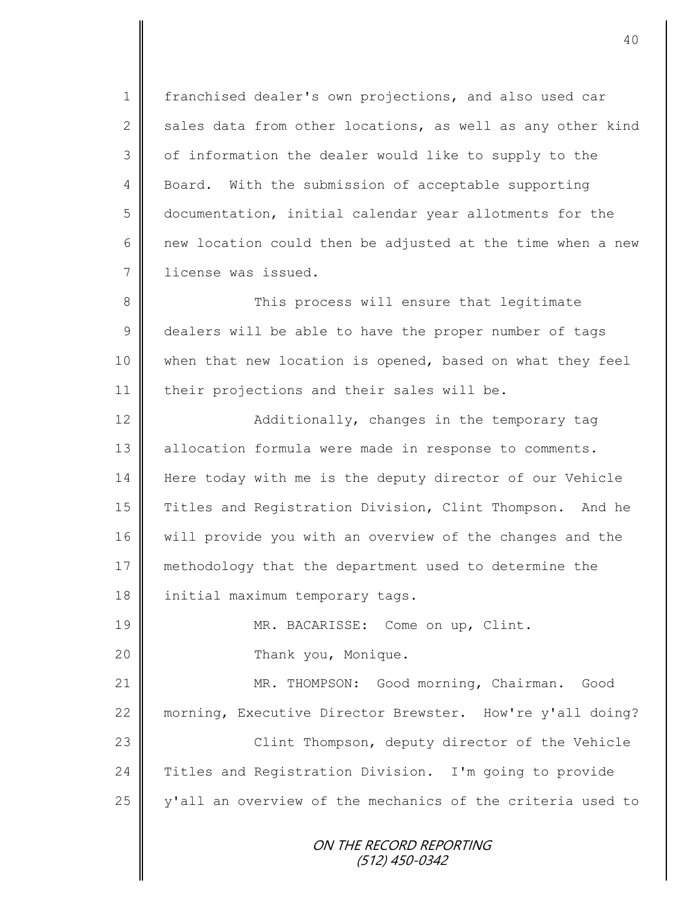franchised dealer's own projections, and also used car sales data from other locations, as well as any other kind of information the dealer would like to supply to the Board. With the submission of acceptable supporting documentation, initial calendar year allotments for the new location could then be adjusted at the time when a new license was issued.

This process will ensure that legitimate dealers will be able to have the proper number of tags when that new location is opened, based on what they feel their projections and their sales will be.

Additionally, changes in the temporary tag allocation formula were made in response to comments. Here today with me is the deputy director of our Vehicle Titles and Registration Division, Clint Thompson. And he will provide you with an overview of the changes and the methodology that the department used to determine the initial maximum temporary tags.

MR. BACARISSE: Come on up, Clint.

Thank you, Monique.

MR. THOMPSON: Good morning, Chairman. Good morning, Executive Director Brewster. How're y'all doing?

Clint Thompson, deputy director of the Vehicle Titles and Registration Division. I'm going to provide y'all an overview of the mechanics of the criteria used to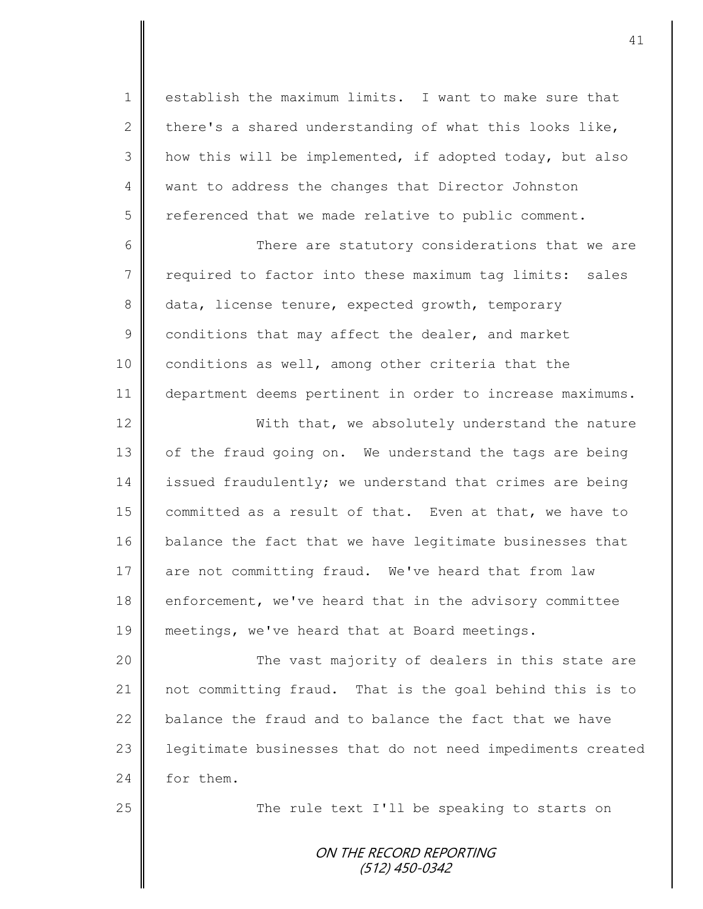establish the maximum limits. I want to make sure that there's a shared understanding of what this looks like, how this will be implemented, if adopted today, but also want to address the changes that Director Johnston referenced that we made relative to public comment.

There are statutory considerations that we are required to factor into these maximum tag limits: sales data, license tenure, expected growth, temporary conditions that may affect the dealer, and market conditions as well, among other criteria that the department deems pertinent in order to increase maximums.

With that, we absolutely understand the nature of the fraud going on. We understand the tags are being issued fraudulently; we understand that crimes are being committed as a result of that. Even at that, we have to balance the fact that we have legitimate businesses that are not committing fraud. We've heard that from law enforcement, we've heard that in the advisory committee meetings, we've heard that at Board meetings.

The vast majority of dealers in this state are not committing fraud. That is the goal behind this is to balance the fraud and to balance the fact that we have legitimate businesses that do not need impediments created for them.

The rule text I'll be speaking to starts on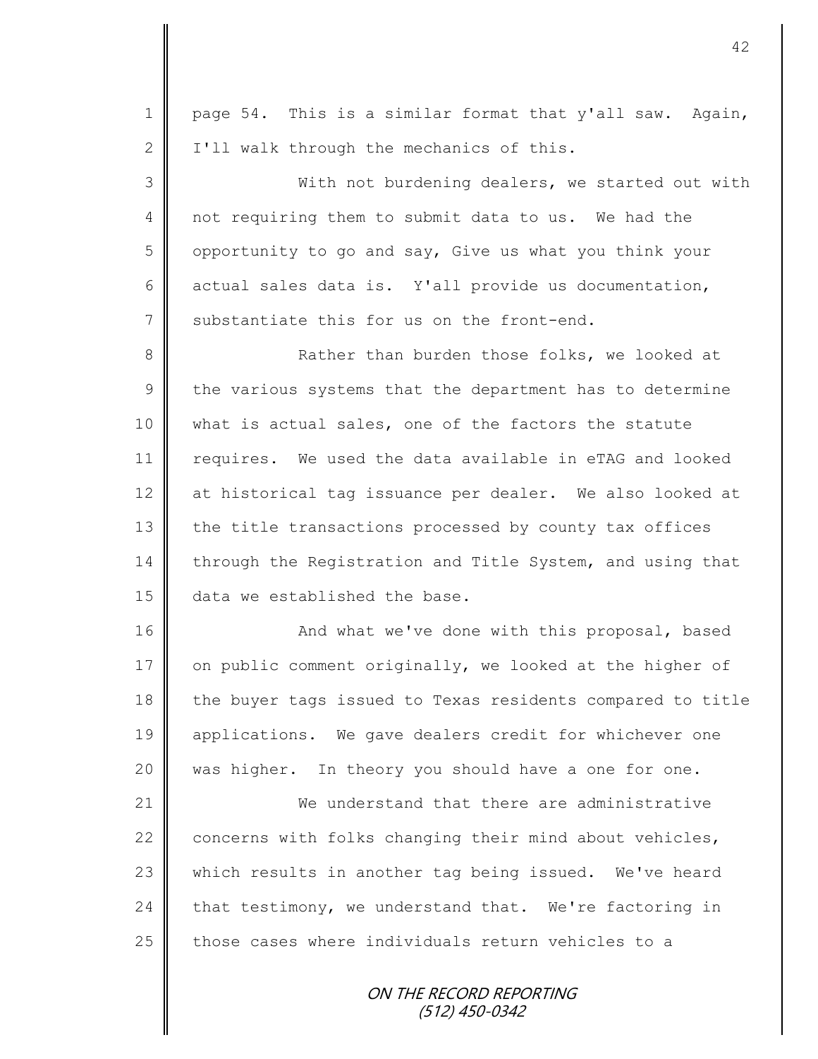page 54. This is a similar format that y'all saw. Again, I'll walk through the mechanics of this.

With not burdening dealers, we started out with not requiring them to submit data to us. We had the opportunity to go and say, Give us what you think your actual sales data is. Y'all provide us documentation, substantiate this for us on the front-end.

Rather than burden those folks, we looked at the various systems that the department has to determine what is actual sales, one of the factors the statute requires. We used the data available in eTAG and looked at historical tag issuance per dealer. We also looked at the title transactions processed by county tax offices through the Registration and Title System, and using that data we established the base.

And what we've done with this proposal, based on public comment originally, we looked at the higher of the buyer tags issued to Texas residents compared to title applications. We gave dealers credit for whichever one was higher. In theory you should have a one for one.

We understand that there are administrative concerns with folks changing their mind about vehicles, which results in another tag being issued. We've heard that testimony, we understand that. We're factoring in those cases where individuals return vehicles to a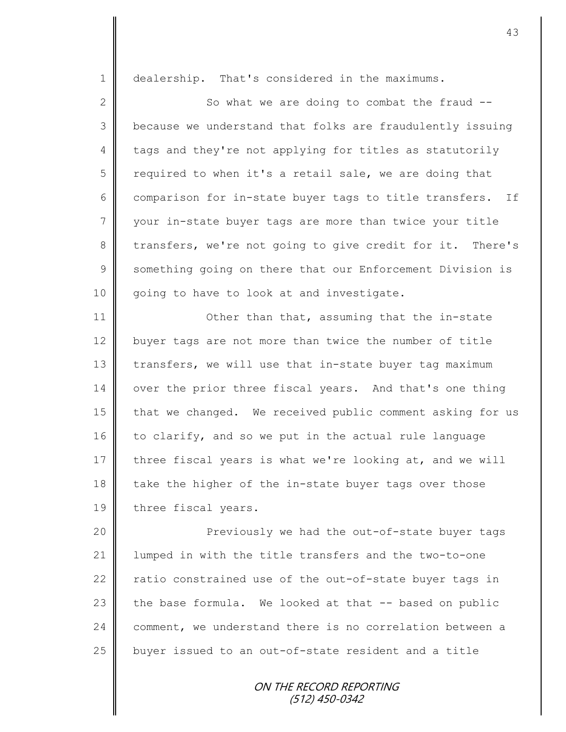dealership. That's considered in the maximums.

So what we are doing to combat the fraud -- because we understand that folks are fraudulently issuing tags and they're not applying for titles as statutorily required to when it's a retail sale, we are doing that comparison for in-state buyer tags to title transfers. If your in-state buyer tags are more than twice your title transfers, we're not going to give credit for it. There's something going on there that our Enforcement Division is going to have to look at and investigate.

Other than that, assuming that the in-state buyer tags are not more than twice the number of title transfers, we will use that in-state buyer tag maximum over the prior three fiscal years. And that's one thing that we changed. We received public comment asking for us to clarify, and so we put in the actual rule language three fiscal years is what we're looking at, and we will take the higher of the in-state buyer tags over those three fiscal years.

Previously we had the out-of-state buyer tags lumped in with the title transfers and the two-to-one ratio constrained use of the out-of-state buyer tags in the base formula. We looked at that -- based on public comment, we understand there is no correlation between a buyer issued to an out-of-state resident and a title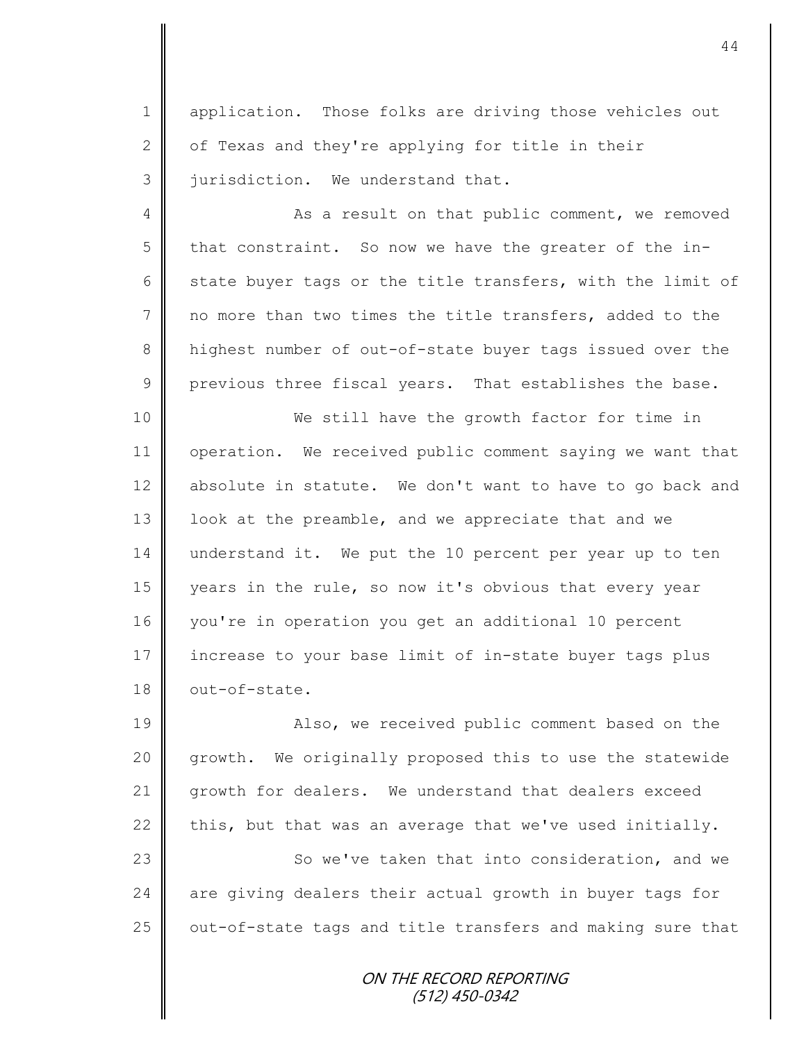application. Those folks are driving those vehicles out of Texas and they're applying for title in their jurisdiction. We understand that.

As a result on that public comment, we removed that constraint. So now we have the greater of the in-state buyer tags or the title transfers, with the limit of no more than two times the title transfers, added to the highest number of out-of-state buyer tags issued over the previous three fiscal years. That establishes the base.

We still have the growth factor for time in operation. We received public comment saying we want that absolute in statute. We don't want to have to go back and look at the preamble, and we appreciate that and we understand it. We put the 10 percent per year up to ten years in the rule, so now it's obvious that every year you're in operation you get an additional 10 percent increase to your base limit of in-state buyer tags plus out-of-state.

Also, we received public comment based on the growth. We originally proposed this to use the statewide growth for dealers. We understand that dealers exceed this, but that was an average that we've used initially.

So we've taken that into consideration, and we are giving dealers their actual growth in buyer tags for out-of-state tags and title transfers and making sure that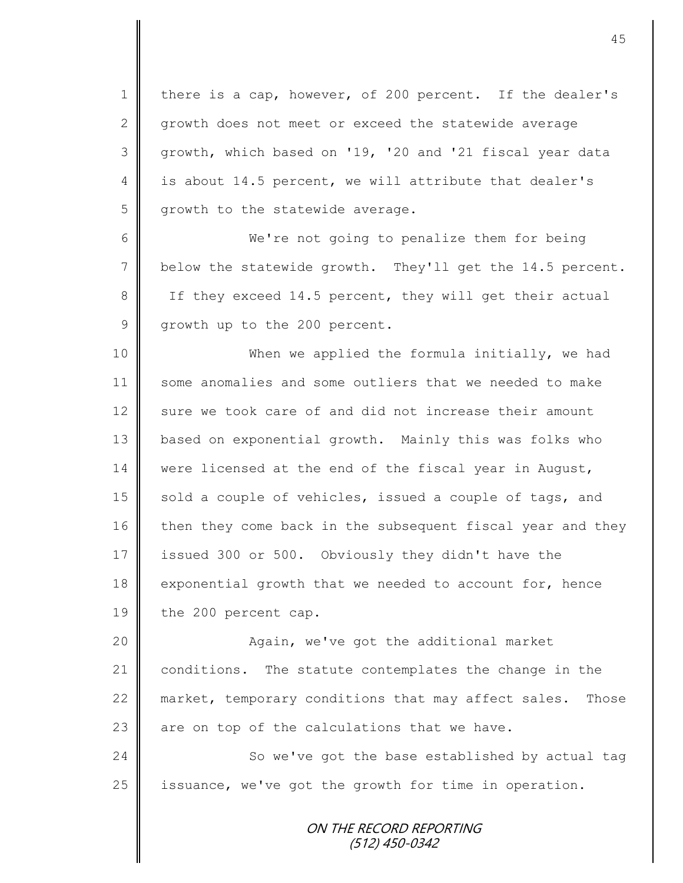there is a cap, however, of 200 percent. If the dealer's growth does not meet or exceed the statewide average growth, which based on '19, '20 and '21 fiscal year data is about 14.5 percent, we will attribute that dealer's growth to the statewide average.

We're not going to penalize them for being below the statewide growth. They'll get the 14.5 percent. If they exceed 14.5 percent, they will get their actual growth up to the 200 percent.

When we applied the formula initially, we had some anomalies and some outliers that we needed to make sure we took care of and did not increase their amount based on exponential growth. Mainly this was folks who were licensed at the end of the fiscal year in August, sold a couple of vehicles, issued a couple of tags, and then they come back in the subsequent fiscal year and they issued 300 or 500. Obviously they didn't have the exponential growth that we needed to account for, hence the 200 percent cap.

Again, we've got the additional market conditions. The statute contemplates the change in the market, temporary conditions that may affect sales. Those are on top of the calculations that we have.

So we've got the base established by actual tag issuance, we've got the growth for time in operation.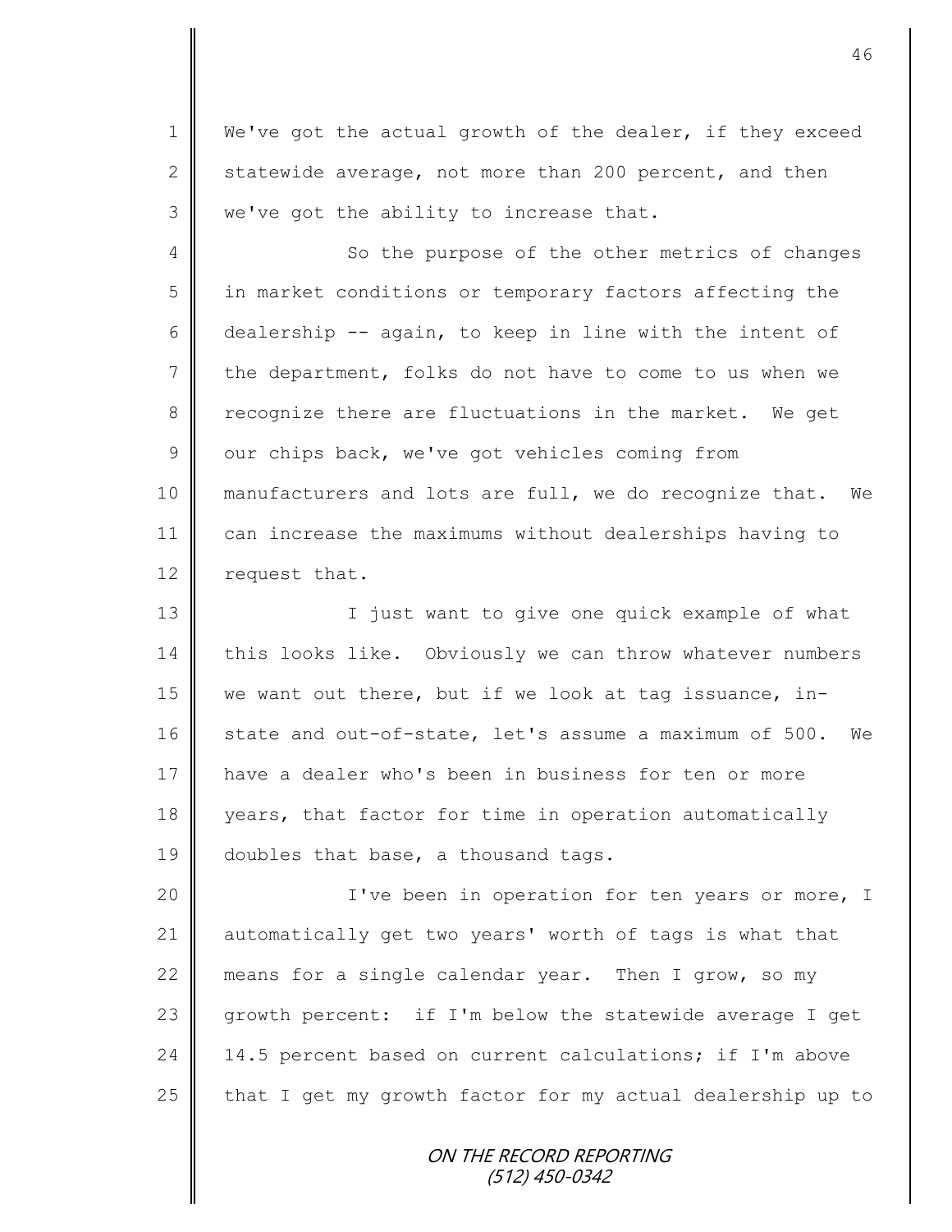We've got the actual growth of the dealer, if they exceed statewide average, not more than 200 percent, and then we've got the ability to increase that.

So the purpose of the other metrics of changes in market conditions or temporary factors affecting the dealership -- again, to keep in line with the intent of the department, folks do not have to come to us when we recognize there are fluctuations in the market. We get our chips back, we've got vehicles coming from manufacturers and lots are full, we do recognize that. We can increase the maximums without dealerships having to request that.

I just want to give one quick example of what this looks like. Obviously we can throw whatever numbers we want out there, but if we look at tag issuance, in-state and out-of-state, let's assume a maximum of 500. We have a dealer who's been in business for ten or more years, that factor for time in operation automatically doubles that base, a thousand tags.

I've been in operation for ten years or more, I automatically get two years' worth of tags is what that means for a single calendar year. Then I grow, so my growth percent: if I'm below the statewide average I get 14.5 percent based on current calculations; if I'm above that I get my growth factor for my actual dealership up to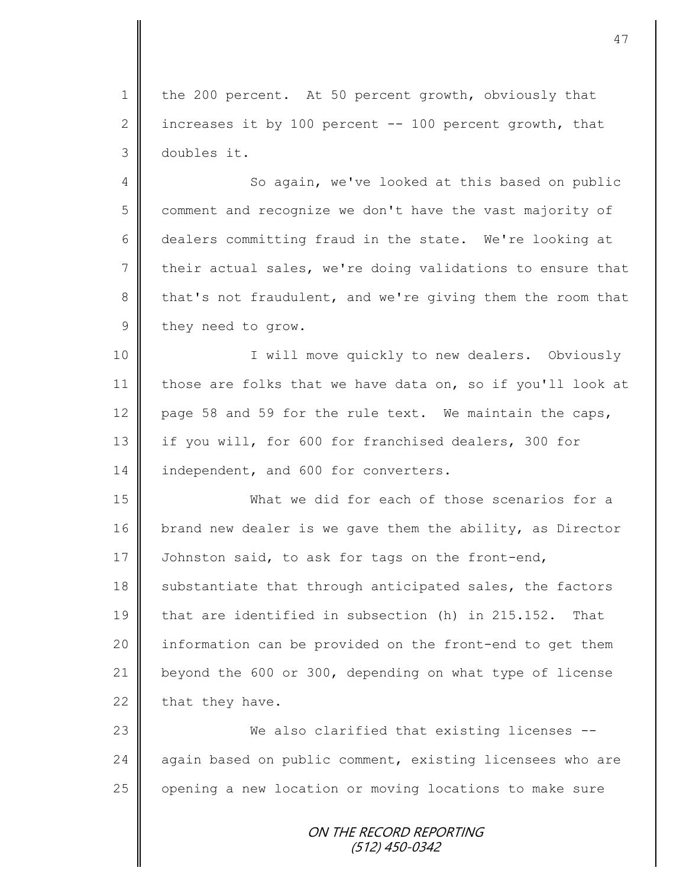the 200 percent. At 50 percent growth, obviously that increases it by 100 percent -- 100 percent growth, that doubles it.

So again, we've looked at this based on public comment and recognize we don't have the vast majority of dealers committing fraud in the state. We're looking at their actual sales, we're doing validations to ensure that that's not fraudulent, and we're giving them the room that they need to grow.

I will move quickly to new dealers. Obviously those are folks that we have data on, so if you'll look at page 58 and 59 for the rule text. We maintain the caps, if you will, for 600 for franchised dealers, 300 for independent, and 600 for converters.

What we did for each of those scenarios for a brand new dealer is we gave them the ability, as Director Johnston said, to ask for tags on the front-end, substantiate that through anticipated sales, the factors that are identified in subsection (h) in 215.152. That information can be provided on the front-end to get them beyond the 600 or 300, depending on what type of license that they have.

We also clarified that existing licenses -- again based on public comment, existing licensees who are opening a new location or moving locations to make sure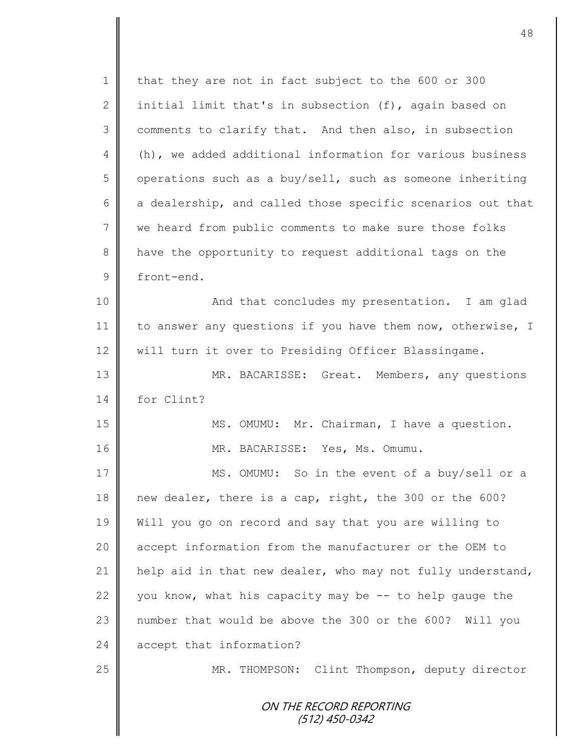that they are not in fact subject to the 600 or 300 initial limit that's in subsection (f), again based on comments to clarify that. And then also, in subsection (h), we added additional information for various business operations such as a buy/sell, such as someone inheriting a dealership, and called those specific scenarios out that we heard from public comments to make sure those folks have the opportunity to request additional tags on the front-end.

And that concludes my presentation. I am glad to answer any questions if you have them now, otherwise, I will turn it over to Presiding Officer Blassingame.

MR. BACARISSE: Great. Members, any questions for Clint?

MS. OMUMU: Mr. Chairman, I have a question.

MR. BACARISSE: Yes, Ms. Omumu.

MS. OMUMU: So in the event of a buy/sell or a new dealer, there is a cap, right, the 300 or the 600? Will you go on record and say that you are willing to accept information from the manufacturer or the OEM to help aid in that new dealer, who may not fully understand, you know, what his capacity may be -- to help gauge the number that would be above the 300 or the 600? Will you accept that information?

MR. THOMPSON: Clint Thompson, deputy director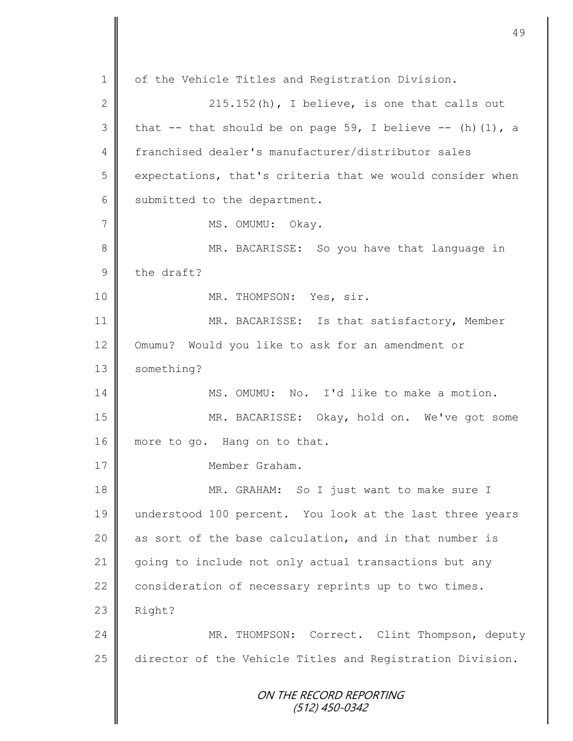of the Vehicle Titles and Registration Division.

215.152(h), I believe, is one that calls out that -- that should be on page 59, I believe -- (h)(1), a franchised dealer's manufacturer/distributor sales expectations, that's criteria that we would consider when submitted to the department.

MS. OMUMU: Okay.

MR. BACARISSE: So you have that language in the draft?

MR. THOMPSON: Yes, sir.

MR. BACARISSE: Is that satisfactory, Member Omumu? Would you like to ask for an amendment or something?

MS. OMUMU: No. I'd like to make a motion.

MR. BACARISSE: Okay, hold on. We've got some more to go. Hang on to that.

Member Graham.

MR. GRAHAM: So I just want to make sure I understood 100 percent. You look at the last three years as sort of the base calculation, and in that number is going to include not only actual transactions but any consideration of necessary reprints up to two times. Right?

MR. THOMPSON: Correct. Clint Thompson, deputy director of the Vehicle Titles and Registration Division.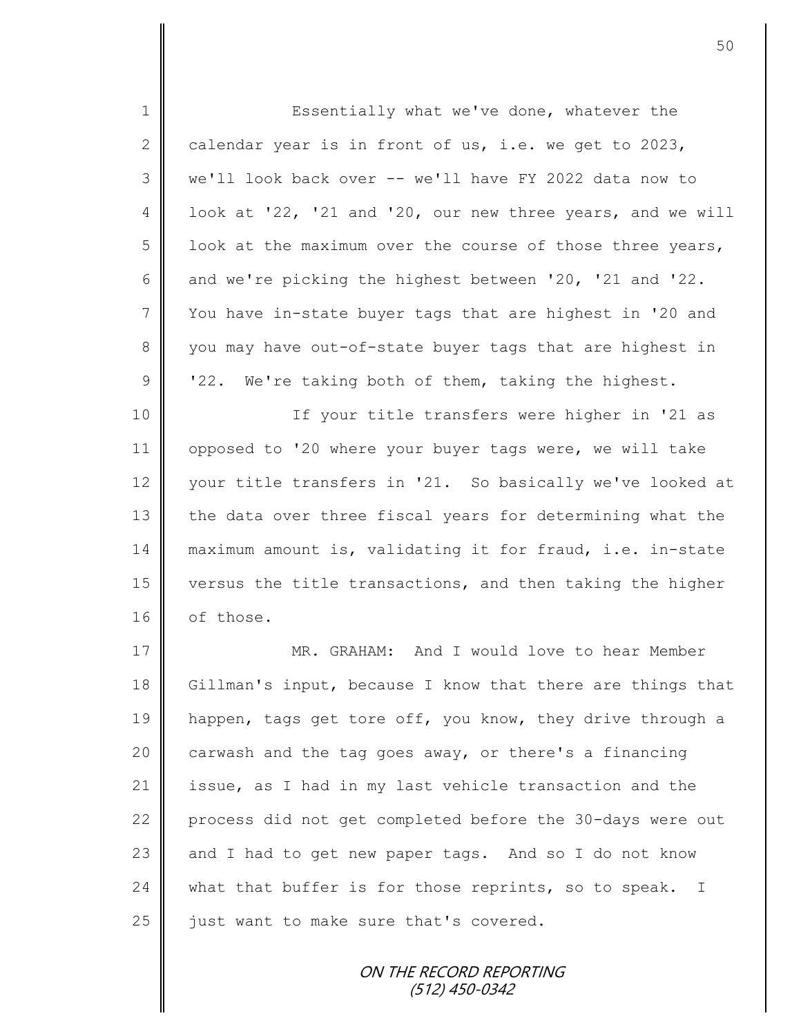Essentially what we've done, whatever the calendar year is in front of us, i.e. we get to 2023, we'll look back over -- we'll have FY 2022 data now to look at '22, '21 and '20, our new three years, and we will look at the maximum over the course of those three years, and we're picking the highest between '20, '21 and '22. You have in-state buyer tags that are highest in '20 and you may have out-of-state buyer tags that are highest in '22. We're taking both of them, taking the highest.

If your title transfers were higher in '21 as opposed to '20 where your buyer tags were, we will take your title transfers in '21. So basically we've looked at the data over three fiscal years for determining what the maximum amount is, validating it for fraud, i.e. in-state versus the title transactions, and then taking the higher of those.

MR. GRAHAM: And I would love to hear Member Gillman's input, because I know that there are things that happen, tags get tore off, you know, they drive through a carwash and the tag goes away, or there's a financing issue, as I had in my last vehicle transaction and the process did not get completed before the 30-days were out and I had to get new paper tags. And so I do not know what that buffer is for those reprints, so to speak. I just want to make sure that's covered.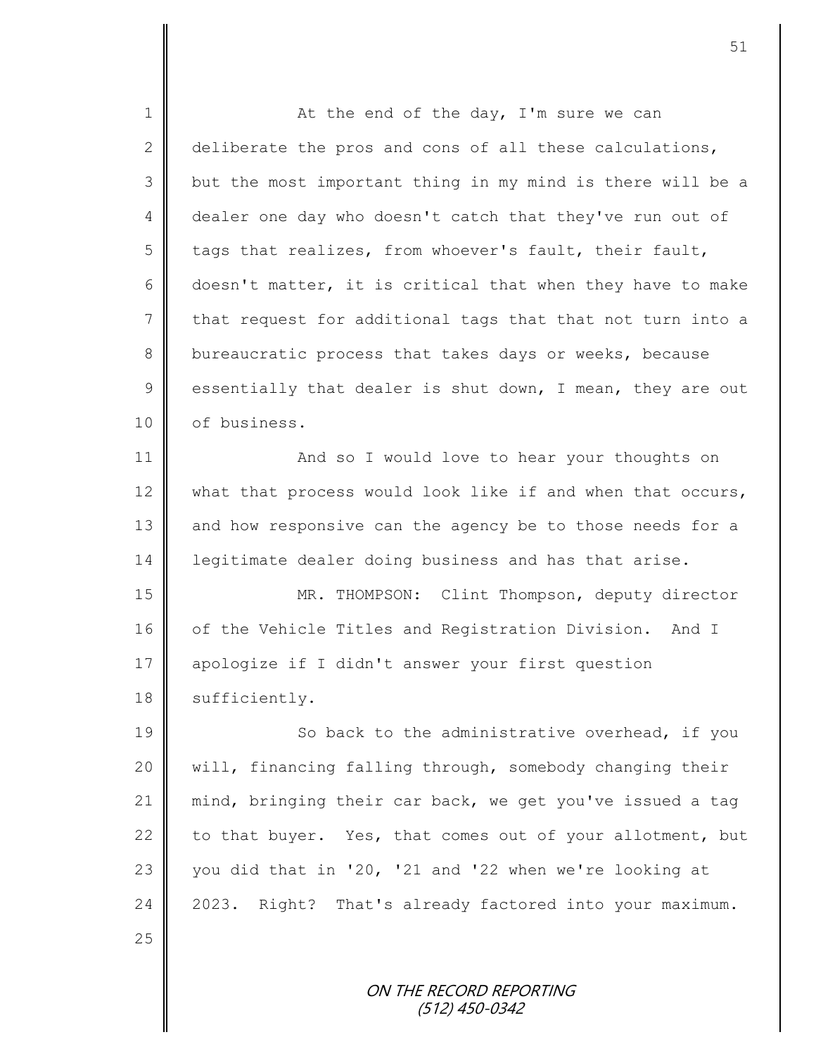At the end of the day, I'm sure we can deliberate the pros and cons of all these calculations, but the most important thing in my mind is there will be a dealer one day who doesn't catch that they've run out of tags that realizes, from whoever's fault, their fault, doesn't matter, it is critical that when they have to make that request for additional tags that that not turn into a bureaucratic process that takes days or weeks, because essentially that dealer is shut down, I mean, they are out of business.

And so I would love to hear your thoughts on what that process would look like if and when that occurs, and how responsive can the agency be to those needs for a legitimate dealer doing business and has that arise.

MR. THOMPSON: Clint Thompson, deputy director of the Vehicle Titles and Registration Division. And I apologize if I didn't answer your first question sufficiently.

So back to the administrative overhead, if you will, financing falling through, somebody changing their mind, bringing their car back, we get you've issued a tag to that buyer. Yes, that comes out of your allotment, but you did that in '20, '21 and '22 when we're looking at 2023. Right? That's already factored into your maximum.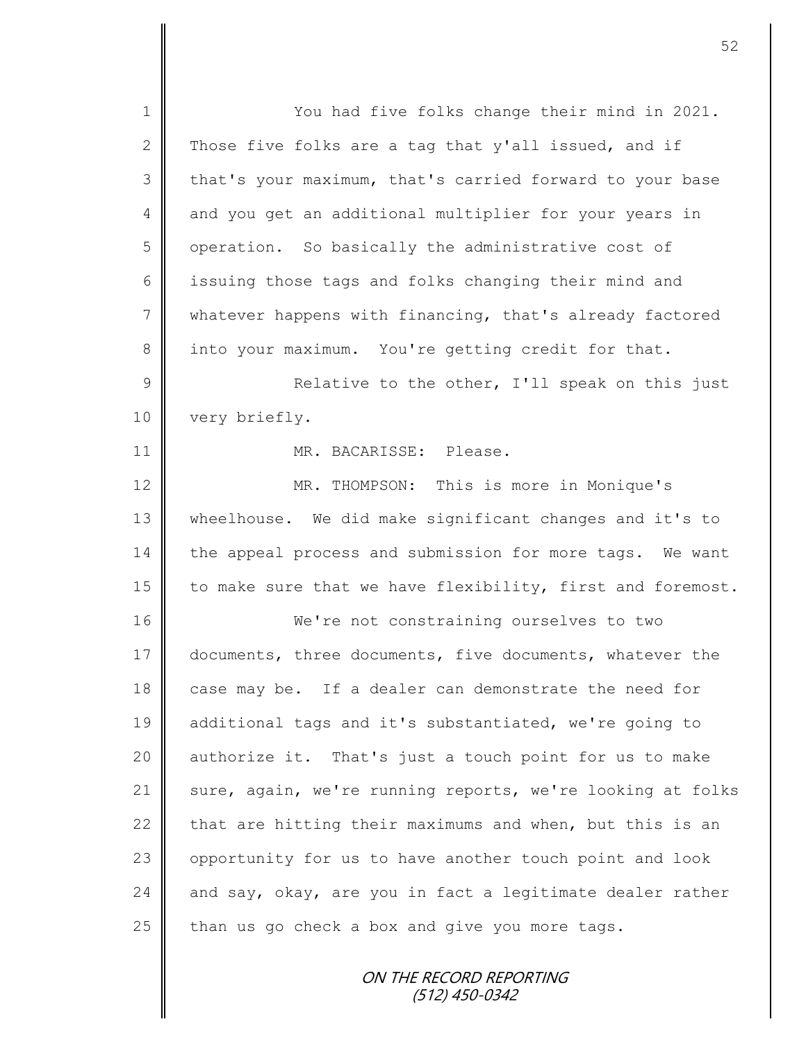You had five folks change their mind in 2021. Those five folks are a tag that y'all issued, and if that's your maximum, that's carried forward to your base and you get an additional multiplier for your years in operation. So basically the administrative cost of issuing those tags and folks changing their mind and whatever happens with financing, that's already factored into your maximum. You're getting credit for that.

Relative to the other, I'll speak on this just very briefly.

MR. BACARISSE: Please.

MR. THOMPSON: This is more in Monique's wheelhouse. We did make significant changes and it's to the appeal process and submission for more tags. We want to make sure that we have flexibility, first and foremost.

We're not constraining ourselves to two documents, three documents, five documents, whatever the case may be. If a dealer can demonstrate the need for additional tags and it's substantiated, we're going to authorize it. That's just a touch point for us to make sure, again, we're running reports, we're looking at folks that are hitting their maximums and when, but this is an opportunity for us to have another touch point and look and say, okay, are you in fact a legitimate dealer rather than us go check a box and give you more tags.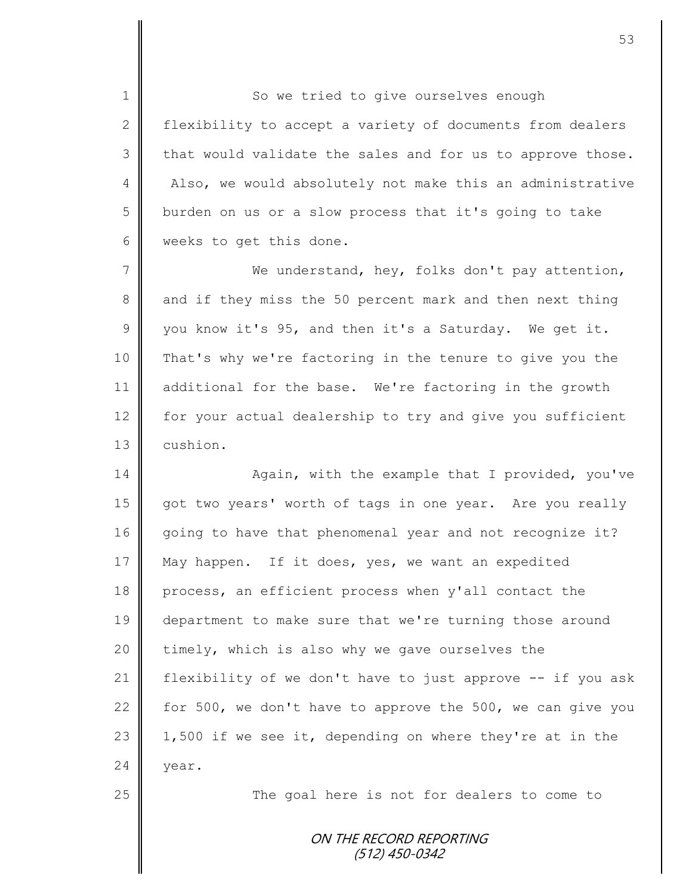So we tried to give ourselves enough flexibility to accept a variety of documents from dealers that would validate the sales and for us to approve those. Also, we would absolutely not make this an administrative burden on us or a slow process that it's going to take weeks to get this done.

We understand, hey, folks don't pay attention, and if they miss the 50 percent mark and then next thing you know it's 95, and then it's a Saturday. We get it. That's why we're factoring in the tenure to give you the additional for the base. We're factoring in the growth for your actual dealership to try and give you sufficient cushion.

Again, with the example that I provided, you've got two years' worth of tags in one year. Are you really going to have that phenomenal year and not recognize it? May happen. If it does, yes, we want an expedited process, an efficient process when y'all contact the department to make sure that we're turning those around timely, which is also why we gave ourselves the flexibility of we don't have to just approve -- if you ask for 500, we don't have to approve the 500, we can give you 1,500 if we see it, depending on where they're at in the year.

The goal here is not for dealers to come to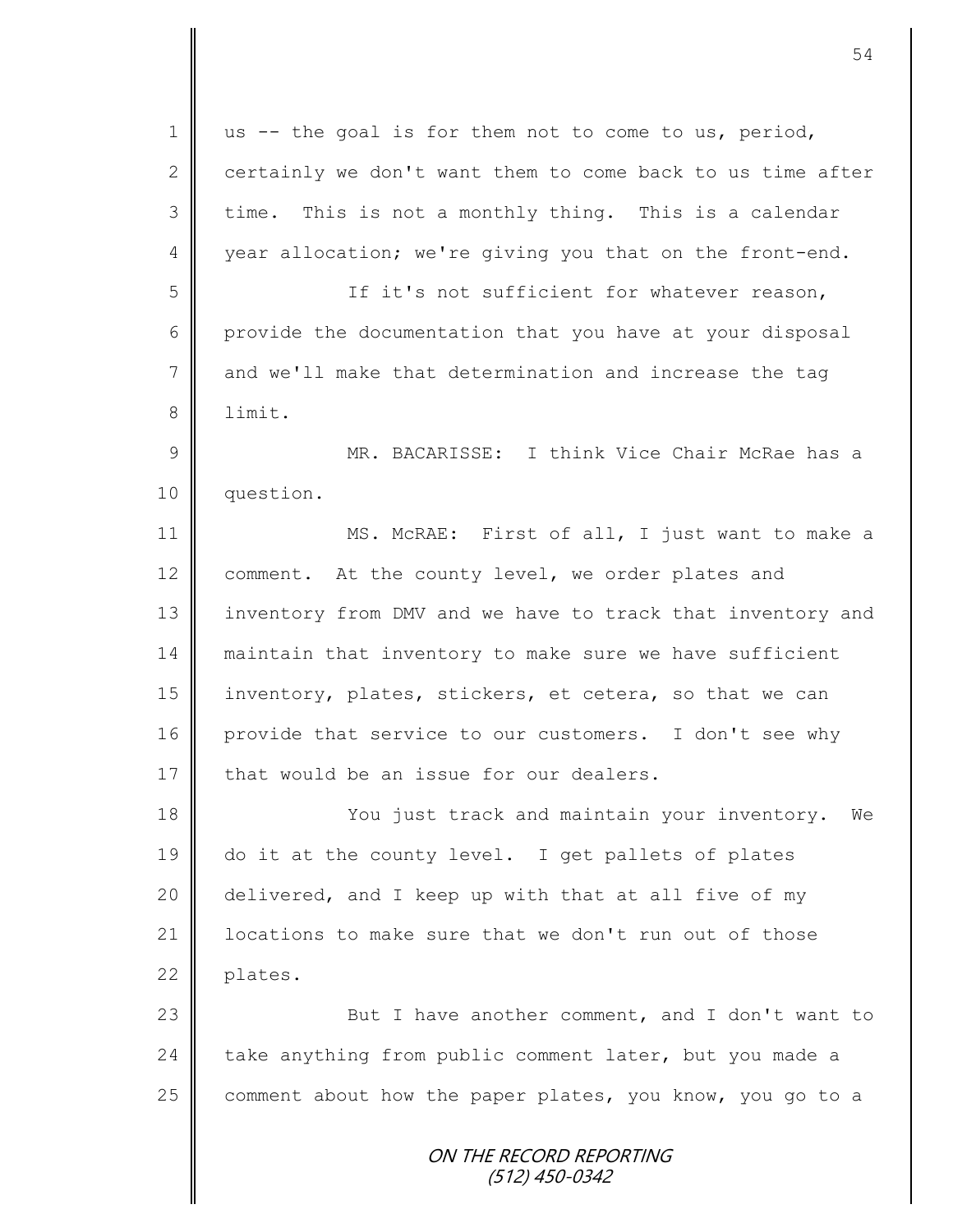us -- the goal is for them not to come to us, period, certainly we don't want them to come back to us time after time. This is not a monthly thing. This is a calendar year allocation; we're giving you that on the front-end.

If it's not sufficient for whatever reason, provide the documentation that you have at your disposal and we'll make that determination and increase the tag limit.

MR. BACARISSE: I think Vice Chair McRae has a question.

MS. McRAE: First of all, I just want to make a comment. At the county level, we order plates and inventory from DMV and we have to track that inventory and maintain that inventory to make sure we have sufficient inventory, plates, stickers, et cetera, so that we can provide that service to our customers. I don't see why that would be an issue for our dealers.

You just track and maintain your inventory. We do it at the county level. I get pallets of plates delivered, and I keep up with that at all five of my locations to make sure that we don't run out of those plates.

But I have another comment, and I don't want to take anything from public comment later, but you made a comment about how the paper plates, you know, you go to a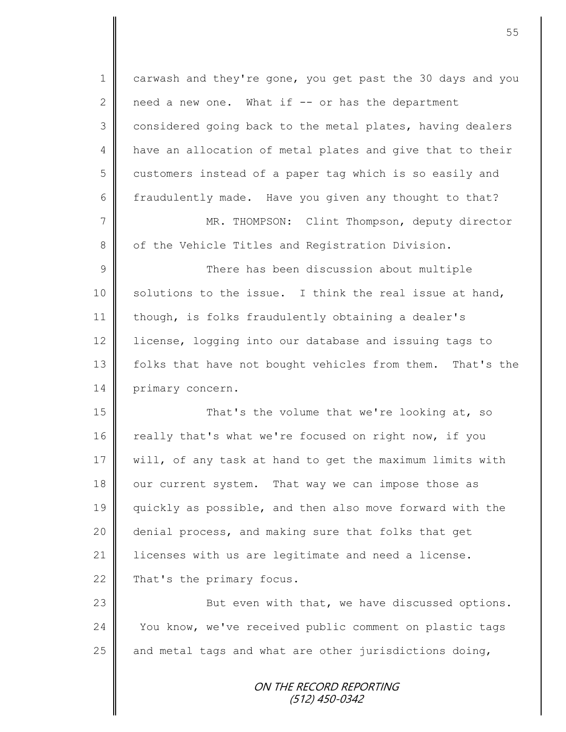carwash and they're gone, you get past the 30 days and you need a new one. What if -- or has the department considered going back to the metal plates, having dealers have an allocation of metal plates and give that to their customers instead of a paper tag which is so easily and fraudulently made. Have you given any thought to that?

MR. THOMPSON: Clint Thompson, deputy director of the Vehicle Titles and Registration Division.

There has been discussion about multiple solutions to the issue. I think the real issue at hand, though, is folks fraudulently obtaining a dealer's license, logging into our database and issuing tags to folks that have not bought vehicles from them. That's the primary concern.

That's the volume that we're looking at, so really that's what we're focused on right now, if you will, of any task at hand to get the maximum limits with our current system. That way we can impose those as quickly as possible, and then also move forward with the denial process, and making sure that folks that get licenses with us are legitimate and need a license. That's the primary focus.

But even with that, we have discussed options. You know, we've received public comment on plastic tags and metal tags and what are other jurisdictions doing,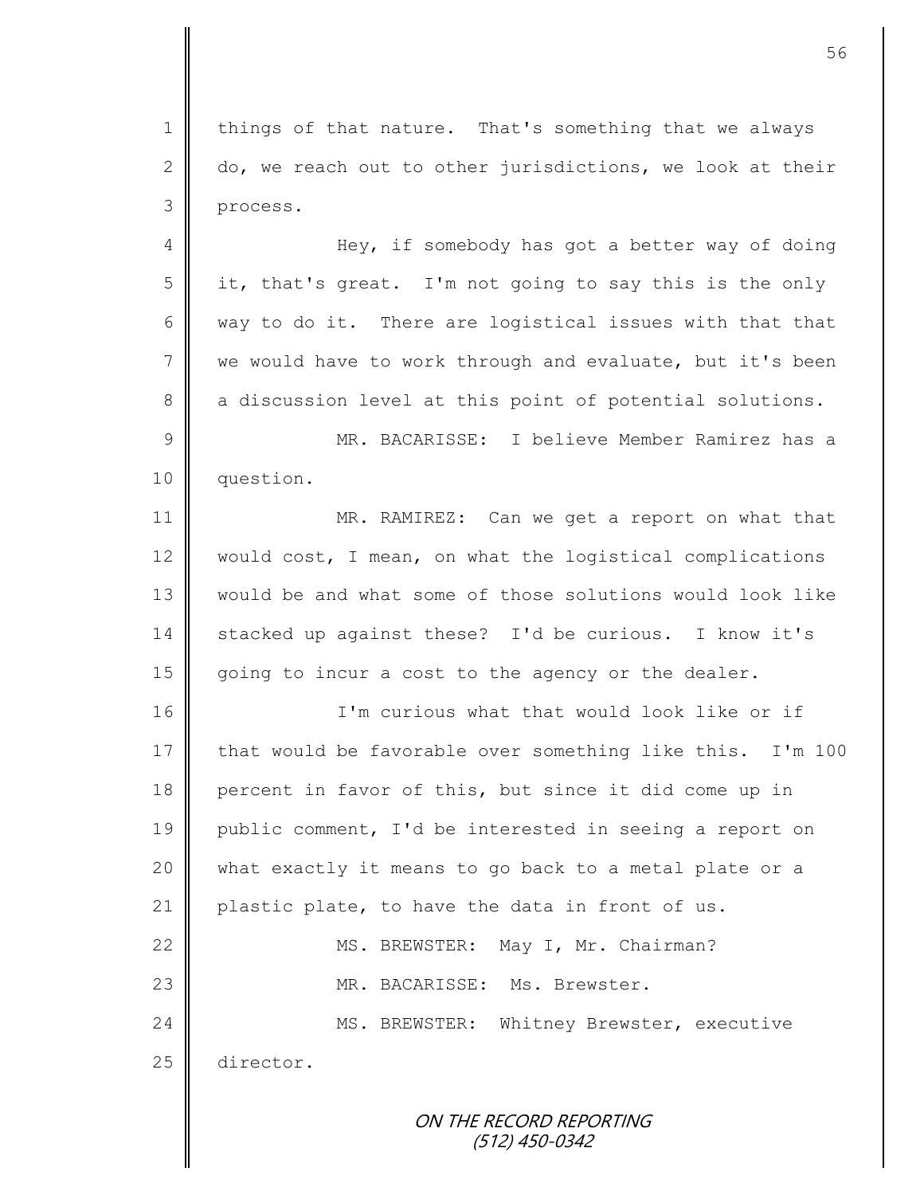things of that nature. That's something that we always do, we reach out to other jurisdictions, we look at their process.

Hey, if somebody has got a better way of doing it, that's great. I'm not going to say this is the only way to do it. There are logistical issues with that that we would have to work through and evaluate, but it's been a discussion level at this point of potential solutions.

MR. BACARISSE: I believe Member Ramirez has a question.

MR. RAMIREZ: Can we get a report on what that would cost, I mean, on what the logistical complications would be and what some of those solutions would look like stacked up against these? I'd be curious. I know it's going to incur a cost to the agency or the dealer.

I'm curious what that would look like or if that would be favorable over something like this. I'm 100 percent in favor of this, but since it did come up in public comment, I'd be interested in seeing a report on what exactly it means to go back to a metal plate or a plastic plate, to have the data in front of us.

MS. BREWSTER: May I, Mr. Chairman?

MR. BACARISSE: Ms. Brewster.

MS. BREWSTER: Whitney Brewster, executive director.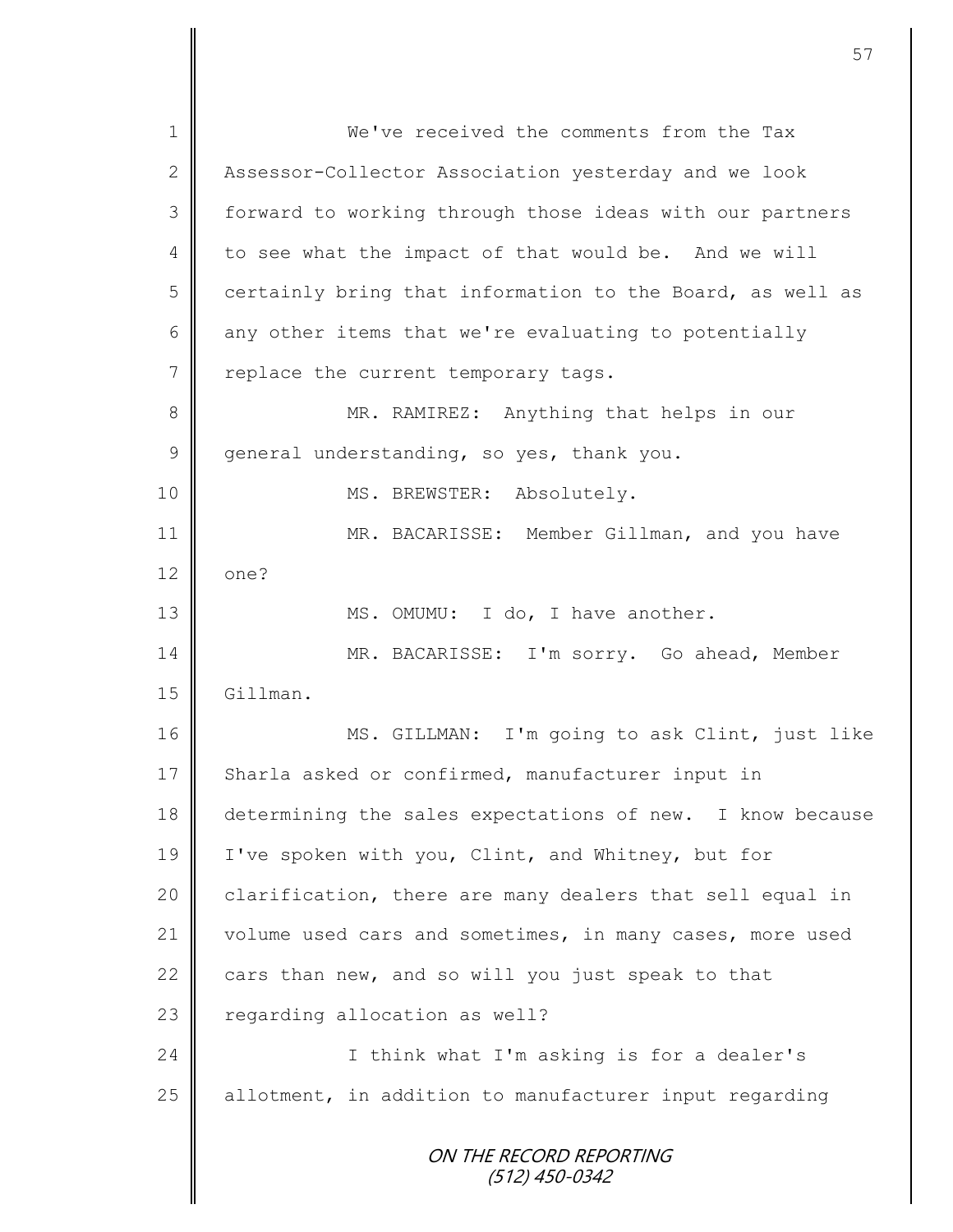We've received the comments from the Tax Assessor-Collector Association yesterday and we look forward to working through those ideas with our partners to see what the impact of that would be. And we will certainly bring that information to the Board, as well as any other items that we're evaluating to potentially replace the current temporary tags.

MR. RAMIREZ: Anything that helps in our general understanding, so yes, thank you.

MS. BREWSTER: Absolutely.

MR. BACARISSE: Member Gillman, and you have one?

MS. OMUMU: I do, I have another.

MR. BACARISSE: I'm sorry. Go ahead, Member Gillman.

MS. GILLMAN: I'm going to ask Clint, just like Sharla asked or confirmed, manufacturer input in determining the sales expectations of new. I know because I've spoken with you, Clint, and Whitney, but for clarification, there are many dealers that sell equal in volume used cars and sometimes, in many cases, more used cars than new, and so will you just speak to that regarding allocation as well?

I think what I'm asking is for a dealer's allotment, in addition to manufacturer input regarding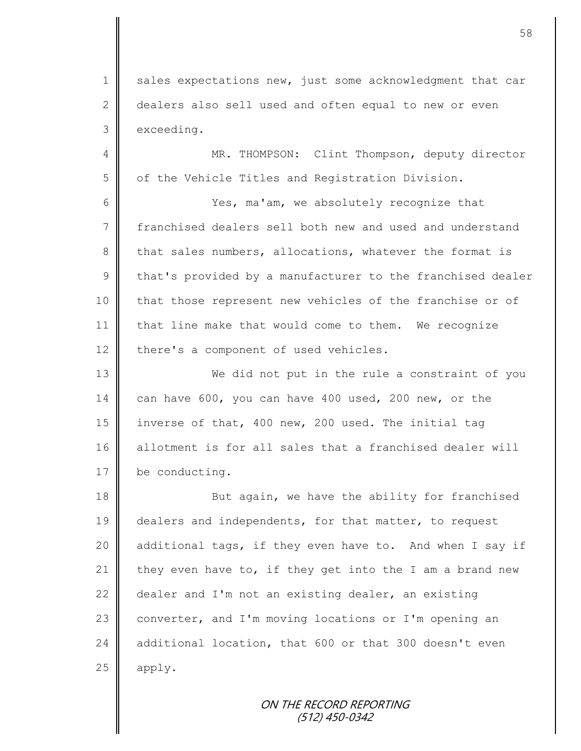sales expectations new, just some acknowledgment that car dealers also sell used and often equal to new or even exceeding.

MR. THOMPSON: Clint Thompson, deputy director of the Vehicle Titles and Registration Division.

Yes, ma'am, we absolutely recognize that franchised dealers sell both new and used and understand that sales numbers, allocations, whatever the format is that's provided by a manufacturer to the franchised dealer that those represent new vehicles of the franchise or of that line make that would come to them. We recognize there's a component of used vehicles.

We did not put in the rule a constraint of you can have 600, you can have 400 used, 200 new, or the inverse of that, 400 new, 200 used. The initial tag allotment is for all sales that a franchised dealer will be conducting.

But again, we have the ability for franchised dealers and independents, for that matter, to request additional tags, if they even have to. And when I say if they even have to, if they get into the I am a brand new dealer and I'm not an existing dealer, an existing converter, and I'm moving locations or I'm opening an additional location, that 600 or that 300 doesn't even apply.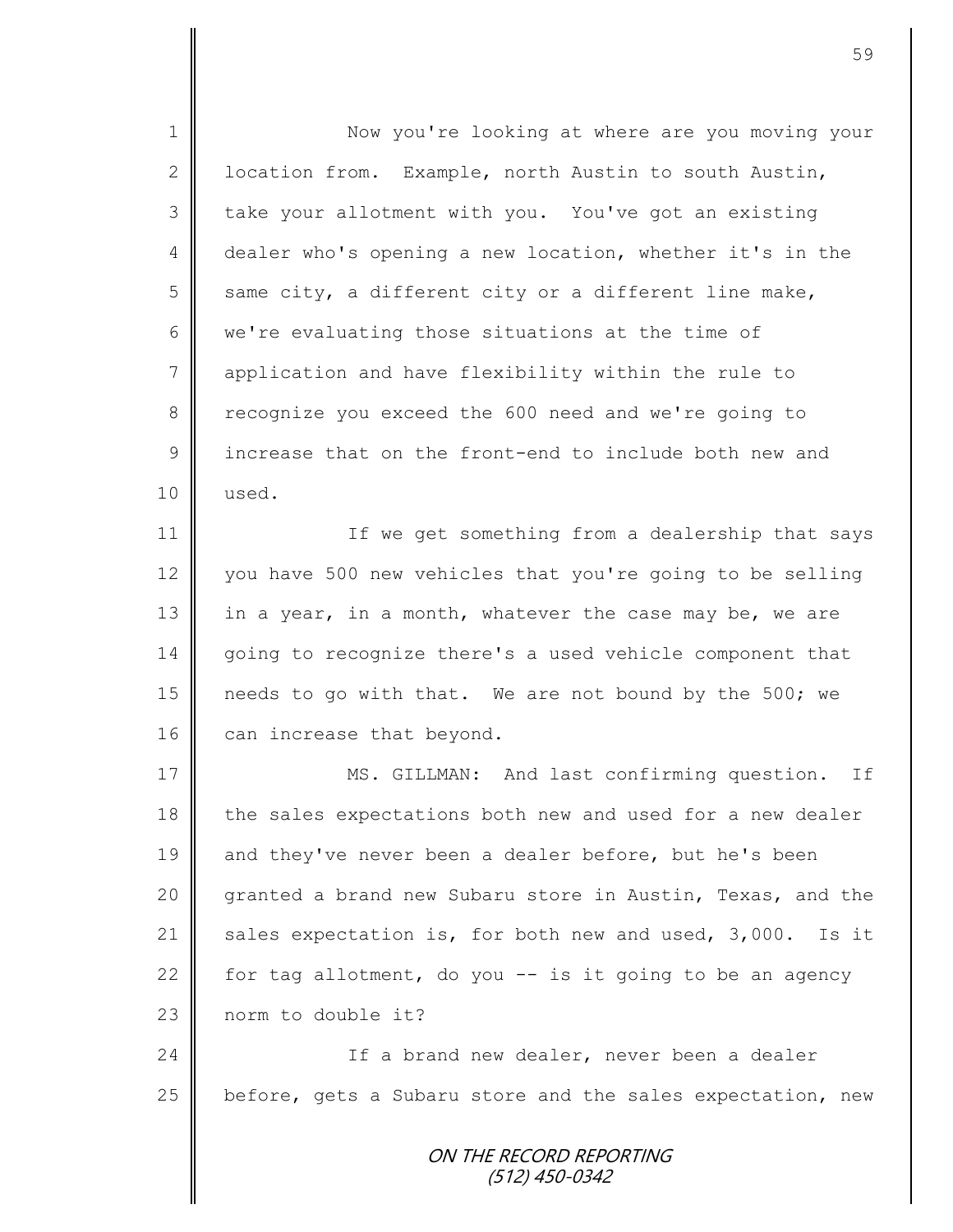Now you're looking at where are you moving your location from. Example, north Austin to south Austin, take your allotment with you. You've got an existing dealer who's opening a new location, whether it's in the same city, a different city or a different line make, we're evaluating those situations at the time of application and have flexibility within the rule to recognize you exceed the 600 need and we're going to increase that on the front-end to include both new and used.

If we get something from a dealership that says you have 500 new vehicles that you're going to be selling in a year, in a month, whatever the case may be, we are going to recognize there's a used vehicle component that needs to go with that. We are not bound by the 500; we can increase that beyond.

MS. GILLMAN: And last confirming question. If the sales expectations both new and used for a new dealer and they've never been a dealer before, but he's been granted a brand new Subaru store in Austin, Texas, and the sales expectation is, for both new and used, 3,000. Is it for tag allotment, do you -- is it going to be an agency norm to double it?

If a brand new dealer, never been a dealer before, gets a Subaru store and the sales expectation, new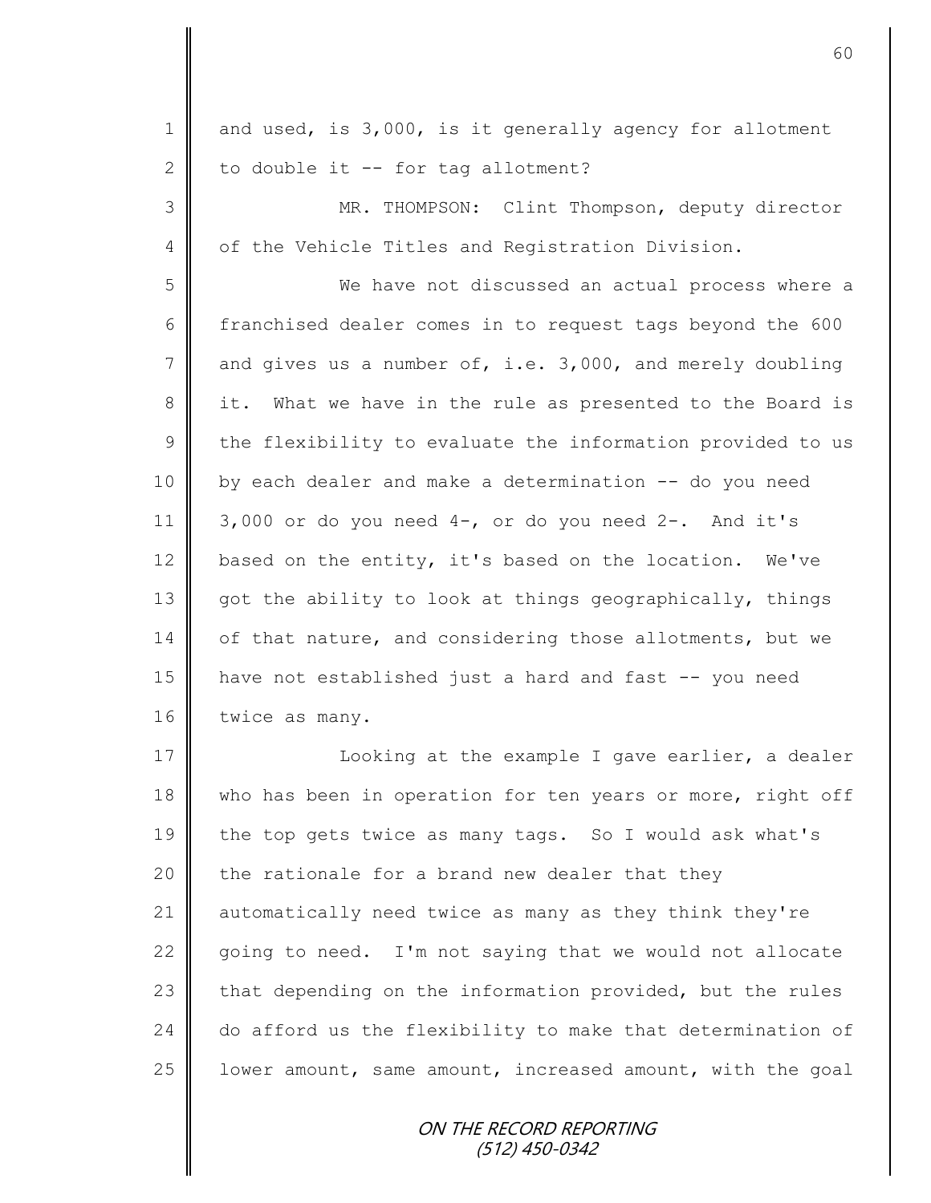and used, is 3,000, is it generally agency for allotment to double it -- for tag allotment?

MR. THOMPSON: Clint Thompson, deputy director of the Vehicle Titles and Registration Division.

We have not discussed an actual process where a franchised dealer comes in to request tags beyond the 600 and gives us a number of, i.e. 3,000, and merely doubling it. What we have in the rule as presented to the Board is the flexibility to evaluate the information provided to us by each dealer and make a determination -- do you need 3,000 or do you need 4-, or do you need 2-. And it's based on the entity, it's based on the location. We've got the ability to look at things geographically, things of that nature, and considering those allotments, but we have not established just a hard and fast -- you need twice as many.

Looking at the example I gave earlier, a dealer who has been in operation for ten years or more, right off the top gets twice as many tags. So I would ask what's the rationale for a brand new dealer that they automatically need twice as many as they think they're going to need. I'm not saying that we would not allocate that depending on the information provided, but the rules do afford us the flexibility to make that determination of lower amount, same amount, increased amount, with the goal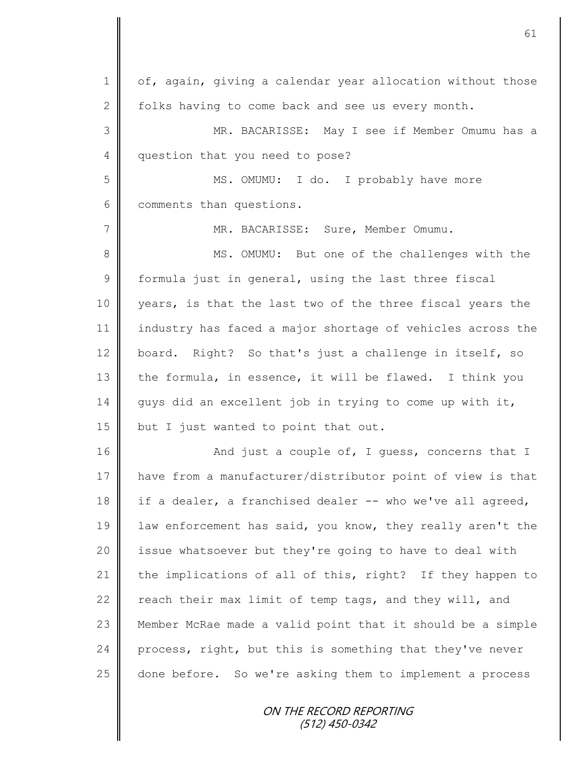of, again, giving a calendar year allocation without those folks having to come back and see us every month.

MR. BACARISSE: May I see if Member Omumu has a question that you need to pose?

MS. OMUMU: I do. I probably have more comments than questions.

MR. BACARISSE: Sure, Member Omumu.

MS. OMUMU: But one of the challenges with the formula just in general, using the last three fiscal years, is that the last two of the three fiscal years the industry has faced a major shortage of vehicles across the board. Right? So that's just a challenge in itself, so the formula, in essence, it will be flawed. I think you guys did an excellent job in trying to come up with it, but I just wanted to point that out.

And just a couple of, I guess, concerns that I have from a manufacturer/distributor point of view is that if a dealer, a franchised dealer -- who we've all agreed, law enforcement has said, you know, they really aren't the issue whatsoever but they're going to have to deal with the implications of all of this, right? If they happen to reach their max limit of temp tags, and they will, and Member McRae made a valid point that it should be a simple process, right, but this is something that they've never done before. So we're asking them to implement a process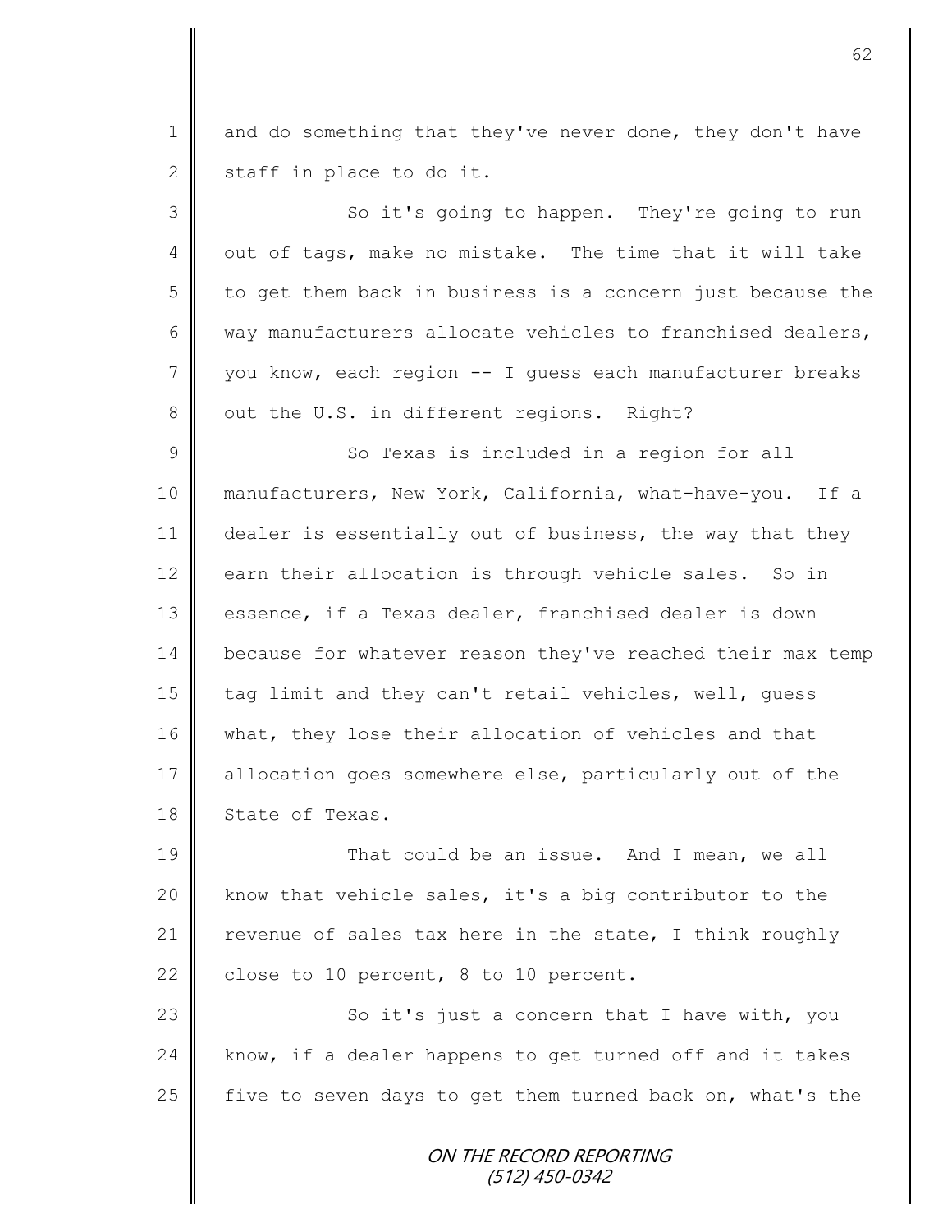and do something that they've never done, they don't have staff in place to do it.

So it's going to happen. They're going to run out of tags, make no mistake. The time that it will take to get them back in business is a concern just because the way manufacturers allocate vehicles to franchised dealers, you know, each region -- I guess each manufacturer breaks out the U.S. in different regions. Right?

So Texas is included in a region for all manufacturers, New York, California, what-have-you. If a dealer is essentially out of business, the way that they earn their allocation is through vehicle sales. So in essence, if a Texas dealer, franchised dealer is down because for whatever reason they've reached their max temp tag limit and they can't retail vehicles, well, guess what, they lose their allocation of vehicles and that allocation goes somewhere else, particularly out of the State of Texas.

That could be an issue. And I mean, we all know that vehicle sales, it's a big contributor to the revenue of sales tax here in the state, I think roughly close to 10 percent, 8 to 10 percent.

So it's just a concern that I have with, you know, if a dealer happens to get turned off and it takes five to seven days to get them turned back on, what's the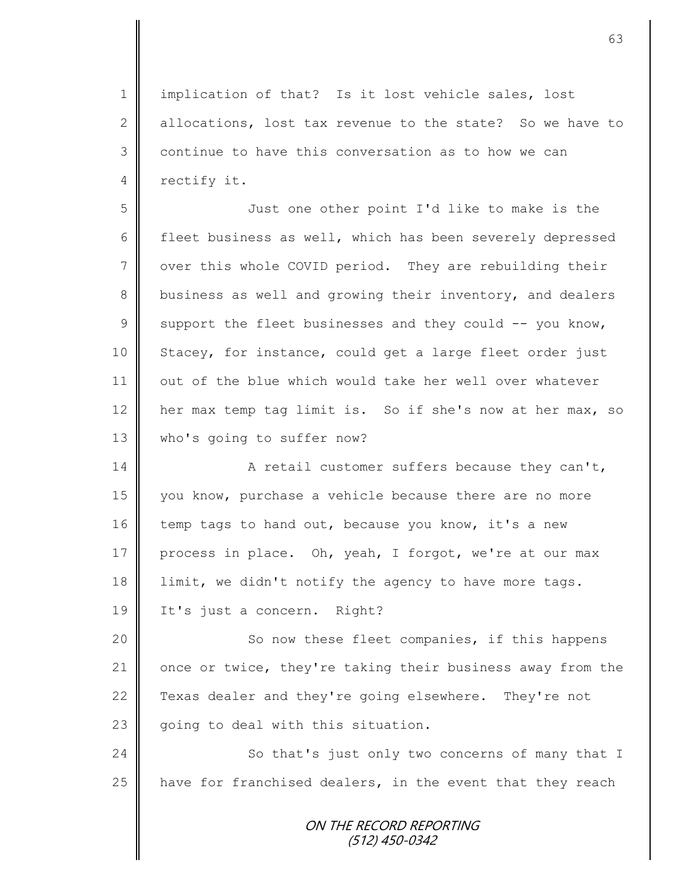implication of that? Is it lost vehicle sales, lost allocations, lost tax revenue to the state? So we have to continue to have this conversation as to how we can rectify it.

Just one other point I'd like to make is the fleet business as well, which has been severely depressed over this whole COVID period. They are rebuilding their business as well and growing their inventory, and dealers support the fleet businesses and they could -- you know, Stacey, for instance, could get a large fleet order just out of the blue which would take her well over whatever her max temp tag limit is. So if she's now at her max, so who's going to suffer now?

A retail customer suffers because they can't, you know, purchase a vehicle because there are no more temp tags to hand out, because you know, it's a new process in place. Oh, yeah, I forgot, we're at our max limit, we didn't notify the agency to have more tags. It's just a concern. Right?

So now these fleet companies, if this happens once or twice, they're taking their business away from the Texas dealer and they're going elsewhere. They're not going to deal with this situation.

So that's just only two concerns of many that I have for franchised dealers, in the event that they reach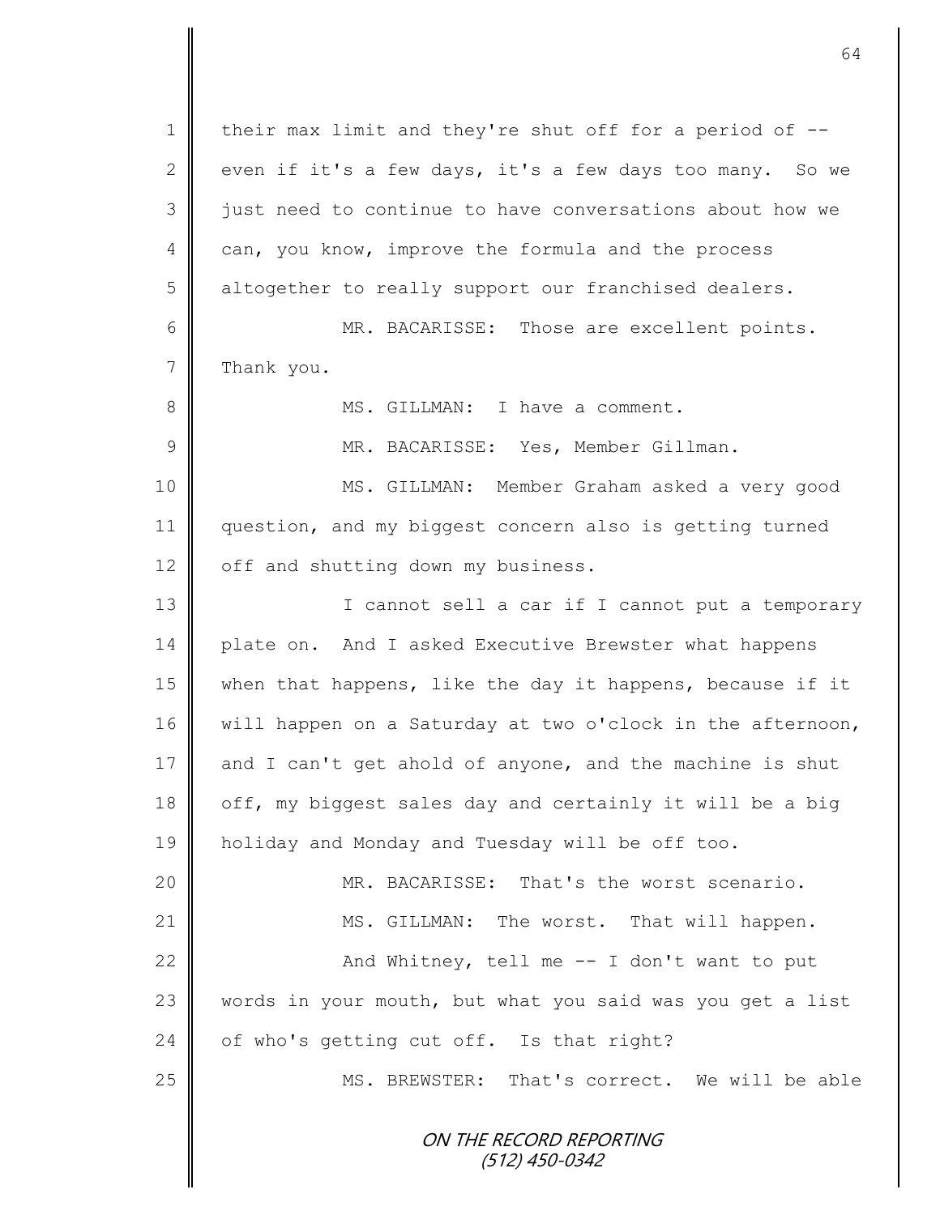their max limit and they're shut off for a period of -- even if it's a few days, it's a few days too many. So we just need to continue to have conversations about how we can, you know, improve the formula and the process altogether to really support our franchised dealers.

MR. BACARISSE: Those are excellent points. Thank you.

MS. GILLMAN: I have a comment.

MR. BACARISSE: Yes, Member Gillman.

MS. GILLMAN: Member Graham asked a very good question, and my biggest concern also is getting turned off and shutting down my business.

I cannot sell a car if I cannot put a temporary plate on. And I asked Executive Brewster what happens when that happens, like the day it happens, because if it will happen on a Saturday at two o'clock in the afternoon, and I can't get ahold of anyone, and the machine is shut off, my biggest sales day and certainly it will be a big holiday and Monday and Tuesday will be off too.

MR. BACARISSE: That's the worst scenario.

MS. GILLMAN: The worst. That will happen.

And Whitney, tell me -- I don't want to put words in your mouth, but what you said was you get a list of who's getting cut off. Is that right?

MS. BREWSTER: That's correct. We will be able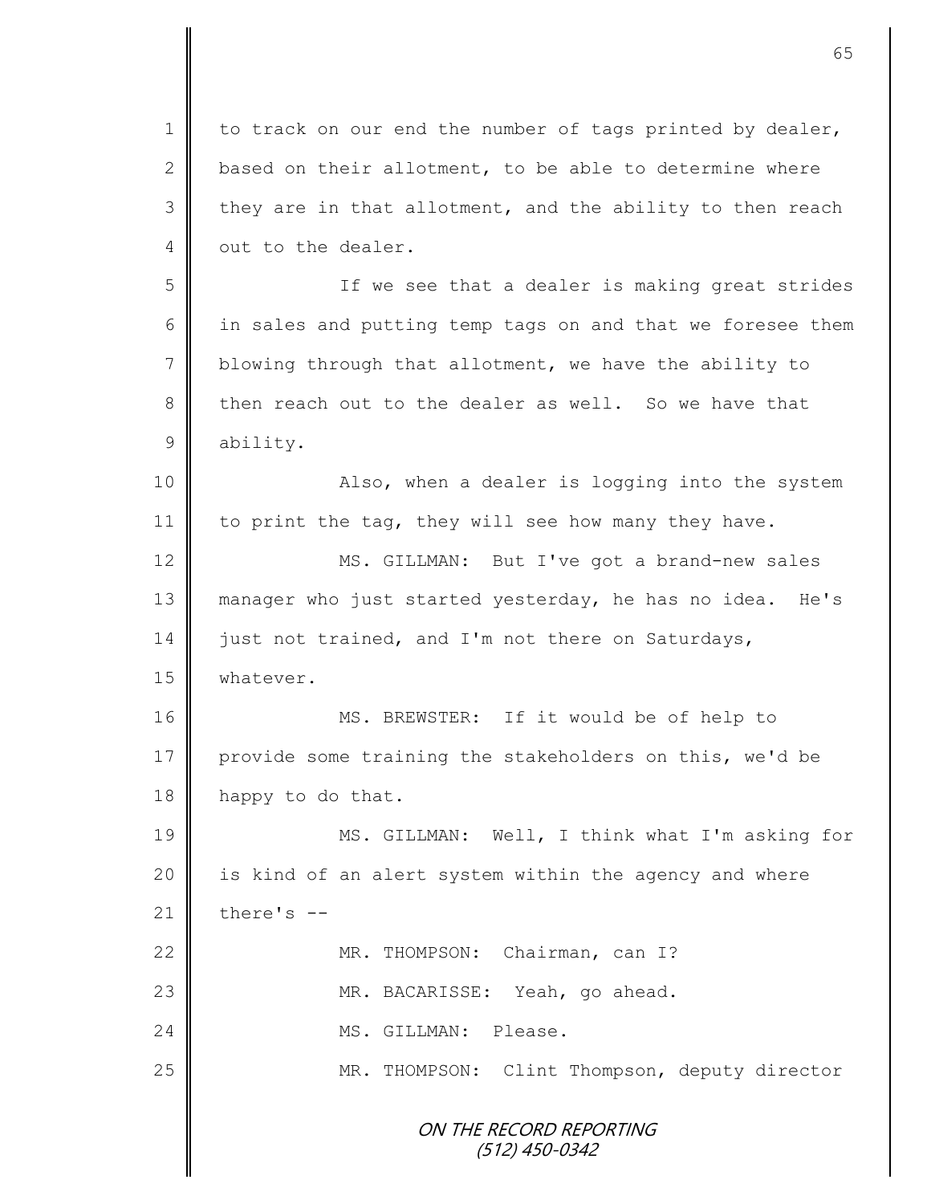to track on our end the number of tags printed by dealer, based on their allotment, to be able to determine where they are in that allotment, and the ability to then reach out to the dealer.

If we see that a dealer is making great strides in sales and putting temp tags on and that we foresee them blowing through that allotment, we have the ability to then reach out to the dealer as well. So we have that ability.

Also, when a dealer is logging into the system to print the tag, they will see how many they have.

MS. GILLMAN: But I've got a brand-new sales manager who just started yesterday, he has no idea. He's just not trained, and I'm not there on Saturdays, whatever.

MS. BREWSTER: If it would be of help to provide some training the stakeholders on this, we'd be happy to do that.

MS. GILLMAN: Well, I think what I'm asking for is kind of an alert system within the agency and where there's --

MR. THOMPSON: Chairman, can I?

MR. BACARISSE: Yeah, go ahead.

MS. GILLMAN: Please.

MR. THOMPSON: Clint Thompson, deputy director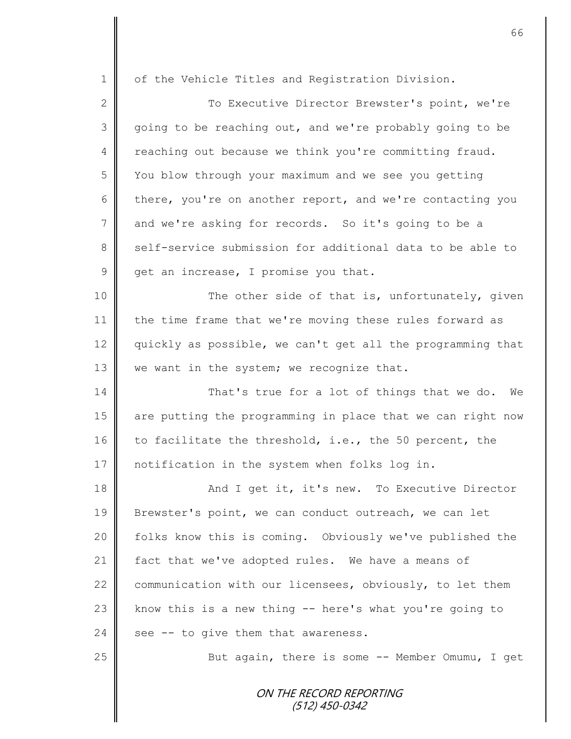of the Vehicle Titles and Registration Division.

To Executive Director Brewster's point, we're going to be reaching out, and we're probably going to be reaching out because we think you're committing fraud. You blow through your maximum and we see you getting there, you're on another report, and we're contacting you and we're asking for records. So it's going to be a self-service submission for additional data to be able to get an increase, I promise you that.

The other side of that is, unfortunately, given the time frame that we're moving these rules forward as quickly as possible, we can't get all the programming that we want in the system; we recognize that.

That's true for a lot of things that we do. We are putting the programming in place that we can right now to facilitate the threshold, i.e., the 50 percent, the notification in the system when folks log in.

And I get it, it's new. To Executive Director Brewster's point, we can conduct outreach, we can let folks know this is coming. Obviously we've published the fact that we've adopted rules. We have a means of communication with our licensees, obviously, to let them know this is a new thing -- here's what you're going to see -- to give them that awareness.

But again, there is some -- Member Omumu, I get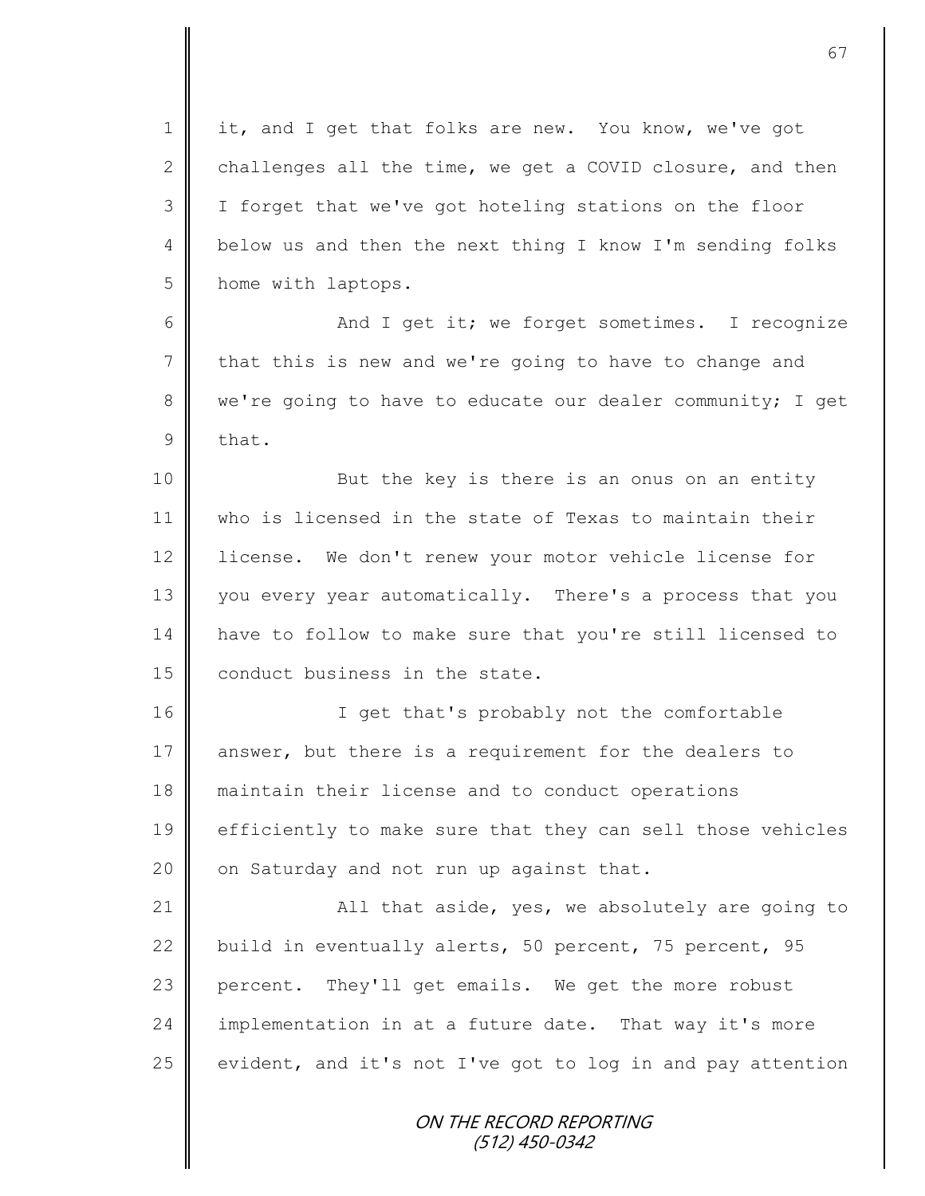it, and I get that folks are new. You know, we've got challenges all the time, we get a COVID closure, and then I forget that we've got hoteling stations on the floor below us and then the next thing I know I'm sending folks home with laptops.

And I get it; we forget sometimes. I recognize that this is new and we're going to have to change and we're going to have to educate our dealer community; I get that.

But the key is there is an onus on an entity who is licensed in the state of Texas to maintain their license. We don't renew your motor vehicle license for you every year automatically. There's a process that you have to follow to make sure that you're still licensed to conduct business in the state.

I get that's probably not the comfortable answer, but there is a requirement for the dealers to maintain their license and to conduct operations efficiently to make sure that they can sell those vehicles on Saturday and not run up against that.

All that aside, yes, we absolutely are going to build in eventually alerts, 50 percent, 75 percent, 95 percent. They'll get emails. We get the more robust implementation in at a future date. That way it's more evident, and it's not I've got to log in and pay attention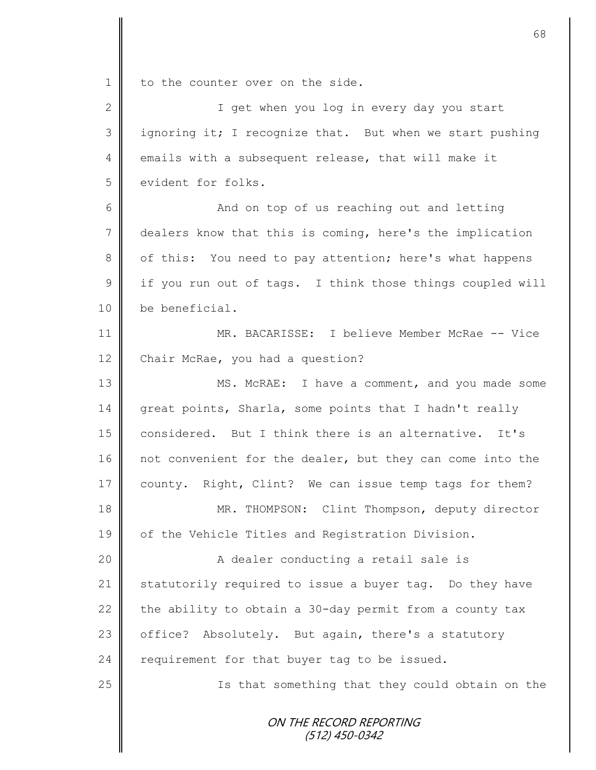to the counter over on the side.

I get when you log in every day you start ignoring it; I recognize that. But when we start pushing emails with a subsequent release, that will make it evident for folks.

And on top of us reaching out and letting dealers know that this is coming, here's the implication of this: You need to pay attention; here's what happens if you run out of tags. I think those things coupled will be beneficial.

MR. BACARISSE: I believe Member McRae -- Vice Chair McRae, you had a question?

MS. McRAE: I have a comment, and you made some great points, Sharla, some points that I hadn't really considered. But I think there is an alternative. It's not convenient for the dealer, but they can come into the county. Right, Clint? We can issue temp tags for them?

MR. THOMPSON: Clint Thompson, deputy director of the Vehicle Titles and Registration Division.

A dealer conducting a retail sale is statutorily required to issue a buyer tag. Do they have the ability to obtain a 30-day permit from a county tax office? Absolutely. But again, there's a statutory requirement for that buyer tag to be issued.

Is that something that they could obtain on the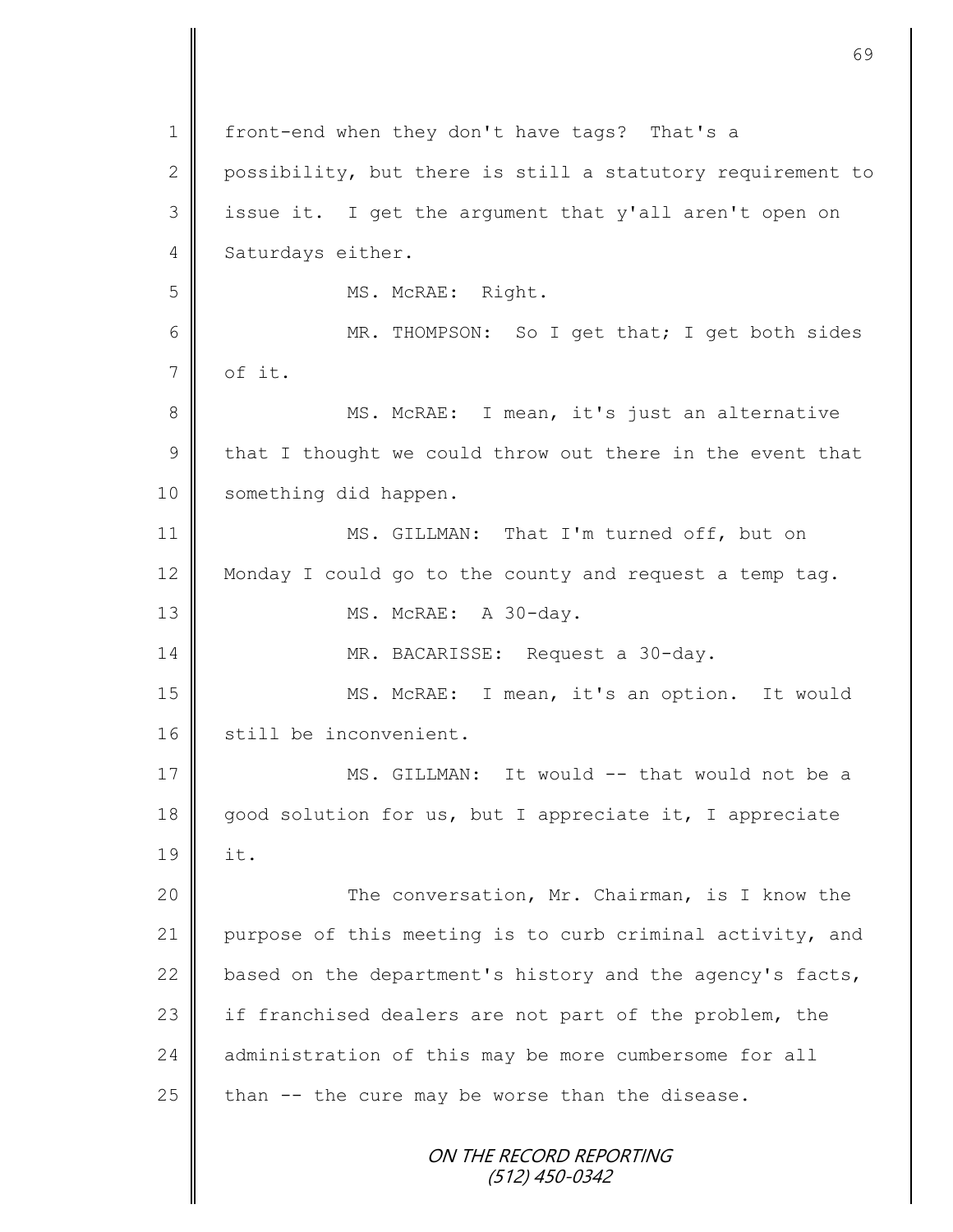1 front-end when they don't have tags? That's a
2 possibility, but there is still a statutory requirement to
3 issue it. I get the argument that y'all aren't open on
4 Saturdays either.

5 MS. McRAE: Right.

6 MR. THOMPSON: So I get that; I get both sides
7 of it.

8 MS. McRAE: I mean, it's just an alternative
9 that I thought we could throw out there in the event that
10 something did happen.

11 MS. GILLMAN: That I'm turned off, but on
12 Monday I could go to the county and request a temp tag.

13 MS. McRAE: A 30-day.

14 MR. BACARISSE: Request a 30-day.

15 MS. McRAE: I mean, it's an option. It would
16 still be inconvenient.

17 MS. GILLMAN: It would -- that would not be a
18 good solution for us, but I appreciate it, I appreciate
19 it.

20 The conversation, Mr. Chairman, is I know the
21 purpose of this meeting is to curb criminal activity, and
22 based on the department's history and the agency's facts,
23 if franchised dealers are not part of the problem, the
24 administration of this may be more cumbersome for all
25 than -- the cure may be worse than the disease.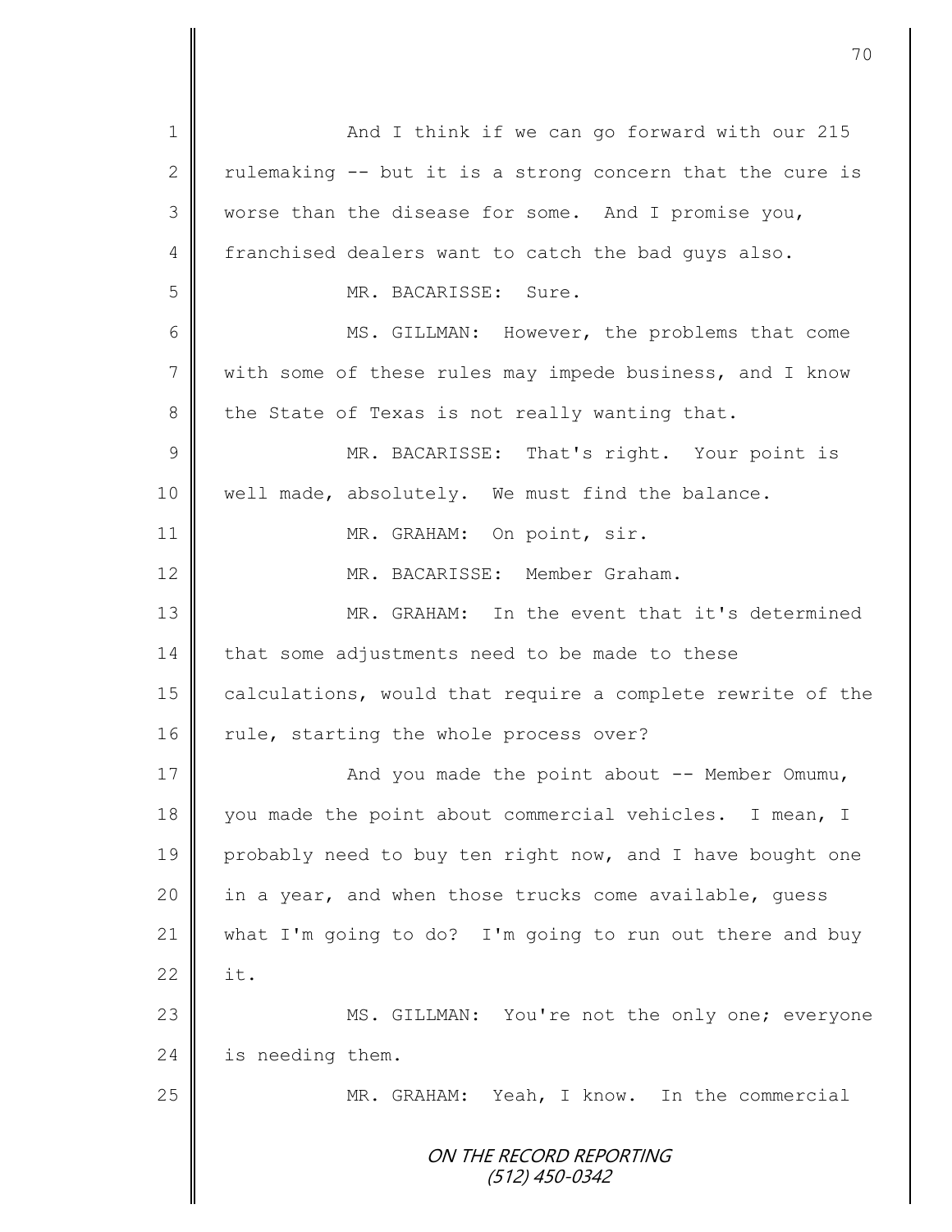1 And I think if we can go forward with our 215
2 rulemaking -- but it is a strong concern that the cure is
3 worse than the disease for some. And I promise you,
4 franchised dealers want to catch the bad guys also.
5 MR. BACARISSE: Sure.
6 MS. GILLMAN: However, the problems that come
7 with some of these rules may impede business, and I know
8 the State of Texas is not really wanting that.
9 MR. BACARISSE: That's right. Your point is
10 well made, absolutely. We must find the balance.
11 MR. GRAHAM: On point, sir.
12 MR. BACARISSE: Member Graham.
13 MR. GRAHAM: In the event that it's determined
14 that some adjustments need to be made to these
15 calculations, would that require a complete rewrite of the
16 rule, starting the whole process over?
17 And you made the point about -- Member Omumu,
18 you made the point about commercial vehicles. I mean, I
19 probably need to buy ten right now, and I have bought one
20 in a year, and when those trucks come available, guess
21 what I'm going to do? I'm going to run out there and buy
22 it.
23 MS. GILLMAN: You're not the only one; everyone
24 is needing them.
25 MR. GRAHAM: Yeah, I know. In the commercial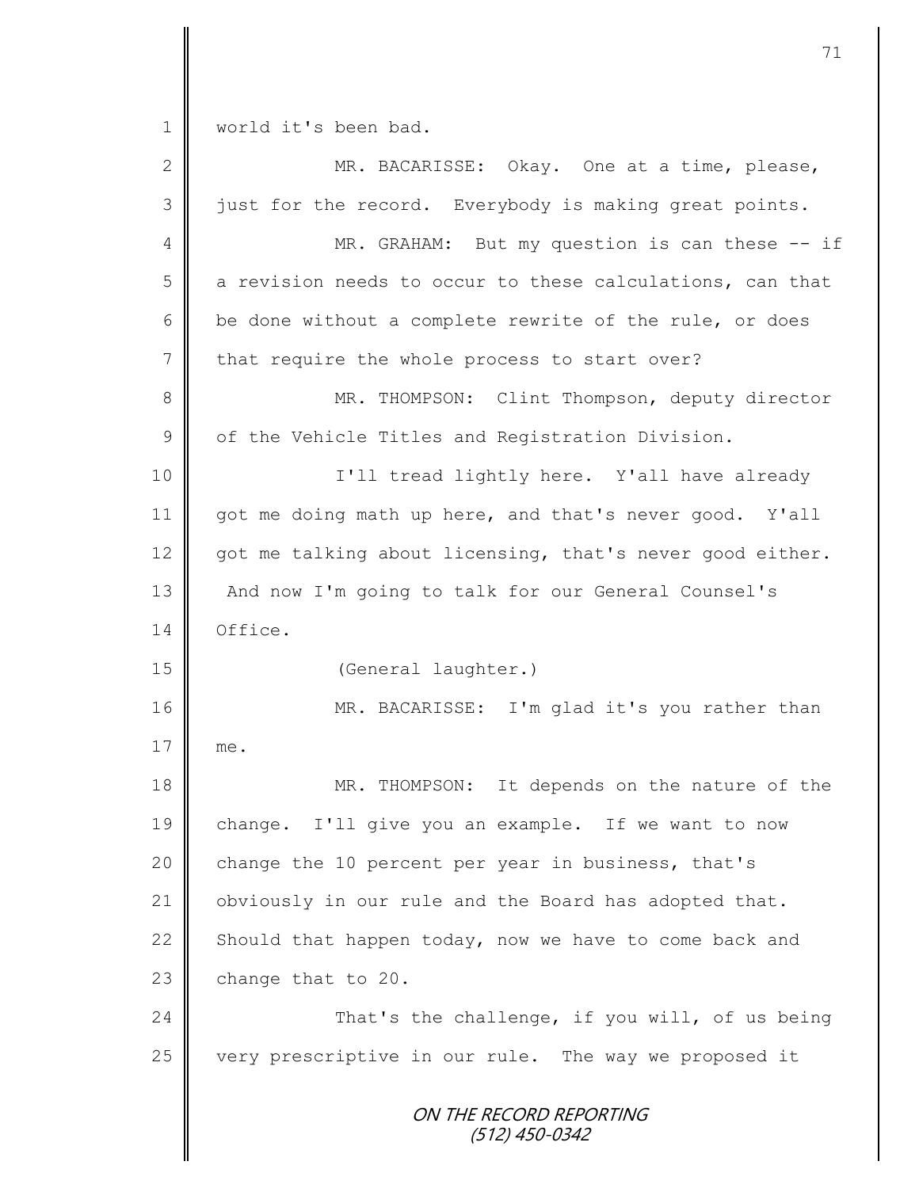world it's been bad.

MR. BACARISSE: Okay. One at a time, please, just for the record. Everybody is making great points.

MR. GRAHAM: But my question is can these -- if a revision needs to occur to these calculations, can that be done without a complete rewrite of the rule, or does that require the whole process to start over?

MR. THOMPSON: Clint Thompson, deputy director of the Vehicle Titles and Registration Division.

I'll tread lightly here. Y'all have already got me doing math up here, and that's never good. Y'all got me talking about licensing, that's never good either. And now I'm going to talk for our General Counsel's Office.

(General laughter.)

MR. BACARISSE: I'm glad it's you rather than me.

MR. THOMPSON: It depends on the nature of the change. I'll give you an example. If we want to now change the 10 percent per year in business, that's obviously in our rule and the Board has adopted that. Should that happen today, now we have to come back and change that to 20.

That's the challenge, if you will, of us being very prescriptive in our rule. The way we proposed it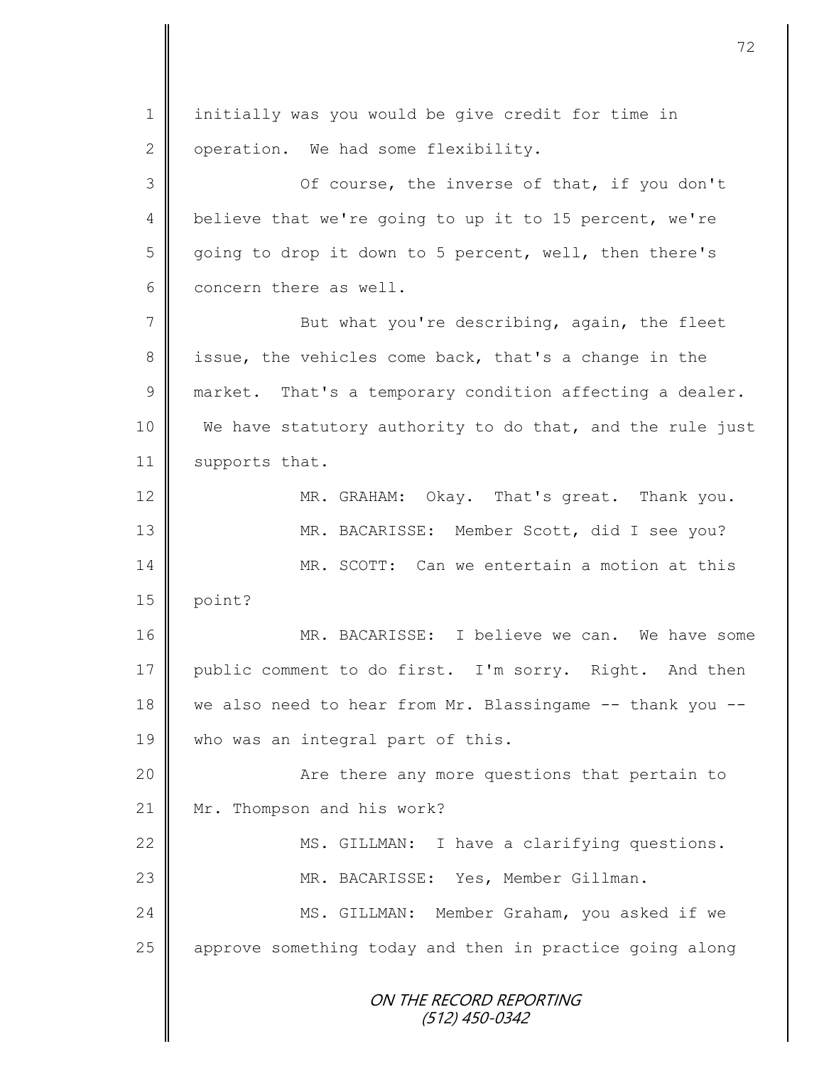initially was you would be give credit for time in operation. We had some flexibility.

Of course, the inverse of that, if you don't believe that we're going to up it to 15 percent, we're going to drop it down to 5 percent, well, then there's concern there as well.

But what you're describing, again, the fleet issue, the vehicles come back, that's a change in the market. That's a temporary condition affecting a dealer. We have statutory authority to do that, and the rule just supports that.

MR. GRAHAM: Okay. That's great. Thank you.

MR. BACARISSE: Member Scott, did I see you?

MR. SCOTT: Can we entertain a motion at this point?

MR. BACARISSE: I believe we can. We have some public comment to do first. I'm sorry. Right. And then we also need to hear from Mr. Blassingame -- thank you -- who was an integral part of this.

Are there any more questions that pertain to Mr. Thompson and his work?

MS. GILLMAN: I have a clarifying questions.

MR. BACARISSE: Yes, Member Gillman.

MS. GILLMAN: Member Graham, you asked if we approve something today and then in practice going along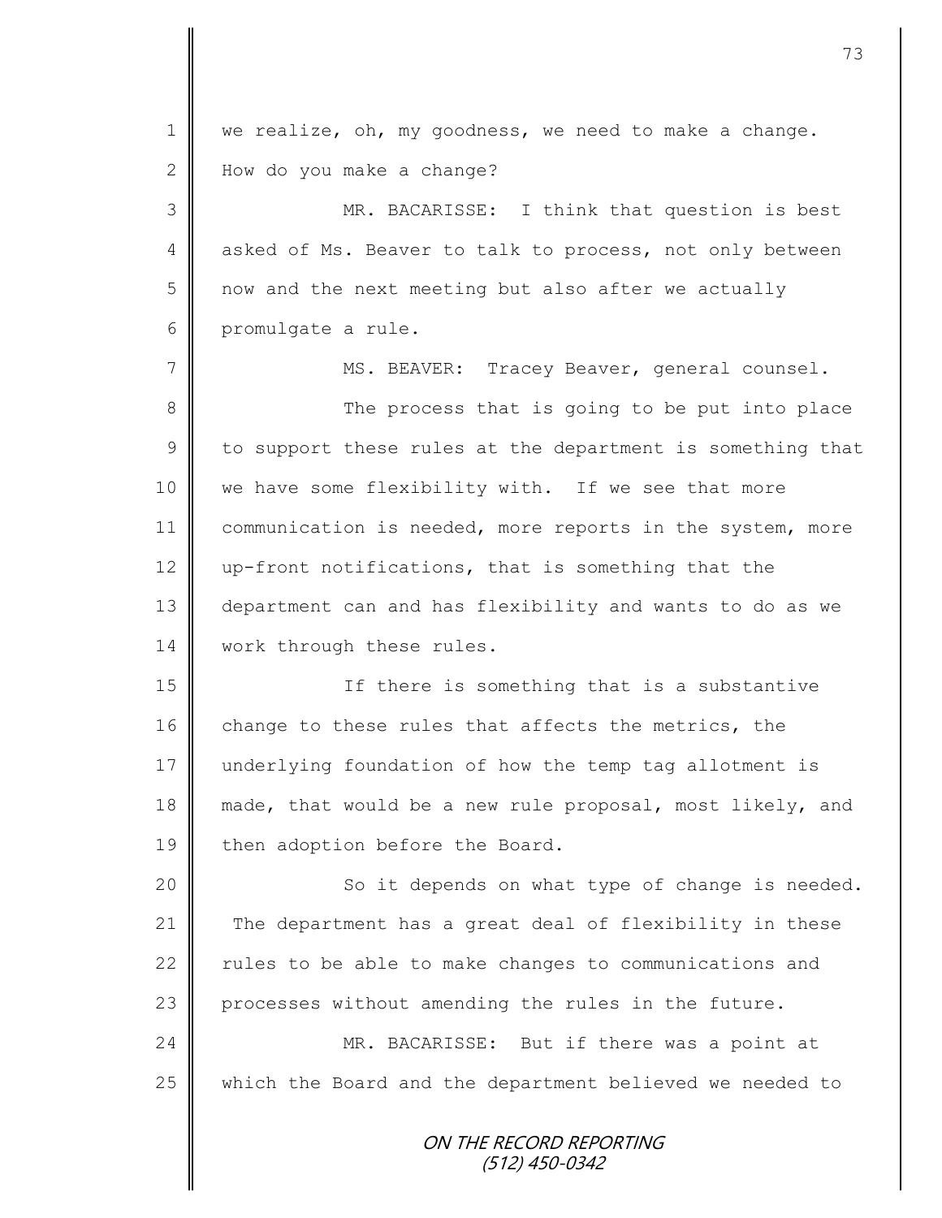we realize, oh, my goodness, we need to make a change. How do you make a change?

MR. BACARISSE: I think that question is best asked of Ms. Beaver to talk to process, not only between now and the next meeting but also after we actually promulgate a rule.

MS. BEAVER: Tracey Beaver, general counsel.

The process that is going to be put into place to support these rules at the department is something that we have some flexibility with. If we see that more communication is needed, more reports in the system, more up-front notifications, that is something that the department can and has flexibility and wants to do as we work through these rules.

If there is something that is a substantive change to these rules that affects the metrics, the underlying foundation of how the temp tag allotment is made, that would be a new rule proposal, most likely, and then adoption before the Board.

So it depends on what type of change is needed. The department has a great deal of flexibility in these rules to be able to make changes to communications and processes without amending the rules in the future.

MR. BACARISSE: But if there was a point at which the Board and the department believed we needed to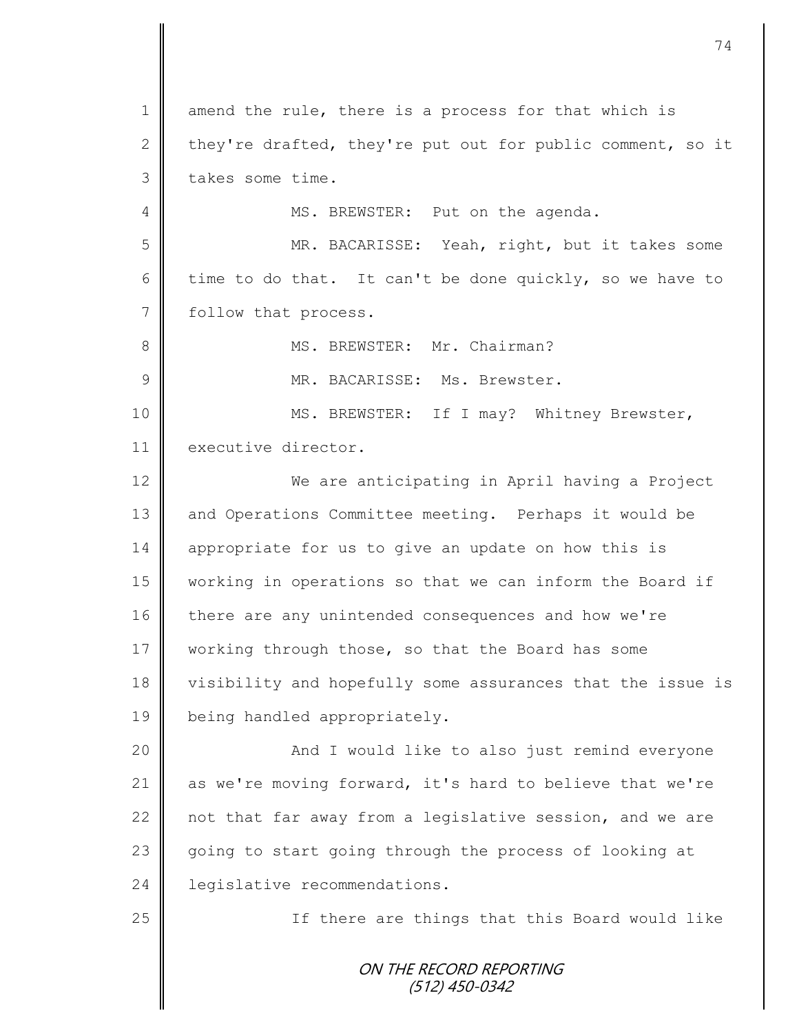amend the rule, there is a process for that which is they're drafted, they're put out for public comment, so it takes some time.

MS. BREWSTER: Put on the agenda.

MR. BACARISSE: Yeah, right, but it takes some time to do that. It can't be done quickly, so we have to follow that process.

MS. BREWSTER: Mr. Chairman?

MR. BACARISSE: Ms. Brewster.

MS. BREWSTER: If I may? Whitney Brewster, executive director.

We are anticipating in April having a Project and Operations Committee meeting. Perhaps it would be appropriate for us to give an update on how this is working in operations so that we can inform the Board if there are any unintended consequences and how we're working through those, so that the Board has some visibility and hopefully some assurances that the issue is being handled appropriately.

And I would like to also just remind everyone as we're moving forward, it's hard to believe that we're not that far away from a legislative session, and we are going to start going through the process of looking at legislative recommendations.

If there are things that this Board would like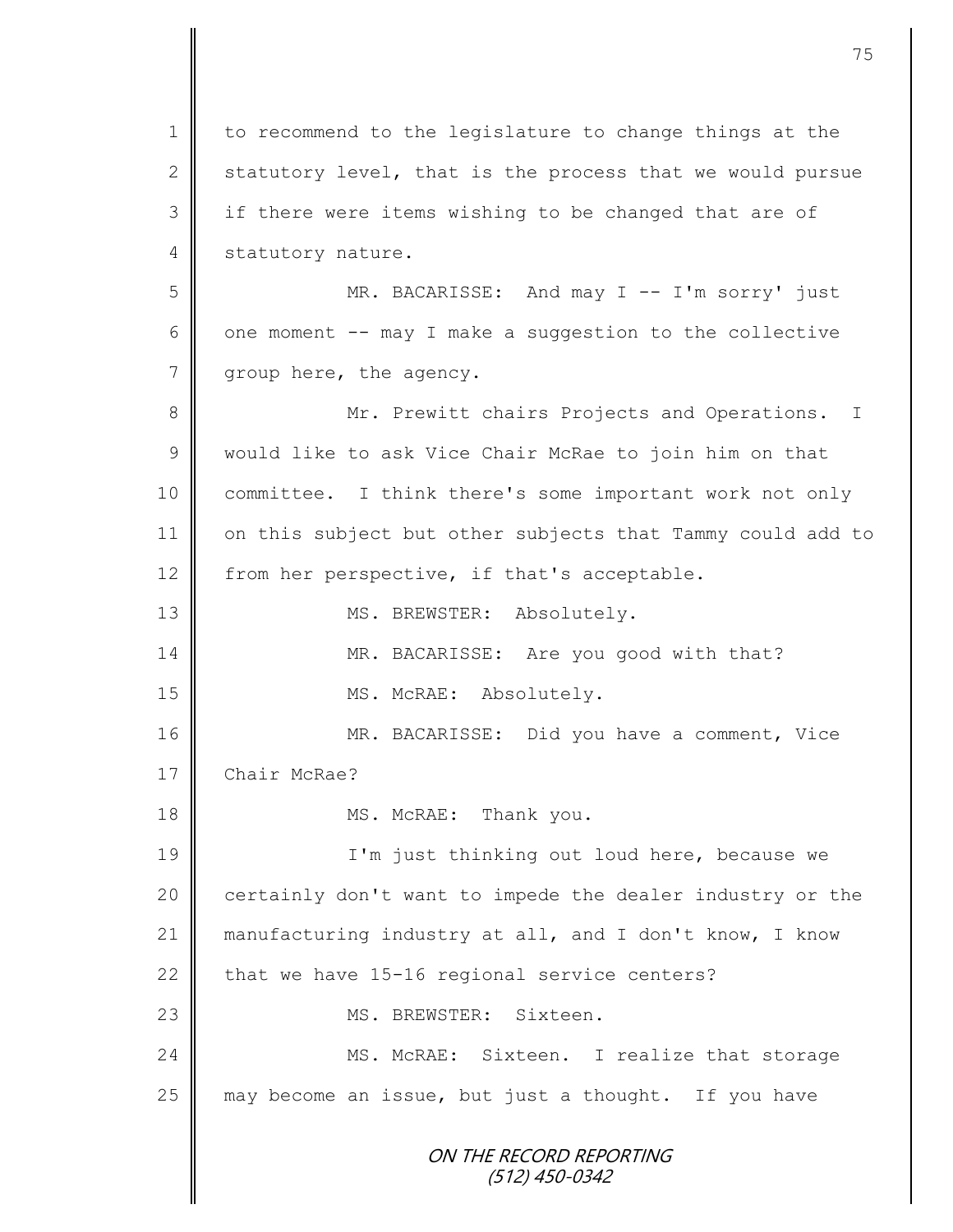1 to recommend to the legislature to change things at the
2 statutory level, that is the process that we would pursue
3 if there were items wishing to be changed that are of
4 statutory nature.

5 MR. BACARISSE: And may I -- I'm sorry' just
6 one moment -- may I make a suggestion to the collective
7 group here, the agency.

8 Mr. Prewitt chairs Projects and Operations. I
9 would like to ask Vice Chair McRae to join him on that
10 committee. I think there's some important work not only
11 on this subject but other subjects that Tammy could add to
12 from her perspective, if that's acceptable.

13 MS. BREWSTER: Absolutely.

14 MR. BACARISSE: Are you good with that?

15 MS. McRAE: Absolutely.

16 MR. BACARISSE: Did you have a comment, Vice
17 Chair McRae?

18 MS. McRAE: Thank you.

19 I'm just thinking out loud here, because we
20 certainly don't want to impede the dealer industry or the
21 manufacturing industry at all, and I don't know, I know
22 that we have 15-16 regional service centers?

23 MS. BREWSTER: Sixteen.

24 MS. McRAE: Sixteen. I realize that storage
25 may become an issue, but just a thought. If you have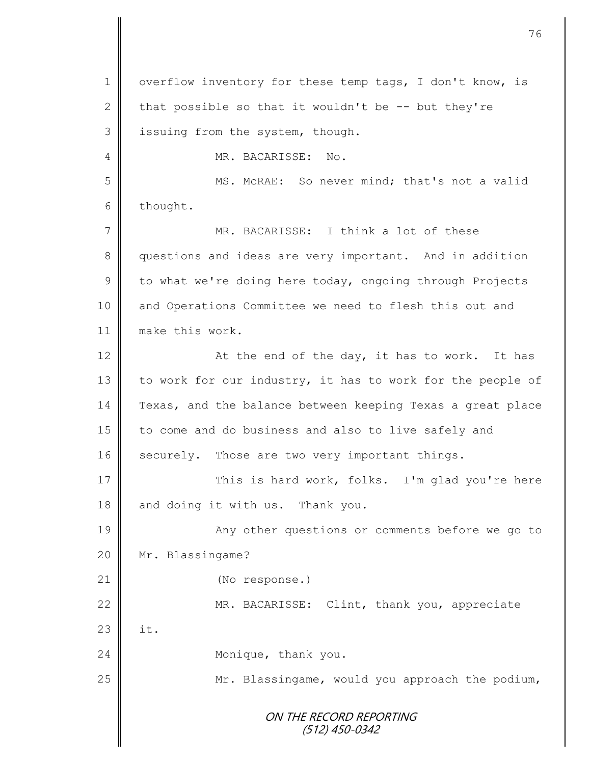overflow inventory for these temp tags, I don't know, is that possible so that it wouldn't be -- but they're issuing from the system, though.

MR. BACARISSE: No.

MS. McRAE: So never mind; that's not a valid thought.

MR. BACARISSE: I think a lot of these questions and ideas are very important. And in addition to what we're doing here today, ongoing through Projects and Operations Committee we need to flesh this out and make this work.

At the end of the day, it has to work. It has to work for our industry, it has to work for the people of Texas, and the balance between keeping Texas a great place to come and do business and also to live safely and securely. Those are two very important things.

This is hard work, folks. I'm glad you're here and doing it with us. Thank you.

Any other questions or comments before we go to Mr. Blassingame?

(No response.)

MR. BACARISSE: Clint, thank you, appreciate it.

Monique, thank you.

Mr. Blassingame, would you approach the podium,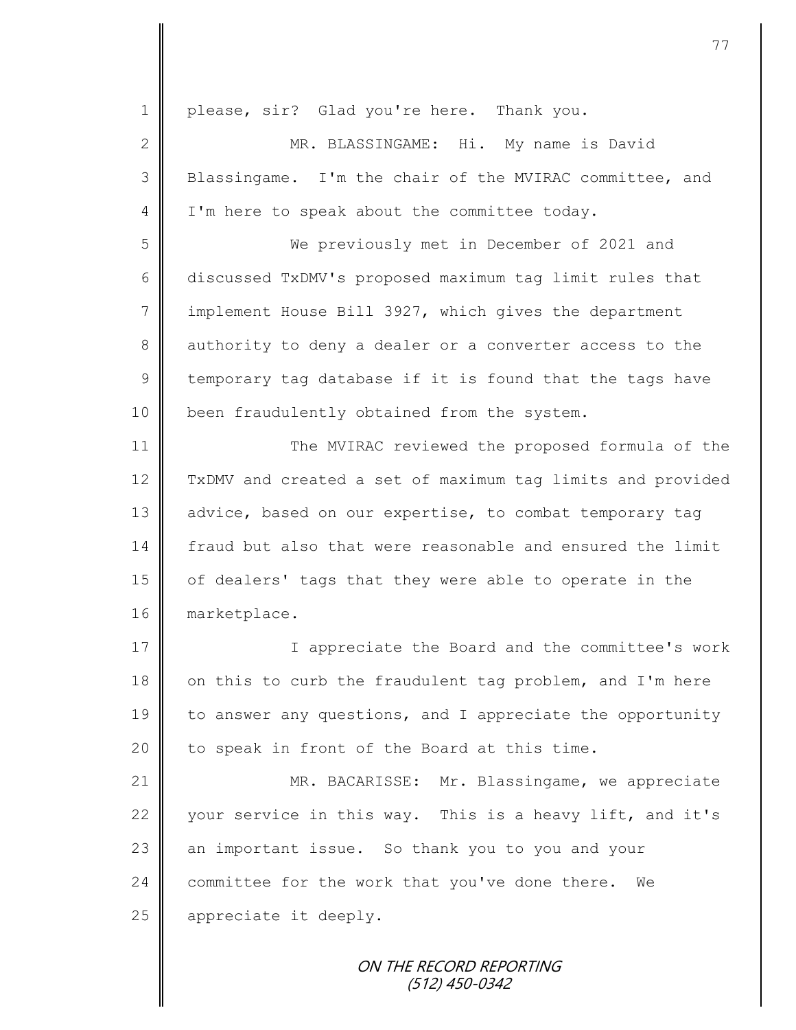please, sir? Glad you're here. Thank you.

MR. BLASSINGAME: Hi. My name is David Blassingame. I'm the chair of the MVIRAC committee, and I'm here to speak about the committee today.

We previously met in December of 2021 and discussed TxDMV's proposed maximum tag limit rules that implement House Bill 3927, which gives the department authority to deny a dealer or a converter access to the temporary tag database if it is found that the tags have been fraudulently obtained from the system.

The MVIRAC reviewed the proposed formula of the TxDMV and created a set of maximum tag limits and provided advice, based on our expertise, to combat temporary tag fraud but also that were reasonable and ensured the limit of dealers' tags that they were able to operate in the marketplace.

I appreciate the Board and the committee's work on this to curb the fraudulent tag problem, and I'm here to answer any questions, and I appreciate the opportunity to speak in front of the Board at this time.

MR. BACARISSE: Mr. Blassingame, we appreciate your service in this way. This is a heavy lift, and it's an important issue. So thank you to you and your committee for the work that you've done there. We appreciate it deeply.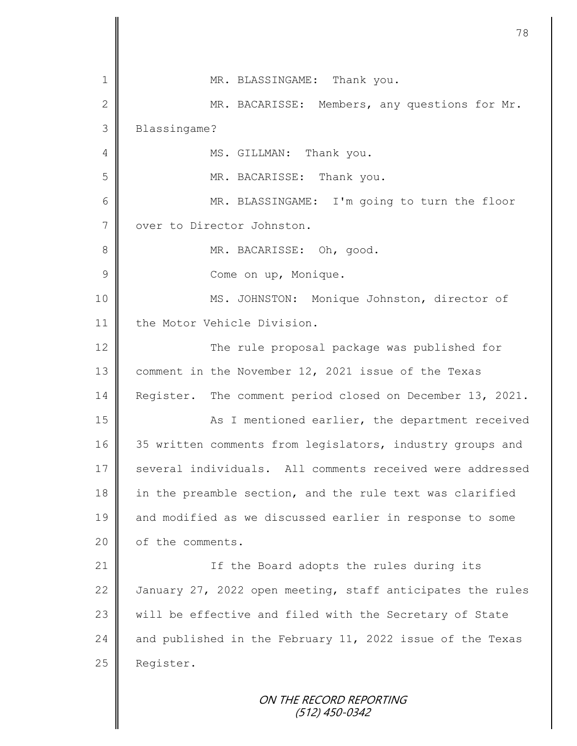MR. BLASSINGAME: Thank you.

MR. BACARISSE: Members, any questions for Mr. Blassingame?

MS. GILLMAN: Thank you.

MR. BACARISSE: Thank you.

MR. BLASSINGAME: I'm going to turn the floor over to Director Johnston.

MR. BACARISSE: Oh, good.

Come on up, Monique.

MS. JOHNSTON: Monique Johnston, director of the Motor Vehicle Division.

The rule proposal package was published for comment in the November 12, 2021 issue of the Texas Register. The comment period closed on December 13, 2021.

As I mentioned earlier, the department received 35 written comments from legislators, industry groups and several individuals. All comments received were addressed in the preamble section, and the rule text was clarified and modified as we discussed earlier in response to some of the comments.

If the Board adopts the rules during its January 27, 2022 open meeting, staff anticipates the rules will be effective and filed with the Secretary of State and published in the February 11, 2022 issue of the Texas Register.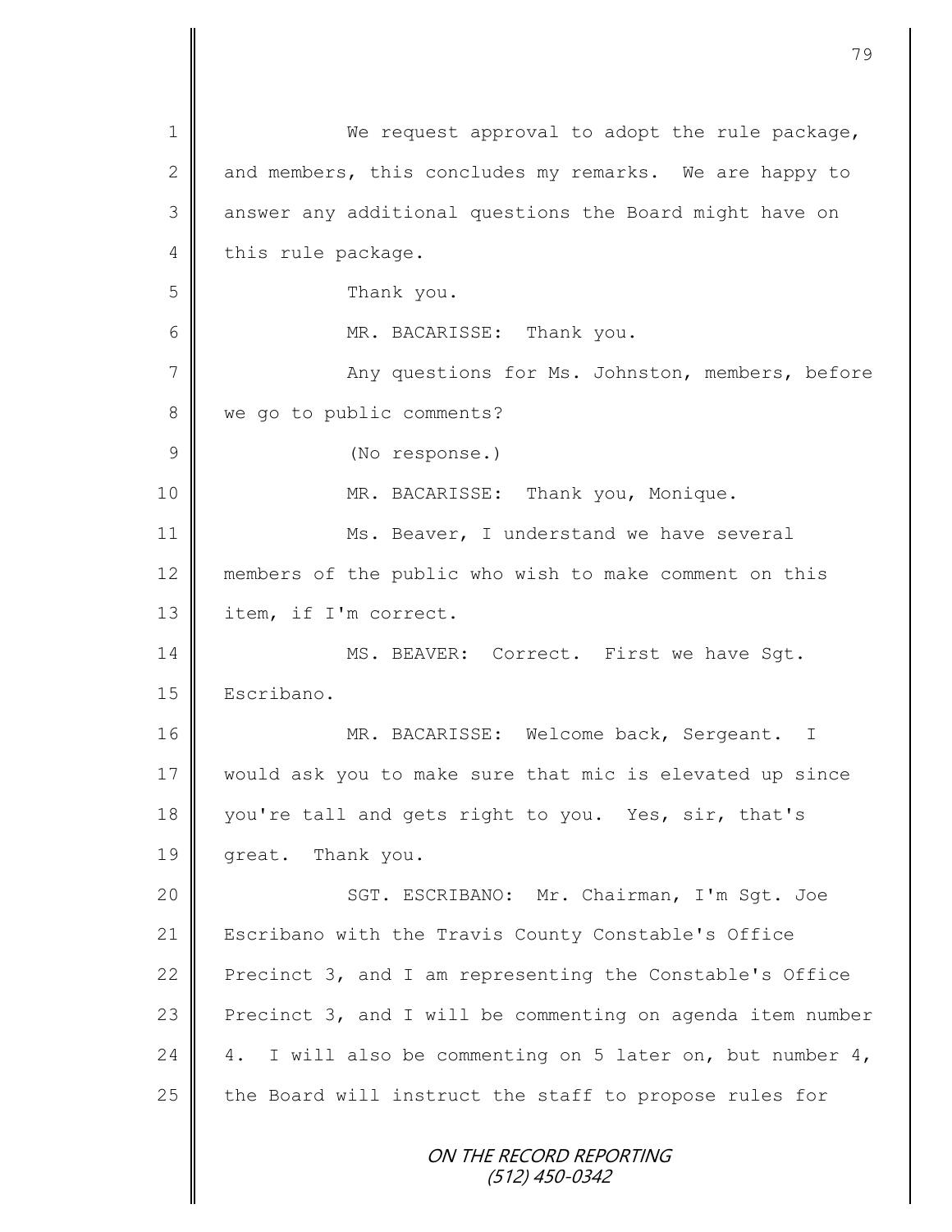We request approval to adopt the rule package, and members, this concludes my remarks. We are happy to answer any additional questions the Board might have on this rule package.

Thank you.

MR. BACARISSE: Thank you.

Any questions for Ms. Johnston, members, before we go to public comments?

(No response.)

MR. BACARISSE: Thank you, Monique.

Ms. Beaver, I understand we have several members of the public who wish to make comment on this item, if I'm correct.

MS. BEAVER: Correct. First we have Sgt. Escribano.

MR. BACARISSE: Welcome back, Sergeant. I would ask you to make sure that mic is elevated up since you're tall and gets right to you. Yes, sir, that's great. Thank you.

SGT. ESCRIBANO: Mr. Chairman, I'm Sgt. Joe Escribano with the Travis County Constable's Office Precinct 3, and I am representing the Constable's Office Precinct 3, and I will be commenting on agenda item number 4. I will also be commenting on 5 later on, but number 4, the Board will instruct the staff to propose rules for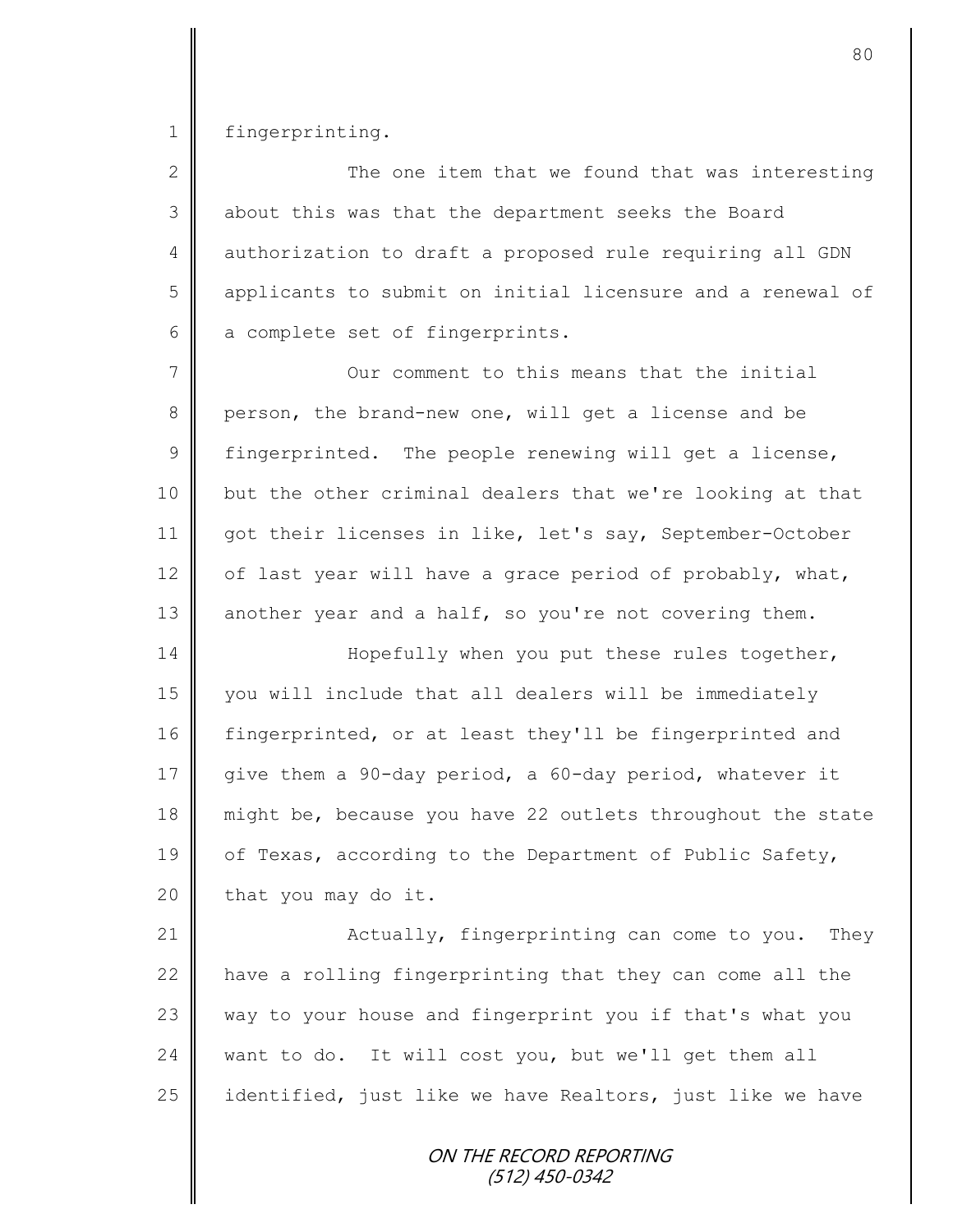fingerprinting.

The one item that we found that was interesting about this was that the department seeks the Board authorization to draft a proposed rule requiring all GDN applicants to submit on initial licensure and a renewal of a complete set of fingerprints.

Our comment to this means that the initial person, the brand-new one, will get a license and be fingerprinted. The people renewing will get a license, but the other criminal dealers that we're looking at that got their licenses in like, let's say, September-October of last year will have a grace period of probably, what, another year and a half, so you're not covering them.

Hopefully when you put these rules together, you will include that all dealers will be immediately fingerprinted, or at least they'll be fingerprinted and give them a 90-day period, a 60-day period, whatever it might be, because you have 22 outlets throughout the state of Texas, according to the Department of Public Safety, that you may do it.

Actually, fingerprinting can come to you. They have a rolling fingerprinting that they can come all the way to your house and fingerprint you if that's what you want to do. It will cost you, but we'll get them all identified, just like we have Realtors, just like we have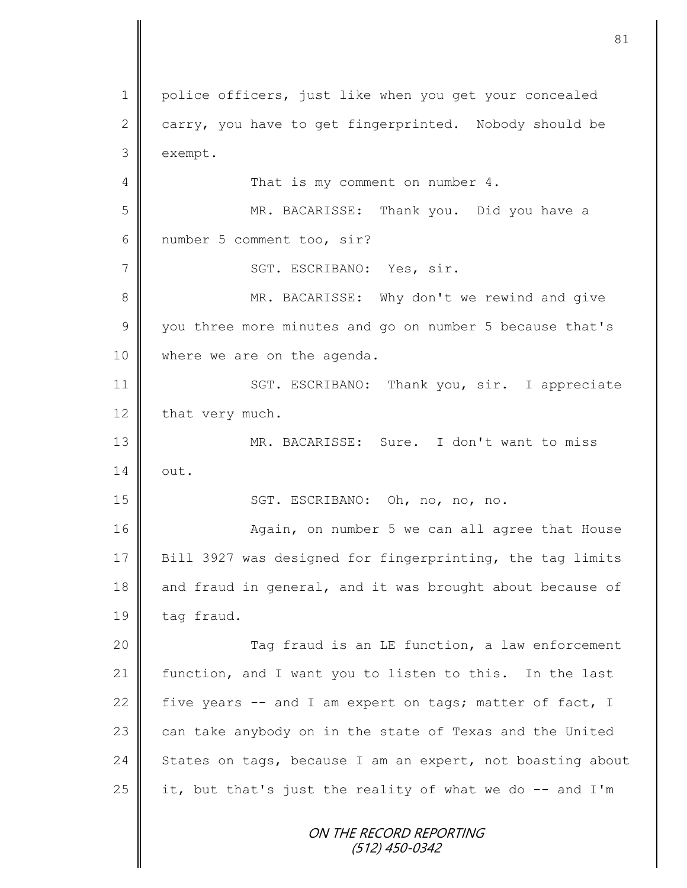police officers, just like when you get your concealed carry, you have to get fingerprinted. Nobody should be exempt.

That is my comment on number 4.

MR. BACARISSE: Thank you. Did you have a number 5 comment too, sir?

SGT. ESCRIBANO: Yes, sir.

MR. BACARISSE: Why don't we rewind and give you three more minutes and go on number 5 because that's where we are on the agenda.

SGT. ESCRIBANO: Thank you, sir. I appreciate that very much.

MR. BACARISSE: Sure. I don't want to miss out.

SGT. ESCRIBANO: Oh, no, no, no.

Again, on number 5 we can all agree that House Bill 3927 was designed for fingerprinting, the tag limits and fraud in general, and it was brought about because of tag fraud.

Tag fraud is an LE function, a law enforcement function, and I want you to listen to this. In the last five years -- and I am expert on tags; matter of fact, I can take anybody on in the state of Texas and the United States on tags, because I am an expert, not boasting about it, but that's just the reality of what we do -- and I'm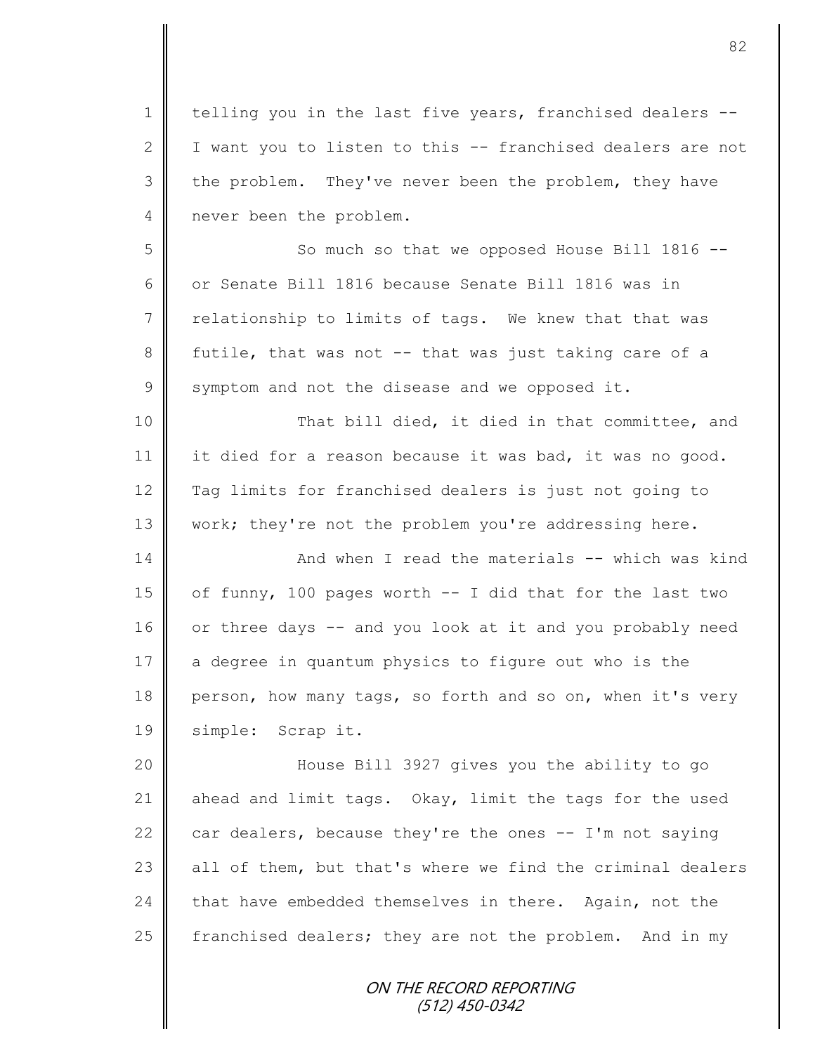telling you in the last five years, franchised dealers -- I want you to listen to this -- franchised dealers are not the problem. They've never been the problem, they have never been the problem.

So much so that we opposed House Bill 1816 -- or Senate Bill 1816 because Senate Bill 1816 was in relationship to limits of tags. We knew that that was futile, that was not -- that was just taking care of a symptom and not the disease and we opposed it.

That bill died, it died in that committee, and it died for a reason because it was bad, it was no good. Tag limits for franchised dealers is just not going to work; they're not the problem you're addressing here.

And when I read the materials -- which was kind of funny, 100 pages worth -- I did that for the last two or three days -- and you look at it and you probably need a degree in quantum physics to figure out who is the person, how many tags, so forth and so on, when it's very simple: Scrap it.

House Bill 3927 gives you the ability to go ahead and limit tags. Okay, limit the tags for the used car dealers, because they're the ones -- I'm not saying all of them, but that's where we find the criminal dealers that have embedded themselves in there. Again, not the franchised dealers; they are not the problem. And in my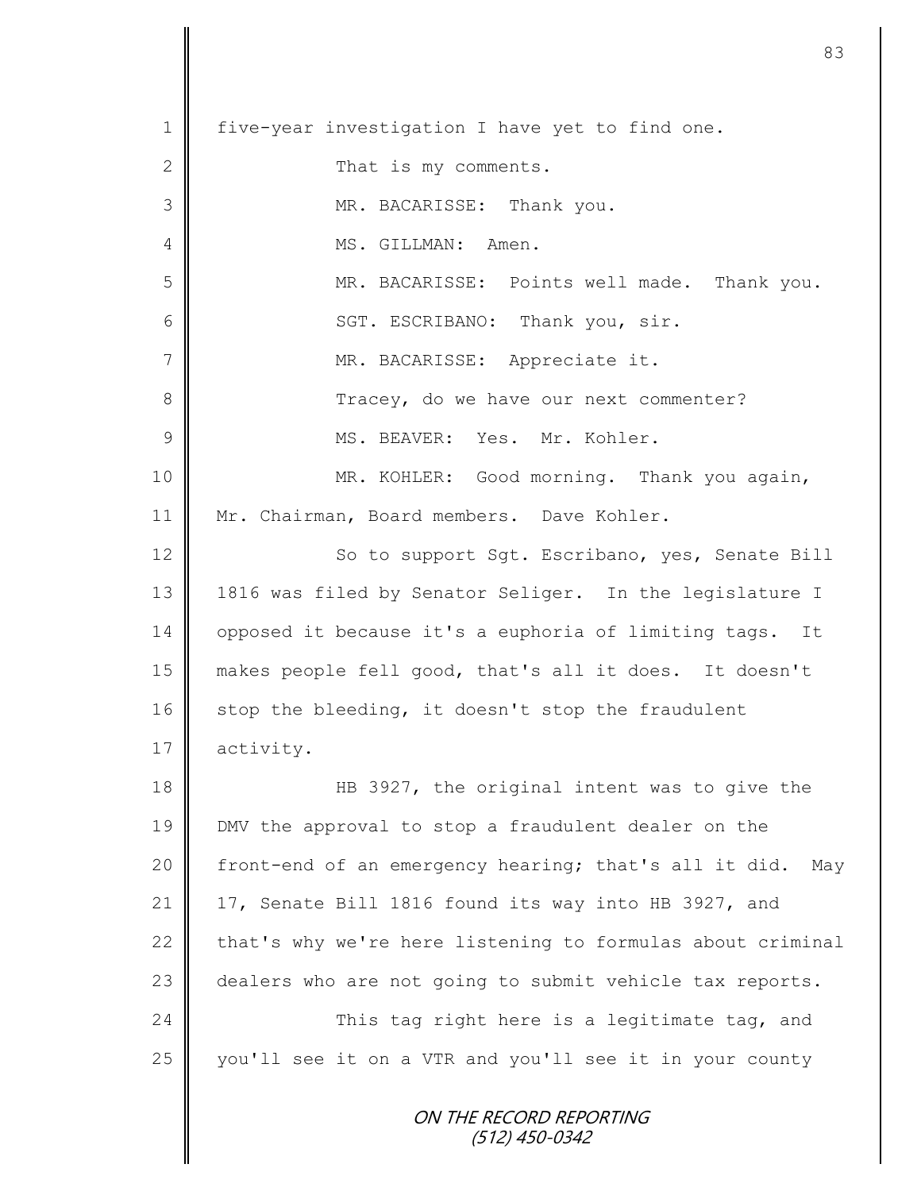five-year investigation I have yet to find one.

That is my comments.

MR. BACARISSE: Thank you.

MS. GILLMAN: Amen.

MR. BACARISSE: Points well made. Thank you.

SGT. ESCRIBANO: Thank you, sir.

MR. BACARISSE: Appreciate it.

Tracey, do we have our next commenter?

MS. BEAVER: Yes. Mr. Kohler.

MR. KOHLER: Good morning. Thank you again, Mr. Chairman, Board members. Dave Kohler.

So to support Sgt. Escribano, yes, Senate Bill 1816 was filed by Senator Seliger. In the legislature I opposed it because it's a euphoria of limiting tags. It makes people fell good, that's all it does. It doesn't stop the bleeding, it doesn't stop the fraudulent activity.

HB 3927, the original intent was to give the DMV the approval to stop a fraudulent dealer on the front-end of an emergency hearing; that's all it did. May 17, Senate Bill 1816 found its way into HB 3927, and that's why we're here listening to formulas about criminal dealers who are not going to submit vehicle tax reports.

This tag right here is a legitimate tag, and you'll see it on a VTR and you'll see it in your county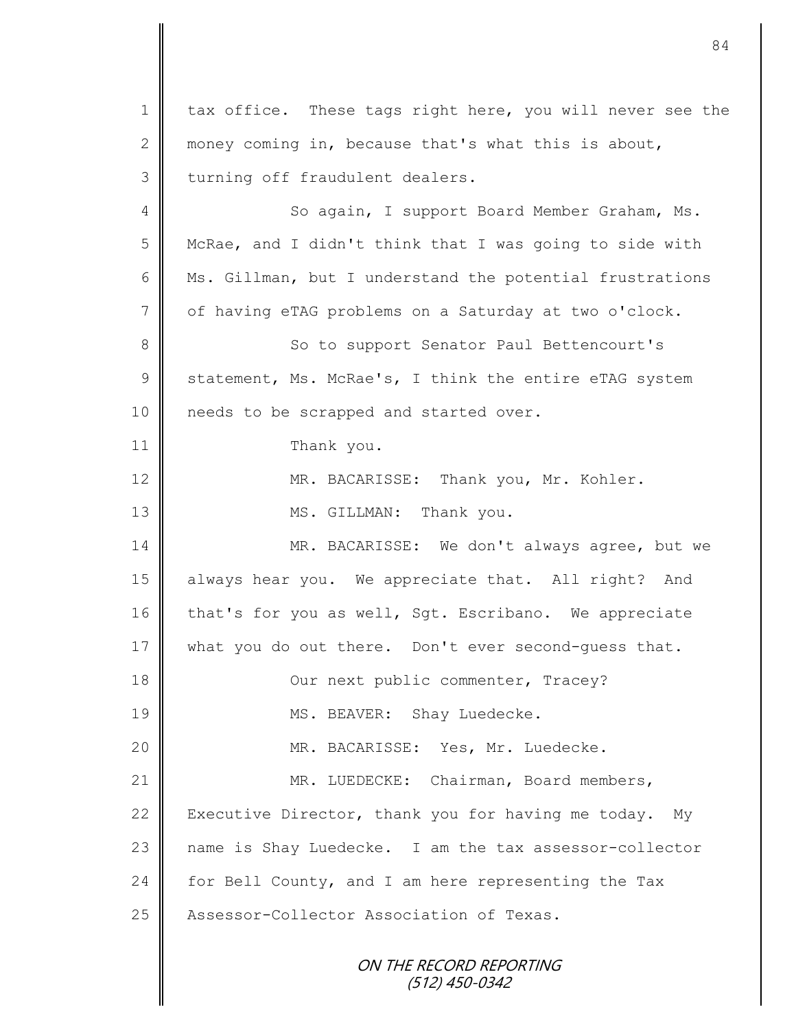tax office. These tags right here, you will never see the money coming in, because that's what this is about, turning off fraudulent dealers.

So again, I support Board Member Graham, Ms. McRae, and I didn't think that I was going to side with Ms. Gillman, but I understand the potential frustrations of having eTAG problems on a Saturday at two o'clock.

So to support Senator Paul Bettencourt's statement, Ms. McRae's, I think the entire eTAG system needs to be scrapped and started over.

Thank you.

MR. BACARISSE: Thank you, Mr. Kohler.

MS. GILLMAN: Thank you.

MR. BACARISSE: We don't always agree, but we always hear you. We appreciate that. All right? And that's for you as well, Sgt. Escribano. We appreciate what you do out there. Don't ever second-guess that.

Our next public commenter, Tracey?

MS. BEAVER: Shay Luedecke.

MR. BACARISSE: Yes, Mr. Luedecke.

MR. LUEDECKE: Chairman, Board members, Executive Director, thank you for having me today. My name is Shay Luedecke. I am the tax assessor-collector for Bell County, and I am here representing the Tax Assessor-Collector Association of Texas.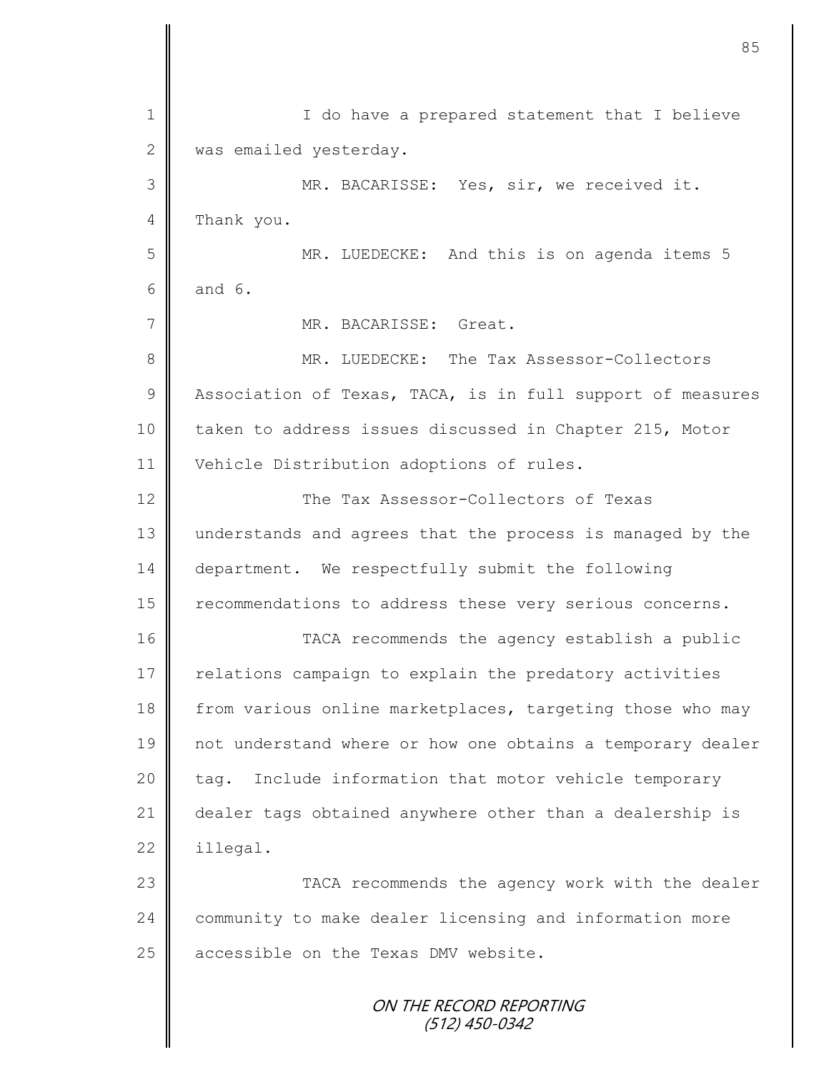I do have a prepared statement that I believe was emailed yesterday.

MR. BACARISSE: Yes, sir, we received it. Thank you.

MR. LUEDECKE: And this is on agenda items 5 and 6.

MR. BACARISSE: Great.

MR. LUEDECKE: The Tax Assessor-Collectors Association of Texas, TACA, is in full support of measures taken to address issues discussed in Chapter 215, Motor Vehicle Distribution adoptions of rules.

The Tax Assessor-Collectors of Texas understands and agrees that the process is managed by the department. We respectfully submit the following recommendations to address these very serious concerns.

TACA recommends the agency establish a public relations campaign to explain the predatory activities from various online marketplaces, targeting those who may not understand where or how one obtains a temporary dealer tag. Include information that motor vehicle temporary dealer tags obtained anywhere other than a dealership is illegal.

TACA recommends the agency work with the dealer community to make dealer licensing and information more accessible on the Texas DMV website.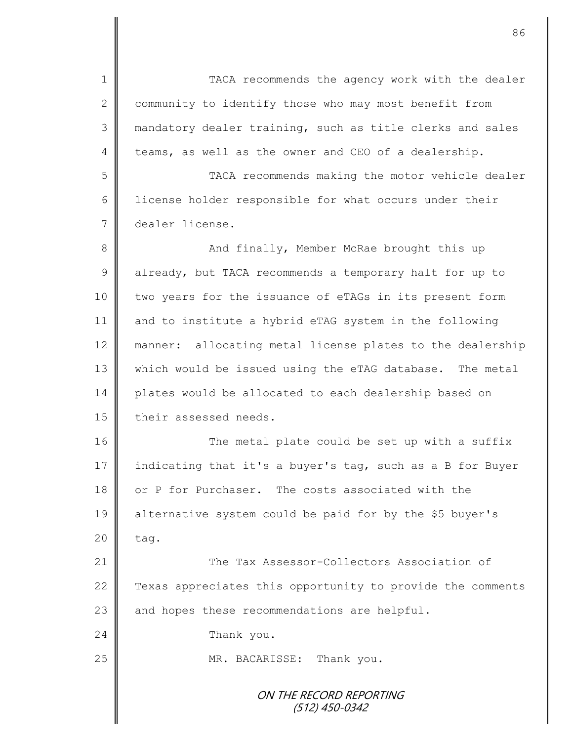TACA recommends the agency work with the dealer community to identify those who may most benefit from mandatory dealer training, such as title clerks and sales teams, as well as the owner and CEO of a dealership.

TACA recommends making the motor vehicle dealer license holder responsible for what occurs under their dealer license.

And finally, Member McRae brought this up already, but TACA recommends a temporary halt for up to two years for the issuance of eTAGs in its present form and to institute a hybrid eTAG system in the following manner: allocating metal license plates to the dealership which would be issued using the eTAG database. The metal plates would be allocated to each dealership based on their assessed needs.

The metal plate could be set up with a suffix indicating that it's a buyer's tag, such as a B for Buyer or P for Purchaser. The costs associated with the alternative system could be paid for by the $5 buyer's tag.

The Tax Assessor-Collectors Association of Texas appreciates this opportunity to provide the comments and hopes these recommendations are helpful.

Thank you.

MR. BACARISSE: Thank you.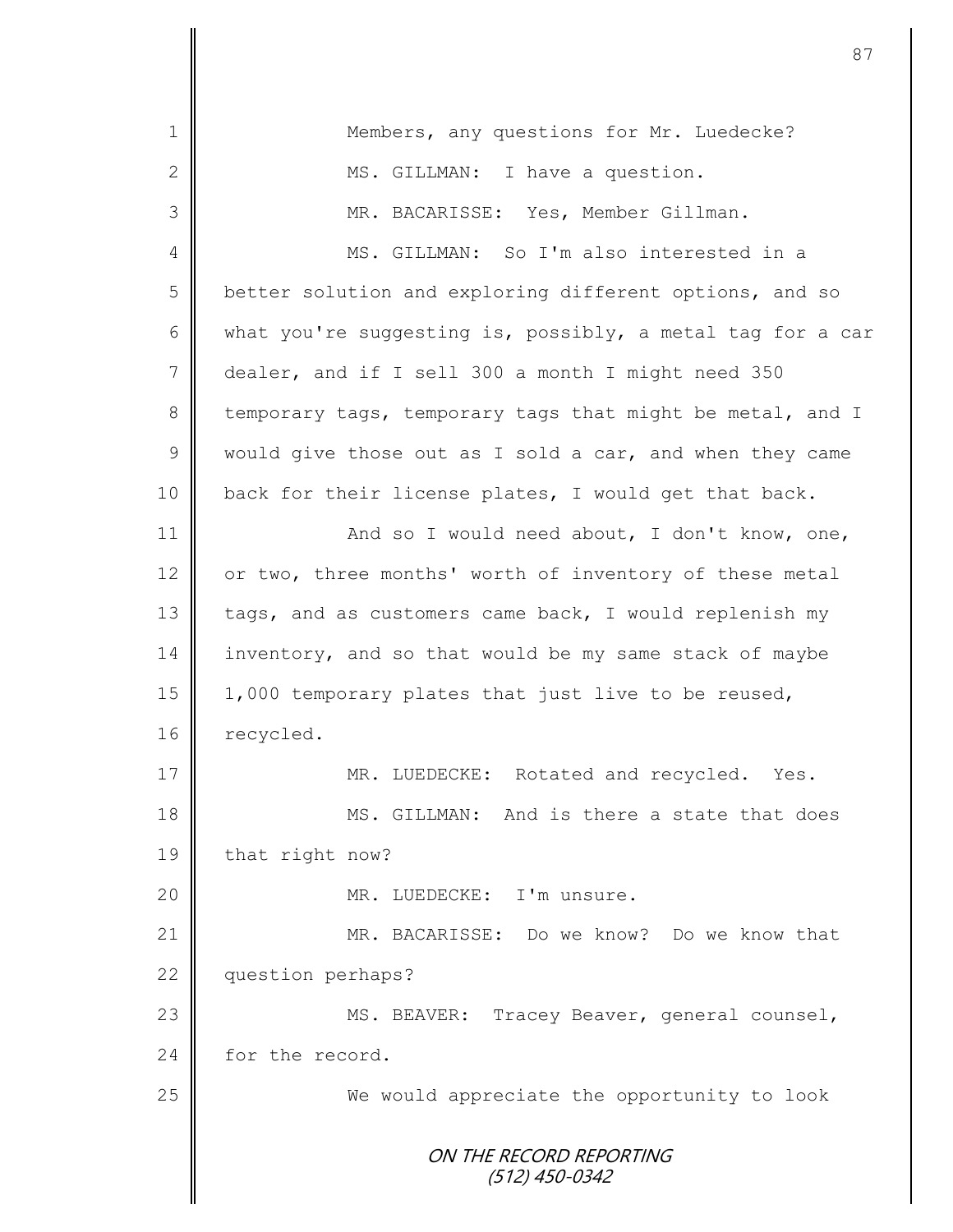Members, any questions for Mr. Luedecke?

MS. GILLMAN: I have a question.

MR. BACARISSE: Yes, Member Gillman.

MS. GILLMAN: So I'm also interested in a better solution and exploring different options, and so what you're suggesting is, possibly, a metal tag for a car dealer, and if I sell 300 a month I might need 350 temporary tags, temporary tags that might be metal, and I would give those out as I sold a car, and when they came back for their license plates, I would get that back.

And so I would need about, I don't know, one, or two, three months' worth of inventory of these metal tags, and as customers came back, I would replenish my inventory, and so that would be my same stack of maybe 1,000 temporary plates that just live to be reused, recycled.

MR. LUEDECKE: Rotated and recycled. Yes.

MS. GILLMAN: And is there a state that does that right now?

MR. LUEDECKE: I'm unsure.

MR. BACARISSE: Do we know? Do we know that question perhaps?

MS. BEAVER: Tracey Beaver, general counsel, for the record.

We would appreciate the opportunity to look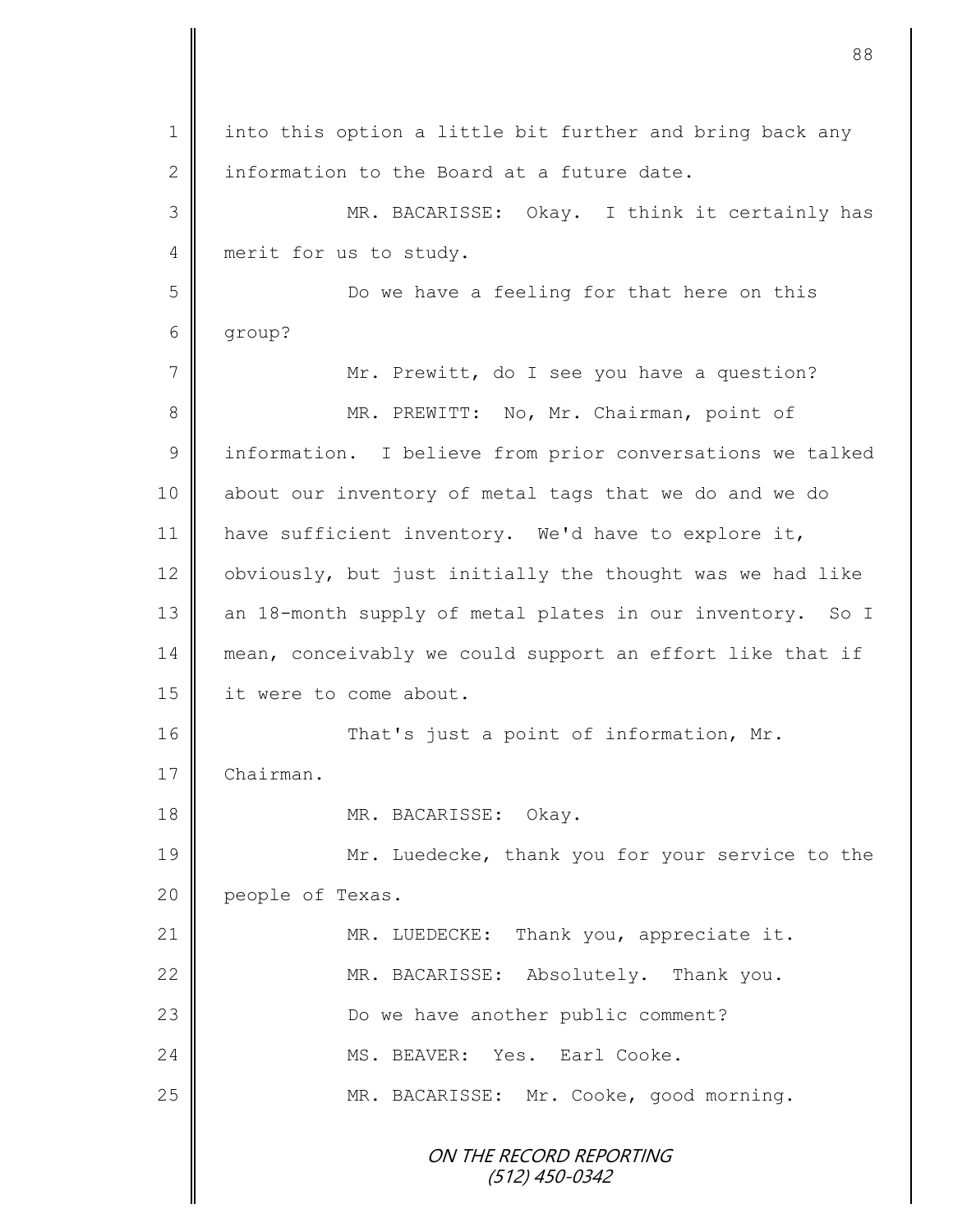1 into this option a little bit further and bring back any
2 information to the Board at a future date.

3 MR. BACARISSE: Okay. I think it certainly has
4 merit for us to study.

5 Do we have a feeling for that here on this
6 group?

7 Mr. Prewitt, do I see you have a question?

8 MR. PREWITT: No, Mr. Chairman, point of
9 information. I believe from prior conversations we talked
10 about our inventory of metal tags that we do and we do
11 have sufficient inventory. We'd have to explore it,
12 obviously, but just initially the thought was we had like
13 an 18-month supply of metal plates in our inventory. So I
14 mean, conceivably we could support an effort like that if
15 it were to come about.

16 That's just a point of information, Mr.
17 Chairman.

18 MR. BACARISSE: Okay.

19 Mr. Luedecke, thank you for your service to the
20 people of Texas.

21 MR. LUEDECKE: Thank you, appreciate it.

22 MR. BACARISSE: Absolutely. Thank you.

23 Do we have another public comment?

24 MS. BEAVER: Yes. Earl Cooke.

25 MR. BACARISSE: Mr. Cooke, good morning.

ON THE RECORD REPORTING
(512) 450-0342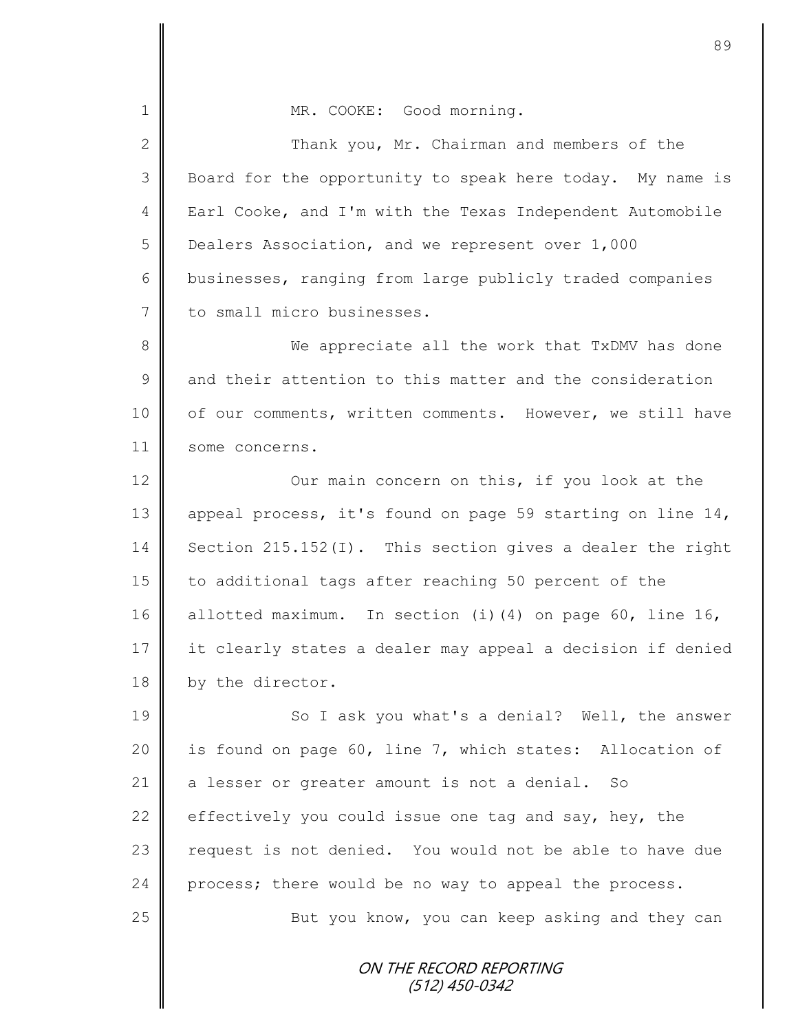MR. COOKE: Good morning.

Thank you, Mr. Chairman and members of the Board for the opportunity to speak here today. My name is Earl Cooke, and I'm with the Texas Independent Automobile Dealers Association, and we represent over 1,000 businesses, ranging from large publicly traded companies to small micro businesses.

We appreciate all the work that TxDMV has done and their attention to this matter and the consideration of our comments, written comments. However, we still have some concerns.

Our main concern on this, if you look at the appeal process, it's found on page 59 starting on line 14, Section 215.152(I). This section gives a dealer the right to additional tags after reaching 50 percent of the allotted maximum. In section (i)(4) on page 60, line 16, it clearly states a dealer may appeal a decision if denied by the director.

So I ask you what's a denial? Well, the answer is found on page 60, line 7, which states: Allocation of a lesser or greater amount is not a denial. So effectively you could issue one tag and say, hey, the request is not denied. You would not be able to have due process; there would be no way to appeal the process.

But you know, you can keep asking and they can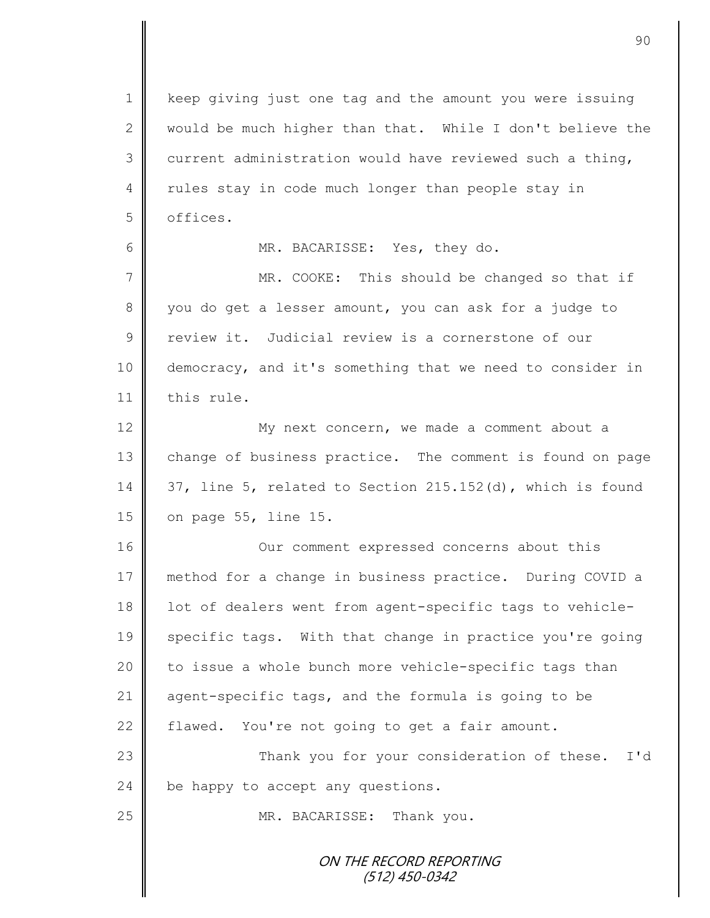keep giving just one tag and the amount you were issuing would be much higher than that. While I don't believe the current administration would have reviewed such a thing, rules stay in code much longer than people stay in offices.

MR. BACARISSE: Yes, they do.

MR. COOKE: This should be changed so that if you do get a lesser amount, you can ask for a judge to review it. Judicial review is a cornerstone of our democracy, and it's something that we need to consider in this rule.

My next concern, we made a comment about a change of business practice. The comment is found on page 37, line 5, related to Section 215.152(d), which is found on page 55, line 15.

Our comment expressed concerns about this method for a change in business practice. During COVID a lot of dealers went from agent-specific tags to vehicle-specific tags. With that change in practice you're going to issue a whole bunch more vehicle-specific tags than agent-specific tags, and the formula is going to be flawed. You're not going to get a fair amount.

Thank you for your consideration of these. I'd be happy to accept any questions.

MR. BACARISSE: Thank you.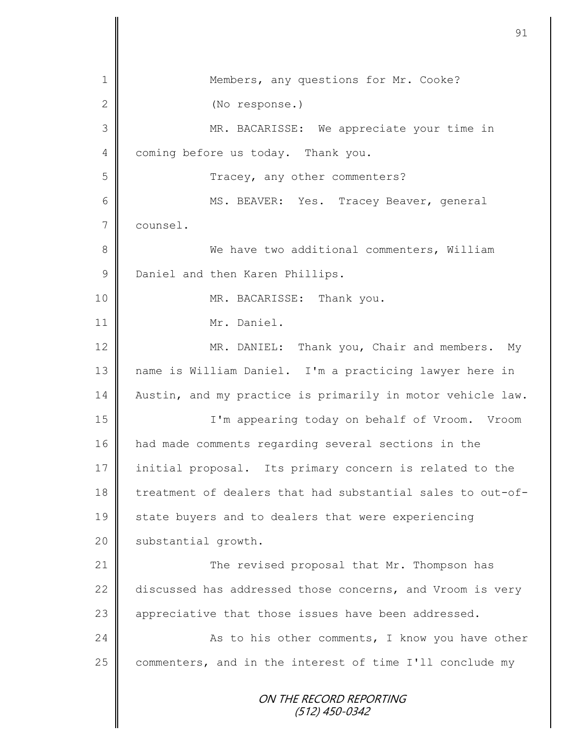1 Members, any questions for Mr. Cooke?

2 (No response.)

3 MR. BACARISSE: We appreciate your time in

4 coming before us today. Thank you.

5 Tracey, any other commenters?

6 MS. BEAVER: Yes. Tracey Beaver, general

7 counsel.

8 We have two additional commenters, William

9 Daniel and then Karen Phillips.

10 MR. BACARISSE: Thank you.

11 Mr. Daniel.

12 MR. DANIEL: Thank you, Chair and members. My

13 name is William Daniel. I'm a practicing lawyer here in

14 Austin, and my practice is primarily in motor vehicle law.

15 I'm appearing today on behalf of Vroom. Vroom

16 had made comments regarding several sections in the

17 initial proposal. Its primary concern is related to the

18 treatment of dealers that had substantial sales to out-of-

19 state buyers and to dealers that were experiencing

20 substantial growth.

21 The revised proposal that Mr. Thompson has

22 discussed has addressed those concerns, and Vroom is very

23 appreciative that those issues have been addressed.

24 As to his other comments, I know you have other

25 commenters, and in the interest of time I'll conclude my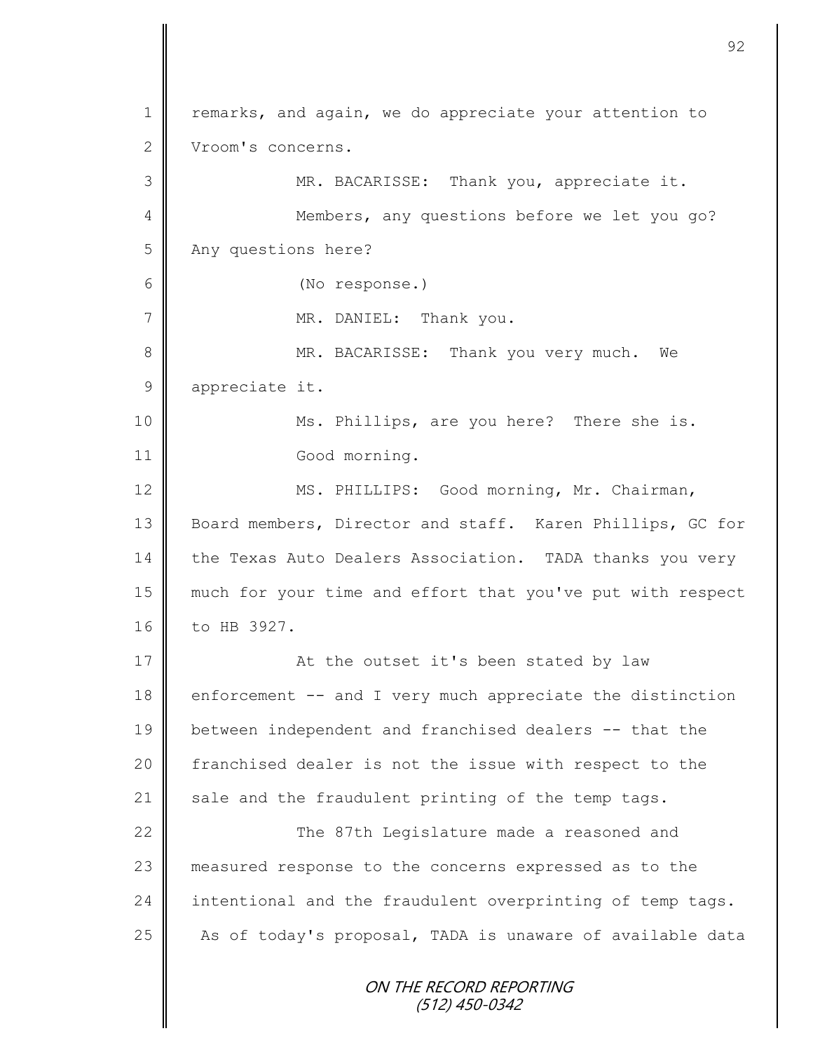remarks, and again, we do appreciate your attention to Vroom's concerns.

MR. BACARISSE: Thank you, appreciate it.

Members, any questions before we let you go? Any questions here?

(No response.)

MR. DANIEL: Thank you.

MR. BACARISSE: Thank you very much. We appreciate it.

Ms. Phillips, are you here? There she is. Good morning.

MS. PHILLIPS: Good morning, Mr. Chairman, Board members, Director and staff. Karen Phillips, GC for the Texas Auto Dealers Association. TADA thanks you very much for your time and effort that you've put with respect to HB 3927.

At the outset it's been stated by law enforcement -- and I very much appreciate the distinction between independent and franchised dealers -- that the franchised dealer is not the issue with respect to the sale and the fraudulent printing of the temp tags.

The 87th Legislature made a reasoned and measured response to the concerns expressed as to the intentional and the fraudulent overprinting of temp tags. As of today's proposal, TADA is unaware of available data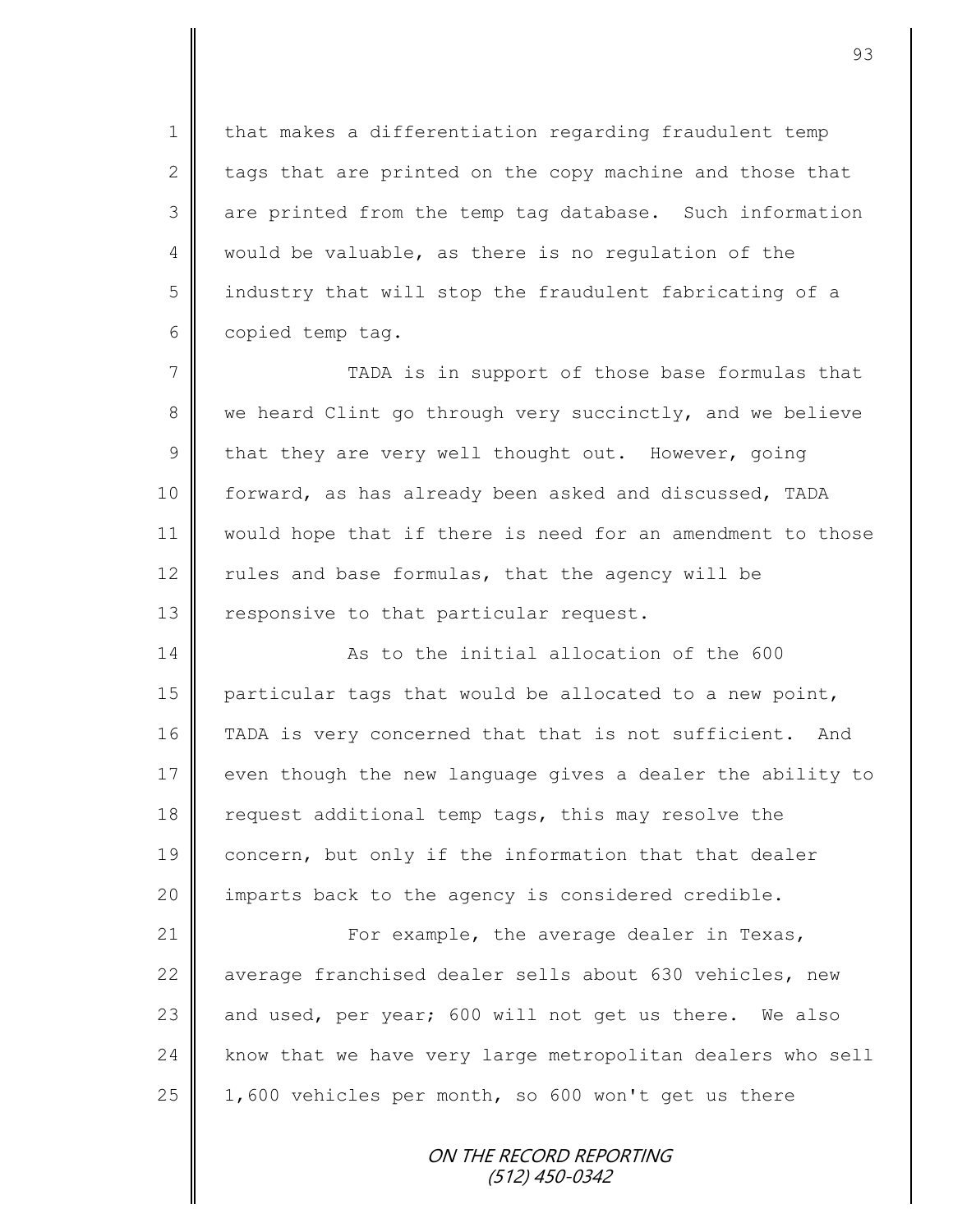that makes a differentiation regarding fraudulent temp tags that are printed on the copy machine and those that are printed from the temp tag database. Such information would be valuable, as there is no regulation of the industry that will stop the fraudulent fabricating of a copied temp tag.

TADA is in support of those base formulas that we heard Clint go through very succinctly, and we believe that they are very well thought out. However, going forward, as has already been asked and discussed, TADA would hope that if there is need for an amendment to those rules and base formulas, that the agency will be responsive to that particular request.

As to the initial allocation of the 600 particular tags that would be allocated to a new point, TADA is very concerned that that is not sufficient. And even though the new language gives a dealer the ability to request additional temp tags, this may resolve the concern, but only if the information that that dealer imparts back to the agency is considered credible.

For example, the average dealer in Texas, average franchised dealer sells about 630 vehicles, new and used, per year; 600 will not get us there. We also know that we have very large metropolitan dealers who sell 1,600 vehicles per month, so 600 won't get us there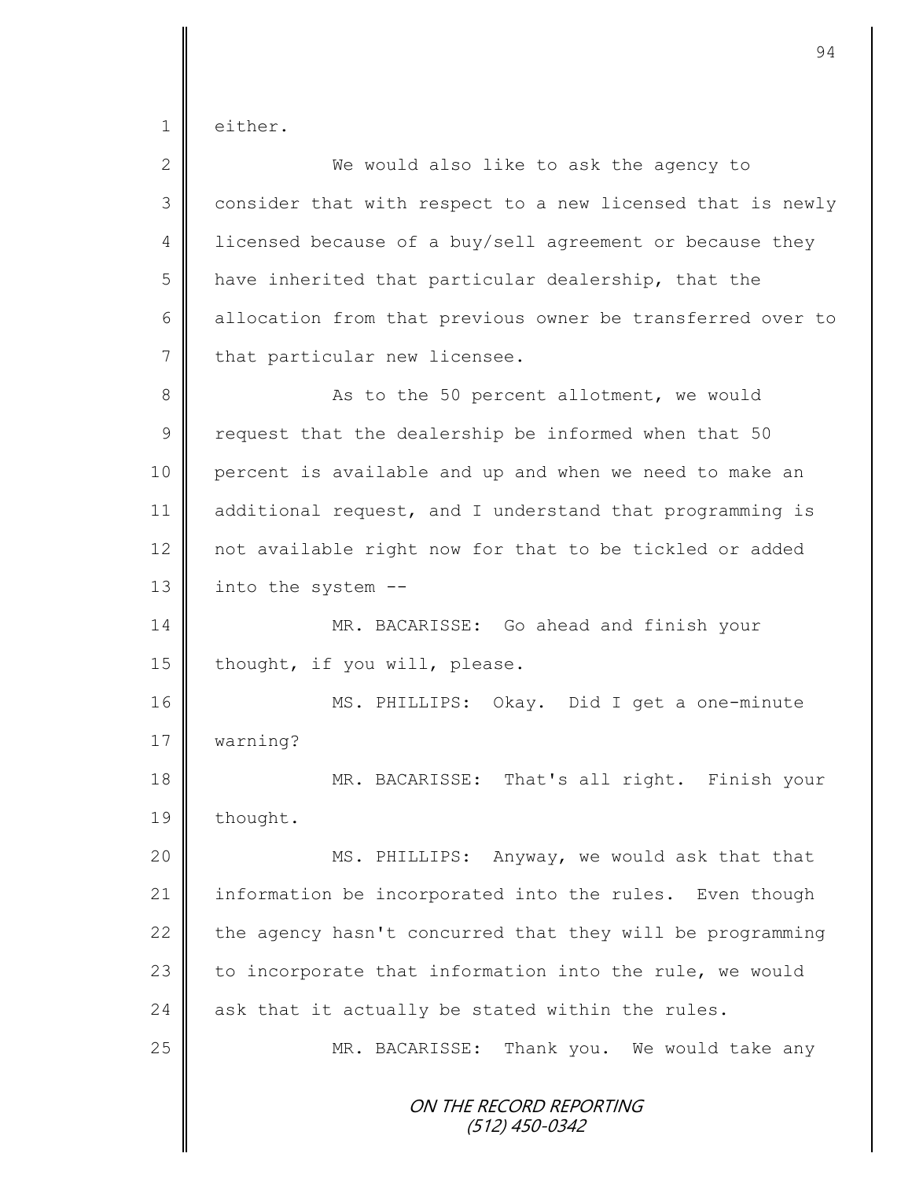either.

We would also like to ask the agency to consider that with respect to a new licensed that is newly licensed because of a buy/sell agreement or because they have inherited that particular dealership, that the allocation from that previous owner be transferred over to that particular new licensee.

As to the 50 percent allotment, we would request that the dealership be informed when that 50 percent is available and up and when we need to make an additional request, and I understand that programming is not available right now for that to be tickled or added into the system --

MR. BACARISSE: Go ahead and finish your thought, if you will, please.

MS. PHILLIPS: Okay. Did I get a one-minute warning?

MR. BACARISSE: That's all right. Finish your thought.

MS. PHILLIPS: Anyway, we would ask that that information be incorporated into the rules. Even though the agency hasn't concurred that they will be programming to incorporate that information into the rule, we would ask that it actually be stated within the rules.

MR. BACARISSE: Thank you. We would take any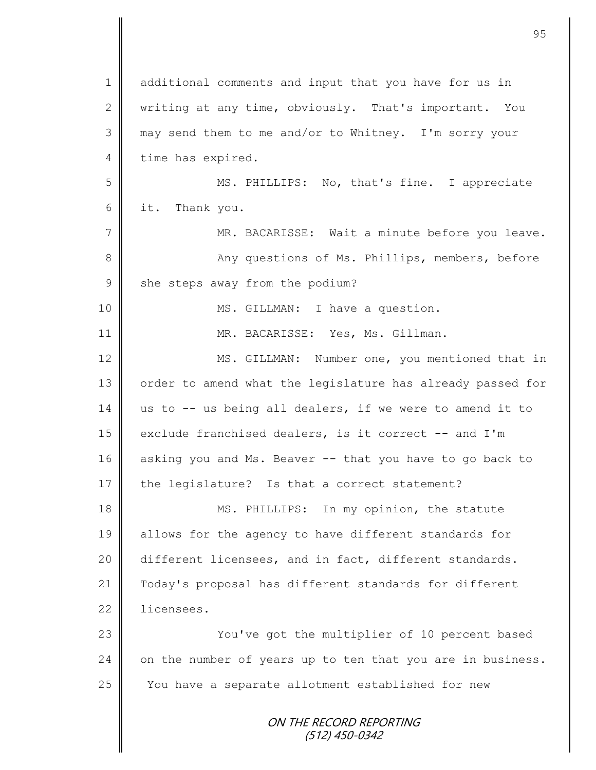additional comments and input that you have for us in writing at any time, obviously. That's important. You may send them to me and/or to Whitney. I'm sorry your time has expired.

MS. PHILLIPS: No, that's fine. I appreciate it. Thank you.

MR. BACARISSE: Wait a minute before you leave.

Any questions of Ms. Phillips, members, before she steps away from the podium?

MS. GILLMAN: I have a question.

MR. BACARISSE: Yes, Ms. Gillman.

MS. GILLMAN: Number one, you mentioned that in order to amend what the legislature has already passed for us to -- us being all dealers, if we were to amend it to exclude franchised dealers, is it correct -- and I'm asking you and Ms. Beaver -- that you have to go back to the legislature? Is that a correct statement?

MS. PHILLIPS: In my opinion, the statute allows for the agency to have different standards for different licensees, and in fact, different standards. Today's proposal has different standards for different licensees.

You've got the multiplier of 10 percent based on the number of years up to ten that you are in business. You have a separate allotment established for new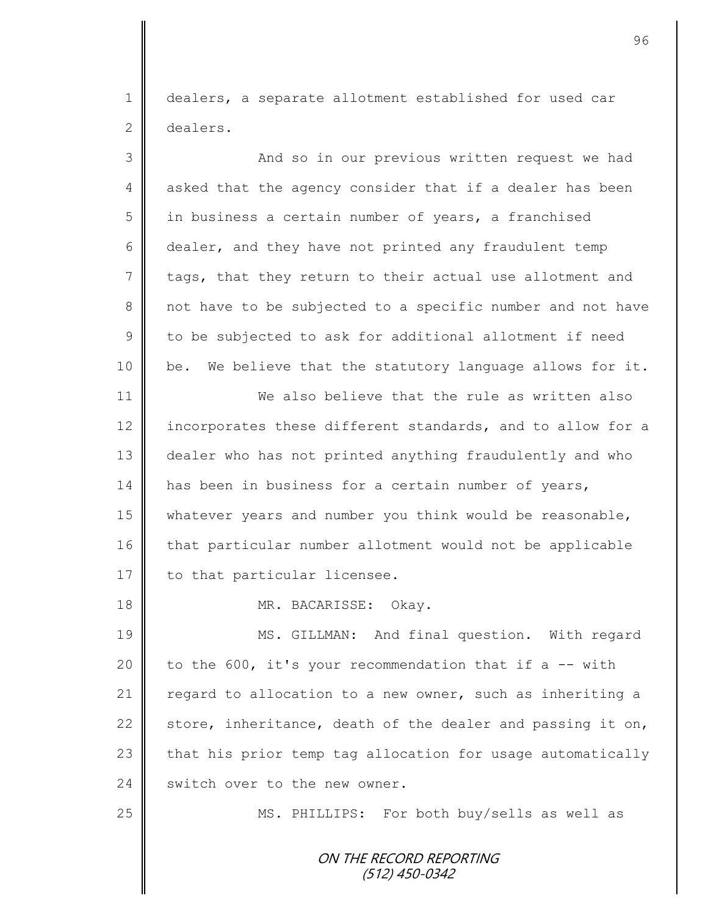dealers, a separate allotment established for used car dealers.

And so in our previous written request we had asked that the agency consider that if a dealer has been in business a certain number of years, a franchised dealer, and they have not printed any fraudulent temp tags, that they return to their actual use allotment and not have to be subjected to a specific number and not have to be subjected to ask for additional allotment if need be. We believe that the statutory language allows for it.

We also believe that the rule as written also incorporates these different standards, and to allow for a dealer who has not printed anything fraudulently and who has been in business for a certain number of years, whatever years and number you think would be reasonable, that particular number allotment would not be applicable to that particular licensee.

MR. BACARISSE: Okay.

MS. GILLMAN: And final question. With regard to the 600, it's your recommendation that if a -- with regard to allocation to a new owner, such as inheriting a store, inheritance, death of the dealer and passing it on, that his prior temp tag allocation for usage automatically switch over to the new owner.

MS. PHILLIPS: For both buy/sells as well as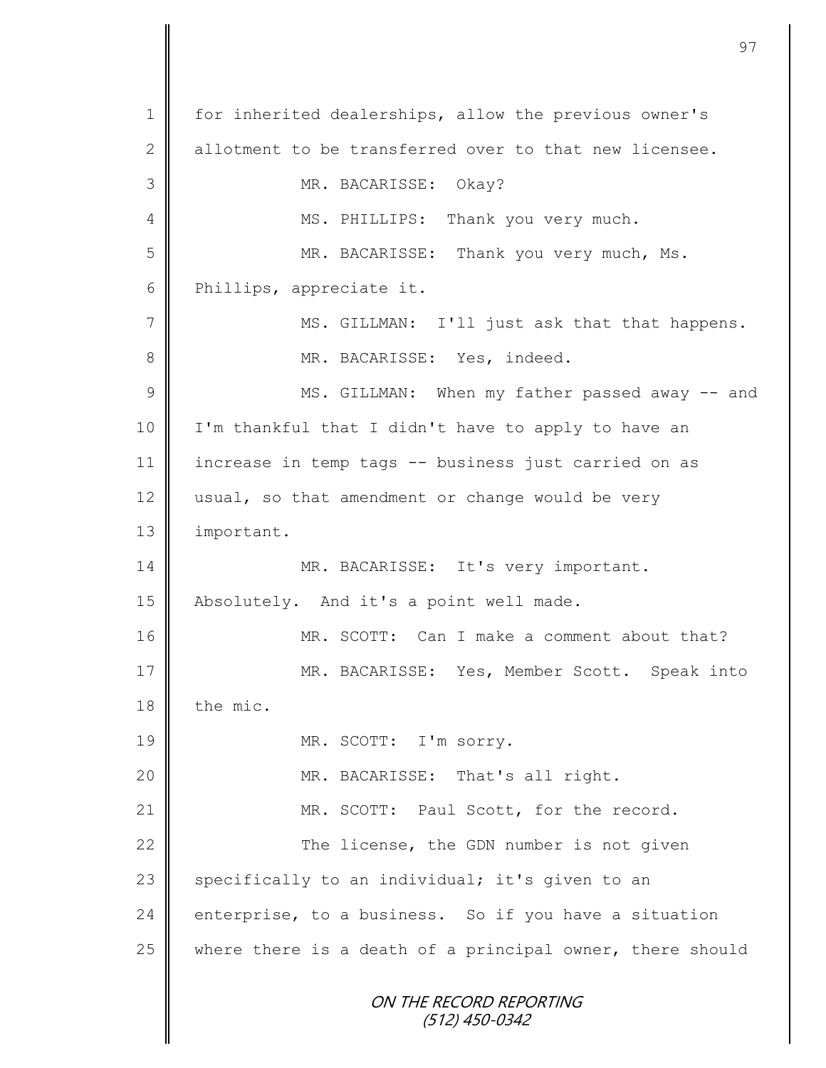for inherited dealerships, allow the previous owner's allotment to be transferred over to that new licensee.

MR. BACARISSE: Okay?

MS. PHILLIPS: Thank you very much.

MR. BACARISSE: Thank you very much, Ms. Phillips, appreciate it.

MS. GILLMAN: I'll just ask that that happens.

MR. BACARISSE: Yes, indeed.

MS. GILLMAN: When my father passed away -- and I'm thankful that I didn't have to apply to have an increase in temp tags -- business just carried on as usual, so that amendment or change would be very important.

MR. BACARISSE: It's very important. Absolutely. And it's a point well made.

MR. SCOTT: Can I make a comment about that?

MR. BACARISSE: Yes, Member Scott. Speak into the mic.

MR. SCOTT: I'm sorry.

MR. BACARISSE: That's all right.

MR. SCOTT: Paul Scott, for the record.

The license, the GDN number is not given specifically to an individual; it's given to an enterprise, to a business. So if you have a situation where there is a death of a principal owner, there should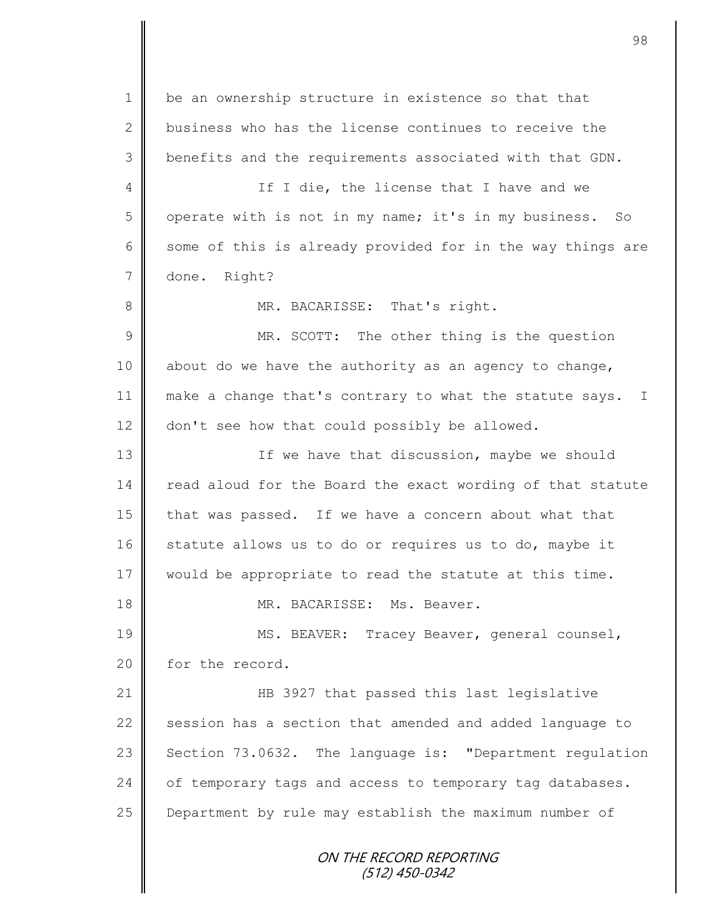be an ownership structure in existence so that that business who has the license continues to receive the benefits and the requirements associated with that GDN.

If I die, the license that I have and we operate with is not in my name; it's in my business. So some of this is already provided for in the way things are done. Right?

MR. BACARISSE: That's right.

MR. SCOTT: The other thing is the question about do we have the authority as an agency to change, make a change that's contrary to what the statute says. I don't see how that could possibly be allowed.

If we have that discussion, maybe we should read aloud for the Board the exact wording of that statute that was passed. If we have a concern about what that statute allows us to do or requires us to do, maybe it would be appropriate to read the statute at this time.

MR. BACARISSE: Ms. Beaver.

MS. BEAVER: Tracey Beaver, general counsel, for the record.

HB 3927 that passed this last legislative session has a section that amended and added language to Section 73.0632. The language is: "Department regulation of temporary tags and access to temporary tag databases. Department by rule may establish the maximum number of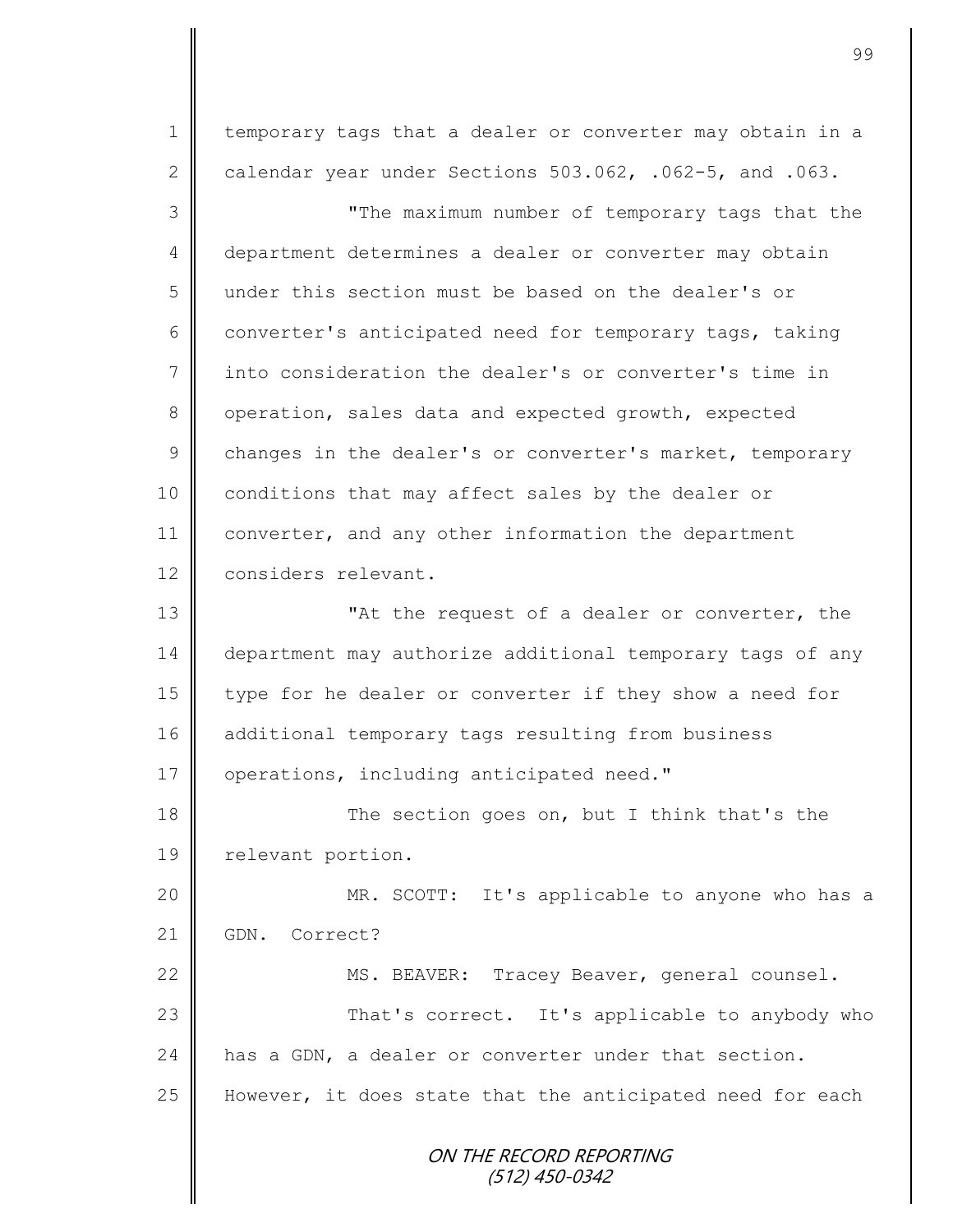temporary tags that a dealer or converter may obtain in a calendar year under Sections 503.062, .062-5, and .063.

"The maximum number of temporary tags that the department determines a dealer or converter may obtain under this section must be based on the dealer's or converter's anticipated need for temporary tags, taking into consideration the dealer's or converter's time in operation, sales data and expected growth, expected changes in the dealer's or converter's market, temporary conditions that may affect sales by the dealer or converter, and any other information the department considers relevant.

"At the request of a dealer or converter, the department may authorize additional temporary tags of any type for he dealer or converter if they show a need for additional temporary tags resulting from business operations, including anticipated need."

The section goes on, but I think that's the relevant portion.

MR. SCOTT: It's applicable to anyone who has a GDN. Correct?

MS. BEAVER: Tracey Beaver, general counsel.

That's correct. It's applicable to anybody who has a GDN, a dealer or converter under that section. However, it does state that the anticipated need for each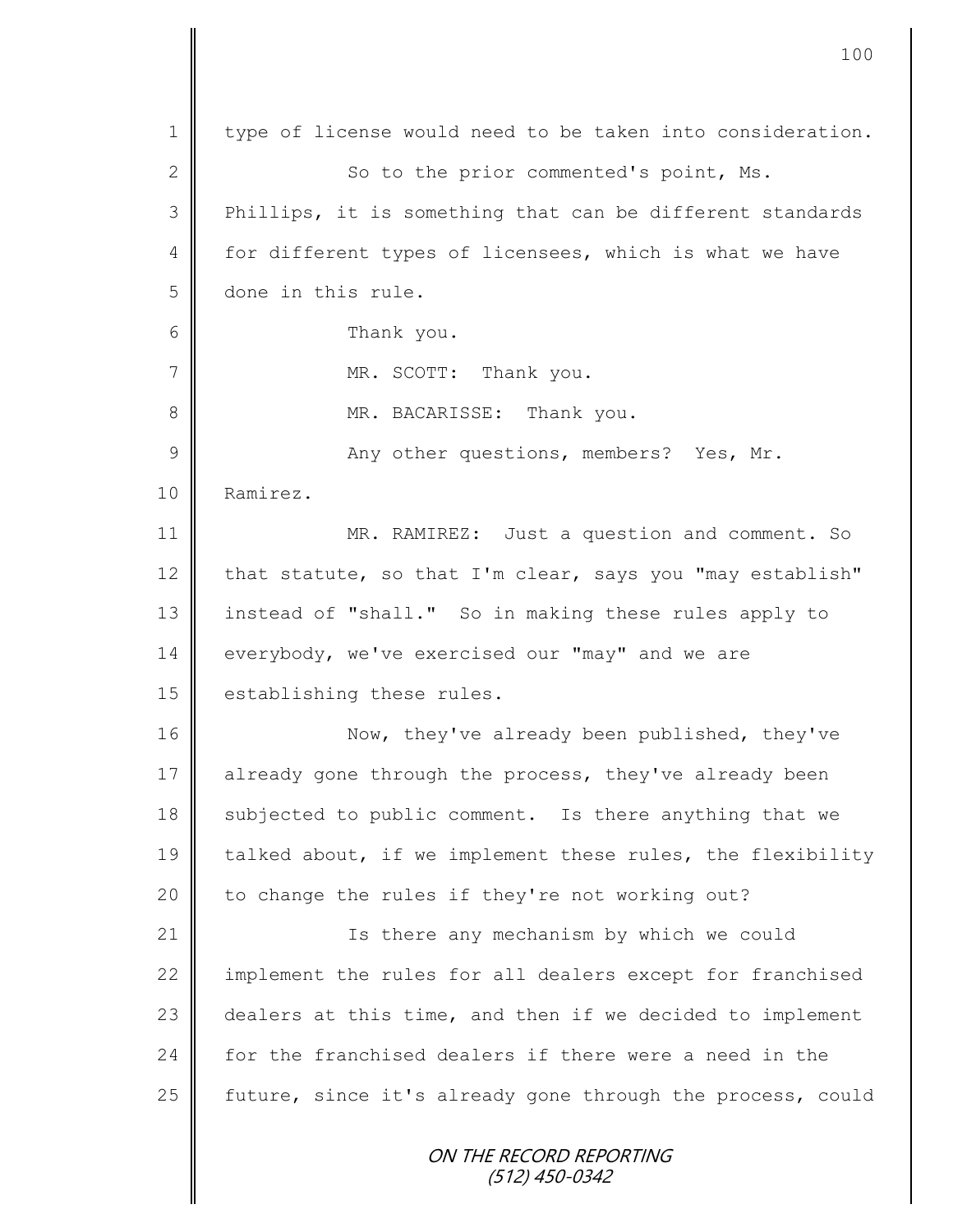type of license would need to be taken into consideration.

So to the prior commented's point, Ms. Phillips, it is something that can be different standards for different types of licensees, which is what we have done in this rule.

Thank you.

MR. SCOTT: Thank you.

MR. BACARISSE: Thank you.

Any other questions, members? Yes, Mr. Ramirez.

MR. RAMIREZ: Just a question and comment. So that statute, so that I'm clear, says you "may establish" instead of "shall." So in making these rules apply to everybody, we've exercised our "may" and we are establishing these rules.

Now, they've already been published, they've already gone through the process, they've already been subjected to public comment. Is there anything that we talked about, if we implement these rules, the flexibility to change the rules if they're not working out?

Is there any mechanism by which we could implement the rules for all dealers except for franchised dealers at this time, and then if we decided to implement for the franchised dealers if there were a need in the future, since it's already gone through the process, could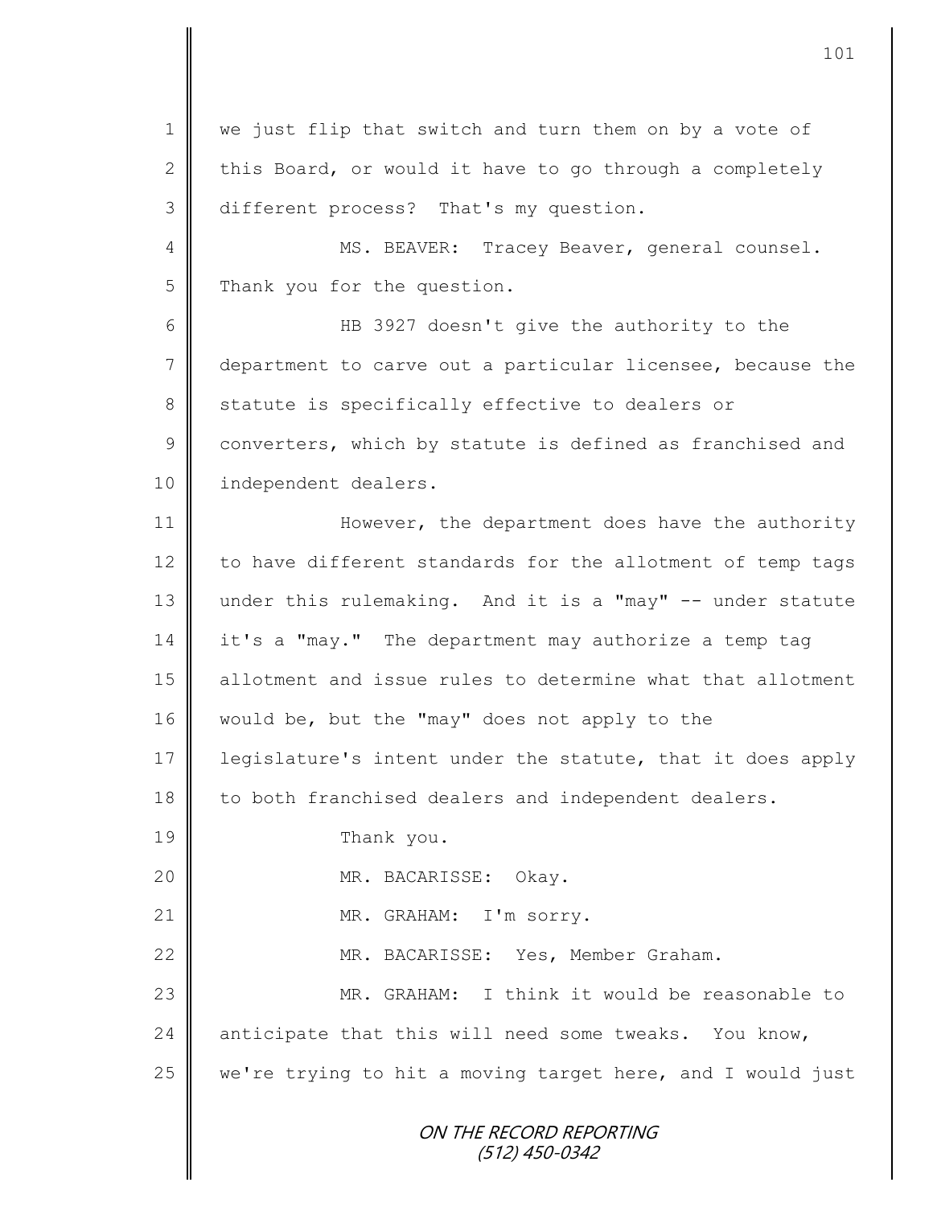we just flip that switch and turn them on by a vote of this Board, or would it have to go through a completely different process? That's my question.

MS. BEAVER: Tracey Beaver, general counsel. Thank you for the question.

HB 3927 doesn't give the authority to the department to carve out a particular licensee, because the statute is specifically effective to dealers or converters, which by statute is defined as franchised and independent dealers.

However, the department does have the authority to have different standards for the allotment of temp tags under this rulemaking. And it is a "may" -- under statute it's a "may." The department may authorize a temp tag allotment and issue rules to determine what that allotment would be, but the "may" does not apply to the legislature's intent under the statute, that it does apply to both franchised dealers and independent dealers.

Thank you.

MR. BACARISSE: Okay.

MR. GRAHAM: I'm sorry.

MR. BACARISSE: Yes, Member Graham.

MR. GRAHAM: I think it would be reasonable to anticipate that this will need some tweaks. You know, we're trying to hit a moving target here, and I would just

ON THE RECORD REPORTING
(512) 450-0342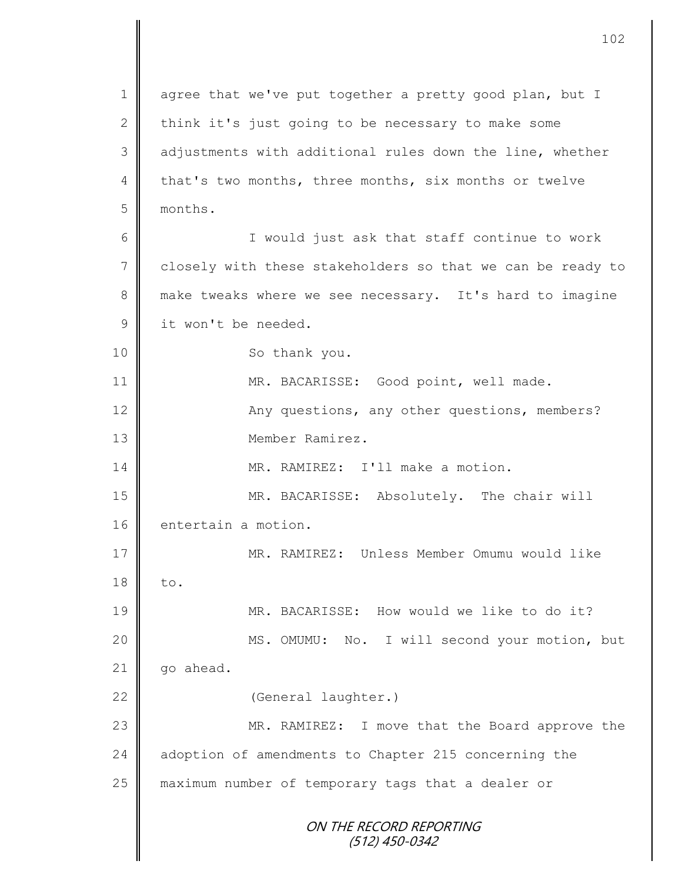agree that we've put together a pretty good plan, but I think it's just going to be necessary to make some adjustments with additional rules down the line, whether that's two months, three months, six months or twelve months.

I would just ask that staff continue to work closely with these stakeholders so that we can be ready to make tweaks where we see necessary. It's hard to imagine it won't be needed.

So thank you.

MR. BACARISSE: Good point, well made.

Any questions, any other questions, members?

Member Ramirez.

MR. RAMIREZ: I'll make a motion.

MR. BACARISSE: Absolutely. The chair will entertain a motion.

MR. RAMIREZ: Unless Member Omumu would like to.

MR. BACARISSE: How would we like to do it?

MS. OMUMU: No. I will second your motion, but go ahead.

(General laughter.)

MR. RAMIREZ: I move that the Board approve the adoption of amendments to Chapter 215 concerning the maximum number of temporary tags that a dealer or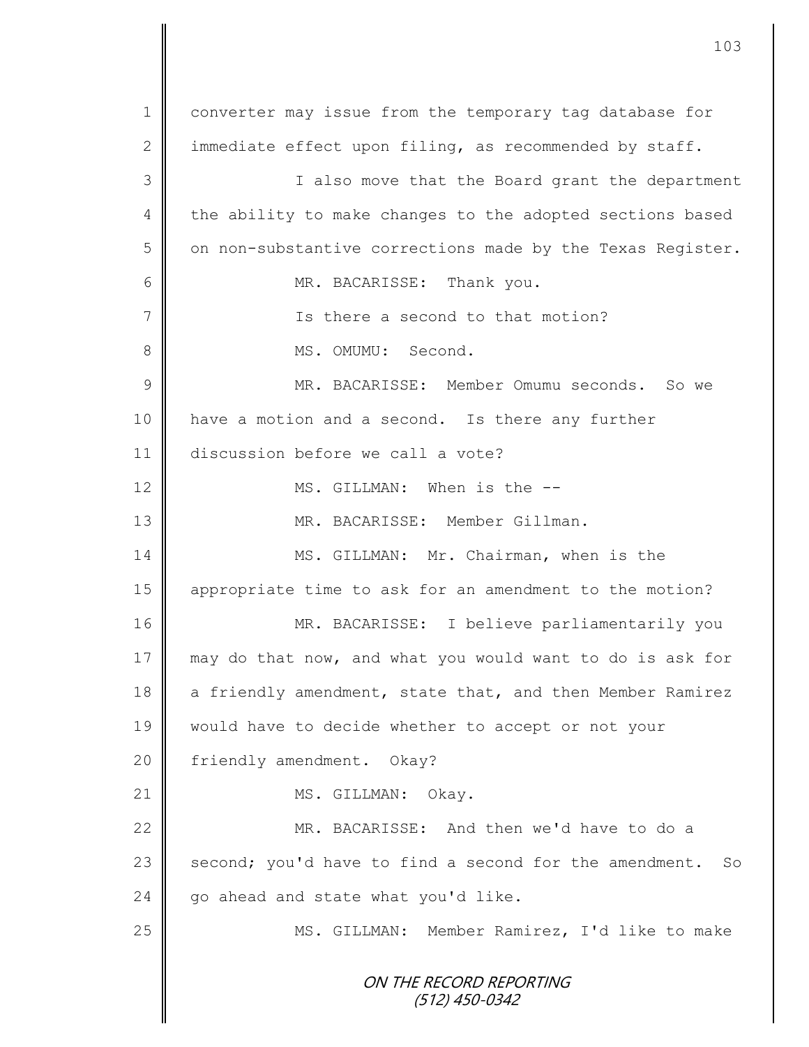converter may issue from the temporary tag database for immediate effect upon filing, as recommended by staff.

I also move that the Board grant the department the ability to make changes to the adopted sections based on non-substantive corrections made by the Texas Register.

MR. BACARISSE: Thank you.

Is there a second to that motion?

MS. OMUMU: Second.

MR. BACARISSE: Member Omumu seconds. So we have a motion and a second. Is there any further discussion before we call a vote?

MS. GILLMAN: When is the --

MR. BACARISSE: Member Gillman.

MS. GILLMAN: Mr. Chairman, when is the appropriate time to ask for an amendment to the motion?

MR. BACARISSE: I believe parliamentarily you may do that now, and what you would want to do is ask for a friendly amendment, state that, and then Member Ramirez would have to decide whether to accept or not your friendly amendment. Okay?

MS. GILLMAN: Okay.

MR. BACARISSE: And then we'd have to do a second; you'd have to find a second for the amendment. So go ahead and state what you'd like.

MS. GILLMAN: Member Ramirez, I'd like to make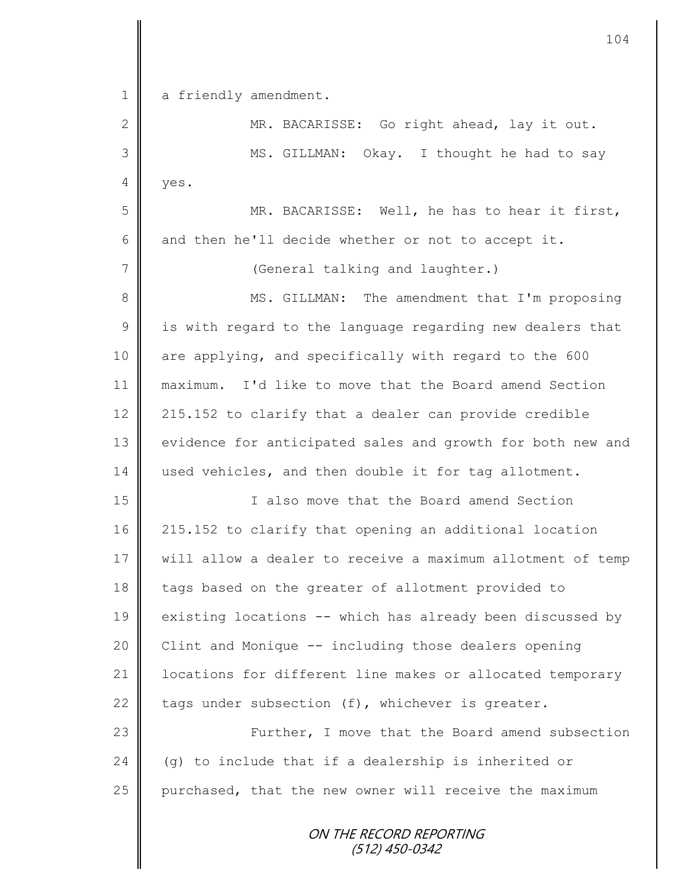a friendly amendment.

MR. BACARISSE: Go right ahead, lay it out.

MS. GILLMAN: Okay. I thought he had to say yes.

MR. BACARISSE: Well, he has to hear it first, and then he'll decide whether or not to accept it.

(General talking and laughter.)

MS. GILLMAN: The amendment that I'm proposing is with regard to the language regarding new dealers that are applying, and specifically with regard to the 600 maximum. I'd like to move that the Board amend Section 215.152 to clarify that a dealer can provide credible evidence for anticipated sales and growth for both new and used vehicles, and then double it for tag allotment.

I also move that the Board amend Section 215.152 to clarify that opening an additional location will allow a dealer to receive a maximum allotment of temp tags based on the greater of allotment provided to existing locations -- which has already been discussed by Clint and Monique -- including those dealers opening locations for different line makes or allocated temporary tags under subsection (f), whichever is greater.

Further, I move that the Board amend subsection (g) to include that if a dealership is inherited or purchased, that the new owner will receive the maximum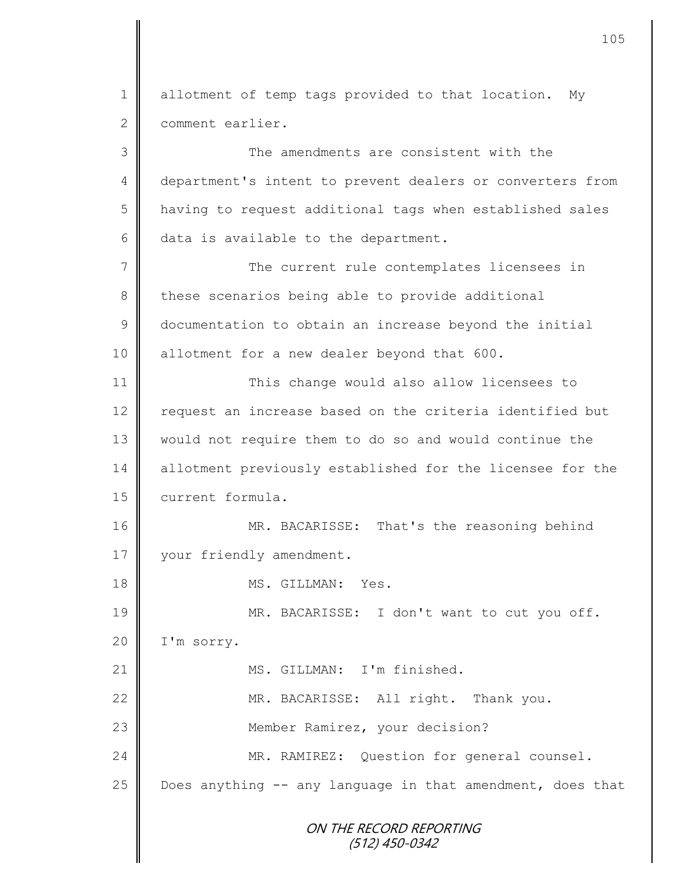allotment of temp tags provided to that location. My comment earlier.

The amendments are consistent with the department's intent to prevent dealers or converters from having to request additional tags when established sales data is available to the department.

The current rule contemplates licensees in these scenarios being able to provide additional documentation to obtain an increase beyond the initial allotment for a new dealer beyond that 600.

This change would also allow licensees to request an increase based on the criteria identified but would not require them to do so and would continue the allotment previously established for the licensee for the current formula.

MR. BACARISSE: That's the reasoning behind your friendly amendment.

MS. GILLMAN: Yes.

MR. BACARISSE: I don't want to cut you off. I'm sorry.

MS. GILLMAN: I'm finished.

MR. BACARISSE: All right. Thank you.

Member Ramirez, your decision?

MR. RAMIREZ: Question for general counsel. Does anything -- any language in that amendment, does that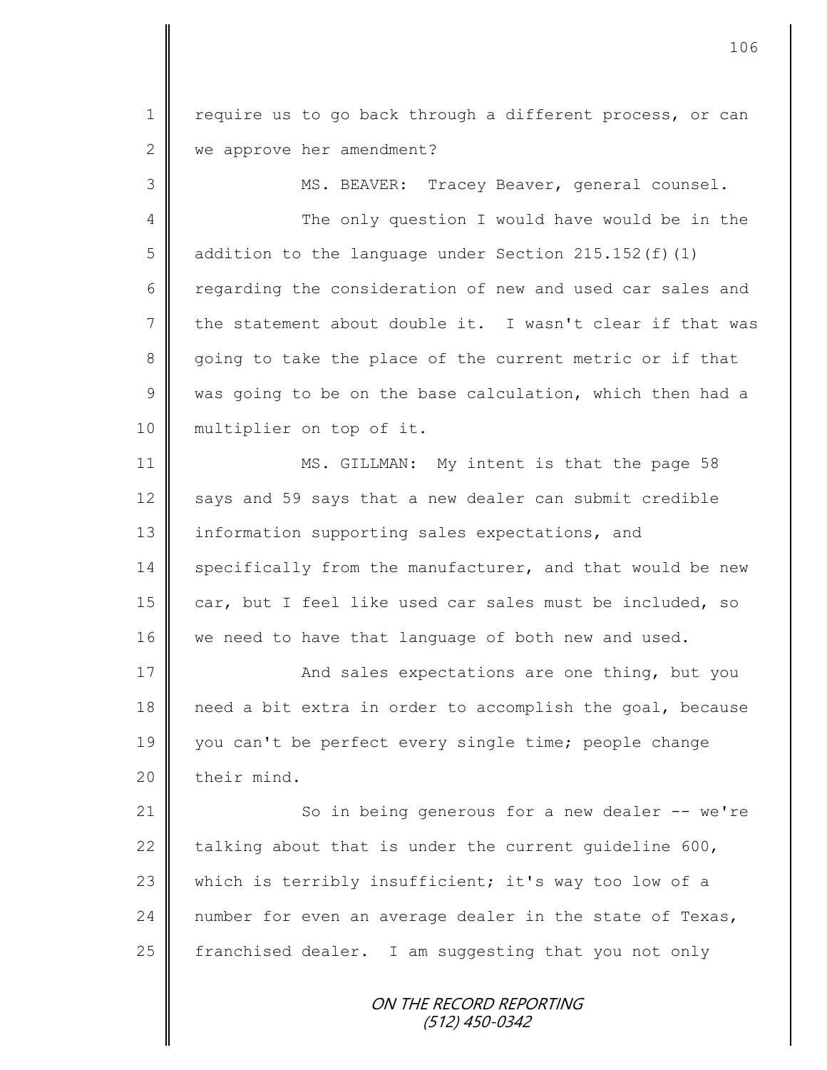require us to go back through a different process, or can we approve her amendment?

MS. BEAVER: Tracey Beaver, general counsel.

The only question I would have would be in the addition to the language under Section 215.152(f)(1) regarding the consideration of new and used car sales and the statement about double it. I wasn't clear if that was going to take the place of the current metric or if that was going to be on the base calculation, which then had a multiplier on top of it.

MS. GILLMAN: My intent is that the page 58 says and 59 says that a new dealer can submit credible information supporting sales expectations, and specifically from the manufacturer, and that would be new car, but I feel like used car sales must be included, so we need to have that language of both new and used.

And sales expectations are one thing, but you need a bit extra in order to accomplish the goal, because you can't be perfect every single time; people change their mind.

So in being generous for a new dealer -- we're talking about that is under the current guideline 600, which is terribly insufficient; it's way too low of a number for even an average dealer in the state of Texas, franchised dealer. I am suggesting that you not only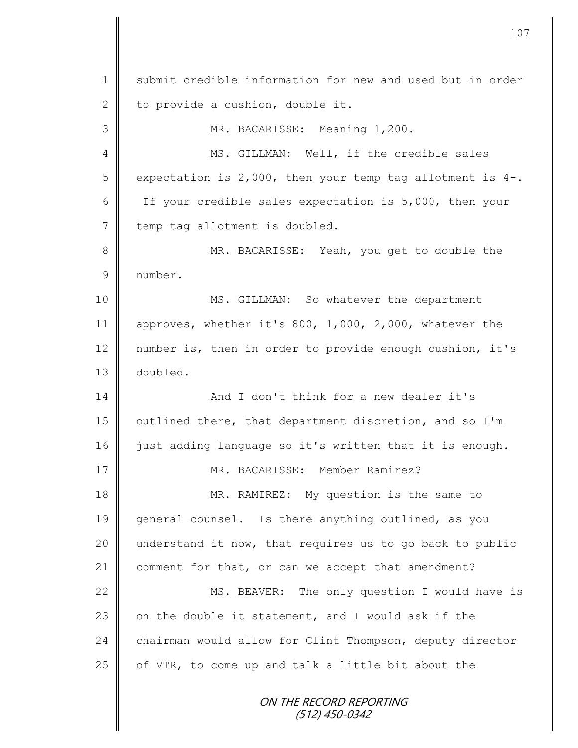submit credible information for new and used but in order to provide a cushion, double it.

MR. BACARISSE: Meaning 1,200.

MS. GILLMAN: Well, if the credible sales expectation is 2,000, then your temp tag allotment is 4-. If your credible sales expectation is 5,000, then your temp tag allotment is doubled.

MR. BACARISSE: Yeah, you get to double the number.

MS. GILLMAN: So whatever the department approves, whether it's 800, 1,000, 2,000, whatever the number is, then in order to provide enough cushion, it's doubled.

And I don't think for a new dealer it's outlined there, that department discretion, and so I'm just adding language so it's written that it is enough.

MR. BACARISSE: Member Ramirez?

MR. RAMIREZ: My question is the same to general counsel. Is there anything outlined, as you understand it now, that requires us to go back to public comment for that, or can we accept that amendment?

MS. BEAVER: The only question I would have is on the double it statement, and I would ask if the chairman would allow for Clint Thompson, deputy director of VTR, to come up and talk a little bit about the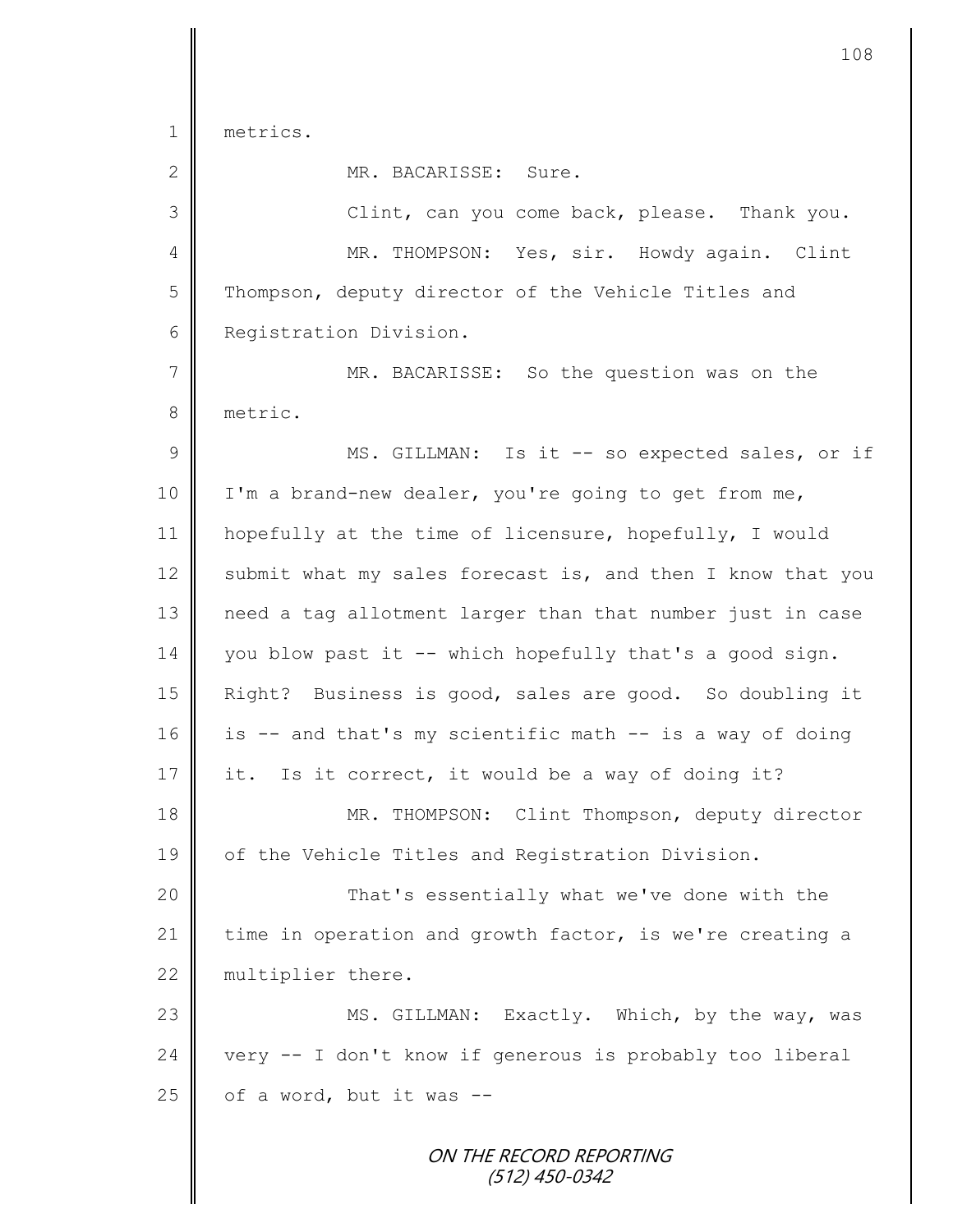metrics.

MR. BACARISSE: Sure.

Clint, can you come back, please. Thank you.

MR. THOMPSON: Yes, sir. Howdy again. Clint Thompson, deputy director of the Vehicle Titles and Registration Division.

MR. BACARISSE: So the question was on the metric.

MS. GILLMAN: Is it -- so expected sales, or if I'm a brand-new dealer, you're going to get from me, hopefully at the time of licensure, hopefully, I would submit what my sales forecast is, and then I know that you need a tag allotment larger than that number just in case you blow past it -- which hopefully that's a good sign. Right? Business is good, sales are good. So doubling it is -- and that's my scientific math -- is a way of doing it. Is it correct, it would be a way of doing it?

MR. THOMPSON: Clint Thompson, deputy director of the Vehicle Titles and Registration Division.

That's essentially what we've done with the time in operation and growth factor, is we're creating a multiplier there.

MS. GILLMAN: Exactly. Which, by the way, was very -- I don't know if generous is probably too liberal of a word, but it was --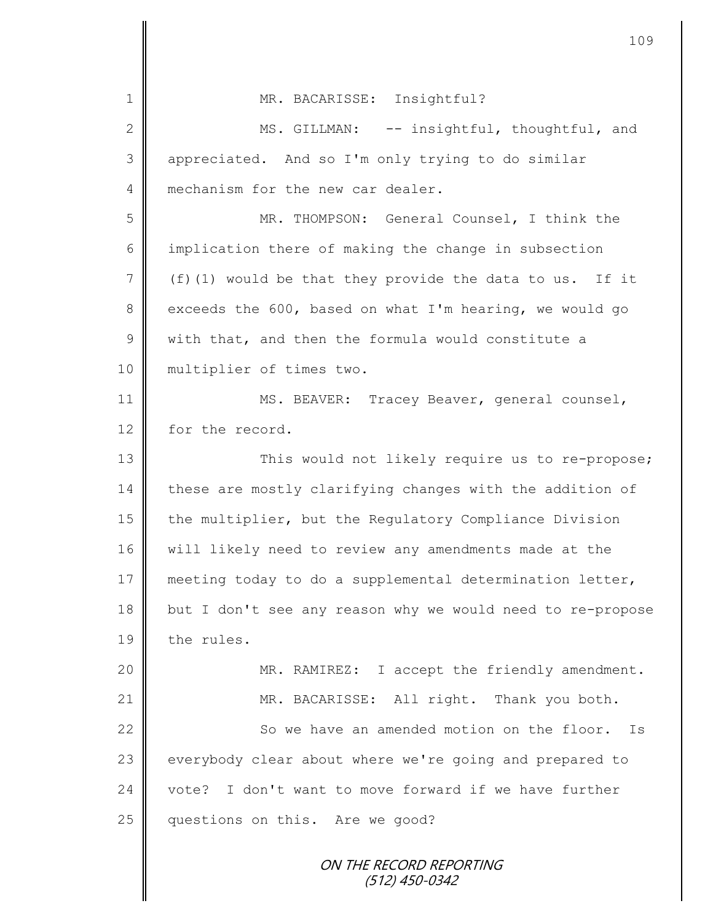MR. BACARISSE: Insightful?

MS. GILLMAN: -- insightful, thoughtful, and appreciated. And so I'm only trying to do similar mechanism for the new car dealer.

MR. THOMPSON: General Counsel, I think the implication there of making the change in subsection (f)(1) would be that they provide the data to us. If it exceeds the 600, based on what I'm hearing, we would go with that, and then the formula would constitute a multiplier of times two.

MS. BEAVER: Tracey Beaver, general counsel, for the record.

This would not likely require us to re-propose; these are mostly clarifying changes with the addition of the multiplier, but the Regulatory Compliance Division will likely need to review any amendments made at the meeting today to do a supplemental determination letter, but I don't see any reason why we would need to re-propose the rules.

MR. RAMIREZ: I accept the friendly amendment.

MR. BACARISSE: All right. Thank you both.

So we have an amended motion on the floor. Is everybody clear about where we're going and prepared to vote? I don't want to move forward if we have further questions on this. Are we good?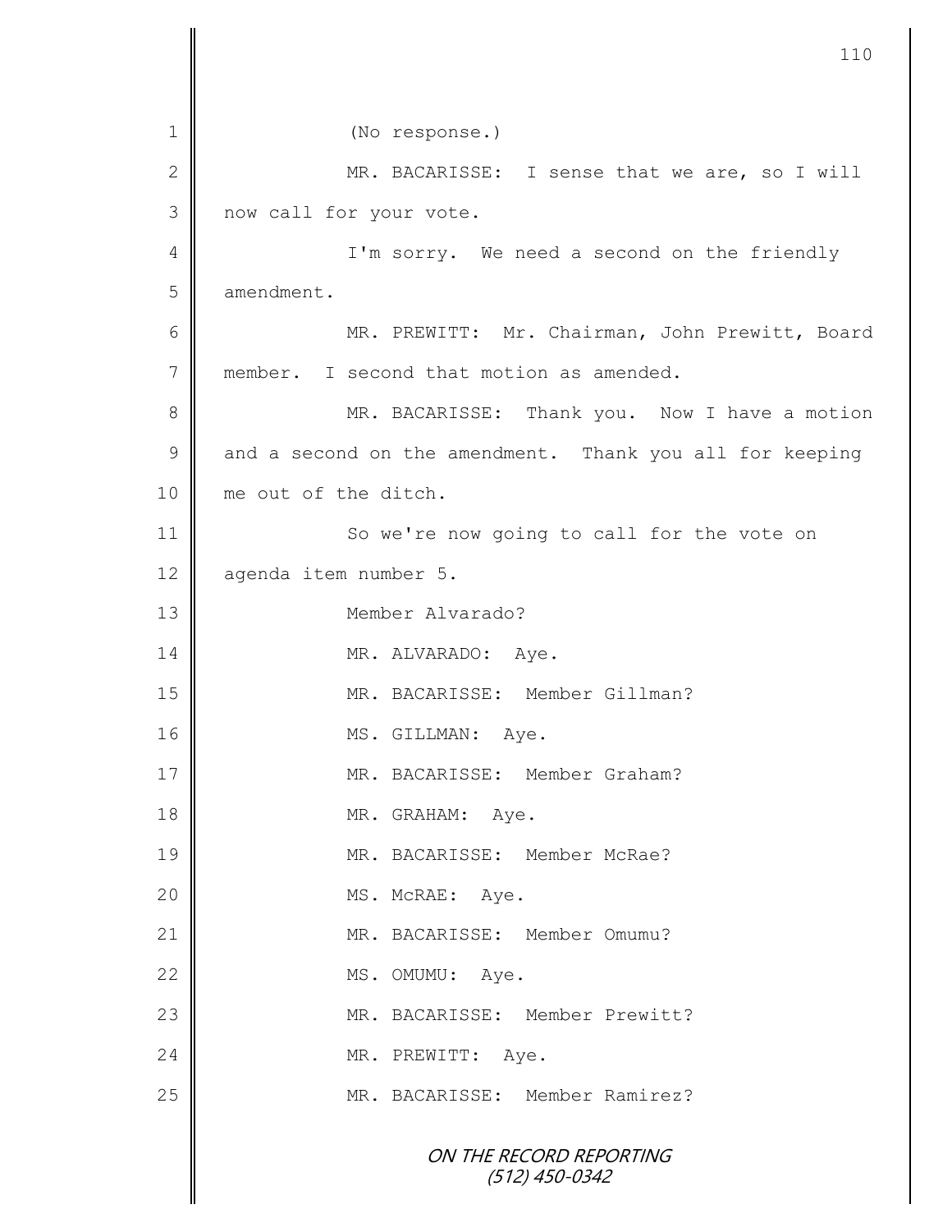1 (No response.)

2 MR. BACARISSE: I sense that we are, so I will
3 now call for your vote.

4 I'm sorry. We need a second on the friendly
5 amendment.

6 MR. PREWITT: Mr. Chairman, John Prewitt, Board
7 member. I second that motion as amended.

8 MR. BACARISSE: Thank you. Now I have a motion
9 and a second on the amendment. Thank you all for keeping
10 me out of the ditch.

11 So we're now going to call for the vote on
12 agenda item number 5.

13 Member Alvarado?

14 MR. ALVARADO: Aye.

15 MR. BACARISSE: Member Gillman?

16 MS. GILLMAN: Aye.

17 MR. BACARISSE: Member Graham?

18 MR. GRAHAM: Aye.

19 MR. BACARISSE: Member McRae?

20 MS. McRAE: Aye.

21 MR. BACARISSE: Member Omumu?

22 MS. OMUMU: Aye.

23 MR. BACARISSE: Member Prewitt?

24 MR. PREWITT: Aye.

25 MR. BACARISSE: Member Ramirez?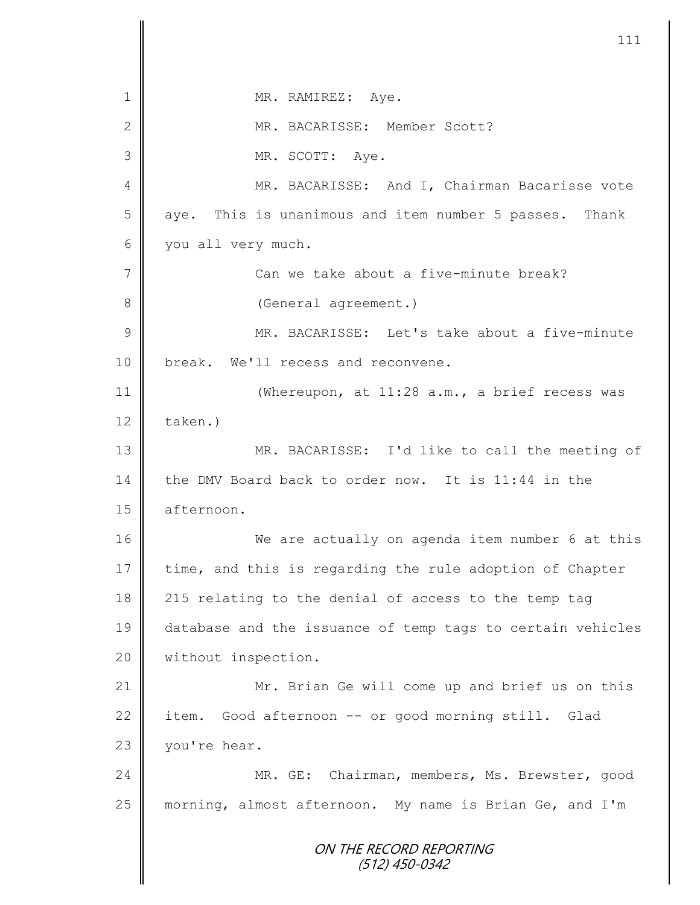MR. RAMIREZ: Aye.

MR. BACARISSE: Member Scott?

MR. SCOTT: Aye.

MR. BACARISSE: And I, Chairman Bacarisse vote aye. This is unanimous and item number 5 passes. Thank you all very much.

Can we take about a five-minute break?

(General agreement.)

MR. BACARISSE: Let's take about a five-minute break. We'll recess and reconvene.

(Whereupon, at 11:28 a.m., a brief recess was taken.)

MR. BACARISSE: I'd like to call the meeting of the DMV Board back to order now. It is 11:44 in the afternoon.

We are actually on agenda item number 6 at this time, and this is regarding the rule adoption of Chapter 215 relating to the denial of access to the temp tag database and the issuance of temp tags to certain vehicles without inspection.

Mr. Brian Ge will come up and brief us on this item. Good afternoon -- or good morning still. Glad you're hear.

MR. GE: Chairman, members, Ms. Brewster, good morning, almost afternoon. My name is Brian Ge, and I'm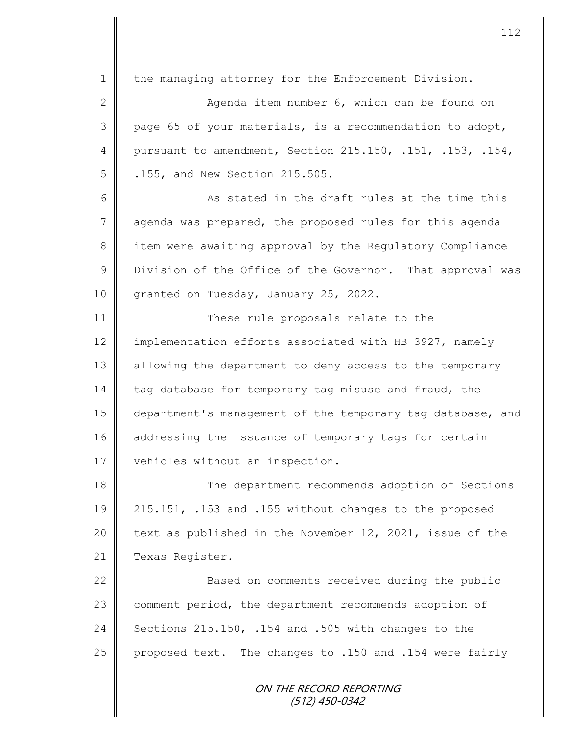the managing attorney for the Enforcement Division.

Agenda item number 6, which can be found on page 65 of your materials, is a recommendation to adopt, pursuant to amendment, Section 215.150, .151, .153, .154, .155, and New Section 215.505.

As stated in the draft rules at the time this agenda was prepared, the proposed rules for this agenda item were awaiting approval by the Regulatory Compliance Division of the Office of the Governor. That approval was granted on Tuesday, January 25, 2022.

These rule proposals relate to the implementation efforts associated with HB 3927, namely allowing the department to deny access to the temporary tag database for temporary tag misuse and fraud, the department's management of the temporary tag database, and addressing the issuance of temporary tags for certain vehicles without an inspection.

The department recommends adoption of Sections 215.151, .153 and .155 without changes to the proposed text as published in the November 12, 2021, issue of the Texas Register.

Based on comments received during the public comment period, the department recommends adoption of Sections 215.150, .154 and .505 with changes to the proposed text. The changes to .150 and .154 were fairly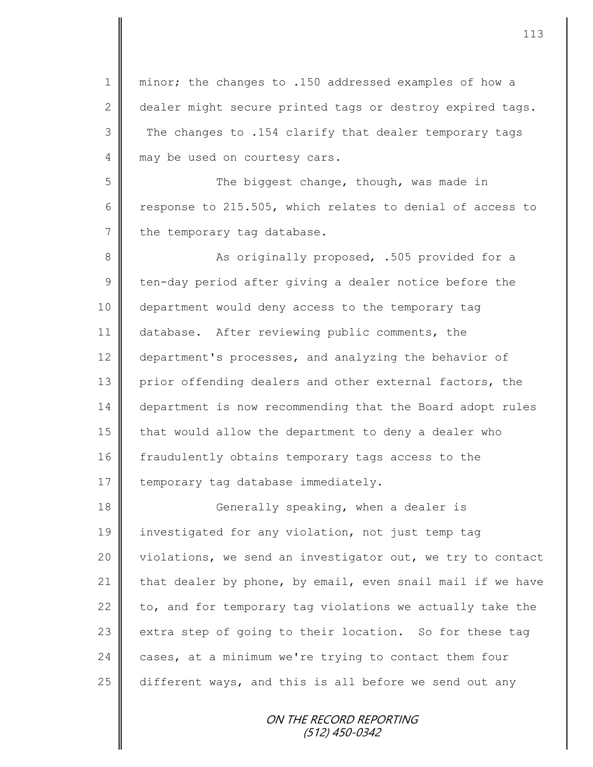minor; the changes to .150 addressed examples of how a dealer might secure printed tags or destroy expired tags. The changes to .154 clarify that dealer temporary tags may be used on courtesy cars.

The biggest change, though, was made in response to 215.505, which relates to denial of access to the temporary tag database.

As originally proposed, .505 provided for a ten-day period after giving a dealer notice before the department would deny access to the temporary tag database. After reviewing public comments, the department's processes, and analyzing the behavior of prior offending dealers and other external factors, the department is now recommending that the Board adopt rules that would allow the department to deny a dealer who fraudulently obtains temporary tags access to the temporary tag database immediately.

Generally speaking, when a dealer is investigated for any violation, not just temp tag violations, we send an investigator out, we try to contact that dealer by phone, by email, even snail mail if we have to, and for temporary tag violations we actually take the extra step of going to their location. So for these tag cases, at a minimum we're trying to contact them four different ways, and this is all before we send out any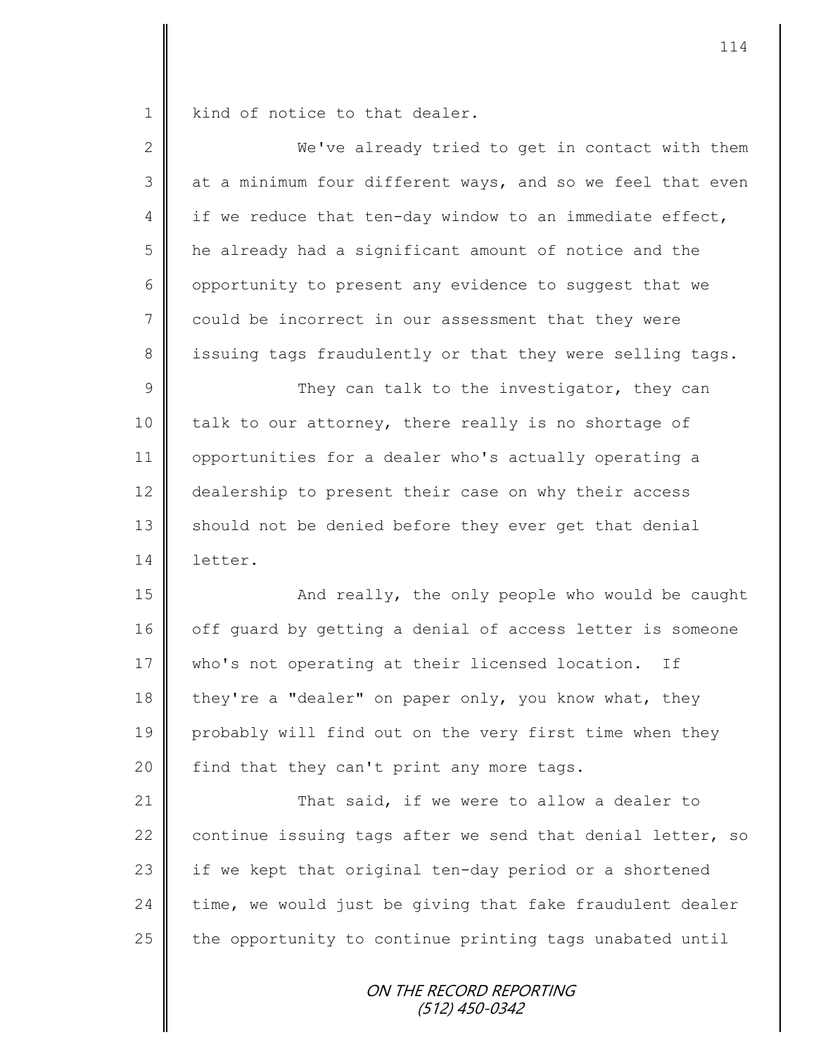kind of notice to that dealer.

We've already tried to get in contact with them at a minimum four different ways, and so we feel that even if we reduce that ten-day window to an immediate effect, he already had a significant amount of notice and the opportunity to present any evidence to suggest that we could be incorrect in our assessment that they were issuing tags fraudulently or that they were selling tags.

They can talk to the investigator, they can talk to our attorney, there really is no shortage of opportunities for a dealer who's actually operating a dealership to present their case on why their access should not be denied before they ever get that denial letter.

And really, the only people who would be caught off guard by getting a denial of access letter is someone who's not operating at their licensed location. If they're a "dealer" on paper only, you know what, they probably will find out on the very first time when they find that they can't print any more tags.

That said, if we were to allow a dealer to continue issuing tags after we send that denial letter, so if we kept that original ten-day period or a shortened time, we would just be giving that fake fraudulent dealer the opportunity to continue printing tags unabated until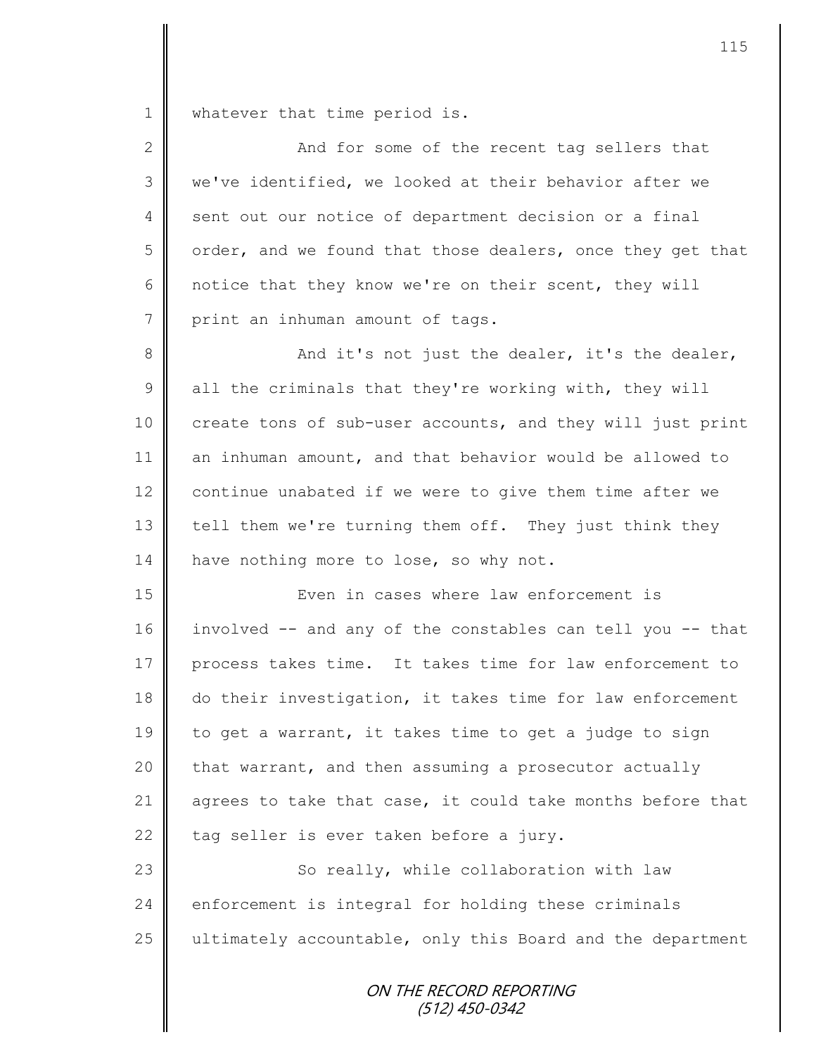whatever that time period is.

And for some of the recent tag sellers that we've identified, we looked at their behavior after we sent out our notice of department decision or a final order, and we found that those dealers, once they get that notice that they know we're on their scent, they will print an inhuman amount of tags.

And it's not just the dealer, it's the dealer, all the criminals that they're working with, they will create tons of sub-user accounts, and they will just print an inhuman amount, and that behavior would be allowed to continue unabated if we were to give them time after we tell them we're turning them off. They just think they have nothing more to lose, so why not.

Even in cases where law enforcement is involved -- and any of the constables can tell you -- that process takes time. It takes time for law enforcement to do their investigation, it takes time for law enforcement to get a warrant, it takes time to get a judge to sign that warrant, and then assuming a prosecutor actually agrees to take that case, it could take months before that tag seller is ever taken before a jury.

So really, while collaboration with law enforcement is integral for holding these criminals ultimately accountable, only this Board and the department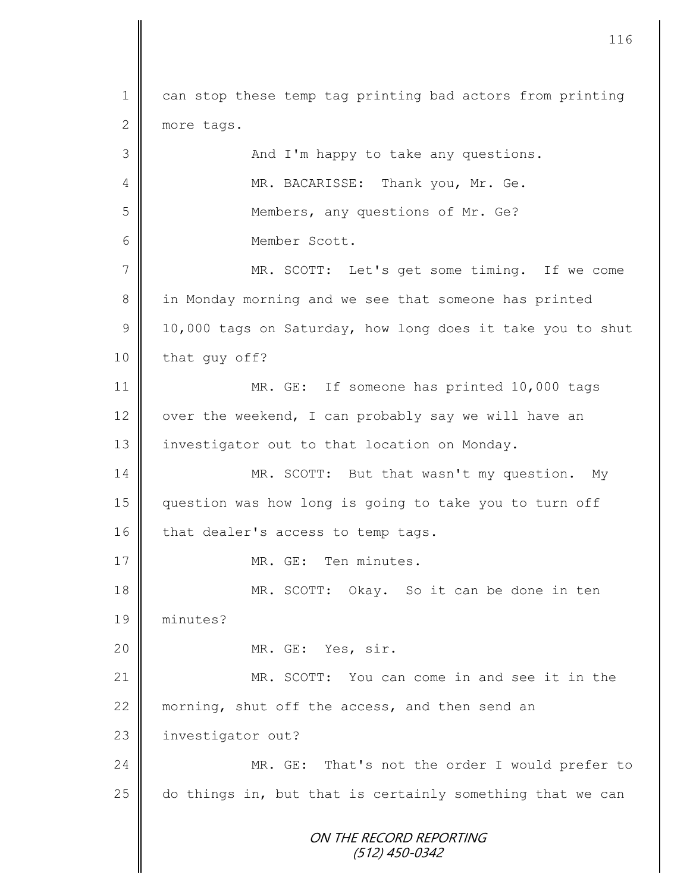can stop these temp tag printing bad actors from printing more tags.

And I'm happy to take any questions.

MR. BACARISSE: Thank you, Mr. Ge.

Members, any questions of Mr. Ge?

Member Scott.

MR. SCOTT: Let's get some timing. If we come in Monday morning and we see that someone has printed 10,000 tags on Saturday, how long does it take you to shut that guy off?

MR. GE: If someone has printed 10,000 tags over the weekend, I can probably say we will have an investigator out to that location on Monday.

MR. SCOTT: But that wasn't my question. My question was how long is going to take you to turn off that dealer's access to temp tags.

MR. GE: Ten minutes.

MR. SCOTT: Okay. So it can be done in ten minutes?

MR. GE: Yes, sir.

MR. SCOTT: You can come in and see it in the morning, shut off the access, and then send an investigator out?

MR. GE: That's not the order I would prefer to do things in, but that is certainly something that we can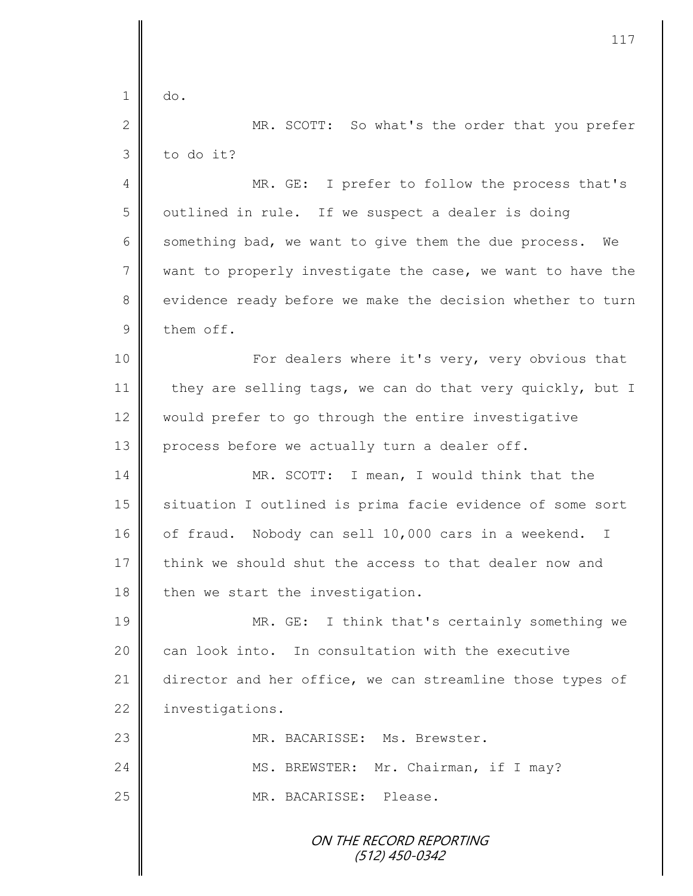do.

MR. SCOTT: So what's the order that you prefer to do it?

MR. GE: I prefer to follow the process that's outlined in rule. If we suspect a dealer is doing something bad, we want to give them the due process. We want to properly investigate the case, we want to have the evidence ready before we make the decision whether to turn them off.

For dealers where it's very, very obvious that they are selling tags, we can do that very quickly, but I would prefer to go through the entire investigative process before we actually turn a dealer off.

MR. SCOTT: I mean, I would think that the situation I outlined is prima facie evidence of some sort of fraud. Nobody can sell 10,000 cars in a weekend. I think we should shut the access to that dealer now and then we start the investigation.

MR. GE: I think that's certainly something we can look into. In consultation with the executive director and her office, we can streamline those types of investigations.

MR. BACARISSE: Ms. Brewster.

MS. BREWSTER: Mr. Chairman, if I may?

MR. BACARISSE: Please.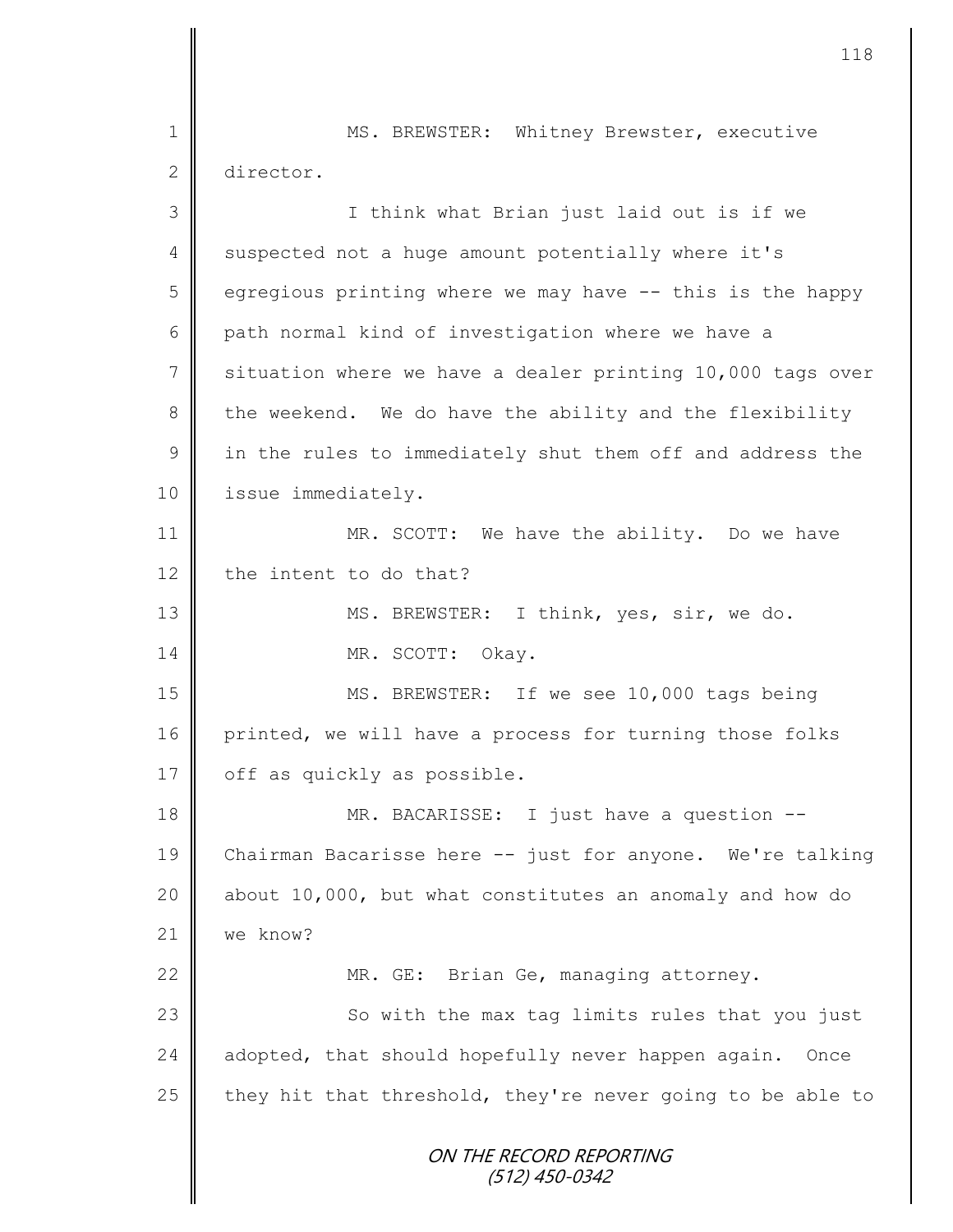MS. BREWSTER: Whitney Brewster, executive director.

I think what Brian just laid out is if we suspected not a huge amount potentially where it's egregious printing where we may have -- this is the happy path normal kind of investigation where we have a situation where we have a dealer printing 10,000 tags over the weekend. We do have the ability and the flexibility in the rules to immediately shut them off and address the issue immediately.

MR. SCOTT: We have the ability. Do we have the intent to do that?

MS. BREWSTER: I think, yes, sir, we do.

MR. SCOTT: Okay.

MS. BREWSTER: If we see 10,000 tags being printed, we will have a process for turning those folks off as quickly as possible.

MR. BACARISSE: I just have a question -- Chairman Bacarisse here -- just for anyone. We're talking about 10,000, but what constitutes an anomaly and how do we know?

MR. GE: Brian Ge, managing attorney.

So with the max tag limits rules that you just adopted, that should hopefully never happen again. Once they hit that threshold, they're never going to be able to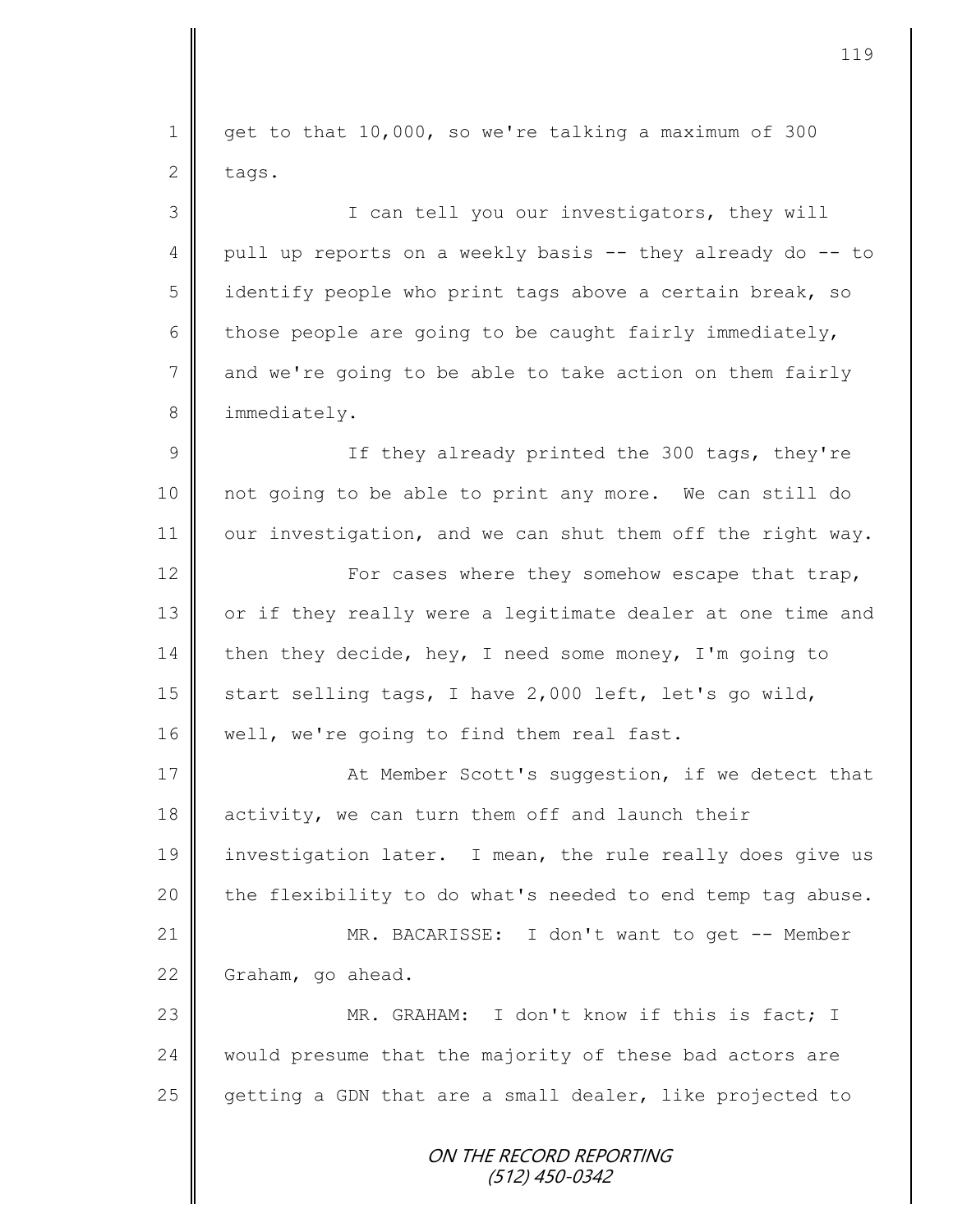get to that 10,000, so we're talking a maximum of 300 tags.

I can tell you our investigators, they will pull up reports on a weekly basis -- they already do -- to identify people who print tags above a certain break, so those people are going to be caught fairly immediately, and we're going to be able to take action on them fairly immediately.

If they already printed the 300 tags, they're not going to be able to print any more. We can still do our investigation, and we can shut them off the right way.

For cases where they somehow escape that trap, or if they really were a legitimate dealer at one time and then they decide, hey, I need some money, I'm going to start selling tags, I have 2,000 left, let's go wild, well, we're going to find them real fast.

At Member Scott's suggestion, if we detect that activity, we can turn them off and launch their investigation later. I mean, the rule really does give us the flexibility to do what's needed to end temp tag abuse.

MR. BACARISSE: I don't want to get -- Member Graham, go ahead.

MR. GRAHAM: I don't know if this is fact; I would presume that the majority of these bad actors are getting a GDN that are a small dealer, like projected to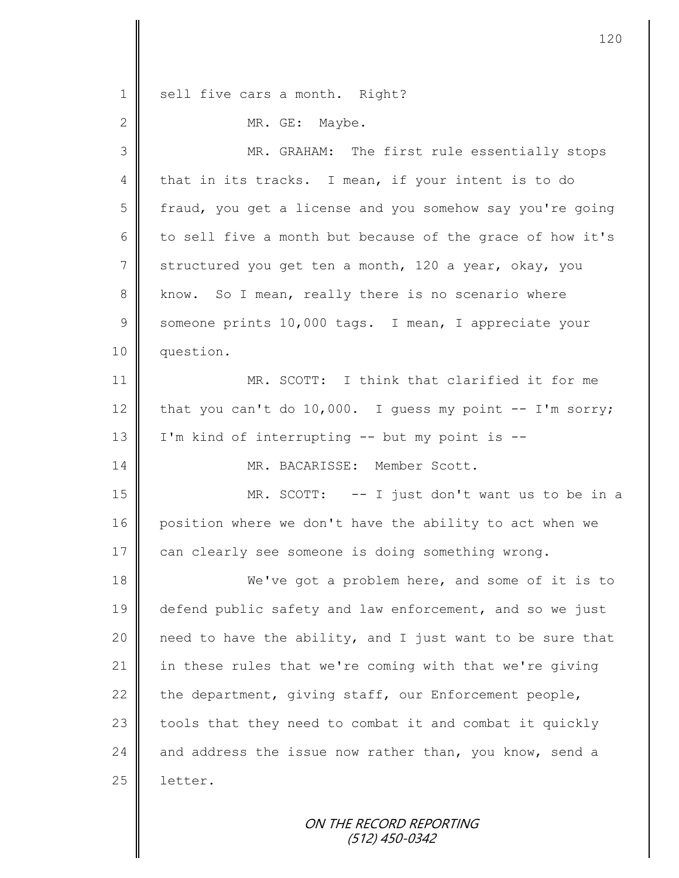sell five cars a month. Right?

MR. GE: Maybe.

MR. GRAHAM: The first rule essentially stops that in its tracks. I mean, if your intent is to do fraud, you get a license and you somehow say you're going to sell five a month but because of the grace of how it's structured you get ten a month, 120 a year, okay, you know. So I mean, really there is no scenario where someone prints 10,000 tags. I mean, I appreciate your question.

MR. SCOTT: I think that clarified it for me that you can't do 10,000. I guess my point -- I'm sorry; I'm kind of interrupting -- but my point is --

MR. BACARISSE: Member Scott.

MR. SCOTT: -- I just don't want us to be in a position where we don't have the ability to act when we can clearly see someone is doing something wrong.

We've got a problem here, and some of it is to defend public safety and law enforcement, and so we just need to have the ability, and I just want to be sure that in these rules that we're coming with that we're giving the department, giving staff, our Enforcement people, tools that they need to combat it and combat it quickly and address the issue now rather than, you know, send a letter.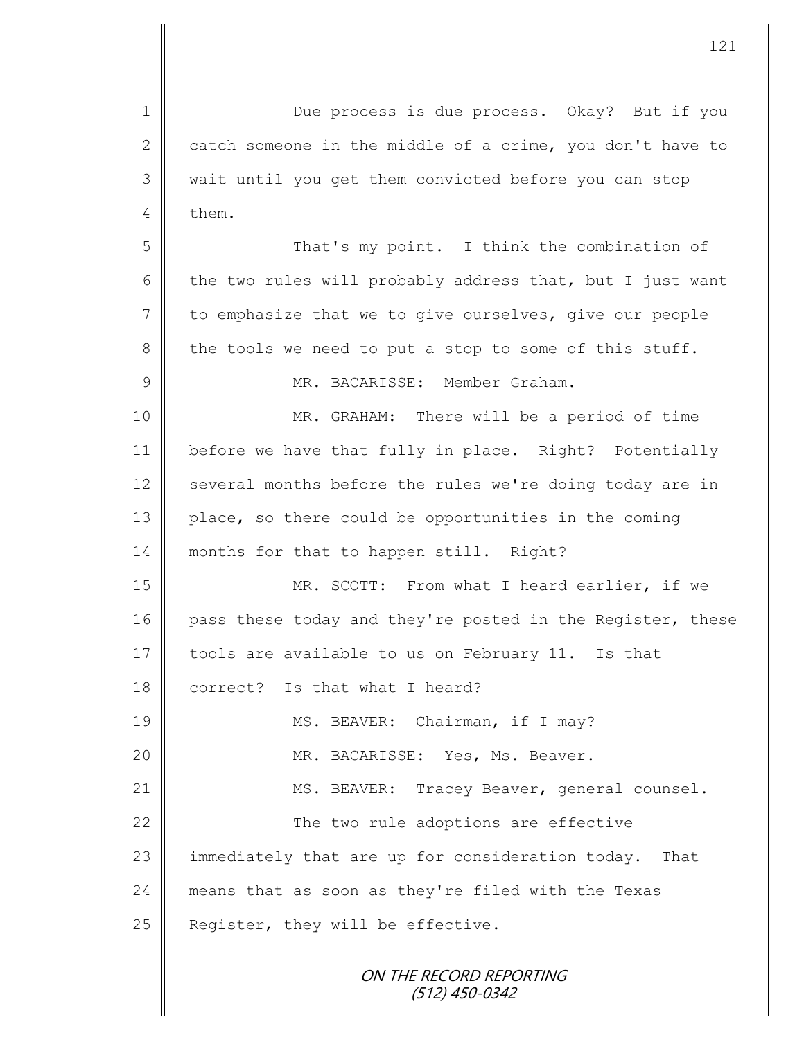Due process is due process. Okay? But if you catch someone in the middle of a crime, you don't have to wait until you get them convicted before you can stop them.

That's my point. I think the combination of the two rules will probably address that, but I just want to emphasize that we to give ourselves, give our people the tools we need to put a stop to some of this stuff.

MR. BACARISSE: Member Graham.

MR. GRAHAM: There will be a period of time before we have that fully in place. Right? Potentially several months before the rules we're doing today are in place, so there could be opportunities in the coming months for that to happen still. Right?

MR. SCOTT: From what I heard earlier, if we pass these today and they're posted in the Register, these tools are available to us on February 11. Is that correct? Is that what I heard?

MS. BEAVER: Chairman, if I may?

MR. BACARISSE: Yes, Ms. Beaver.

MS. BEAVER: Tracey Beaver, general counsel.

The two rule adoptions are effective immediately that are up for consideration today. That means that as soon as they're filed with the Texas Register, they will be effective.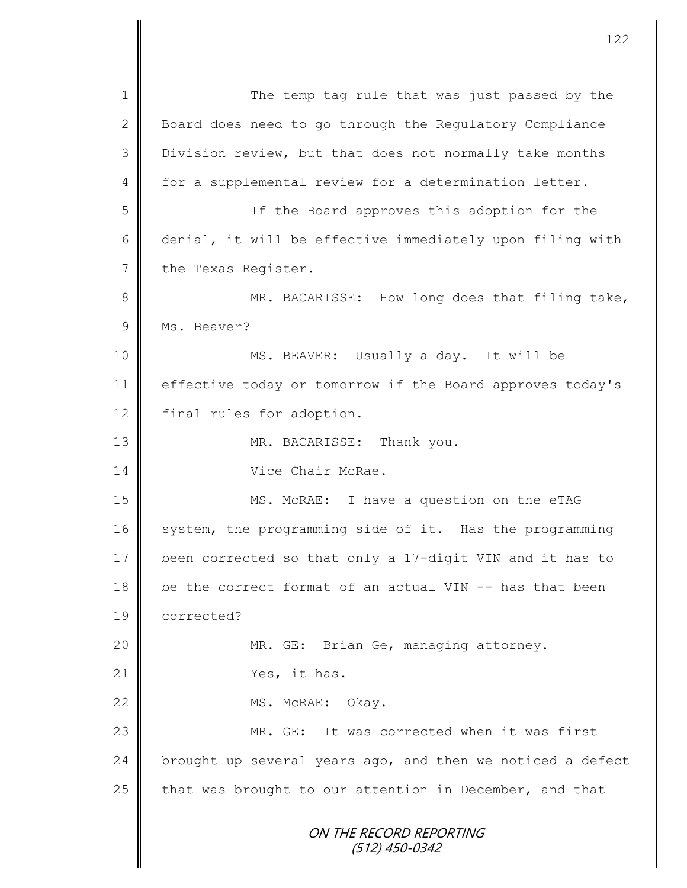The temp tag rule that was just passed by the Board does need to go through the Regulatory Compliance Division review, but that does not normally take months for a supplemental review for a determination letter.

If the Board approves this adoption for the denial, it will be effective immediately upon filing with the Texas Register.

MR. BACARISSE: How long does that filing take, Ms. Beaver?

MS. BEAVER: Usually a day. It will be effective today or tomorrow if the Board approves today's final rules for adoption.

MR. BACARISSE: Thank you.

Vice Chair McRae.

MS. McRAE: I have a question on the eTAG system, the programming side of it. Has the programming been corrected so that only a 17-digit VIN and it has to be the correct format of an actual VIN -- has that been corrected?

MR. GE: Brian Ge, managing attorney.

Yes, it has.

MS. McRAE: Okay.

MR. GE: It was corrected when it was first brought up several years ago, and then we noticed a defect that was brought to our attention in December, and that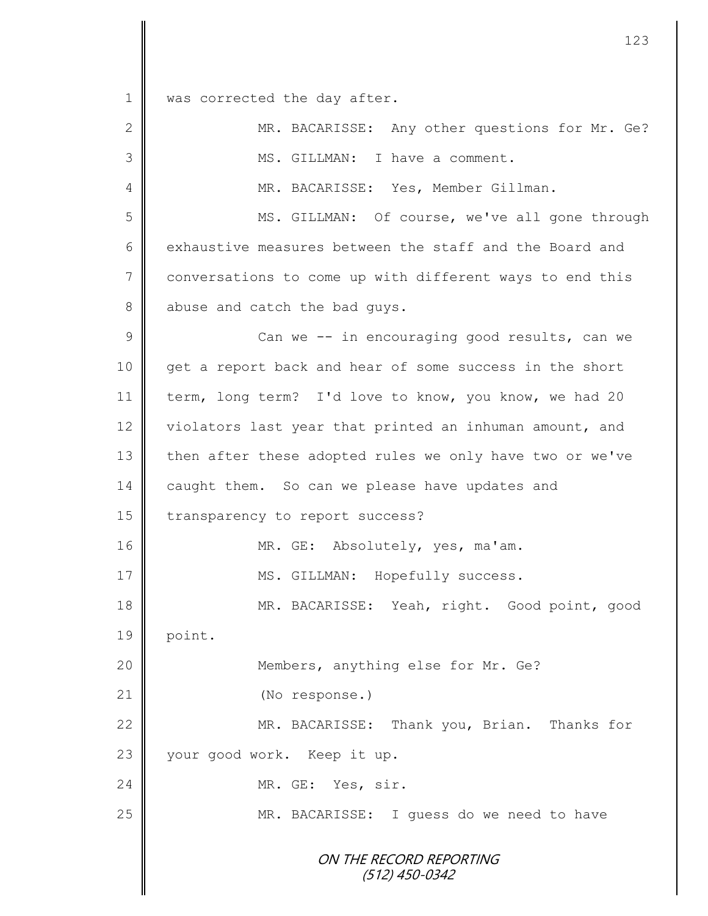was corrected the day after.

MR. BACARISSE: Any other questions for Mr. Ge?

MS. GILLMAN: I have a comment.

MR. BACARISSE: Yes, Member Gillman.

MS. GILLMAN: Of course, we've all gone through exhaustive measures between the staff and the Board and conversations to come up with different ways to end this abuse and catch the bad guys.

Can we -- in encouraging good results, can we get a report back and hear of some success in the short term, long term? I'd love to know, you know, we had 20 violators last year that printed an inhuman amount, and then after these adopted rules we only have two or we've caught them. So can we please have updates and transparency to report success?

MR. GE: Absolutely, yes, ma'am.

MS. GILLMAN: Hopefully success.

MR. BACARISSE: Yeah, right. Good point, good point.

Members, anything else for Mr. Ge?

(No response.)

MR. BACARISSE: Thank you, Brian. Thanks for your good work. Keep it up.

MR. GE: Yes, sir.

MR. BACARISSE: I guess do we need to have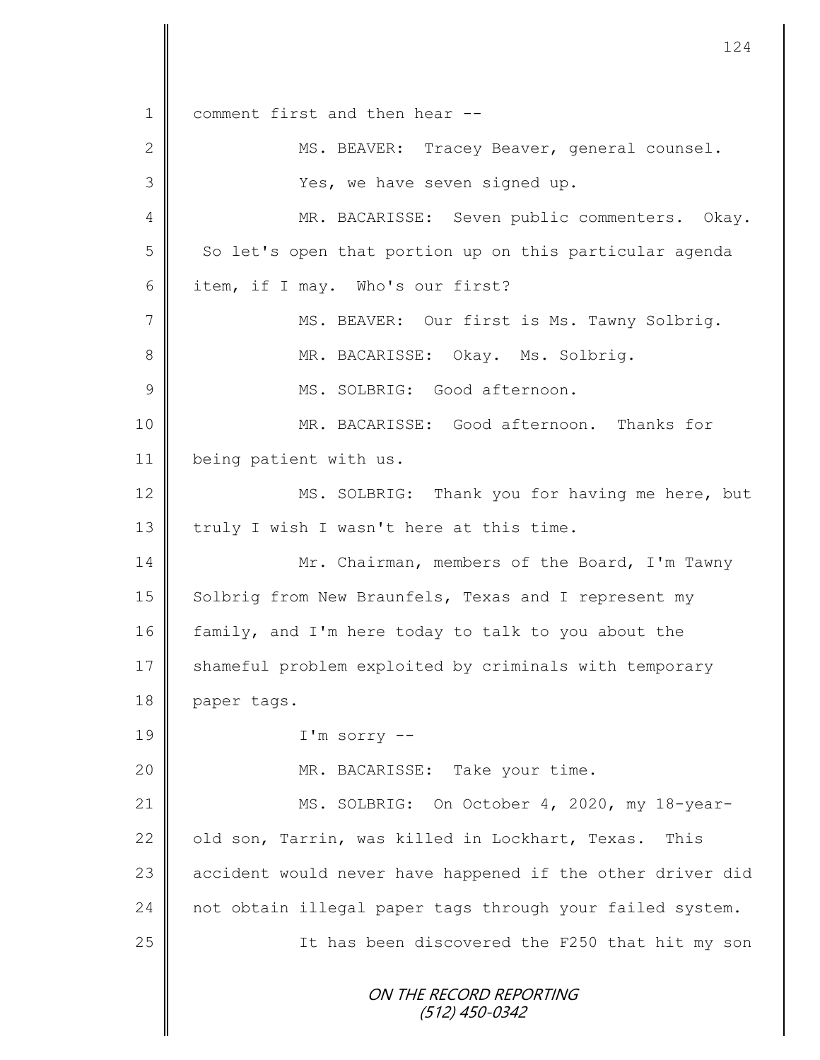comment first and then hear --

MS. BEAVER: Tracey Beaver, general counsel.

Yes, we have seven signed up.

MR. BACARISSE: Seven public commenters. Okay. So let's open that portion up on this particular agenda item, if I may. Who's our first?

MS. BEAVER: Our first is Ms. Tawny Solbrig.

MR. BACARISSE: Okay. Ms. Solbrig.

MS. SOLBRIG: Good afternoon.

MR. BACARISSE: Good afternoon. Thanks for being patient with us.

MS. SOLBRIG: Thank you for having me here, but truly I wish I wasn't here at this time.

Mr. Chairman, members of the Board, I'm Tawny Solbrig from New Braunfels, Texas and I represent my family, and I'm here today to talk to you about the shameful problem exploited by criminals with temporary paper tags.

I'm sorry --

MR. BACARISSE: Take your time.

MS. SOLBRIG: On October 4, 2020, my 18-year-old son, Tarrin, was killed in Lockhart, Texas. This accident would never have happened if the other driver did not obtain illegal paper tags through your failed system.

It has been discovered the F250 that hit my son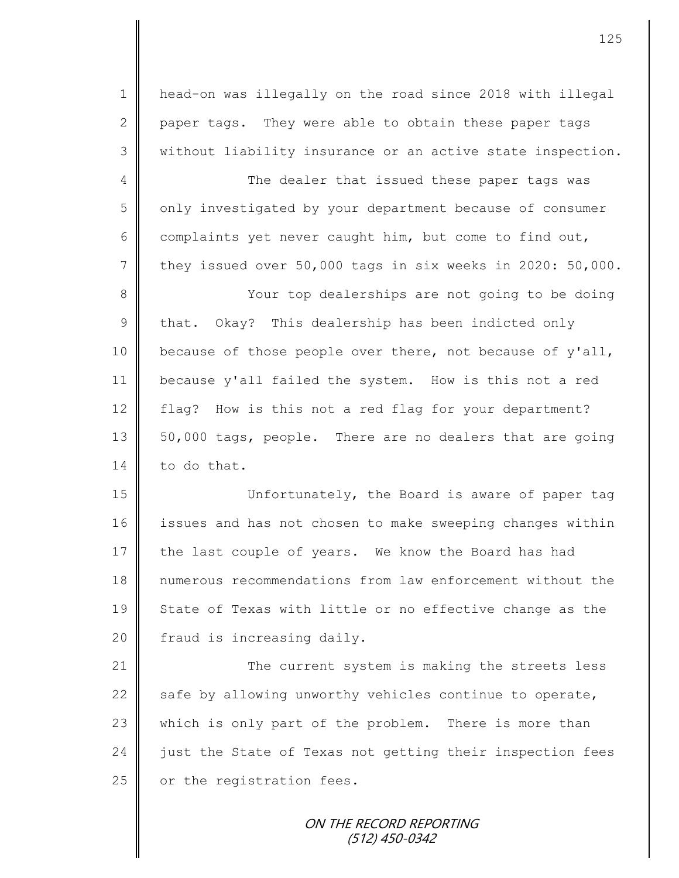head-on was illegally on the road since 2018 with illegal paper tags. They were able to obtain these paper tags without liability insurance or an active state inspection.

The dealer that issued these paper tags was only investigated by your department because of consumer complaints yet never caught him, but come to find out, they issued over 50,000 tags in six weeks in 2020: 50,000.

Your top dealerships are not going to be doing that. Okay? This dealership has been indicted only because of those people over there, not because of y'all, because y'all failed the system. How is this not a red flag? How is this not a red flag for your department? 50,000 tags, people. There are no dealers that are going to do that.

Unfortunately, the Board is aware of paper tag issues and has not chosen to make sweeping changes within the last couple of years. We know the Board has had numerous recommendations from law enforcement without the State of Texas with little or no effective change as the fraud is increasing daily.

The current system is making the streets less safe by allowing unworthy vehicles continue to operate, which is only part of the problem. There is more than just the State of Texas not getting their inspection fees or the registration fees.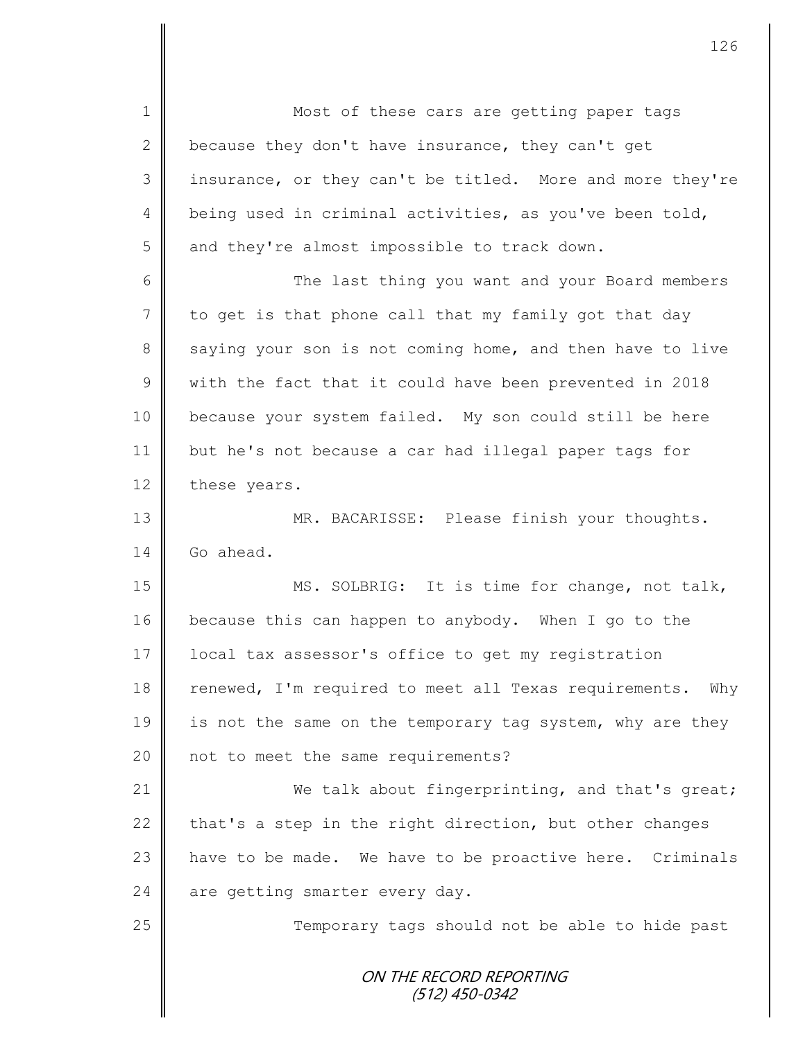Most of these cars are getting paper tags because they don't have insurance, they can't get insurance, or they can't be titled. More and more they're being used in criminal activities, as you've been told, and they're almost impossible to track down.

The last thing you want and your Board members to get is that phone call that my family got that day saying your son is not coming home, and then have to live with the fact that it could have been prevented in 2018 because your system failed. My son could still be here but he's not because a car had illegal paper tags for these years.

MR. BACARISSE: Please finish your thoughts. Go ahead.

MS. SOLBRIG: It is time for change, not talk, because this can happen to anybody. When I go to the local tax assessor's office to get my registration renewed, I'm required to meet all Texas requirements. Why is not the same on the temporary tag system, why are they not to meet the same requirements?

We talk about fingerprinting, and that's great; that's a step in the right direction, but other changes have to be made. We have to be proactive here. Criminals are getting smarter every day.

Temporary tags should not be able to hide past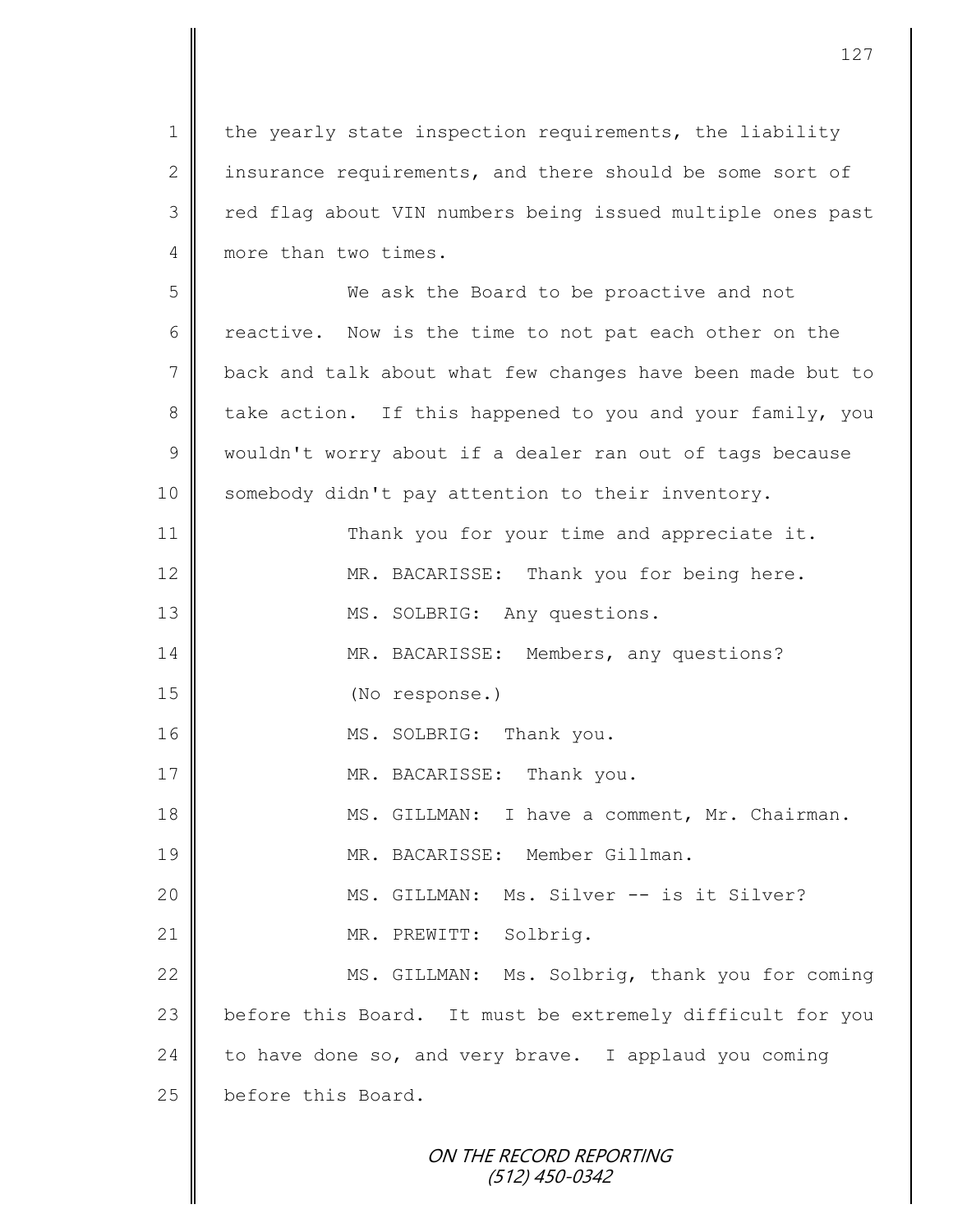the yearly state inspection requirements, the liability insurance requirements, and there should be some sort of red flag about VIN numbers being issued multiple ones past more than two times.

We ask the Board to be proactive and not reactive. Now is the time to not pat each other on the back and talk about what few changes have been made but to take action. If this happened to you and your family, you wouldn't worry about if a dealer ran out of tags because somebody didn't pay attention to their inventory.

Thank you for your time and appreciate it.

MR. BACARISSE: Thank you for being here.

MS. SOLBRIG: Any questions.

MR. BACARISSE: Members, any questions?

(No response.)

MS. SOLBRIG: Thank you.

MR. BACARISSE: Thank you.

MS. GILLMAN: I have a comment, Mr. Chairman.

MR. BACARISSE: Member Gillman.

MS. GILLMAN: Ms. Silver -- is it Silver?

MR. PREWITT: Solbrig.

MS. GILLMAN: Ms. Solbrig, thank you for coming before this Board. It must be extremely difficult for you to have done so, and very brave. I applaud you coming before this Board.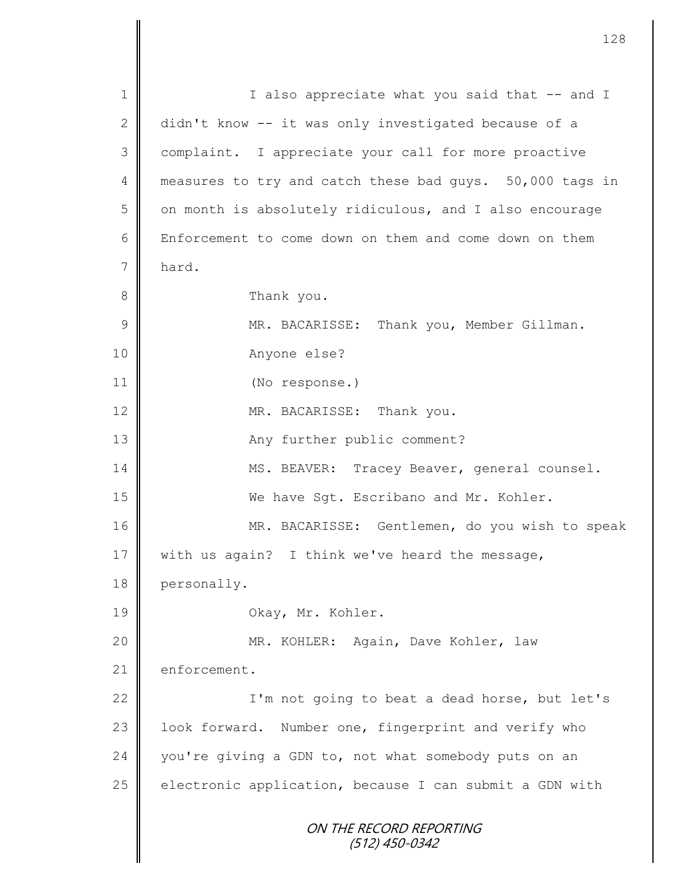I also appreciate what you said that -- and I didn't know -- it was only investigated because of a complaint. I appreciate your call for more proactive measures to try and catch these bad guys. 50,000 tags in on month is absolutely ridiculous, and I also encourage Enforcement to come down on them and come down on them hard.

Thank you.

MR. BACARISSE: Thank you, Member Gillman.

Anyone else?

(No response.)

MR. BACARISSE: Thank you.

Any further public comment?

MS. BEAVER: Tracey Beaver, general counsel.

We have Sgt. Escribano and Mr. Kohler.

MR. BACARISSE: Gentlemen, do you wish to speak with us again? I think we've heard the message, personally.

Okay, Mr. Kohler.

MR. KOHLER: Again, Dave Kohler, law enforcement.

I'm not going to beat a dead horse, but let's look forward. Number one, fingerprint and verify who you're giving a GDN to, not what somebody puts on an electronic application, because I can submit a GDN with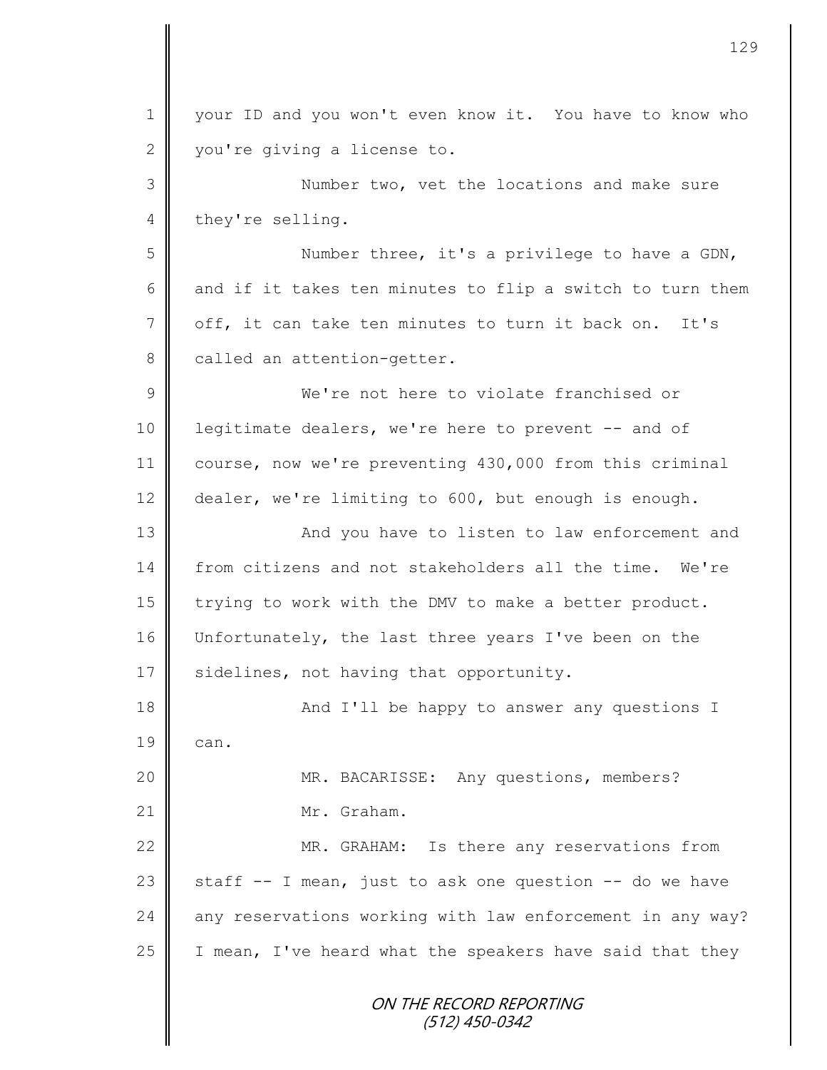1 your ID and you won't even know it. You have to know who
2 you're giving a license to.
3 Number two, vet the locations and make sure
4 they're selling.
5 Number three, it's a privilege to have a GDN,
6 and if it takes ten minutes to flip a switch to turn them
7 off, it can take ten minutes to turn it back on. It's
8 called an attention-getter.
9 We're not here to violate franchised or
10 legitimate dealers, we're here to prevent -- and of
11 course, now we're preventing 430,000 from this criminal
12 dealer, we're limiting to 600, but enough is enough.
13 And you have to listen to law enforcement and
14 from citizens and not stakeholders all the time. We're
15 trying to work with the DMV to make a better product.
16 Unfortunately, the last three years I've been on the
17 sidelines, not having that opportunity.
18 And I'll be happy to answer any questions I
19 can.
20 MR. BACARISSE: Any questions, members?
21 Mr. Graham.
22 MR. GRAHAM: Is there any reservations from
23 staff -- I mean, just to ask one question -- do we have
24 any reservations working with law enforcement in any way?
25 I mean, I've heard what the speakers have said that they

ON THE RECORD REPORTING
(512) 450-0342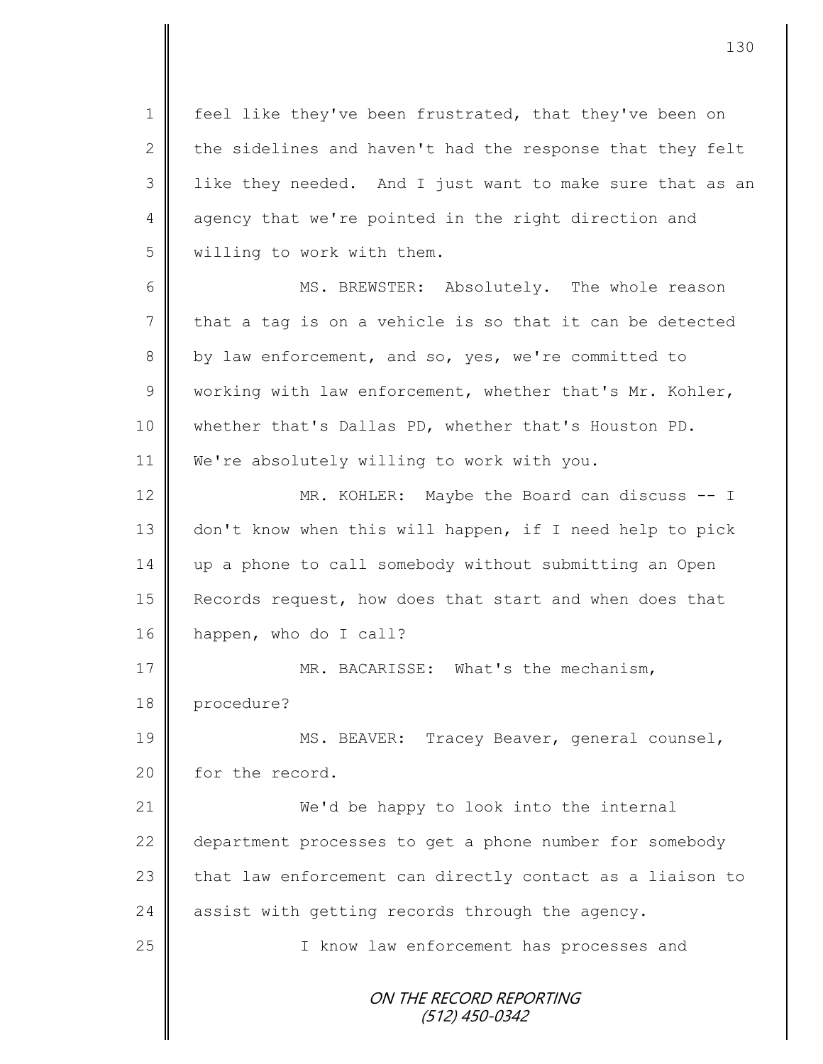feel like they've been frustrated, that they've been on the sidelines and haven't had the response that they felt like they needed. And I just want to make sure that as an agency that we're pointed in the right direction and willing to work with them.

MS. BREWSTER: Absolutely. The whole reason that a tag is on a vehicle is so that it can be detected by law enforcement, and so, yes, we're committed to working with law enforcement, whether that's Mr. Kohler, whether that's Dallas PD, whether that's Houston PD. We're absolutely willing to work with you.

MR. KOHLER: Maybe the Board can discuss -- I don't know when this will happen, if I need help to pick up a phone to call somebody without submitting an Open Records request, how does that start and when does that happen, who do I call?

MR. BACARISSE: What's the mechanism, procedure?

MS. BEAVER: Tracey Beaver, general counsel, for the record.

We'd be happy to look into the internal department processes to get a phone number for somebody that law enforcement can directly contact as a liaison to assist with getting records through the agency.

I know law enforcement has processes and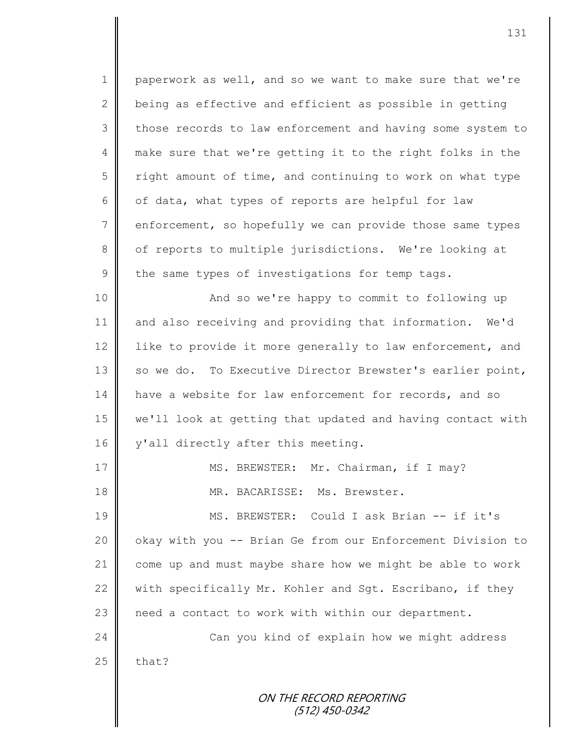paperwork as well, and so we want to make sure that we're being as effective and efficient as possible in getting those records to law enforcement and having some system to make sure that we're getting it to the right folks in the right amount of time, and continuing to work on what type of data, what types of reports are helpful for law enforcement, so hopefully we can provide those same types of reports to multiple jurisdictions. We're looking at the same types of investigations for temp tags.

And so we're happy to commit to following up and also receiving and providing that information. We'd like to provide it more generally to law enforcement, and so we do. To Executive Director Brewster's earlier point, have a website for law enforcement for records, and so we'll look at getting that updated and having contact with y'all directly after this meeting.

MS. BREWSTER: Mr. Chairman, if I may?

MR. BACARISSE: Ms. Brewster.

MS. BREWSTER: Could I ask Brian -- if it's okay with you -- Brian Ge from our Enforcement Division to come up and must maybe share how we might be able to work with specifically Mr. Kohler and Sgt. Escribano, if they need a contact to work with within our department.

Can you kind of explain how we might address that?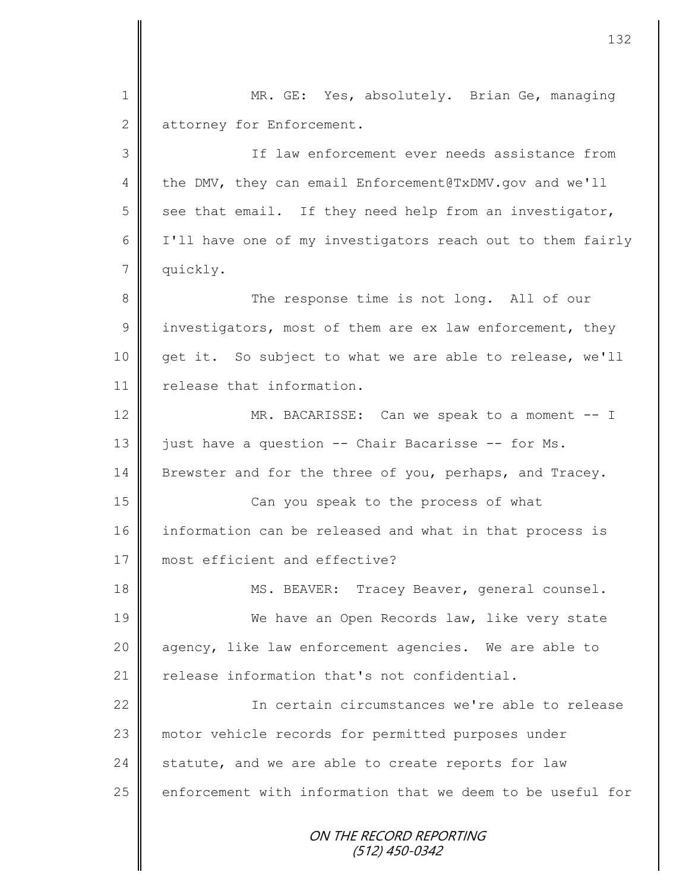MR. GE: Yes, absolutely. Brian Ge, managing attorney for Enforcement.

If law enforcement ever needs assistance from the DMV, they can email Enforcement@TxDMV.gov and we'll see that email. If they need help from an investigator, I'll have one of my investigators reach out to them fairly quickly.

The response time is not long. All of our investigators, most of them are ex law enforcement, they get it. So subject to what we are able to release, we'll release that information.

MR. BACARISSE: Can we speak to a moment -- I just have a question -- Chair Bacarisse -- for Ms. Brewster and for the three of you, perhaps, and Tracey.

Can you speak to the process of what information can be released and what in that process is most efficient and effective?

MS. BEAVER: Tracey Beaver, general counsel.

We have an Open Records law, like very state agency, like law enforcement agencies. We are able to release information that's not confidential.

In certain circumstances we're able to release motor vehicle records for permitted purposes under statute, and we are able to create reports for law enforcement with information that we deem to be useful for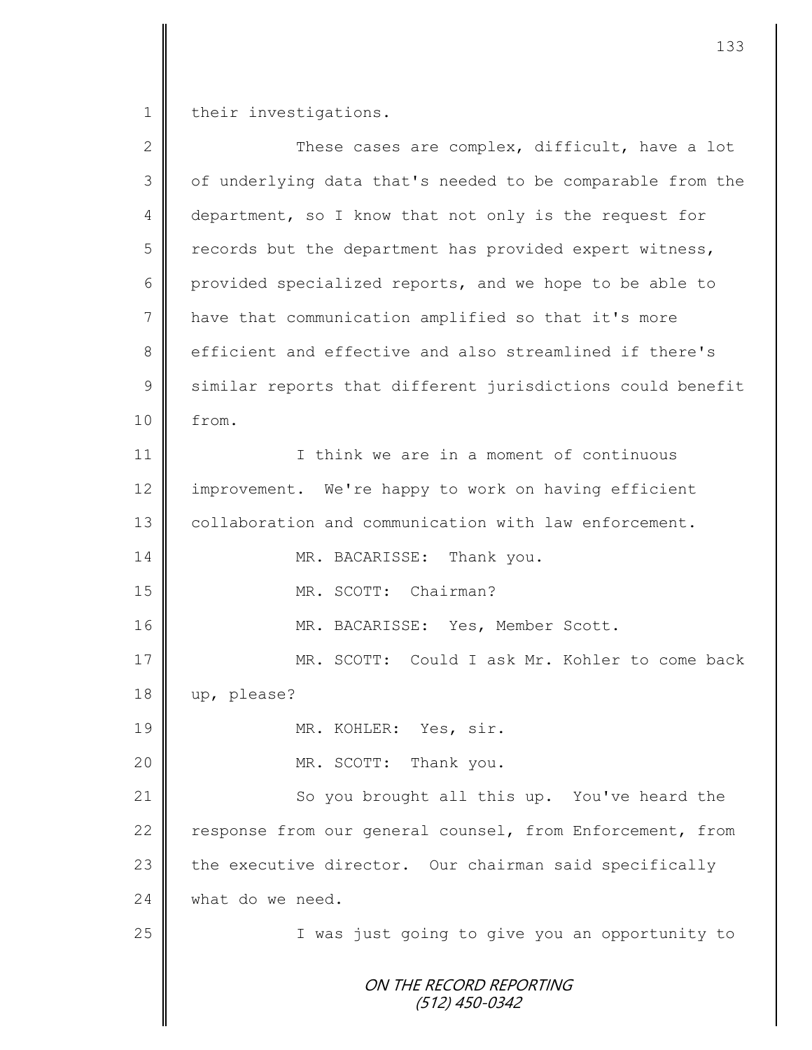their investigations.

These cases are complex, difficult, have a lot of underlying data that's needed to be comparable from the department, so I know that not only is the request for records but the department has provided expert witness, provided specialized reports, and we hope to be able to have that communication amplified so that it's more efficient and effective and also streamlined if there's similar reports that different jurisdictions could benefit from.

I think we are in a moment of continuous improvement. We're happy to work on having efficient collaboration and communication with law enforcement.

MR. BACARISSE: Thank you.

MR. SCOTT: Chairman?

MR. BACARISSE: Yes, Member Scott.

MR. SCOTT: Could I ask Mr. Kohler to come back up, please?

MR. KOHLER: Yes, sir.

MR. SCOTT: Thank you.

So you brought all this up. You've heard the response from our general counsel, from Enforcement, from the executive director. Our chairman said specifically what do we need.

I was just going to give you an opportunity to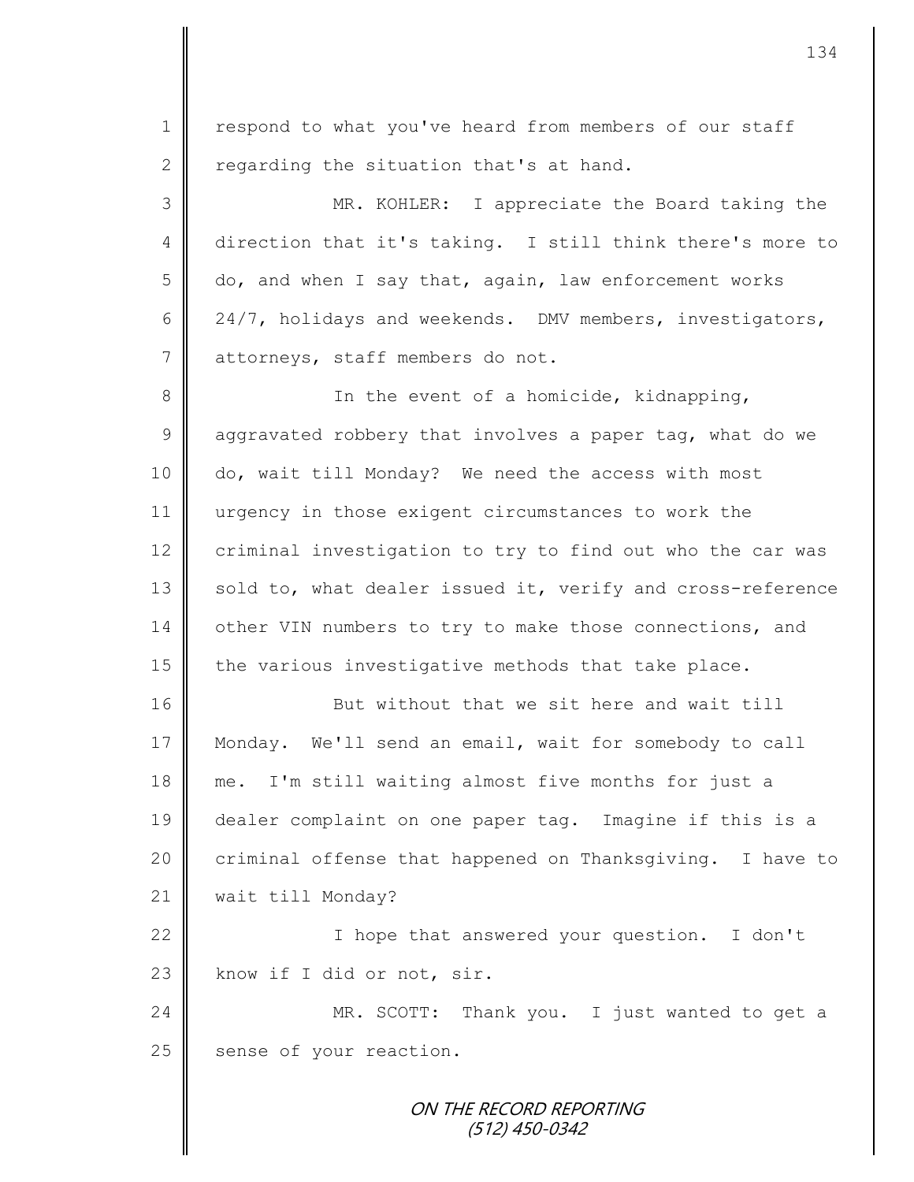respond to what you've heard from members of our staff regarding the situation that's at hand.

MR. KOHLER: I appreciate the Board taking the direction that it's taking. I still think there's more to do, and when I say that, again, law enforcement works 24/7, holidays and weekends. DMV members, investigators, attorneys, staff members do not.

In the event of a homicide, kidnapping, aggravated robbery that involves a paper tag, what do we do, wait till Monday? We need the access with most urgency in those exigent circumstances to work the criminal investigation to try to find out who the car was sold to, what dealer issued it, verify and cross-reference other VIN numbers to try to make those connections, and the various investigative methods that take place.

But without that we sit here and wait till Monday. We'll send an email, wait for somebody to call me. I'm still waiting almost five months for just a dealer complaint on one paper tag. Imagine if this is a criminal offense that happened on Thanksgiving. I have to wait till Monday?

I hope that answered your question. I don't know if I did or not, sir.

MR. SCOTT: Thank you. I just wanted to get a sense of your reaction.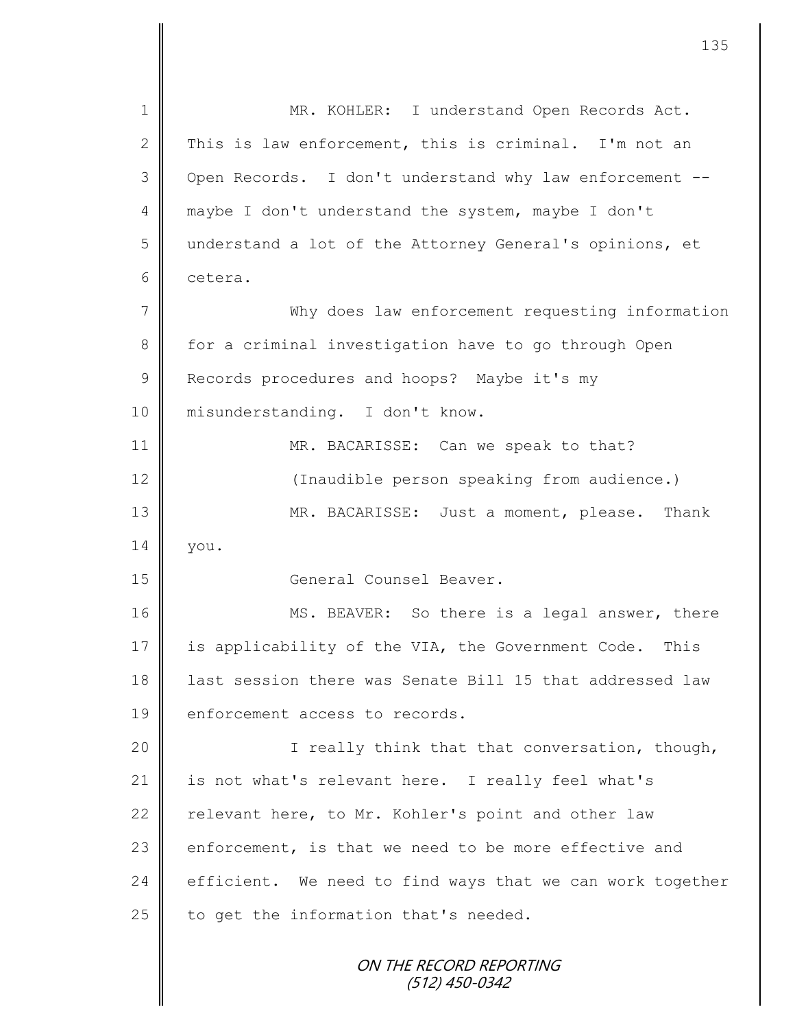MR. KOHLER: I understand Open Records Act. This is law enforcement, this is criminal. I'm not an Open Records. I don't understand why law enforcement -- maybe I don't understand the system, maybe I don't understand a lot of the Attorney General's opinions, et cetera.

Why does law enforcement requesting information for a criminal investigation have to go through Open Records procedures and hoops? Maybe it's my misunderstanding. I don't know.

MR. BACARISSE: Can we speak to that?

(Inaudible person speaking from audience.)

MR. BACARISSE: Just a moment, please. Thank you.

General Counsel Beaver.

MS. BEAVER: So there is a legal answer, there is applicability of the VIA, the Government Code. This last session there was Senate Bill 15 that addressed law enforcement access to records.

I really think that that conversation, though, is not what's relevant here. I really feel what's relevant here, to Mr. Kohler's point and other law enforcement, is that we need to be more effective and efficient. We need to find ways that we can work together to get the information that's needed.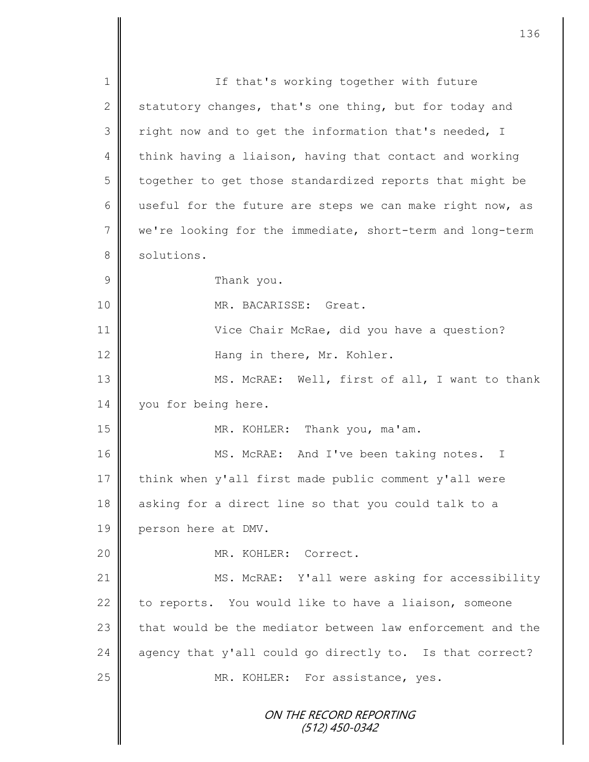If that's working together with future statutory changes, that's one thing, but for today and right now and to get the information that's needed, I think having a liaison, having that contact and working together to get those standardized reports that might be useful for the future are steps we can make right now, as we're looking for the immediate, short-term and long-term solutions.

Thank you.

MR. BACARISSE: Great.

Vice Chair McRae, did you have a question?

Hang in there, Mr. Kohler.

MS. McRAE: Well, first of all, I want to thank you for being here.

MR. KOHLER: Thank you, ma'am.

MS. McRAE: And I've been taking notes. I think when y'all first made public comment y'all were asking for a direct line so that you could talk to a person here at DMV.

MR. KOHLER: Correct.

MS. McRAE: Y'all were asking for accessibility to reports. You would like to have a liaison, someone that would be the mediator between law enforcement and the agency that y'all could go directly to. Is that correct?

MR. KOHLER: For assistance, yes.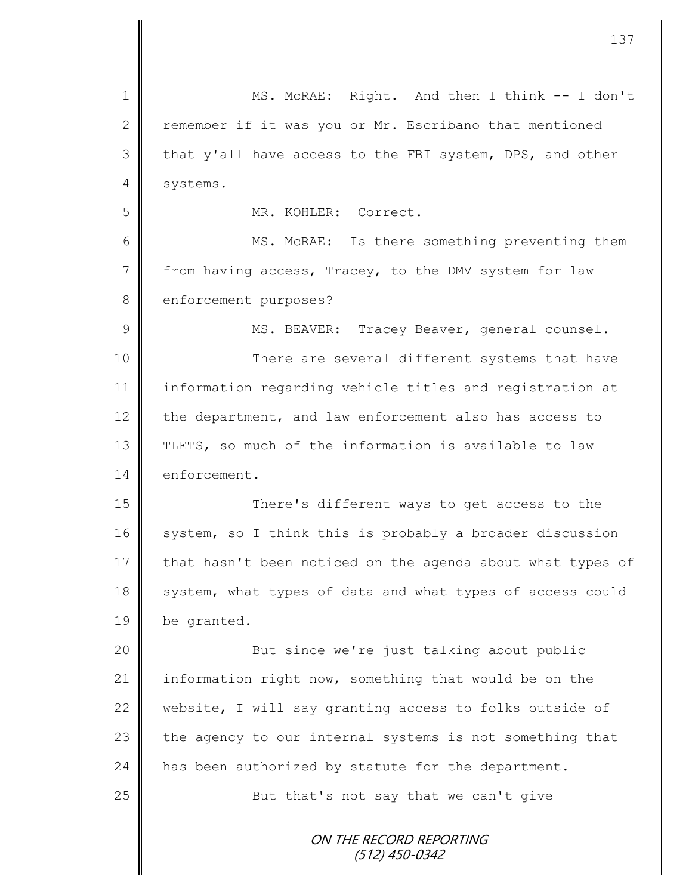MS. McRAE: Right. And then I think -- I don't remember if it was you or Mr. Escribano that mentioned that y'all have access to the FBI system, DPS, and other systems.

MR. KOHLER: Correct.

MS. McRAE: Is there something preventing them from having access, Tracey, to the DMV system for law enforcement purposes?

MS. BEAVER: Tracey Beaver, general counsel.

There are several different systems that have information regarding vehicle titles and registration at the department, and law enforcement also has access to TLETS, so much of the information is available to law enforcement.

There's different ways to get access to the system, so I think this is probably a broader discussion that hasn't been noticed on the agenda about what types of system, what types of data and what types of access could be granted.

But since we're just talking about public information right now, something that would be on the website, I will say granting access to folks outside of the agency to our internal systems is not something that has been authorized by statute for the department.

But that's not say that we can't give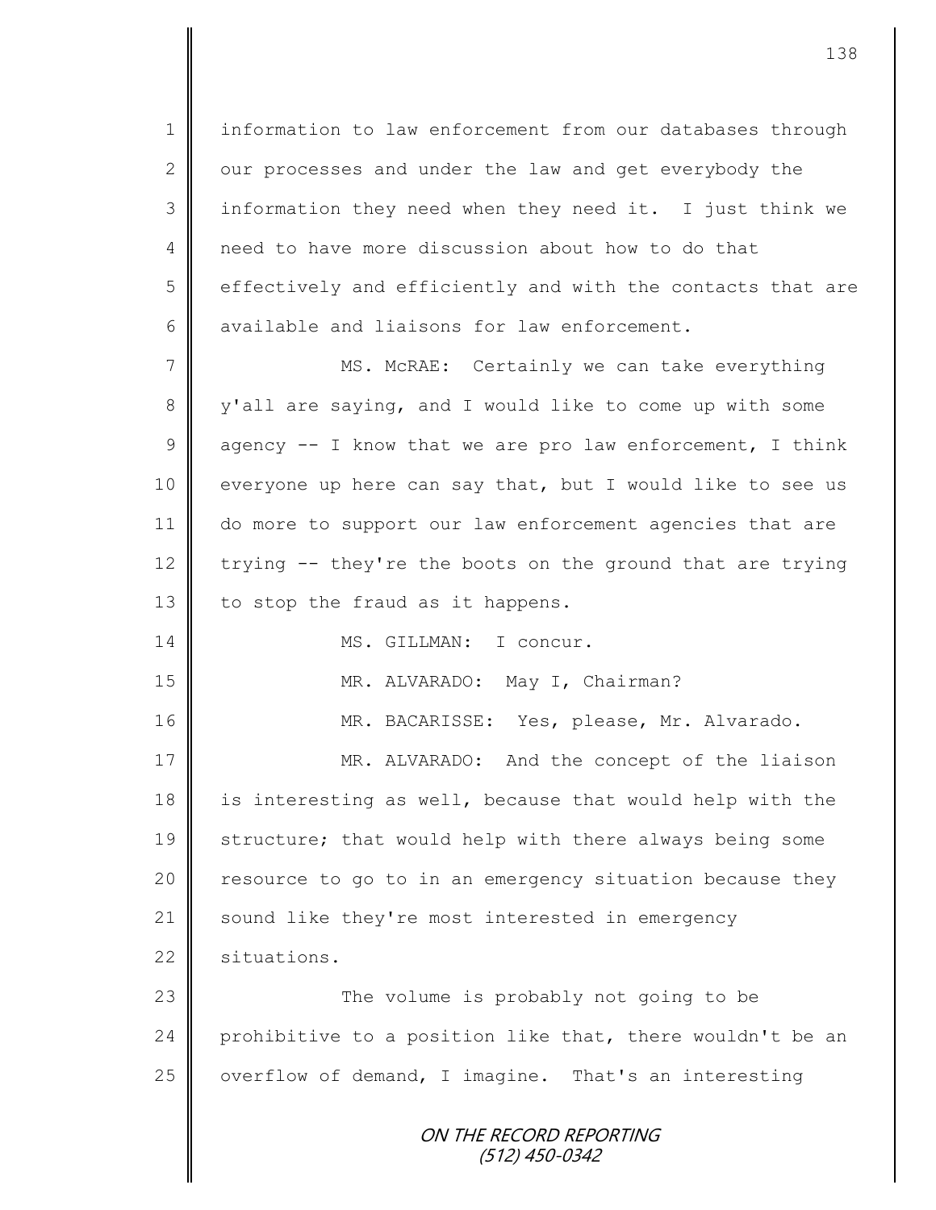information to law enforcement from our databases through our processes and under the law and get everybody the information they need when they need it. I just think we need to have more discussion about how to do that effectively and efficiently and with the contacts that are available and liaisons for law enforcement.

MS. McRAE: Certainly we can take everything y'all are saying, and I would like to come up with some agency -- I know that we are pro law enforcement, I think everyone up here can say that, but I would like to see us do more to support our law enforcement agencies that are trying -- they're the boots on the ground that are trying to stop the fraud as it happens.

MS. GILLMAN: I concur.

MR. ALVARADO: May I, Chairman?

MR. BACARISSE: Yes, please, Mr. Alvarado.

MR. ALVARADO: And the concept of the liaison is interesting as well, because that would help with the structure; that would help with there always being some resource to go to in an emergency situation because they sound like they're most interested in emergency situations.

The volume is probably not going to be prohibitive to a position like that, there wouldn't be an overflow of demand, I imagine. That's an interesting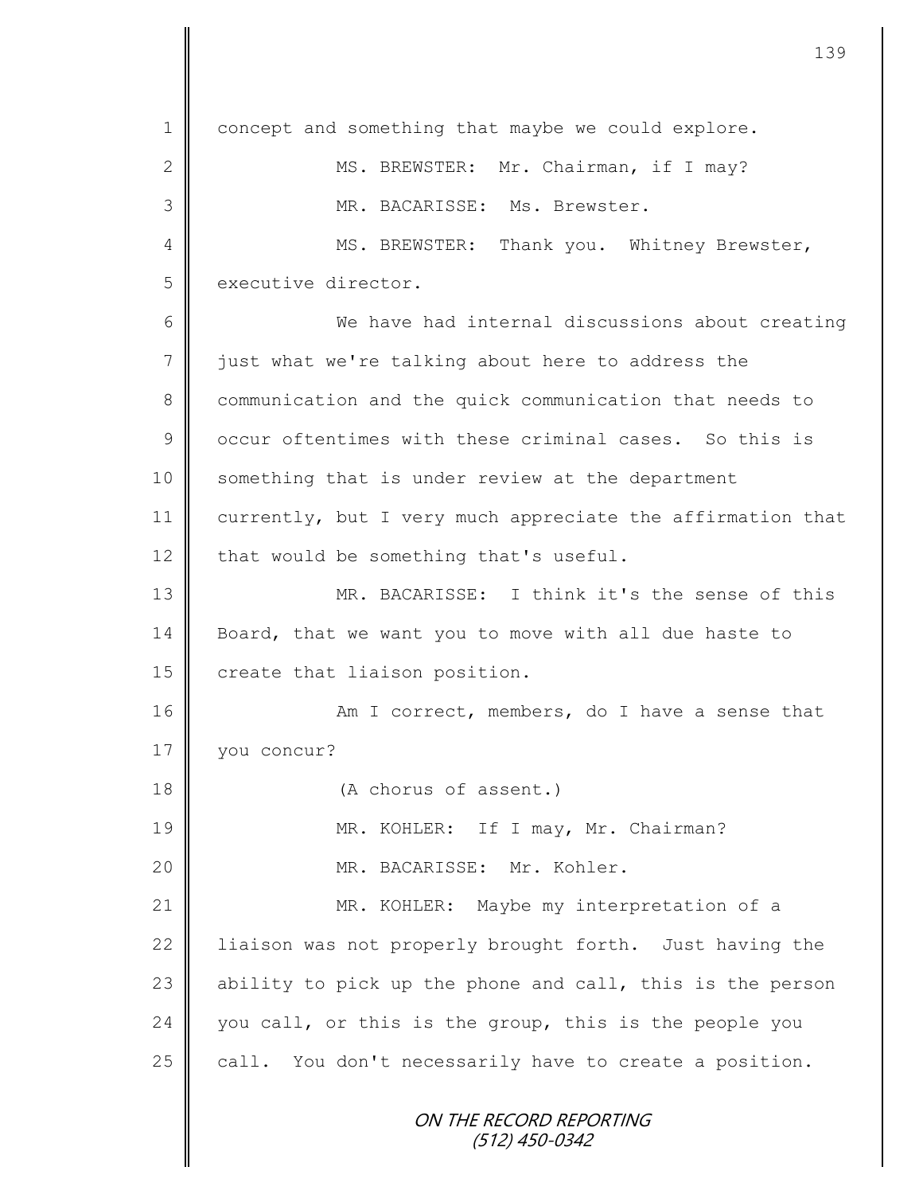concept and something that maybe we could explore.

MS. BREWSTER: Mr. Chairman, if I may?

MR. BACARISSE: Ms. Brewster.

MS. BREWSTER: Thank you. Whitney Brewster, executive director.

We have had internal discussions about creating just what we're talking about here to address the communication and the quick communication that needs to occur oftentimes with these criminal cases. So this is something that is under review at the department currently, but I very much appreciate the affirmation that that would be something that's useful.

MR. BACARISSE: I think it's the sense of this Board, that we want you to move with all due haste to create that liaison position.

Am I correct, members, do I have a sense that you concur?

(A chorus of assent.)

MR. KOHLER: If I may, Mr. Chairman?

MR. BACARISSE: Mr. Kohler.

MR. KOHLER: Maybe my interpretation of a liaison was not properly brought forth. Just having the ability to pick up the phone and call, this is the person you call, or this is the group, this is the people you call. You don't necessarily have to create a position.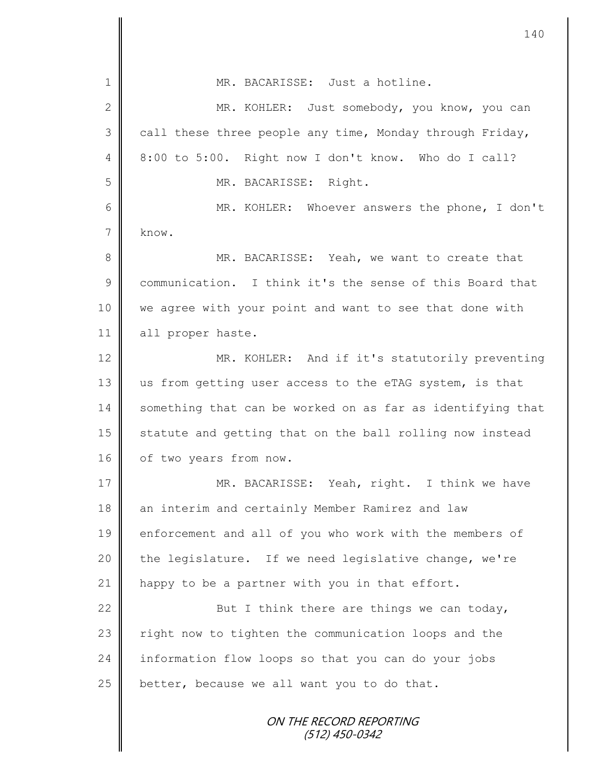MR. BACARISSE: Just a hotline.

MR. KOHLER: Just somebody, you know, you can call these three people any time, Monday through Friday, 8:00 to 5:00. Right now I don't know. Who do I call?

MR. BACARISSE: Right.

MR. KOHLER: Whoever answers the phone, I don't know.

MR. BACARISSE: Yeah, we want to create that communication. I think it's the sense of this Board that we agree with your point and want to see that done with all proper haste.

MR. KOHLER: And if it's statutorily preventing us from getting user access to the eTAG system, is that something that can be worked on as far as identifying that statute and getting that on the ball rolling now instead of two years from now.

MR. BACARISSE: Yeah, right. I think we have an interim and certainly Member Ramirez and law enforcement and all of you who work with the members of the legislature. If we need legislative change, we're happy to be a partner with you in that effort.

But I think there are things we can today, right now to tighten the communication loops and the information flow loops so that you can do your jobs better, because we all want you to do that.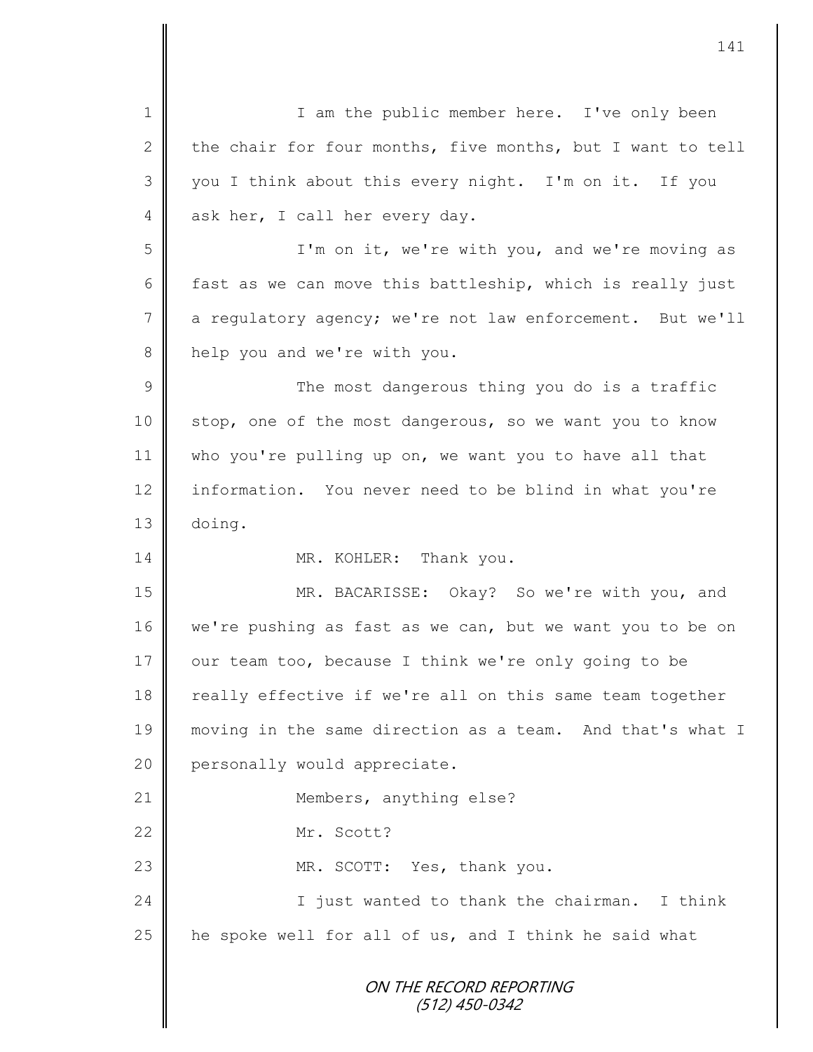I am the public member here. I've only been the chair for four months, five months, but I want to tell you I think about this every night. I'm on it. If you ask her, I call her every day.

I'm on it, we're with you, and we're moving as fast as we can move this battleship, which is really just a regulatory agency; we're not law enforcement. But we'll help you and we're with you.

The most dangerous thing you do is a traffic stop, one of the most dangerous, so we want you to know who you're pulling up on, we want you to have all that information. You never need to be blind in what you're doing.

MR. KOHLER: Thank you.

MR. BACARISSE: Okay? So we're with you, and we're pushing as fast as we can, but we want you to be on our team too, because I think we're only going to be really effective if we're all on this same team together moving in the same direction as a team. And that's what I personally would appreciate.

Members, anything else?

Mr. Scott?

MR. SCOTT: Yes, thank you.

I just wanted to thank the chairman. I think he spoke well for all of us, and I think he said what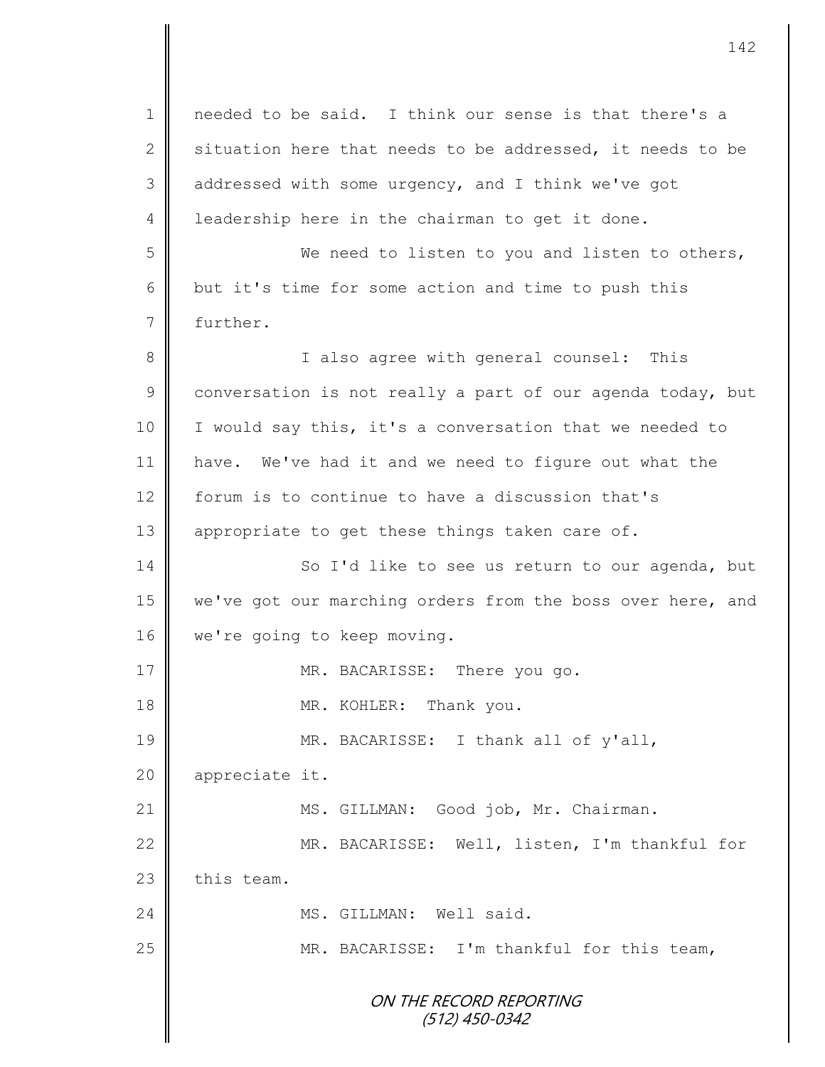needed to be said. I think our sense is that there's a situation here that needs to be addressed, it needs to be addressed with some urgency, and I think we've got leadership here in the chairman to get it done.

We need to listen to you and listen to others, but it's time for some action and time to push this further.

I also agree with general counsel: This conversation is not really a part of our agenda today, but I would say this, it's a conversation that we needed to have. We've had it and we need to figure out what the forum is to continue to have a discussion that's appropriate to get these things taken care of.

So I'd like to see us return to our agenda, but we've got our marching orders from the boss over here, and we're going to keep moving.

MR. BACARISSE: There you go.

MR. KOHLER: Thank you.

MR. BACARISSE: I thank all of y'all, appreciate it.

MS. GILLMAN: Good job, Mr. Chairman.

MR. BACARISSE: Well, listen, I'm thankful for this team.

MS. GILLMAN: Well said.

MR. BACARISSE: I'm thankful for this team,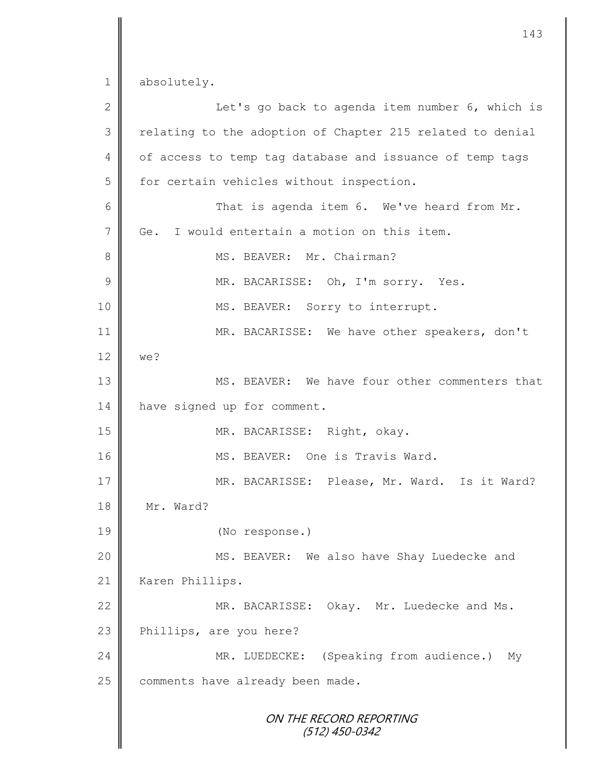absolutely.

Let's go back to agenda item number 6, which is relating to the adoption of Chapter 215 related to denial of access to temp tag database and issuance of temp tags for certain vehicles without inspection.

That is agenda item 6. We've heard from Mr. Ge. I would entertain a motion on this item.

MS. BEAVER: Mr. Chairman?

MR. BACARISSE: Oh, I'm sorry. Yes.

MS. BEAVER: Sorry to interrupt.

MR. BACARISSE: We have other speakers, don't we?

MS. BEAVER: We have four other commenters that have signed up for comment.

MR. BACARISSE: Right, okay.

MS. BEAVER: One is Travis Ward.

MR. BACARISSE: Please, Mr. Ward. Is it Ward? Mr. Ward?

(No response.)

MS. BEAVER: We also have Shay Luedecke and Karen Phillips.

MR. BACARISSE: Okay. Mr. Luedecke and Ms. Phillips, are you here?

MR. LUEDECKE: (Speaking from audience.) My comments have already been made.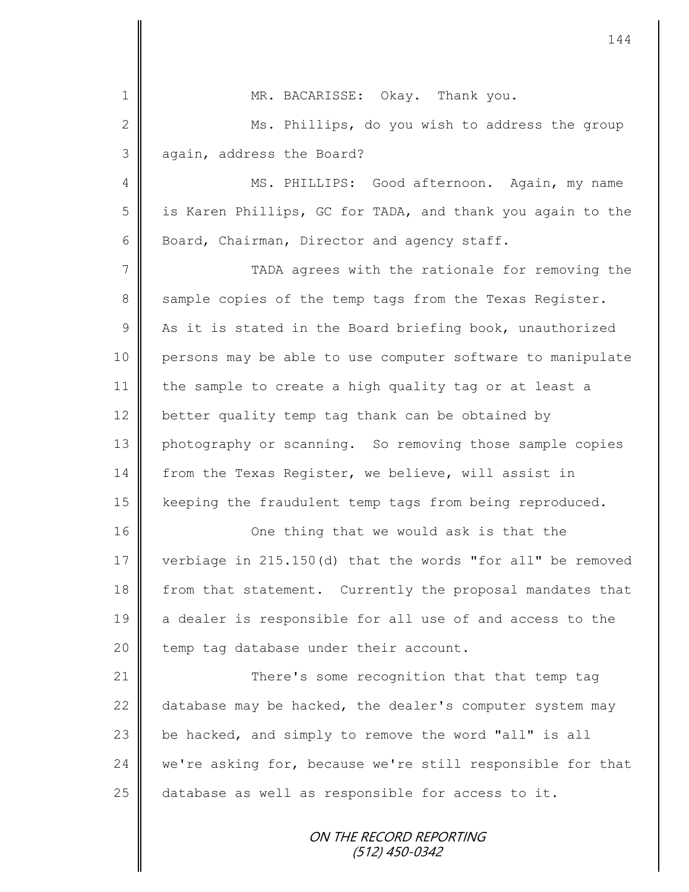MR. BACARISSE: Okay. Thank you.

Ms. Phillips, do you wish to address the group again, address the Board?

MS. PHILLIPS: Good afternoon. Again, my name is Karen Phillips, GC for TADA, and thank you again to the Board, Chairman, Director and agency staff.

TADA agrees with the rationale for removing the sample copies of the temp tags from the Texas Register. As it is stated in the Board briefing book, unauthorized persons may be able to use computer software to manipulate the sample to create a high quality tag or at least a better quality temp tag thank can be obtained by photography or scanning. So removing those sample copies from the Texas Register, we believe, will assist in keeping the fraudulent temp tags from being reproduced.

One thing that we would ask is that the verbiage in 215.150(d) that the words "for all" be removed from that statement. Currently the proposal mandates that a dealer is responsible for all use of and access to the temp tag database under their account.

There's some recognition that that temp tag database may be hacked, the dealer's computer system may be hacked, and simply to remove the word "all" is all we're asking for, because we're still responsible for that database as well as responsible for access to it.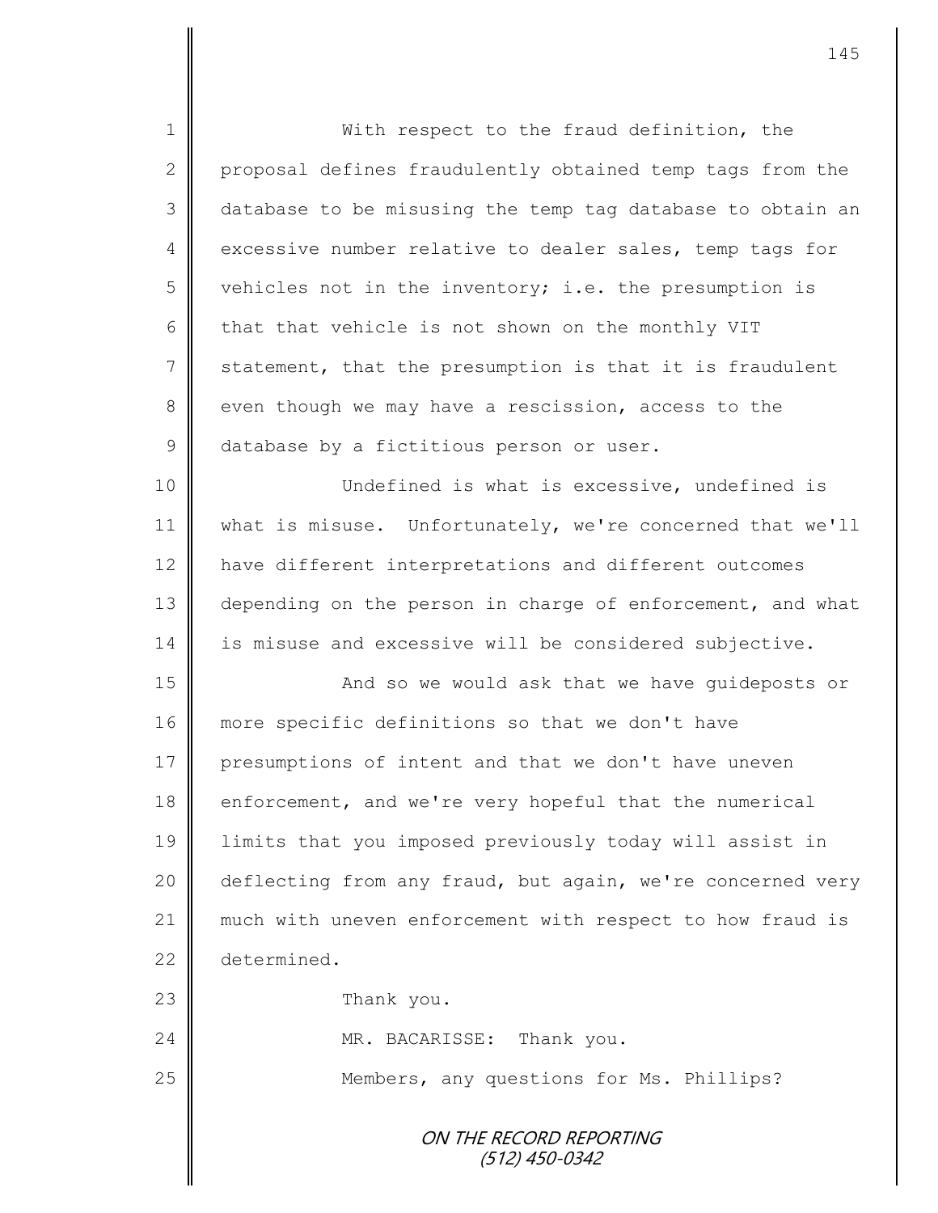With respect to the fraud definition, the proposal defines fraudulently obtained temp tags from the database to be misusing the temp tag database to obtain an excessive number relative to dealer sales, temp tags for vehicles not in the inventory; i.e. the presumption is that that vehicle is not shown on the monthly VIT statement, that the presumption is that it is fraudulent even though we may have a rescission, access to the database by a fictitious person or user.

Undefined is what is excessive, undefined is what is misuse. Unfortunately, we're concerned that we'll have different interpretations and different outcomes depending on the person in charge of enforcement, and what is misuse and excessive will be considered subjective.

And so we would ask that we have guideposts or more specific definitions so that we don't have presumptions of intent and that we don't have uneven enforcement, and we're very hopeful that the numerical limits that you imposed previously today will assist in deflecting from any fraud, but again, we're concerned very much with uneven enforcement with respect to how fraud is determined.

Thank you.

MR. BACARISSE: Thank you.

Members, any questions for Ms. Phillips?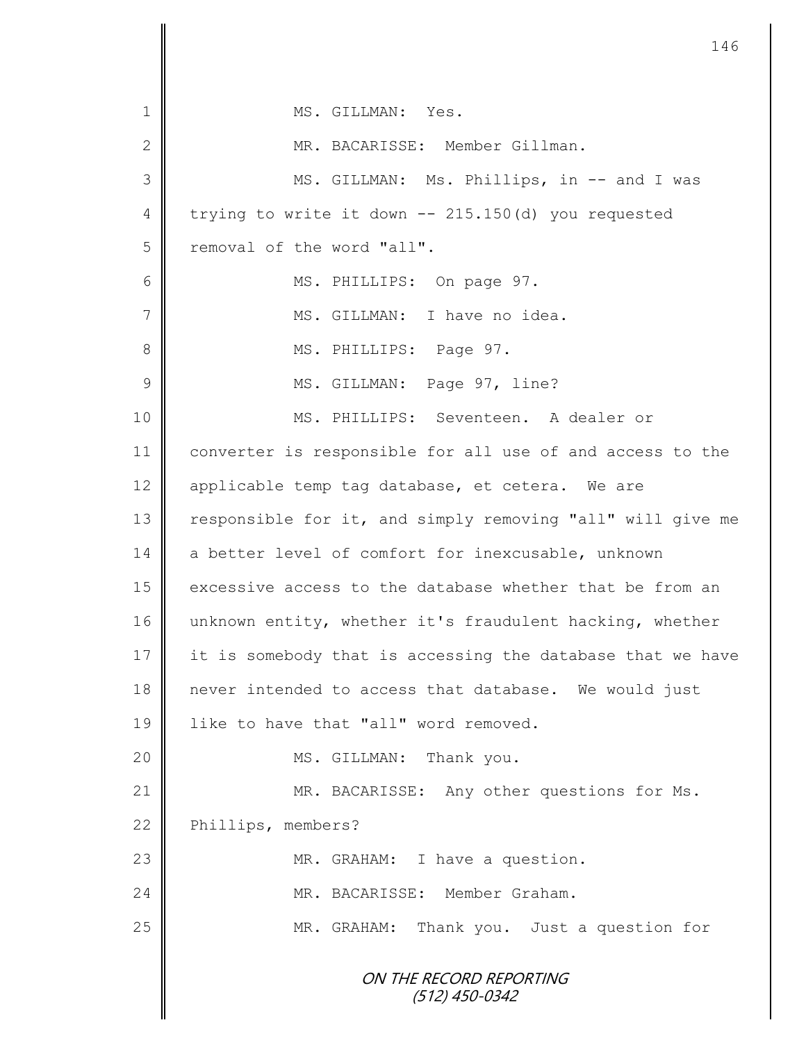MS. GILLMAN: Yes.

MR. BACARISSE: Member Gillman.

MS. GILLMAN: Ms. Phillips, in -- and I was trying to write it down -- 215.150(d) you requested removal of the word "all".

MS. PHILLIPS: On page 97.

MS. GILLMAN: I have no idea.

MS. PHILLIPS: Page 97.

MS. GILLMAN: Page 97, line?

MS. PHILLIPS: Seventeen. A dealer or converter is responsible for all use of and access to the applicable temp tag database, et cetera. We are responsible for it, and simply removing "all" will give me a better level of comfort for inexcusable, unknown excessive access to the database whether that be from an unknown entity, whether it's fraudulent hacking, whether it is somebody that is accessing the database that we have never intended to access that database. We would just like to have that "all" word removed.

MS. GILLMAN: Thank you.

MR. BACARISSE: Any other questions for Ms. Phillips, members?

MR. GRAHAM: I have a question.

MR. BACARISSE: Member Graham.

MR. GRAHAM: Thank you. Just a question for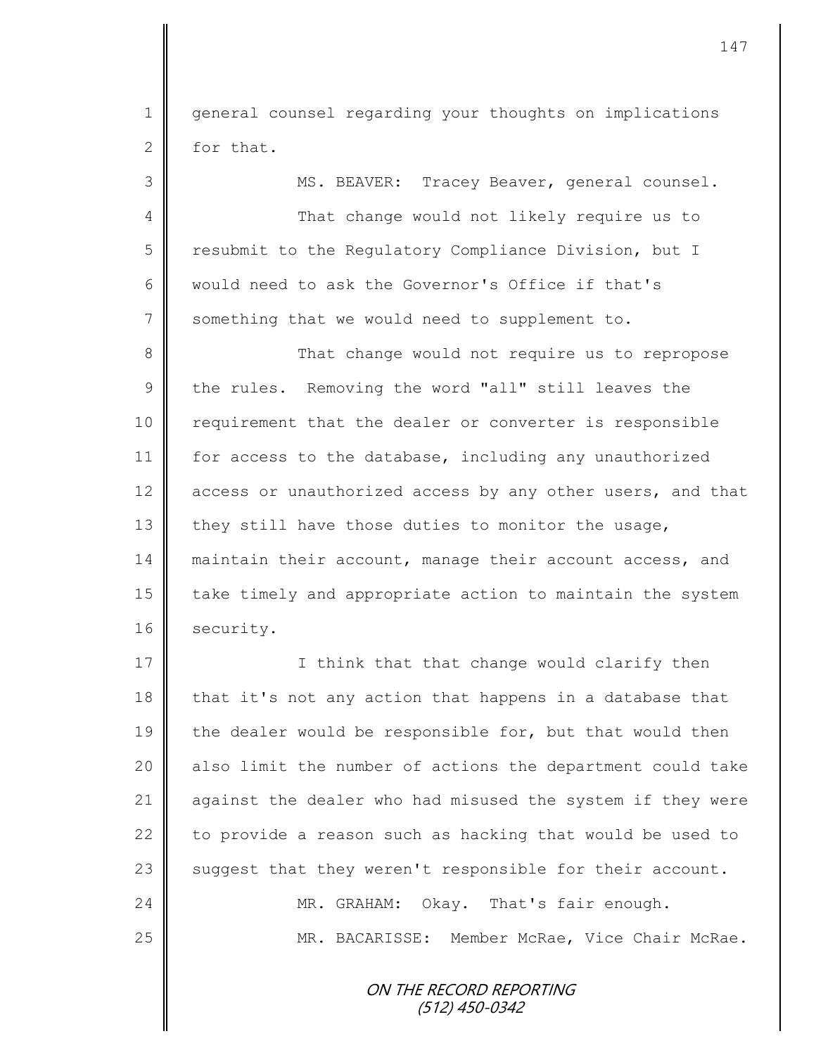general counsel regarding your thoughts on implications for that.

MS. BEAVER: Tracey Beaver, general counsel.

That change would not likely require us to resubmit to the Regulatory Compliance Division, but I would need to ask the Governor's Office if that's something that we would need to supplement to.

That change would not require us to repropose the rules. Removing the word "all" still leaves the requirement that the dealer or converter is responsible for access to the database, including any unauthorized access or unauthorized access by any other users, and that they still have those duties to monitor the usage, maintain their account, manage their account access, and take timely and appropriate action to maintain the system security.

I think that that change would clarify then that it's not any action that happens in a database that the dealer would be responsible for, but that would then also limit the number of actions the department could take against the dealer who had misused the system if they were to provide a reason such as hacking that would be used to suggest that they weren't responsible for their account.

MR. GRAHAM: Okay. That's fair enough.

MR. BACARISSE: Member McRae, Vice Chair McRae.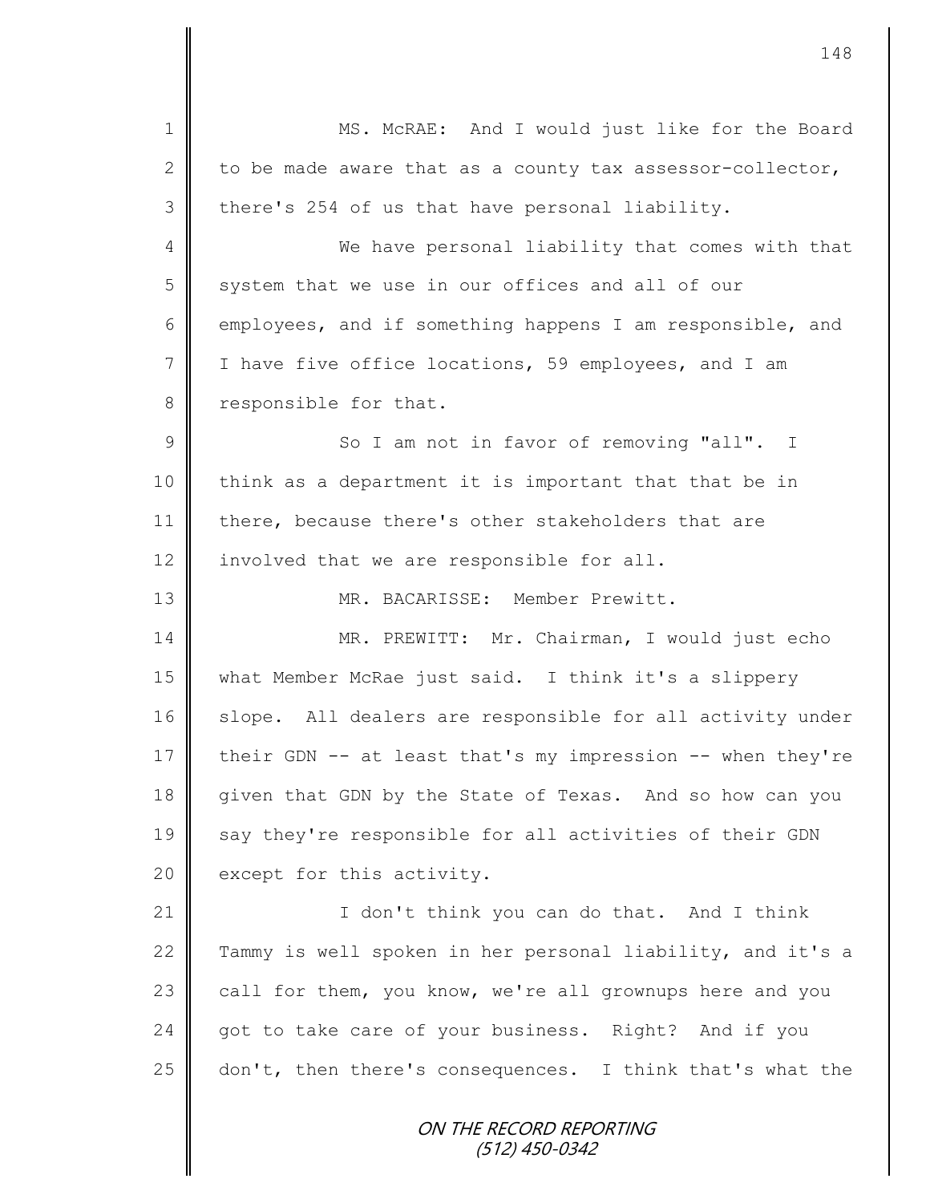MS. McRAE: And I would just like for the Board to be made aware that as a county tax assessor-collector, there's 254 of us that have personal liability.

We have personal liability that comes with that system that we use in our offices and all of our employees, and if something happens I am responsible, and I have five office locations, 59 employees, and I am responsible for that.

So I am not in favor of removing "all". I think as a department it is important that that be in there, because there's other stakeholders that are involved that we are responsible for all.

MR. BACARISSE: Member Prewitt.

MR. PREWITT: Mr. Chairman, I would just echo what Member McRae just said. I think it's a slippery slope. All dealers are responsible for all activity under their GDN -- at least that's my impression -- when they're given that GDN by the State of Texas. And so how can you say they're responsible for all activities of their GDN except for this activity.

I don't think you can do that. And I think Tammy is well spoken in her personal liability, and it's a call for them, you know, we're all grownups here and you got to take care of your business. Right? And if you don't, then there's consequences. I think that's what the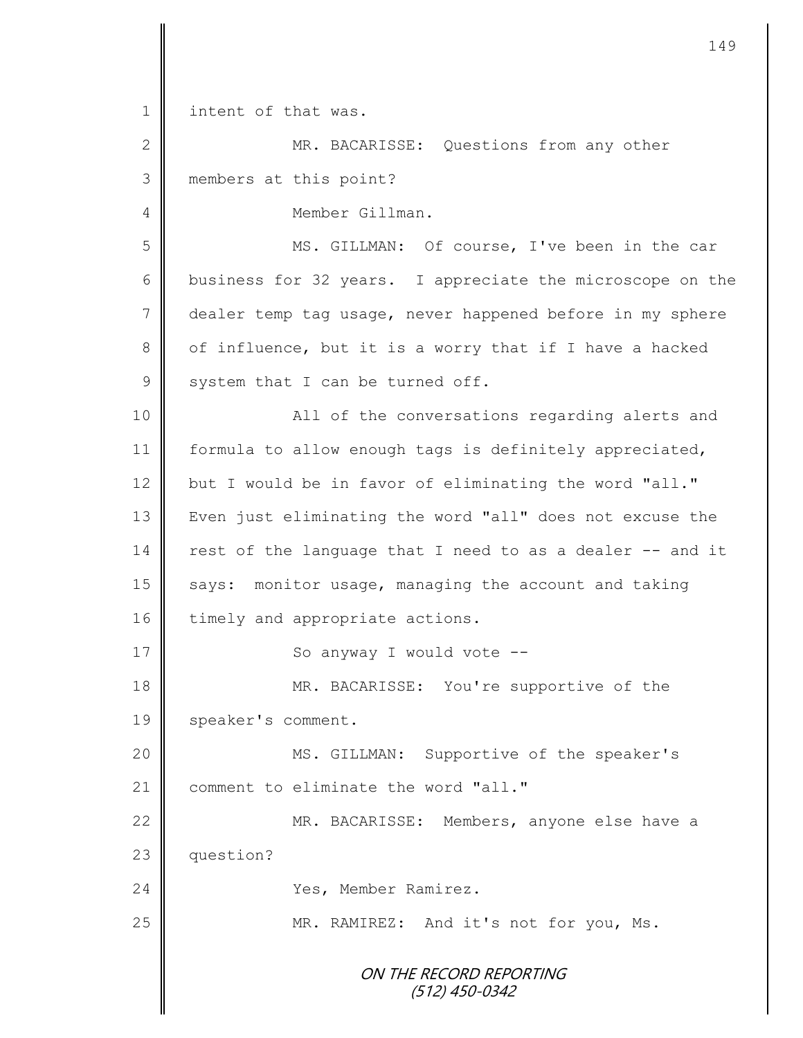intent of that was.

MR. BACARISSE: Questions from any other members at this point?

Member Gillman.

MS. GILLMAN: Of course, I've been in the car business for 32 years. I appreciate the microscope on the dealer temp tag usage, never happened before in my sphere of influence, but it is a worry that if I have a hacked system that I can be turned off.

All of the conversations regarding alerts and formula to allow enough tags is definitely appreciated, but I would be in favor of eliminating the word "all." Even just eliminating the word "all" does not excuse the rest of the language that I need to as a dealer -- and it says: monitor usage, managing the account and taking timely and appropriate actions.

So anyway I would vote --

MR. BACARISSE: You're supportive of the speaker's comment.

MS. GILLMAN: Supportive of the speaker's comment to eliminate the word "all."

MR. BACARISSE: Members, anyone else have a question?

Yes, Member Ramirez.

MR. RAMIREZ: And it's not for you, Ms.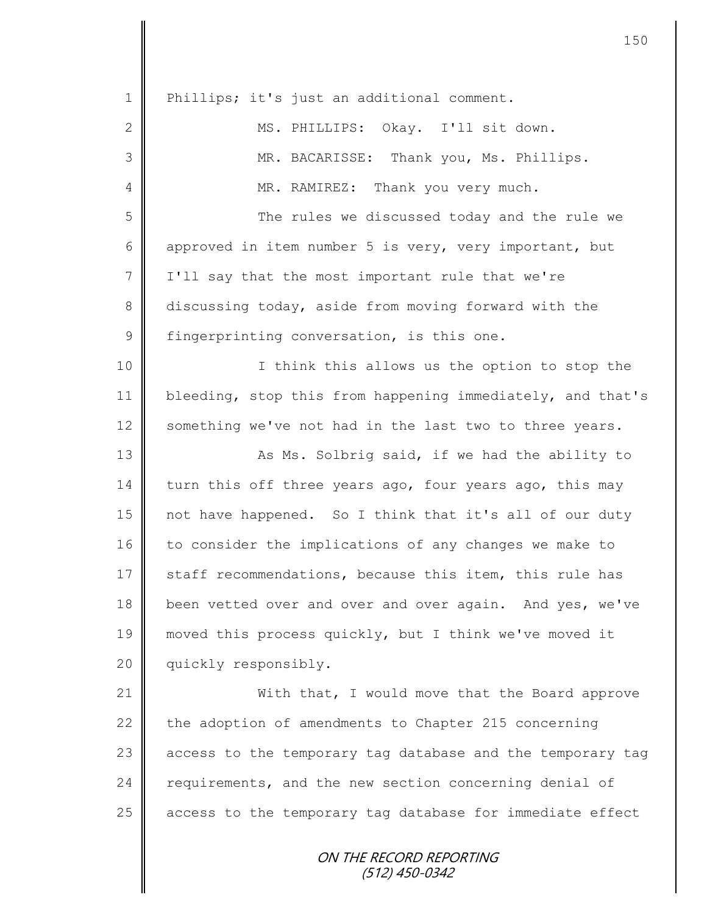Phillips; it's just an additional comment.

MS. PHILLIPS: Okay. I'll sit down.

MR. BACARISSE: Thank you, Ms. Phillips.

MR. RAMIREZ: Thank you very much.

The rules we discussed today and the rule we approved in item number 5 is very, very important, but I'll say that the most important rule that we're discussing today, aside from moving forward with the fingerprinting conversation, is this one.

I think this allows us the option to stop the bleeding, stop this from happening immediately, and that's something we've not had in the last two to three years.

As Ms. Solbrig said, if we had the ability to turn this off three years ago, four years ago, this may not have happened. So I think that it's all of our duty to consider the implications of any changes we make to staff recommendations, because this item, this rule has been vetted over and over and over again. And yes, we've moved this process quickly, but I think we've moved it quickly responsibly.

With that, I would move that the Board approve the adoption of amendments to Chapter 215 concerning access to the temporary tag database and the temporary tag requirements, and the new section concerning denial of access to the temporary tag database for immediate effect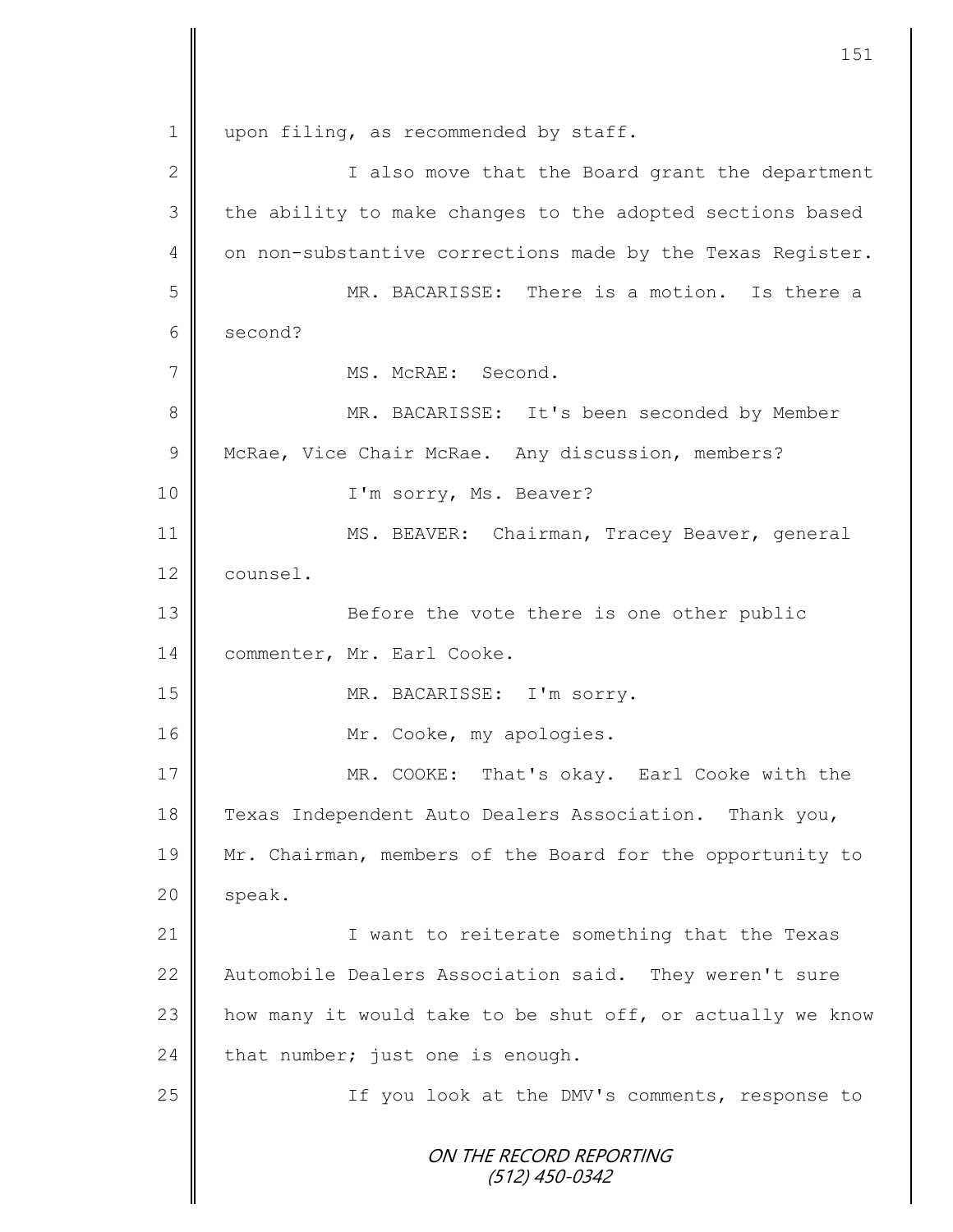upon filing, as recommended by staff.

I also move that the Board grant the department the ability to make changes to the adopted sections based on non-substantive corrections made by the Texas Register.

MR. BACARISSE: There is a motion. Is there a second?

MS. McRAE: Second.

MR. BACARISSE: It's been seconded by Member McRae, Vice Chair McRae. Any discussion, members?

I'm sorry, Ms. Beaver?

MS. BEAVER: Chairman, Tracey Beaver, general counsel.

Before the vote there is one other public commenter, Mr. Earl Cooke.

MR. BACARISSE: I'm sorry.

Mr. Cooke, my apologies.

MR. COOKE: That's okay. Earl Cooke with the Texas Independent Auto Dealers Association. Thank you, Mr. Chairman, members of the Board for the opportunity to speak.

I want to reiterate something that the Texas Automobile Dealers Association said. They weren't sure how many it would take to be shut off, or actually we know that number; just one is enough.

If you look at the DMV's comments, response to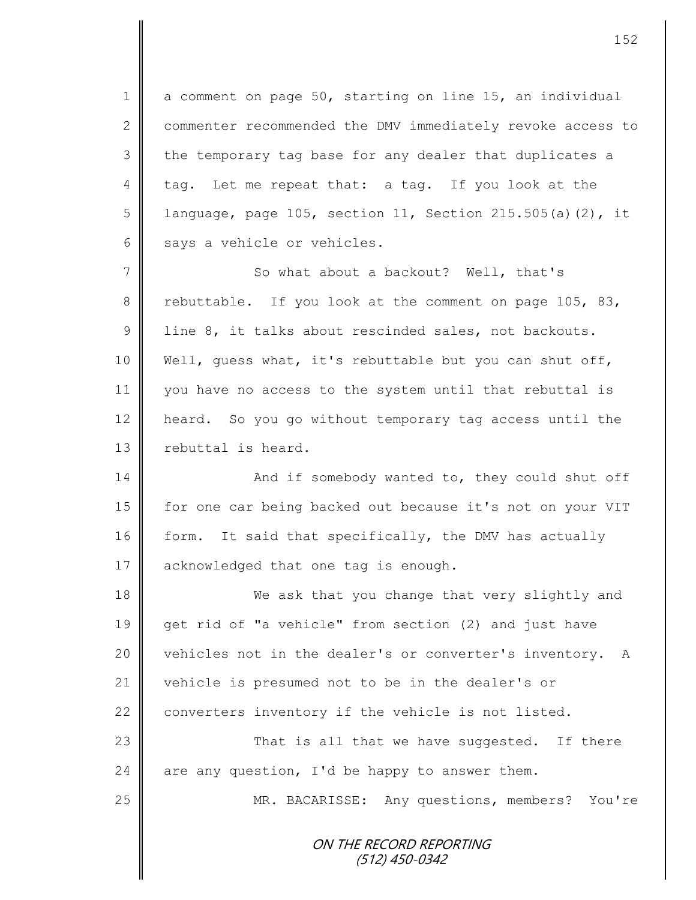a comment on page 50, starting on line 15, an individual commenter recommended the DMV immediately revoke access to the temporary tag base for any dealer that duplicates a tag. Let me repeat that: a tag. If you look at the language, page 105, section 11, Section 215.505(a)(2), it says a vehicle or vehicles.

So what about a backout? Well, that's rebuttable. If you look at the comment on page 105, 83, line 8, it talks about rescinded sales, not backouts. Well, guess what, it's rebuttable but you can shut off, you have no access to the system until that rebuttal is heard. So you go without temporary tag access until the rebuttal is heard.

And if somebody wanted to, they could shut off for one car being backed out because it's not on your VIT form. It said that specifically, the DMV has actually acknowledged that one tag is enough.

We ask that you change that very slightly and get rid of "a vehicle" from section (2) and just have vehicles not in the dealer's or converter's inventory. A vehicle is presumed not to be in the dealer's or converters inventory if the vehicle is not listed.

That is all that we have suggested. If there are any question, I'd be happy to answer them.

MR. BACARISSE: Any questions, members? You're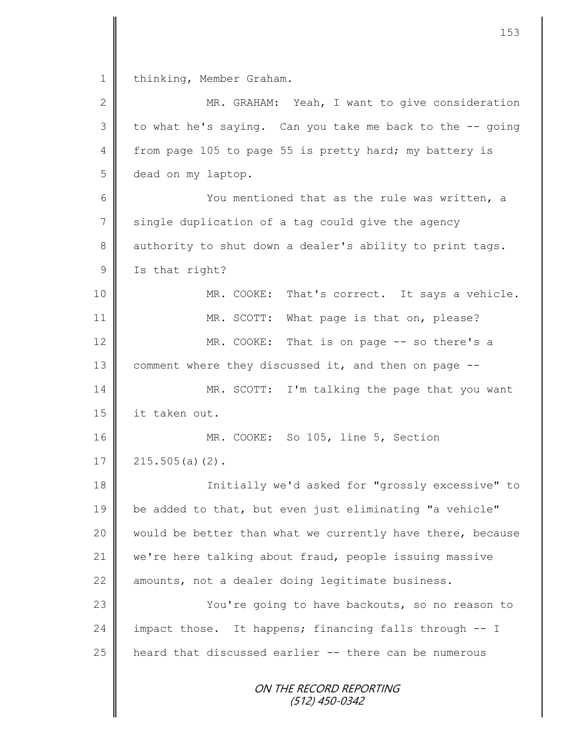thinking, Member Graham.

MR. GRAHAM: Yeah, I want to give consideration to what he's saying. Can you take me back to the -- going from page 105 to page 55 is pretty hard; my battery is dead on my laptop.

You mentioned that as the rule was written, a single duplication of a tag could give the agency authority to shut down a dealer's ability to print tags. Is that right?

MR. COOKE: That's correct. It says a vehicle.

MR. SCOTT: What page is that on, please?

MR. COOKE: That is on page -- so there's a comment where they discussed it, and then on page --

MR. SCOTT: I'm talking the page that you want it taken out.

MR. COOKE: So 105, line 5, Section 215.505(a)(2).

Initially we'd asked for "grossly excessive" to be added to that, but even just eliminating "a vehicle" would be better than what we currently have there, because we're here talking about fraud, people issuing massive amounts, not a dealer doing legitimate business.

You're going to have backouts, so no reason to impact those. It happens; financing falls through -- I heard that discussed earlier -- there can be numerous

ON THE RECORD REPORTING
(512) 450-0342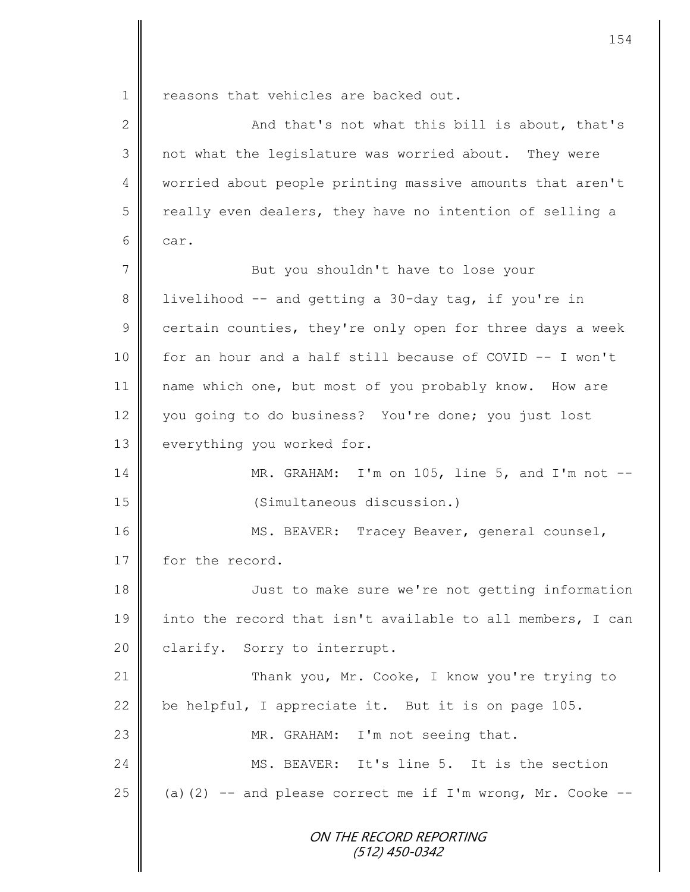reasons that vehicles are backed out.

And that's not what this bill is about, that's not what the legislature was worried about. They were worried about people printing massive amounts that aren't really even dealers, they have no intention of selling a car.

But you shouldn't have to lose your livelihood -- and getting a 30-day tag, if you're in certain counties, they're only open for three days a week for an hour and a half still because of COVID -- I won't name which one, but most of you probably know. How are you going to do business? You're done; you just lost everything you worked for.

MR. GRAHAM: I'm on 105, line 5, and I'm not --

(Simultaneous discussion.)

MS. BEAVER: Tracey Beaver, general counsel, for the record.

Just to make sure we're not getting information into the record that isn't available to all members, I can clarify. Sorry to interrupt.

Thank you, Mr. Cooke, I know you're trying to be helpful, I appreciate it. But it is on page 105.

MR. GRAHAM: I'm not seeing that.

MS. BEAVER: It's line 5. It is the section (a)(2) -- and please correct me if I'm wrong, Mr. Cooke --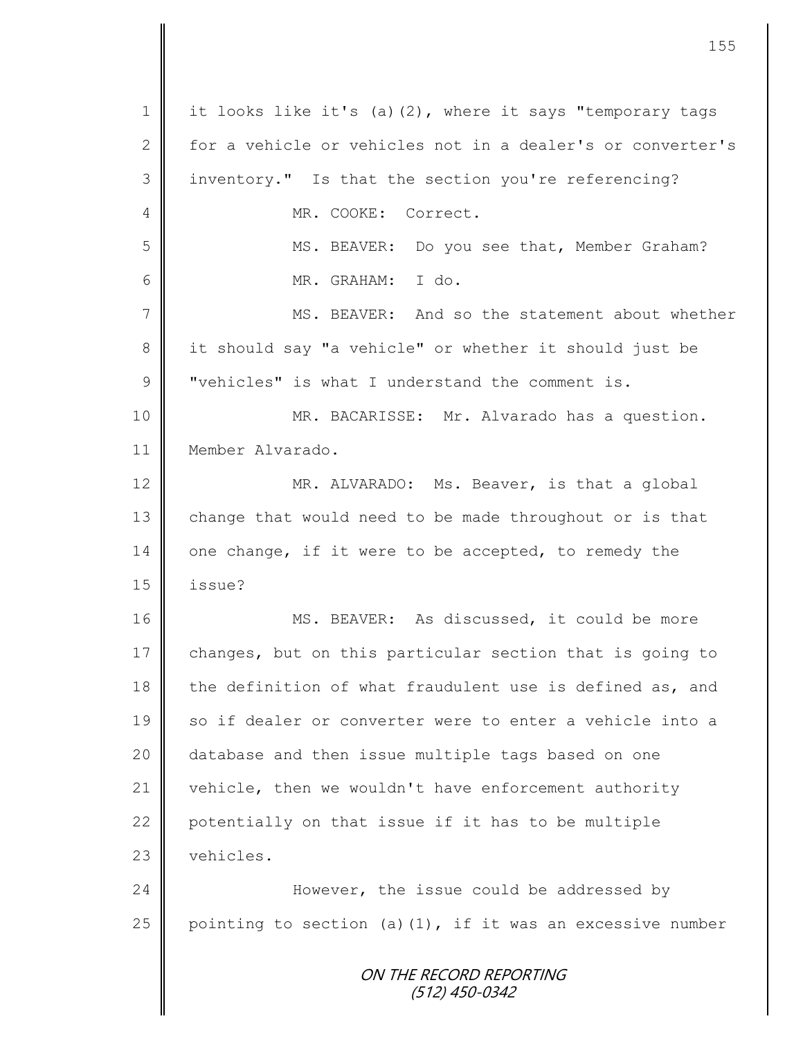it looks like it's (a)(2), where it says "temporary tags for a vehicle or vehicles not in a dealer's or converter's inventory." Is that the section you're referencing?

MR. COOKE: Correct.

MS. BEAVER: Do you see that, Member Graham?

MR. GRAHAM: I do.

MS. BEAVER: And so the statement about whether it should say "a vehicle" or whether it should just be "vehicles" is what I understand the comment is.

MR. BACARISSE: Mr. Alvarado has a question. Member Alvarado.

MR. ALVARADO: Ms. Beaver, is that a global change that would need to be made throughout or is that one change, if it were to be accepted, to remedy the issue?

MS. BEAVER: As discussed, it could be more changes, but on this particular section that is going to the definition of what fraudulent use is defined as, and so if dealer or converter were to enter a vehicle into a database and then issue multiple tags based on one vehicle, then we wouldn't have enforcement authority potentially on that issue if it has to be multiple vehicles.

However, the issue could be addressed by pointing to section (a)(1), if it was an excessive number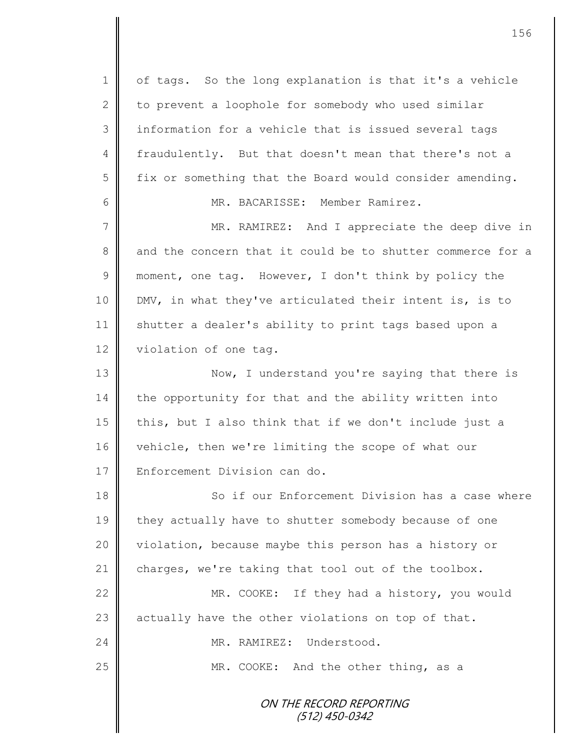of tags. So the long explanation is that it's a vehicle to prevent a loophole for somebody who used similar information for a vehicle that is issued several tags fraudulently. But that doesn't mean that there's not a fix or something that the Board would consider amending.

MR. BACARISSE: Member Ramirez.

MR. RAMIREZ: And I appreciate the deep dive in and the concern that it could be to shutter commerce for a moment, one tag. However, I don't think by policy the DMV, in what they've articulated their intent is, is to shutter a dealer's ability to print tags based upon a violation of one tag.

Now, I understand you're saying that there is the opportunity for that and the ability written into this, but I also think that if we don't include just a vehicle, then we're limiting the scope of what our Enforcement Division can do.

So if our Enforcement Division has a case where they actually have to shutter somebody because of one violation, because maybe this person has a history or charges, we're taking that tool out of the toolbox.

MR. COOKE: If they had a history, you would actually have the other violations on top of that.

MR. RAMIREZ: Understood.

MR. COOKE: And the other thing, as a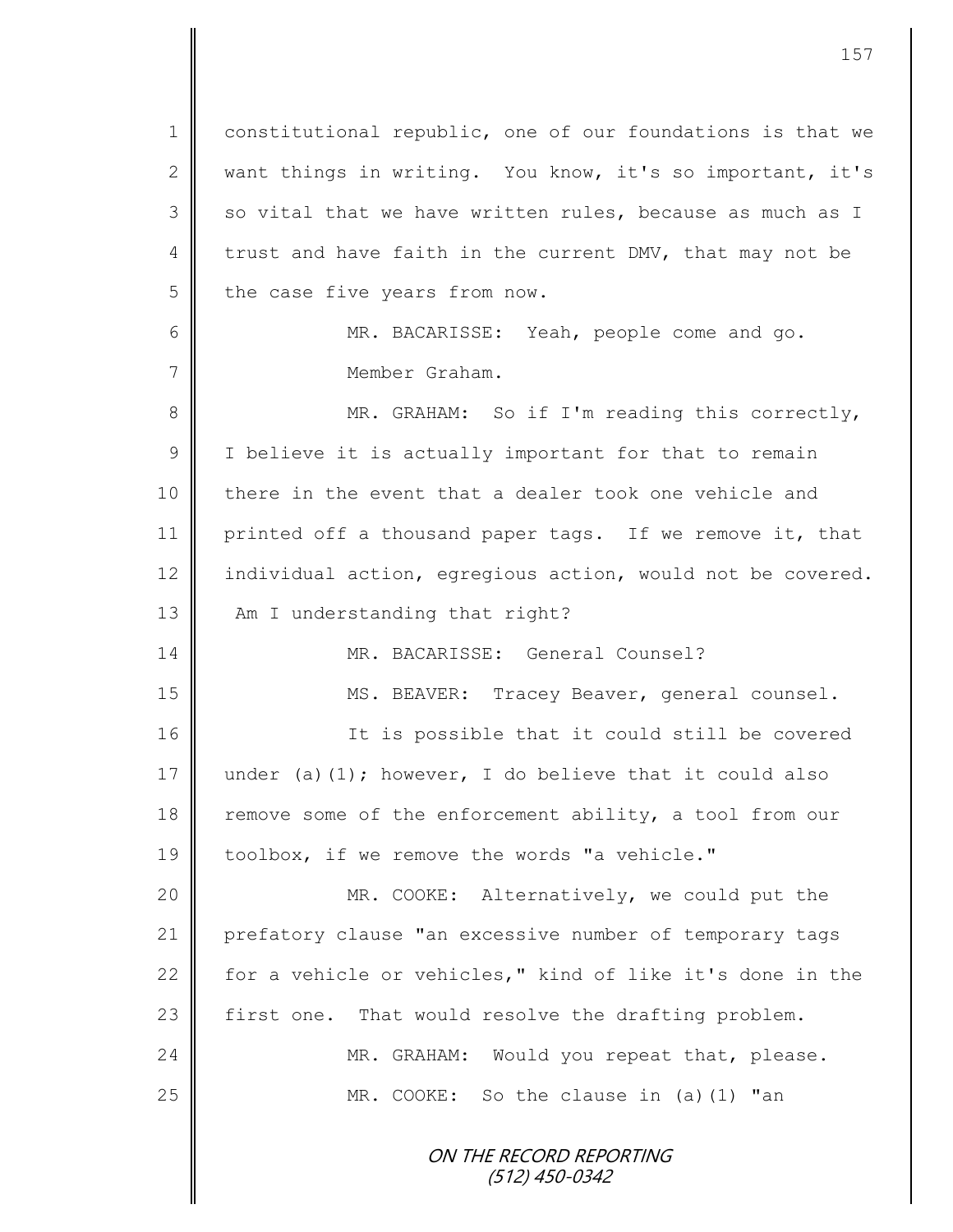constitutional republic, one of our foundations is that we want things in writing. You know, it's so important, it's so vital that we have written rules, because as much as I trust and have faith in the current DMV, that may not be the case five years from now.

MR. BACARISSE: Yeah, people come and go. Member Graham.

MR. GRAHAM: So if I'm reading this correctly, I believe it is actually important for that to remain there in the event that a dealer took one vehicle and printed off a thousand paper tags. If we remove it, that individual action, egregious action, would not be covered. Am I understanding that right?

MR. BACARISSE: General Counsel?

MS. BEAVER: Tracey Beaver, general counsel.

It is possible that it could still be covered under (a)(1); however, I do believe that it could also remove some of the enforcement ability, a tool from our toolbox, if we remove the words "a vehicle."

MR. COOKE: Alternatively, we could put the prefatory clause "an excessive number of temporary tags for a vehicle or vehicles," kind of like it's done in the first one. That would resolve the drafting problem.

MR. GRAHAM: Would you repeat that, please.

MR. COOKE: So the clause in (a)(1) "an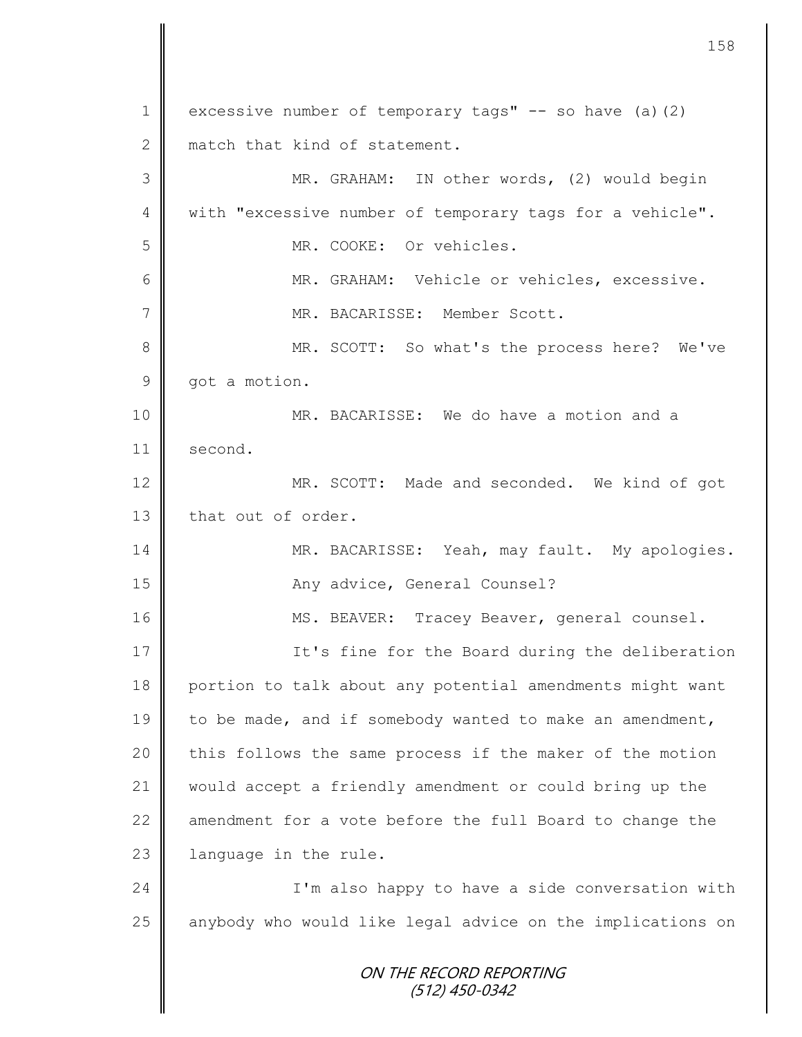excessive number of temporary tags" -- so have (a)(2) match that kind of statement.

MR. GRAHAM: IN other words, (2) would begin with "excessive number of temporary tags for a vehicle".

MR. COOKE: Or vehicles.

MR. GRAHAM: Vehicle or vehicles, excessive.

MR. BACARISSE: Member Scott.

MR. SCOTT: So what's the process here? We've got a motion.

MR. BACARISSE: We do have a motion and a second.

MR. SCOTT: Made and seconded. We kind of got that out of order.

MR. BACARISSE: Yeah, may fault. My apologies. Any advice, General Counsel?

MS. BEAVER: Tracey Beaver, general counsel.

It's fine for the Board during the deliberation portion to talk about any potential amendments might want to be made, and if somebody wanted to make an amendment, this follows the same process if the maker of the motion would accept a friendly amendment or could bring up the amendment for a vote before the full Board to change the language in the rule.

I'm also happy to have a side conversation with anybody who would like legal advice on the implications on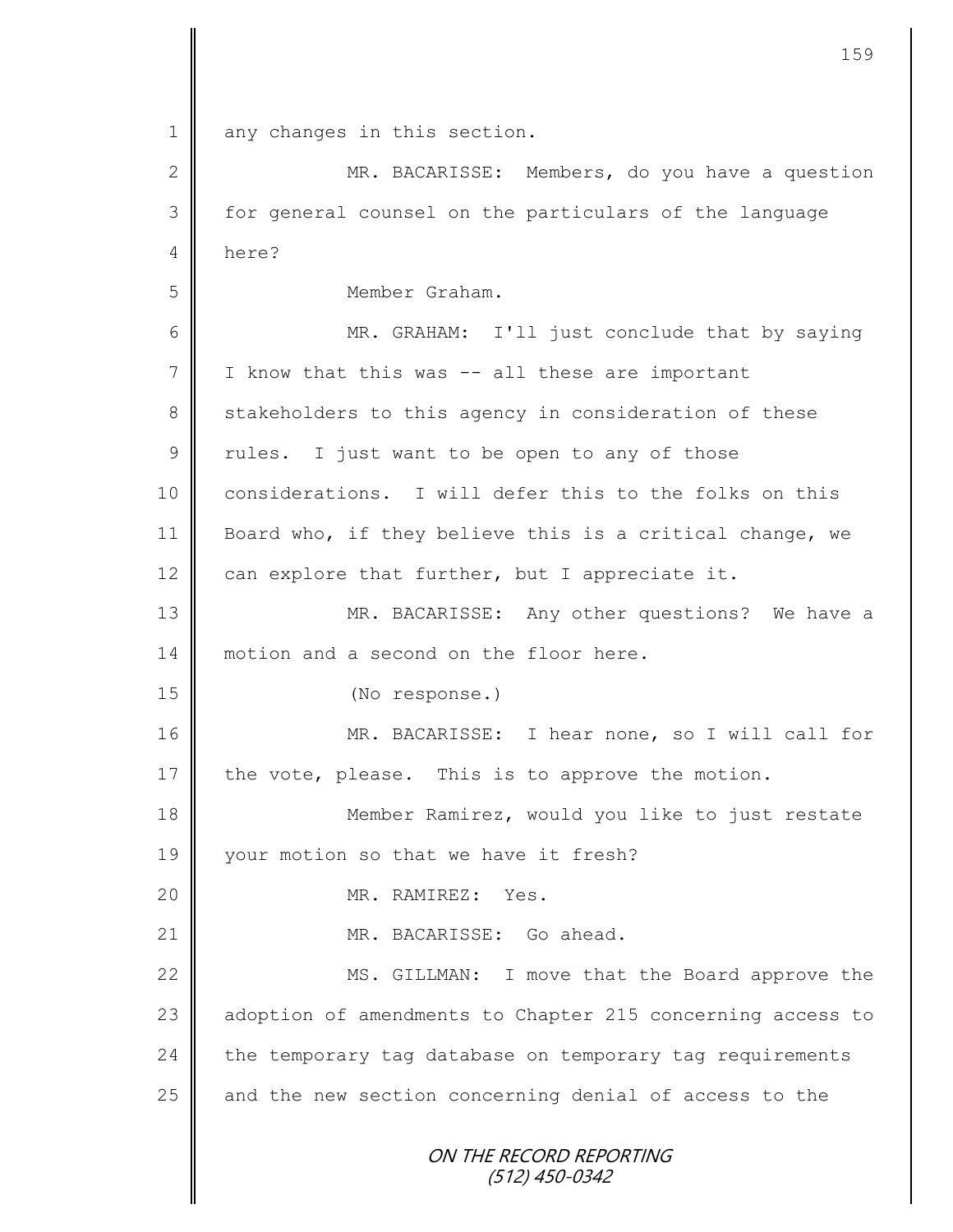1 any changes in this section.

2 MR. BACARISSE: Members, do you have a question

3 for general counsel on the particulars of the language

4 here?

5 Member Graham.

6 MR. GRAHAM: I'll just conclude that by saying

7 I know that this was -- all these are important

8 stakeholders to this agency in consideration of these

9 rules. I just want to be open to any of those

10 considerations. I will defer this to the folks on this

11 Board who, if they believe this is a critical change, we

12 can explore that further, but I appreciate it.

13 MR. BACARISSE: Any other questions? We have a

14 motion and a second on the floor here.

15 (No response.)

16 MR. BACARISSE: I hear none, so I will call for

17 the vote, please. This is to approve the motion.

18 Member Ramirez, would you like to just restate

19 your motion so that we have it fresh?

20 MR. RAMIREZ: Yes.

21 MR. BACARISSE: Go ahead.

22 MS. GILLMAN: I move that the Board approve the

23 adoption of amendments to Chapter 215 concerning access to

24 the temporary tag database on temporary tag requirements

25 and the new section concerning denial of access to the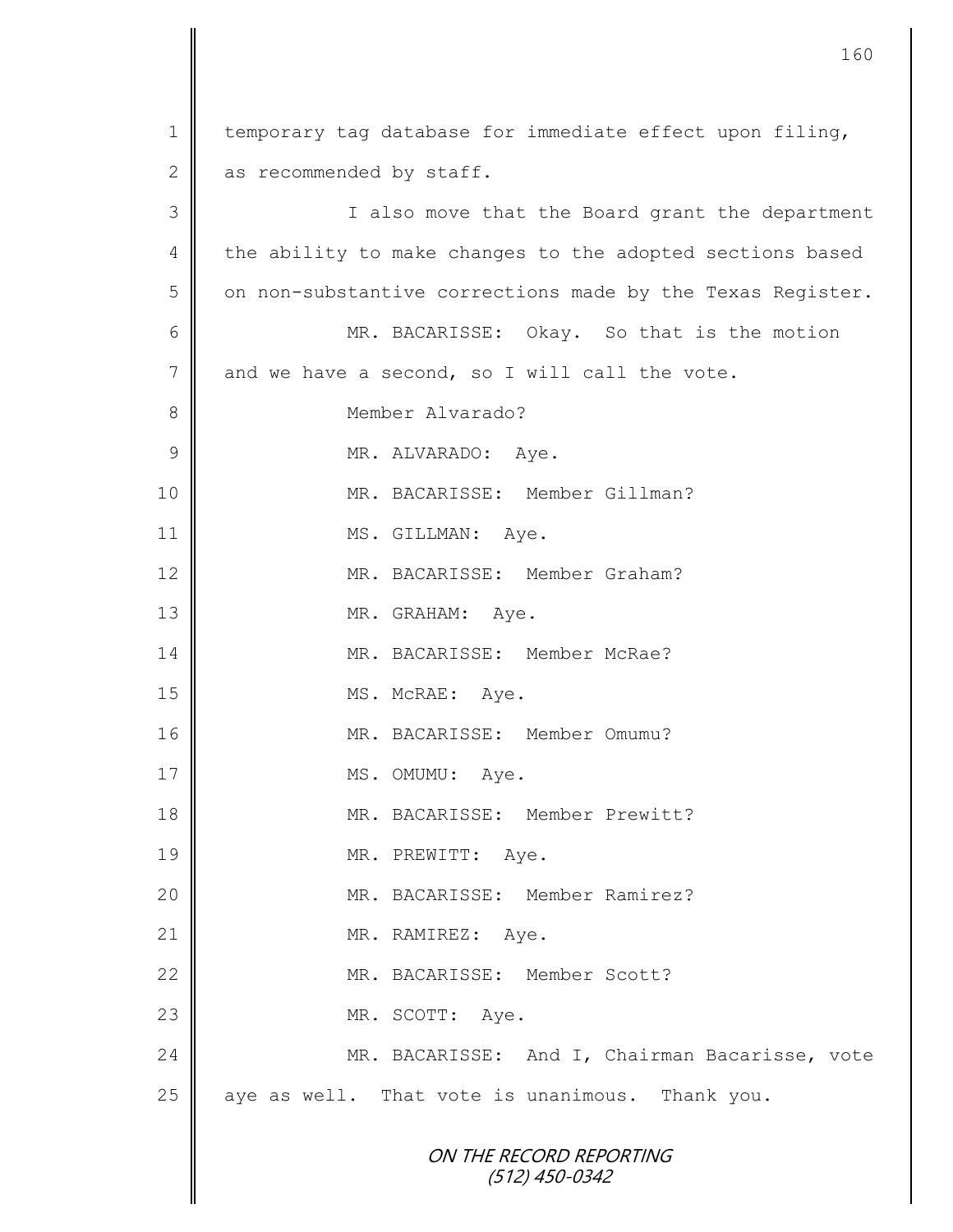temporary tag database for immediate effect upon filing, as recommended by staff.

I also move that the Board grant the department the ability to make changes to the adopted sections based on non-substantive corrections made by the Texas Register.

MR. BACARISSE: Okay. So that is the motion and we have a second, so I will call the vote.

Member Alvarado?

MR. ALVARADO: Aye.

MR. BACARISSE: Member Gillman?

MS. GILLMAN: Aye.

MR. BACARISSE: Member Graham?

MR. GRAHAM: Aye.

MR. BACARISSE: Member McRae?

MS. McRAE: Aye.

MR. BACARISSE: Member Omumu?

MS. OMUMU: Aye.

MR. BACARISSE: Member Prewitt?

MR. PREWITT: Aye.

MR. BACARISSE: Member Ramirez?

MR. RAMIREZ: Aye.

MR. BACARISSE: Member Scott?

MR. SCOTT: Aye.

MR. BACARISSE: And I, Chairman Bacarisse, vote aye as well. That vote is unanimous. Thank you.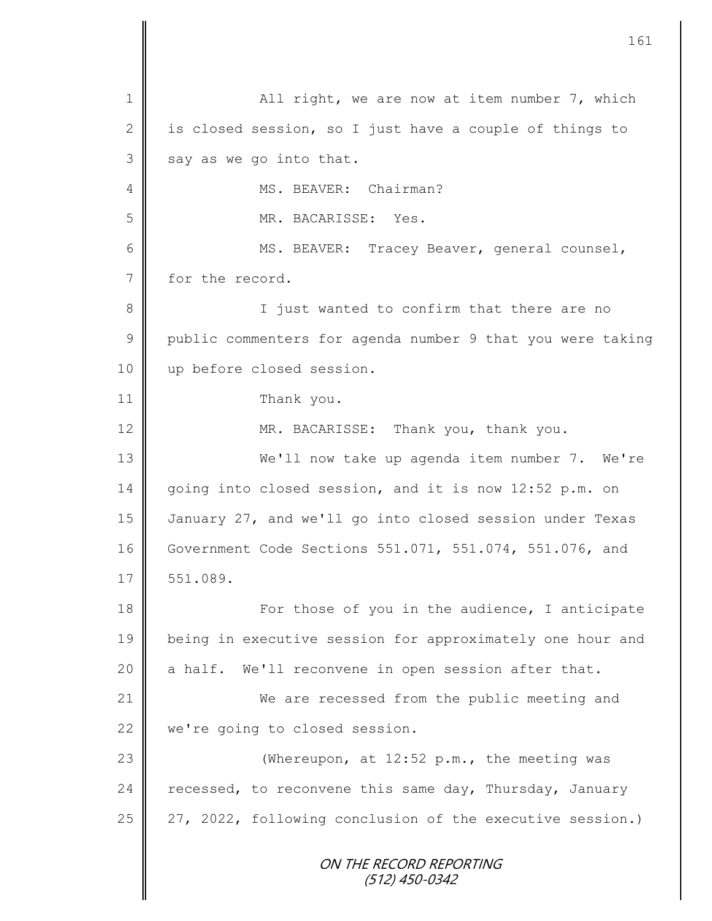All right, we are now at item number 7, which is closed session, so I just have a couple of things to say as we go into that.

MS. BEAVER: Chairman?

MR. BACARISSE: Yes.

MS. BEAVER: Tracey Beaver, general counsel, for the record.

I just wanted to confirm that there are no public commenters for agenda number 9 that you were taking up before closed session.

Thank you.

MR. BACARISSE: Thank you, thank you.

We'll now take up agenda item number 7. We're going into closed session, and it is now 12:52 p.m. on January 27, and we'll go into closed session under Texas Government Code Sections 551.071, 551.074, 551.076, and 551.089.

For those of you in the audience, I anticipate being in executive session for approximately one hour and a half. We'll reconvene in open session after that.

We are recessed from the public meeting and we're going to closed session.

(Whereupon, at 12:52 p.m., the meeting was recessed, to reconvene this same day, Thursday, January 27, 2022, following conclusion of the executive session.)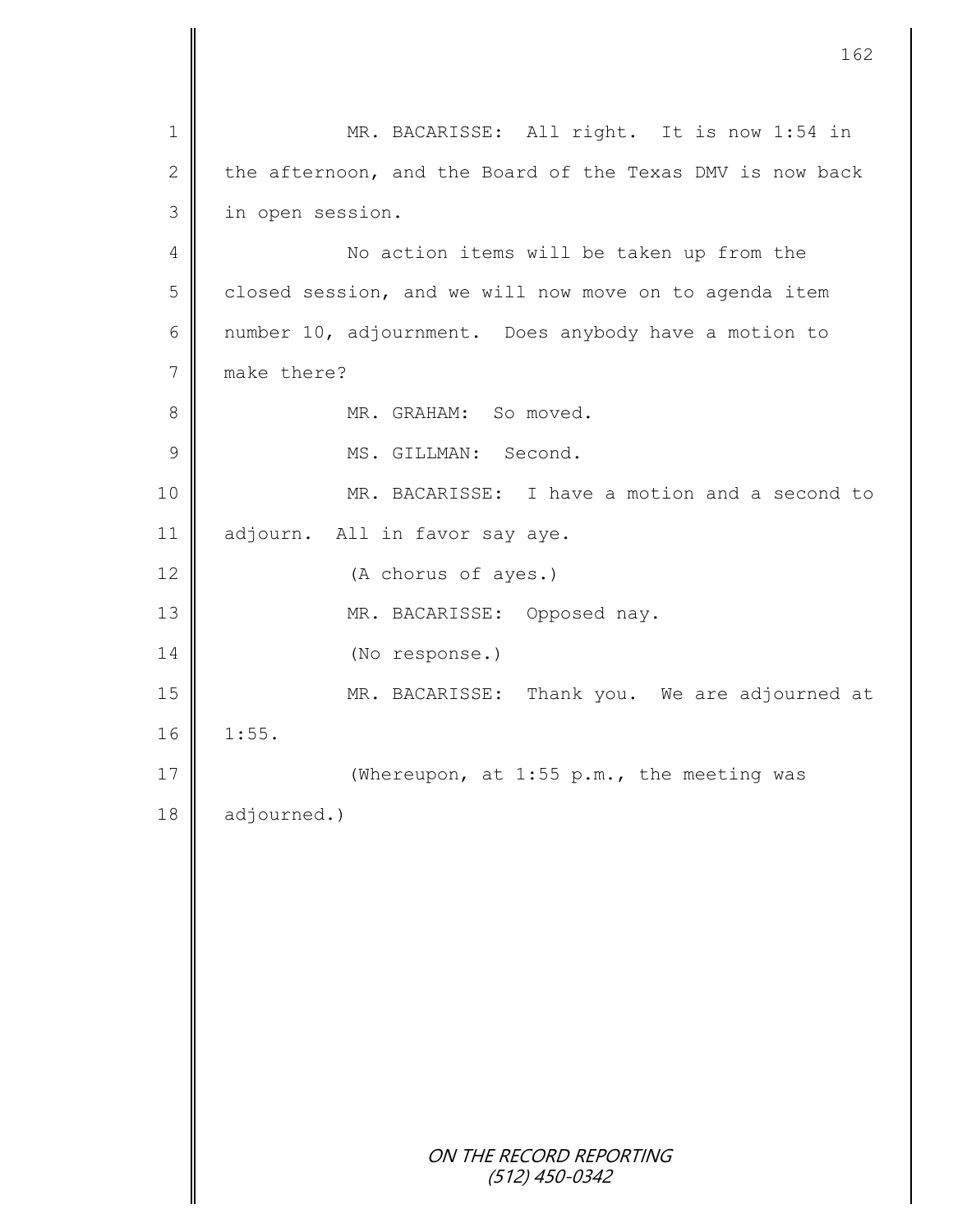MR. BACARISSE: All right. It is now 1:54 in the afternoon, and the Board of the Texas DMV is now back in open session.

No action items will be taken up from the closed session, and we will now move on to agenda item number 10, adjournment. Does anybody have a motion to make there?

MR. GRAHAM: So moved.

MS. GILLMAN: Second.

MR. BACARISSE: I have a motion and a second to adjourn. All in favor say aye.

(A chorus of ayes.)

MR. BACARISSE: Opposed nay.

(No response.)

MR. BACARISSE: Thank you. We are adjourned at 1:55.

(Whereupon, at 1:55 p.m., the meeting was adjourned.)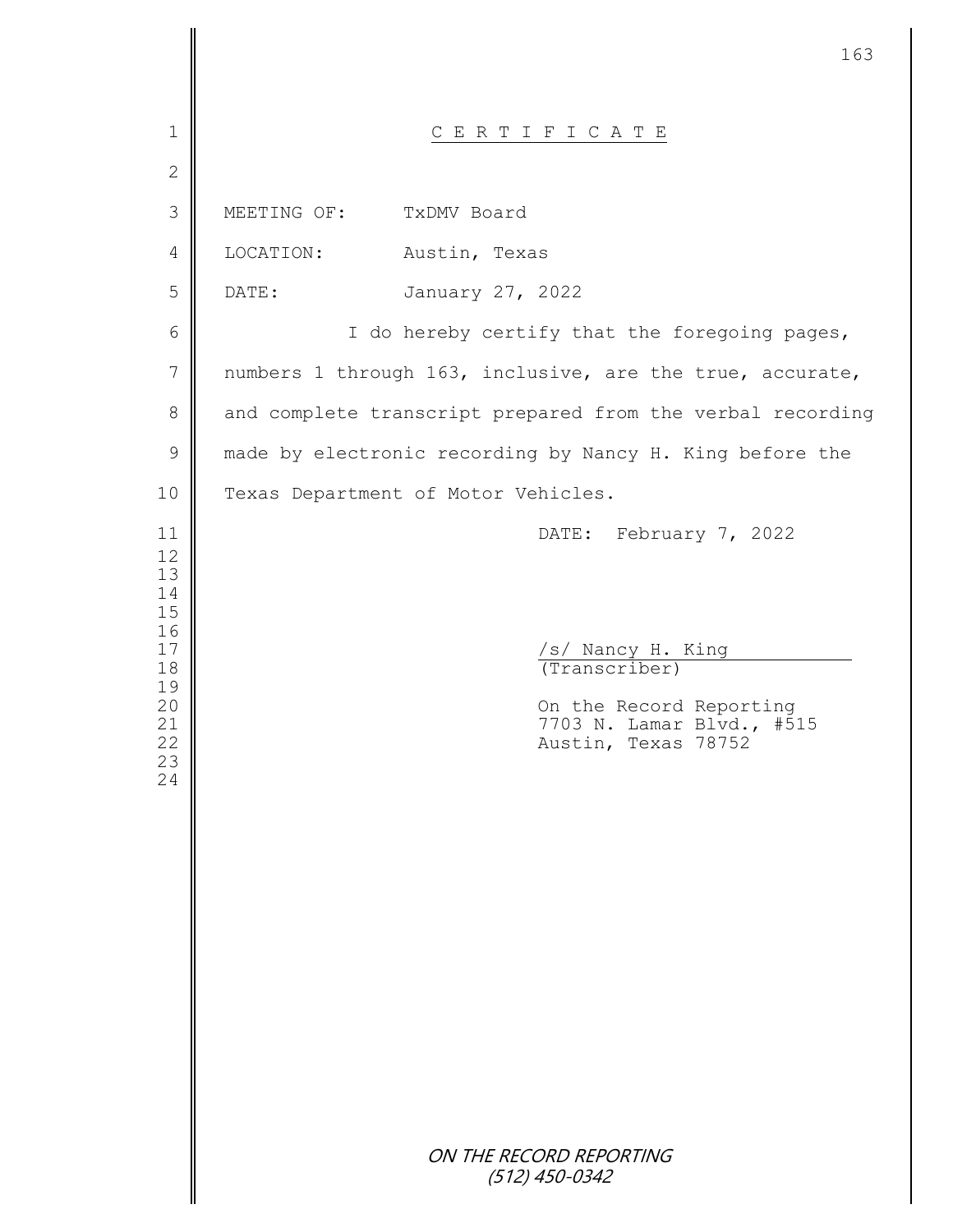# C E R T I F I C A T E

MEETING OF: TxDMV Board

LOCATION: Austin, Texas

DATE: January 27, 2022

I do hereby certify that the foregoing pages, numbers 1 through 163, inclusive, are the true, accurate, and complete transcript prepared from the verbal recording made by electronic recording by Nancy H. King before the Texas Department of Motor Vehicles.

DATE: February 7, 2022

/s/ Nancy H. King
(Transcriber)

On the Record Reporting
7703 N. Lamar Blvd., #515
Austin, Texas 78752